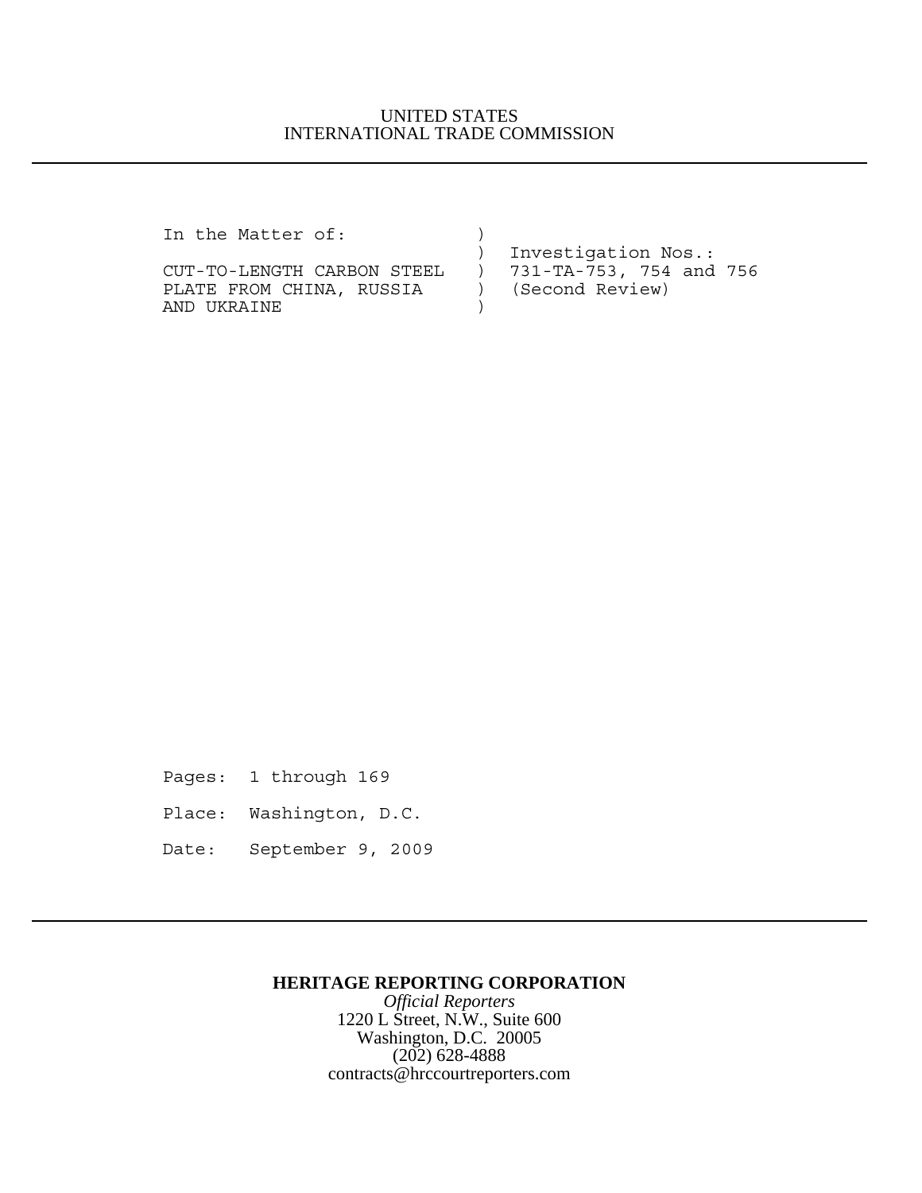UNITED STATES
INTERNATIONAL TRADE COMMISSION

---

```
In the Matter of:              )
                               )  Investigation Nos.:
CUT-TO-LENGTH CARBON STEEL     )  731-TA-753, 754 and 756
PLATE FROM CHINA, RUSSIA       )  (Second Review)
AND UKRAINE                    )
```

Pages: 1 through 169

Place: Washington, D.C.

Date: September 9, 2009

---

**HERITAGE REPORTING CORPORATION**

*Official Reporters*

1220 L Street, N.W., Suite 600

Washington, D.C. 20005

(202) 628-4888

contracts@hrccourtreporters.com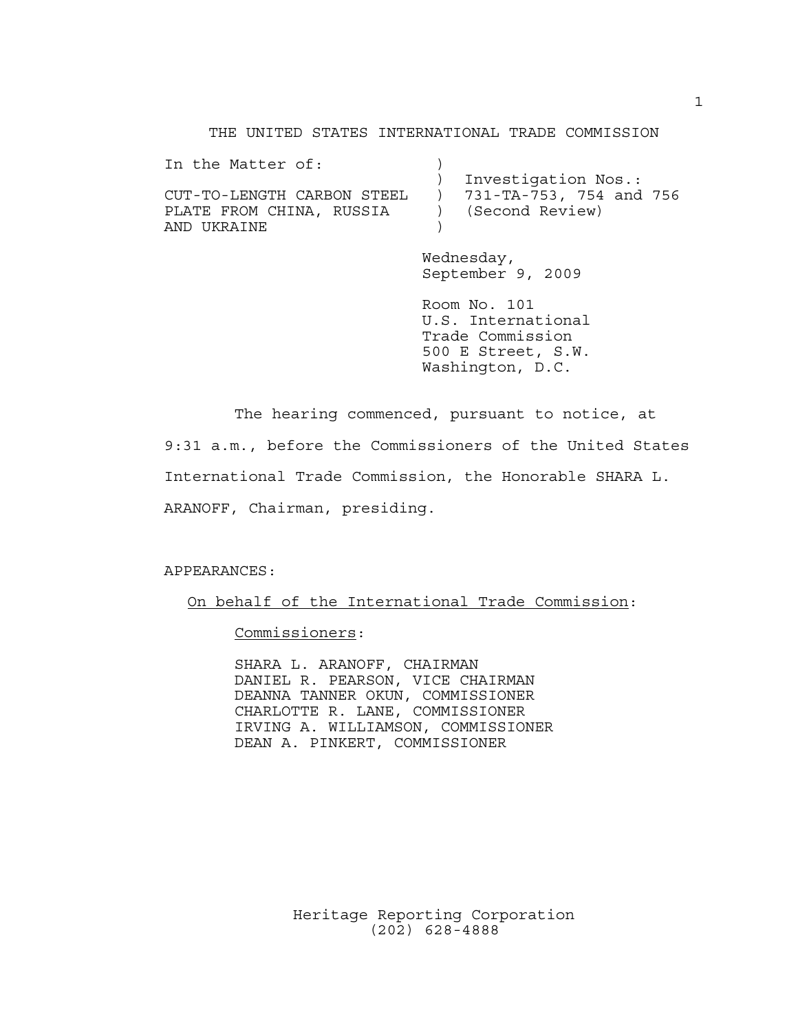THE UNITED STATES INTERNATIONAL TRADE COMMISSION

| In the Matter of: | ) | |
|---|---|---|
| | ) | Investigation Nos.: |
| CUT-TO-LENGTH CARBON STEEL | ) | 731-TA-753, 754 and 756 |
| PLATE FROM CHINA, RUSSIA | ) | (Second Review) |
| AND UKRAINE | ) | |

Wednesday,
September 9, 2009

Room No. 101
U.S. International
Trade Commission
500 E Street, S.W.
Washington, D.C.

The hearing commenced, pursuant to notice, at 9:31 a.m., before the Commissioners of the United States International Trade Commission, the Honorable SHARA L. ARANOFF, Chairman, presiding.

APPEARANCES:

On behalf of the International Trade Commission:

Commissioners:

SHARA L. ARANOFF, CHAIRMAN
DANIEL R. PEARSON, VICE CHAIRMAN
DEANNA TANNER OKUN, COMMISSIONER
CHARLOTTE R. LANE, COMMISSIONER
IRVING A. WILLIAMSON, COMMISSIONER
DEAN A. PINKERT, COMMISSIONER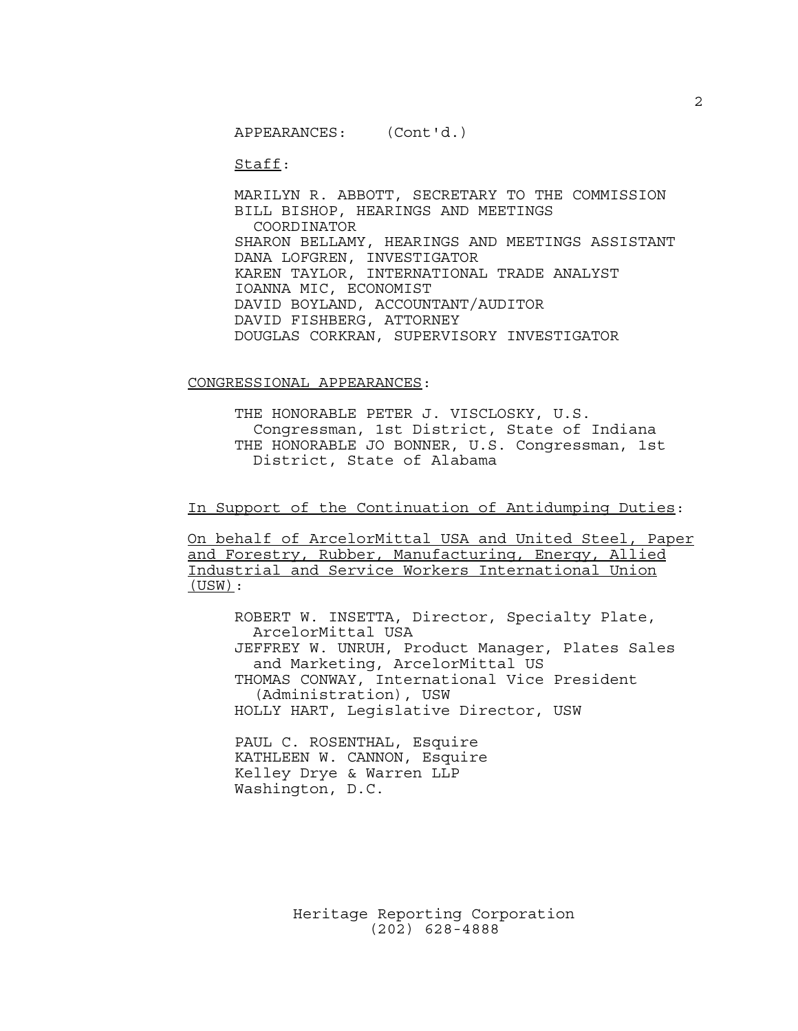APPEARANCES: (Cont'd.)

Staff:

MARILYN R. ABBOTT, SECRETARY TO THE COMMISSION
BILL BISHOP, HEARINGS AND MEETINGS COORDINATOR
SHARON BELLAMY, HEARINGS AND MEETINGS ASSISTANT
DANA LOFGREN, INVESTIGATOR
KAREN TAYLOR, INTERNATIONAL TRADE ANALYST
IOANNA MIC, ECONOMIST
DAVID BOYLAND, ACCOUNTANT/AUDITOR
DAVID FISHBERG, ATTORNEY
DOUGLAS CORKRAN, SUPERVISORY INVESTIGATOR

CONGRESSIONAL APPEARANCES:

THE HONORABLE PETER J. VISCLOSKY, U.S. Congressman, 1st District, State of Indiana
THE HONORABLE JO BONNER, U.S. Congressman, 1st District, State of Alabama

In Support of the Continuation of Antidumping Duties:

On behalf of ArcelorMittal USA and United Steel, Paper and Forestry, Rubber, Manufacturing, Energy, Allied Industrial and Service Workers International Union (USW):

ROBERT W. INSETTA, Director, Specialty Plate, ArcelorMittal USA
JEFFREY W. UNRUH, Product Manager, Plates Sales and Marketing, ArcelorMittal US
THOMAS CONWAY, International Vice President (Administration), USW
HOLLY HART, Legislative Director, USW

PAUL C. ROSENTHAL, Esquire
KATHLEEN W. CANNON, Esquire
Kelley Drye & Warren LLP
Washington, D.C.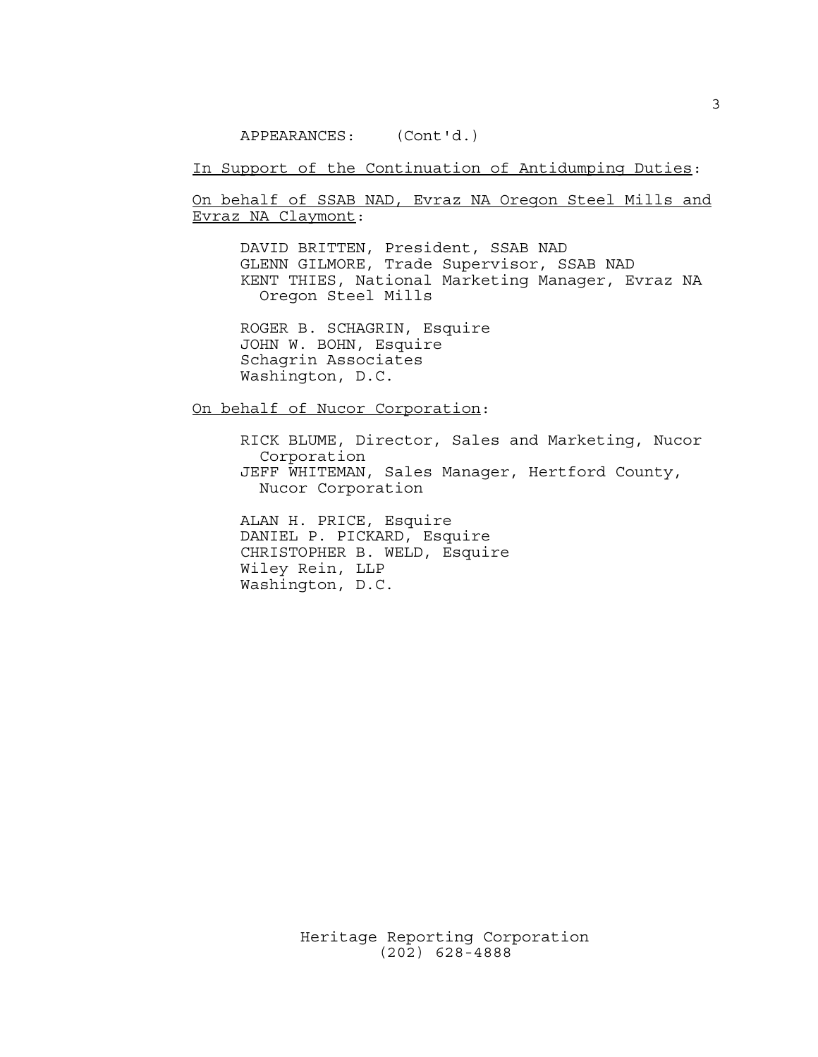APPEARANCES: (Cont'd.)

<u>In Support of the Continuation of Antidumping Duties</u>:

<u>On behalf of SSAB NAD, Evraz NA Oregon Steel Mills and Evraz NA Claymont</u>:

DAVID BRITTEN, President, SSAB NAD
GLENN GILMORE, Trade Supervisor, SSAB NAD
KENT THIES, National Marketing Manager, Evraz NA Oregon Steel Mills

ROGER B. SCHAGRIN, Esquire
JOHN W. BOHN, Esquire
Schagrin Associates
Washington, D.C.

<u>On behalf of Nucor Corporation</u>:

RICK BLUME, Director, Sales and Marketing, Nucor Corporation
JEFF WHITEMAN, Sales Manager, Hertford County, Nucor Corporation

ALAN H. PRICE, Esquire
DANIEL P. PICKARD, Esquire
CHRISTOPHER B. WELD, Esquire
Wiley Rein, LLP
Washington, D.C.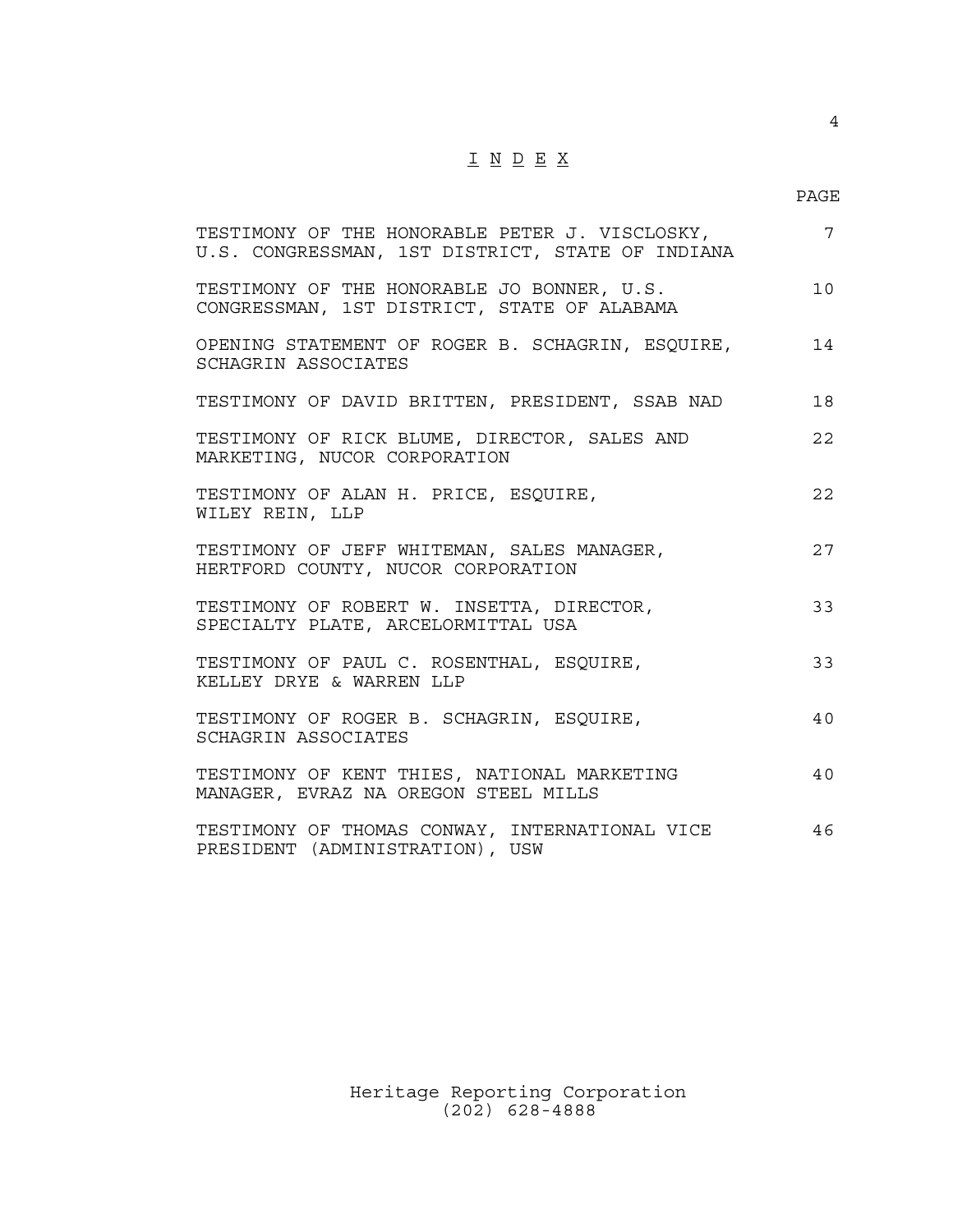# I N D E X

| | PAGE |
|---|---|
| TESTIMONY OF THE HONORABLE PETER J. VISCLOSKY, U.S. CONGRESSMAN, 1ST DISTRICT, STATE OF INDIANA | 7 |
| TESTIMONY OF THE HONORABLE JO BONNER, U.S. CONGRESSMAN, 1ST DISTRICT, STATE OF ALABAMA | 10 |
| OPENING STATEMENT OF ROGER B. SCHAGRIN, ESQUIRE, SCHAGRIN ASSOCIATES | 14 |
| TESTIMONY OF DAVID BRITTEN, PRESIDENT, SSAB NAD | 18 |
| TESTIMONY OF RICK BLUME, DIRECTOR, SALES AND MARKETING, NUCOR CORPORATION | 22 |
| TESTIMONY OF ALAN H. PRICE, ESQUIRE, WILEY REIN, LLP | 22 |
| TESTIMONY OF JEFF WHITEMAN, SALES MANAGER, HERTFORD COUNTY, NUCOR CORPORATION | 27 |
| TESTIMONY OF ROBERT W. INSETTA, DIRECTOR, SPECIALTY PLATE, ARCELORMITTAL USA | 33 |
| TESTIMONY OF PAUL C. ROSENTHAL, ESQUIRE, KELLEY DRYE & WARREN LLP | 33 |
| TESTIMONY OF ROGER B. SCHAGRIN, ESQUIRE, SCHAGRIN ASSOCIATES | 40 |
| TESTIMONY OF KENT THIES, NATIONAL MARKETING MANAGER, EVRAZ NA OREGON STEEL MILLS | 40 |
| TESTIMONY OF THOMAS CONWAY, INTERNATIONAL VICE PRESIDENT (ADMINISTRATION), USW | 46 |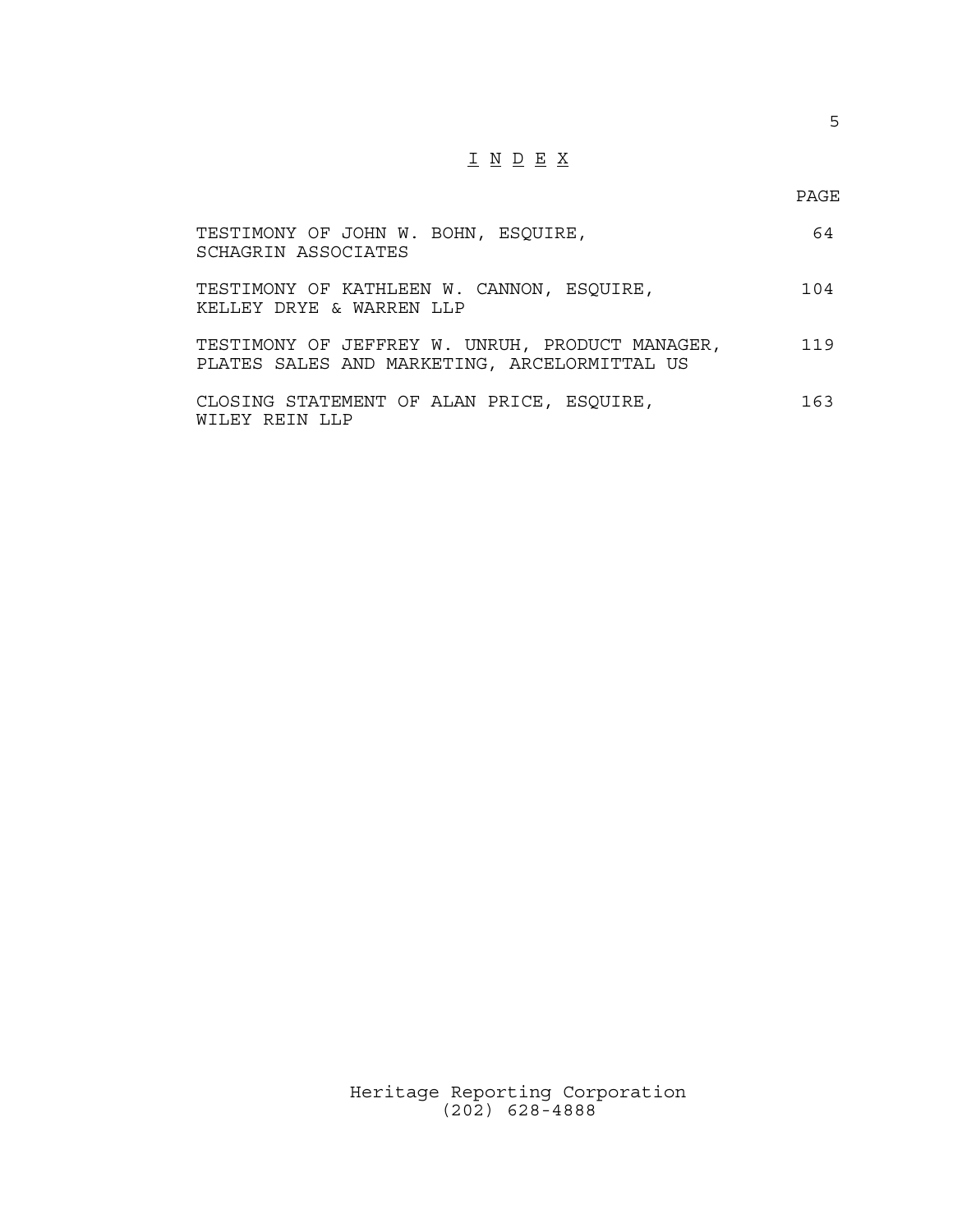# I N D E X

| | PAGE |
|---|---|
| TESTIMONY OF JOHN W. BOHN, ESQUIRE, SCHAGRIN ASSOCIATES | 64 |
| TESTIMONY OF KATHLEEN W. CANNON, ESQUIRE, KELLEY DRYE & WARREN LLP | 104 |
| TESTIMONY OF JEFFREY W. UNRUH, PRODUCT MANAGER, PLATES SALES AND MARKETING, ARCELORMITTAL US | 119 |
| CLOSING STATEMENT OF ALAN PRICE, ESQUIRE, WILEY REIN LLP | 163 |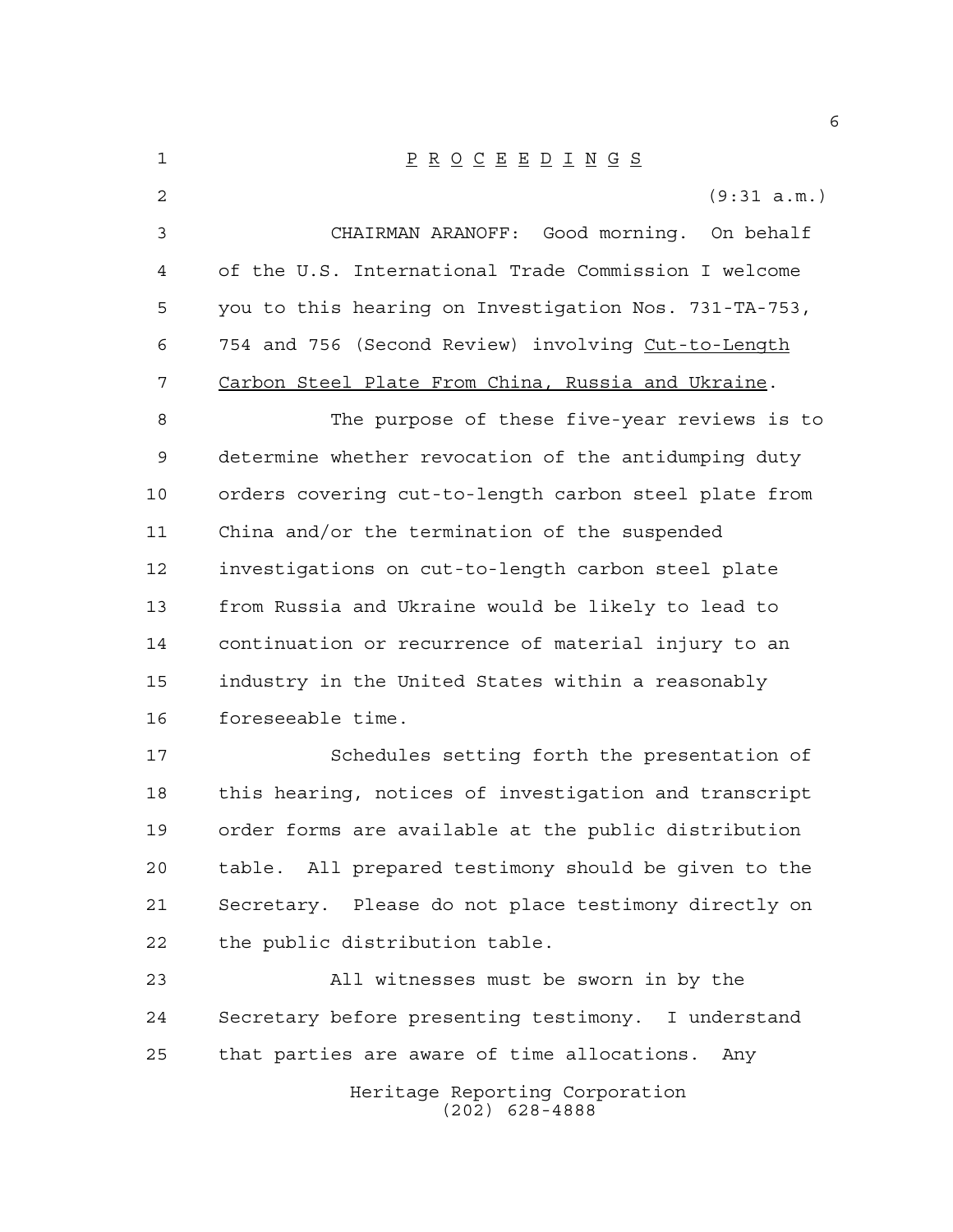P R O C E E D I N G S

(9:31 a.m.)

CHAIRMAN ARANOFF: Good morning. On behalf of the U.S. International Trade Commission I welcome you to this hearing on Investigation Nos. 731-TA-753, 754 and 756 (Second Review) involving Cut-to-Length Carbon Steel Plate From China, Russia and Ukraine.

The purpose of these five-year reviews is to determine whether revocation of the antidumping duty orders covering cut-to-length carbon steel plate from China and/or the termination of the suspended investigations on cut-to-length carbon steel plate from Russia and Ukraine would be likely to lead to continuation or recurrence of material injury to an industry in the United States within a reasonably foreseeable time.

Schedules setting forth the presentation of this hearing, notices of investigation and transcript order forms are available at the public distribution table. All prepared testimony should be given to the Secretary. Please do not place testimony directly on the public distribution table.

All witnesses must be sworn in by the Secretary before presenting testimony. I understand that parties are aware of time allocations. Any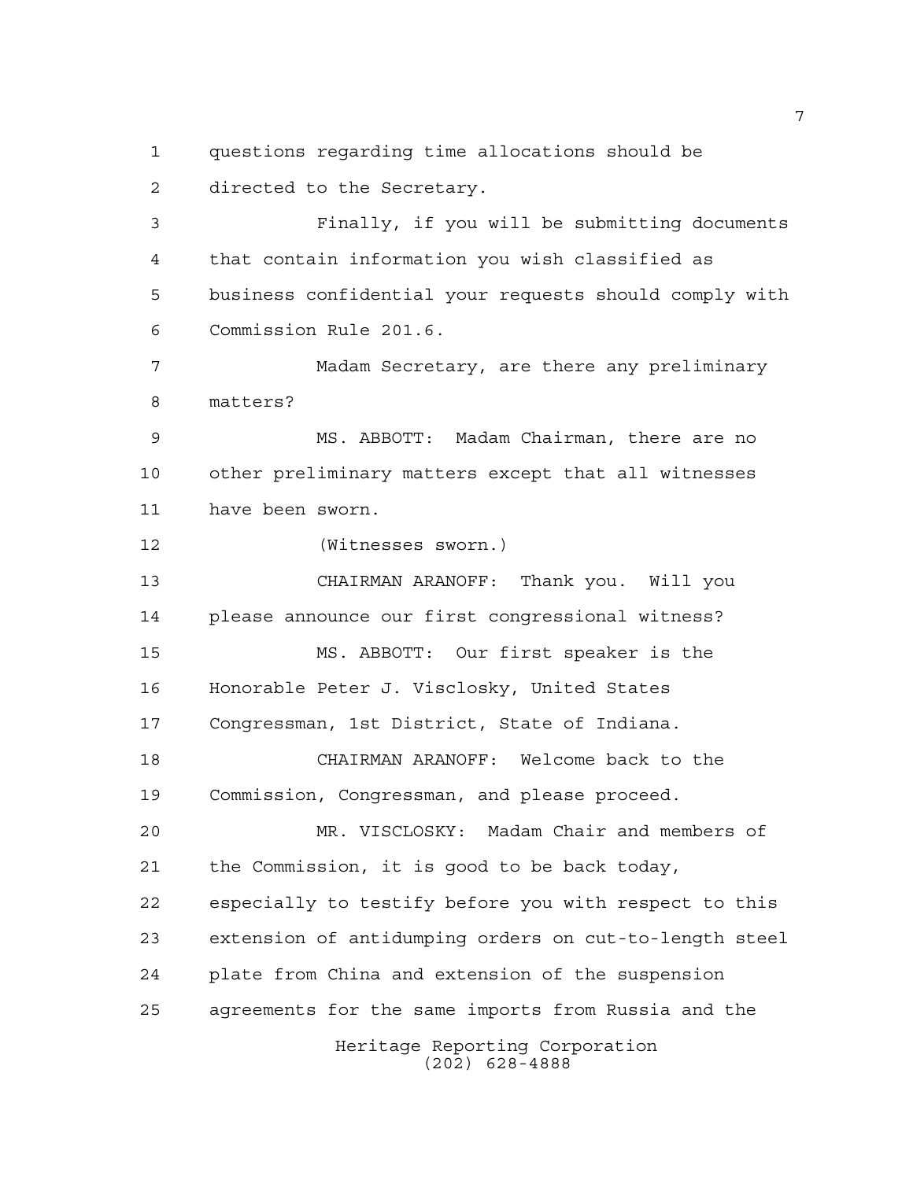questions regarding time allocations should be directed to the Secretary.

Finally, if you will be submitting documents that contain information you wish classified as business confidential your requests should comply with Commission Rule 201.6.

Madam Secretary, are there any preliminary matters?

MS. ABBOTT: Madam Chairman, there are no other preliminary matters except that all witnesses have been sworn.

(Witnesses sworn.)

CHAIRMAN ARANOFF: Thank you. Will you please announce our first congressional witness?

MS. ABBOTT: Our first speaker is the Honorable Peter J. Visclosky, United States Congressman, 1st District, State of Indiana.

CHAIRMAN ARANOFF: Welcome back to the Commission, Congressman, and please proceed.

MR. VISCLOSKY: Madam Chair and members of the Commission, it is good to be back today, especially to testify before you with respect to this extension of antidumping orders on cut-to-length steel plate from China and extension of the suspension agreements for the same imports from Russia and the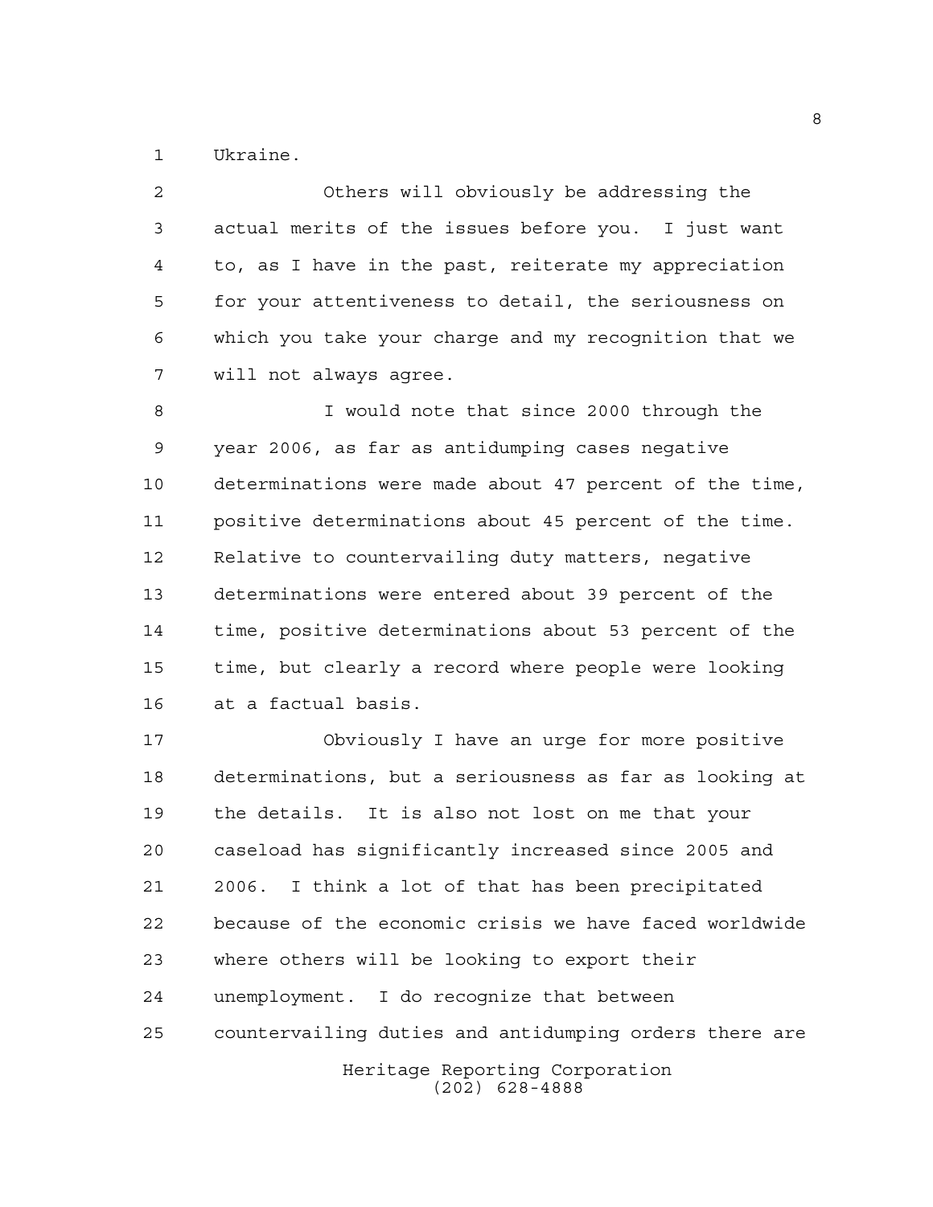Ukraine.

Others will obviously be addressing the actual merits of the issues before you. I just want to, as I have in the past, reiterate my appreciation for your attentiveness to detail, the seriousness on which you take your charge and my recognition that we will not always agree.

I would note that since 2000 through the year 2006, as far as antidumping cases negative determinations were made about 47 percent of the time, positive determinations about 45 percent of the time. Relative to countervailing duty matters, negative determinations were entered about 39 percent of the time, positive determinations about 53 percent of the time, but clearly a record where people were looking at a factual basis.

Obviously I have an urge for more positive determinations, but a seriousness as far as looking at the details. It is also not lost on me that your caseload has significantly increased since 2005 and 2006. I think a lot of that has been precipitated because of the economic crisis we have faced worldwide where others will be looking to export their unemployment. I do recognize that between countervailing duties and antidumping orders there are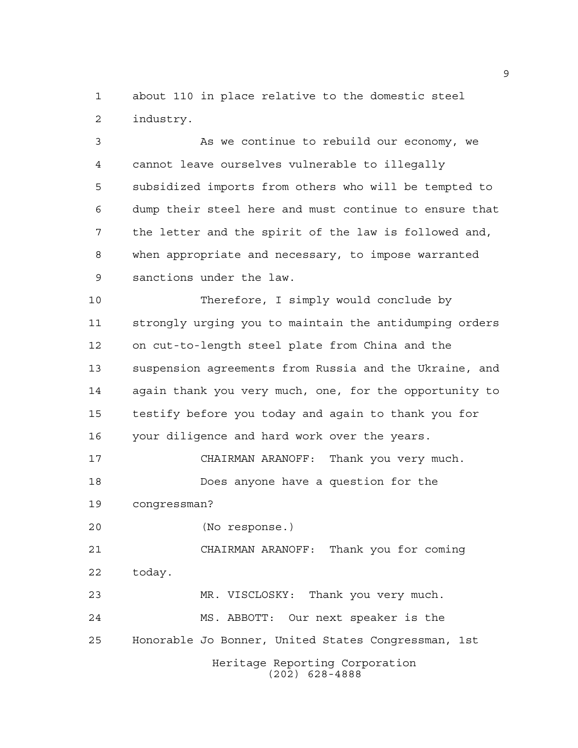about 110 in place relative to the domestic steel industry.

As we continue to rebuild our economy, we cannot leave ourselves vulnerable to illegally subsidized imports from others who will be tempted to dump their steel here and must continue to ensure that the letter and the spirit of the law is followed and, when appropriate and necessary, to impose warranted sanctions under the law.

Therefore, I simply would conclude by strongly urging you to maintain the antidumping orders on cut-to-length steel plate from China and the suspension agreements from Russia and the Ukraine, and again thank you very much, one, for the opportunity to testify before you today and again to thank you for your diligence and hard work over the years.

CHAIRMAN ARANOFF: Thank you very much.

Does anyone have a question for the congressman?

(No response.)

CHAIRMAN ARANOFF: Thank you for coming today.

MR. VISCLOSKY: Thank you very much.

MS. ABBOTT: Our next speaker is the Honorable Jo Bonner, United States Congressman, 1st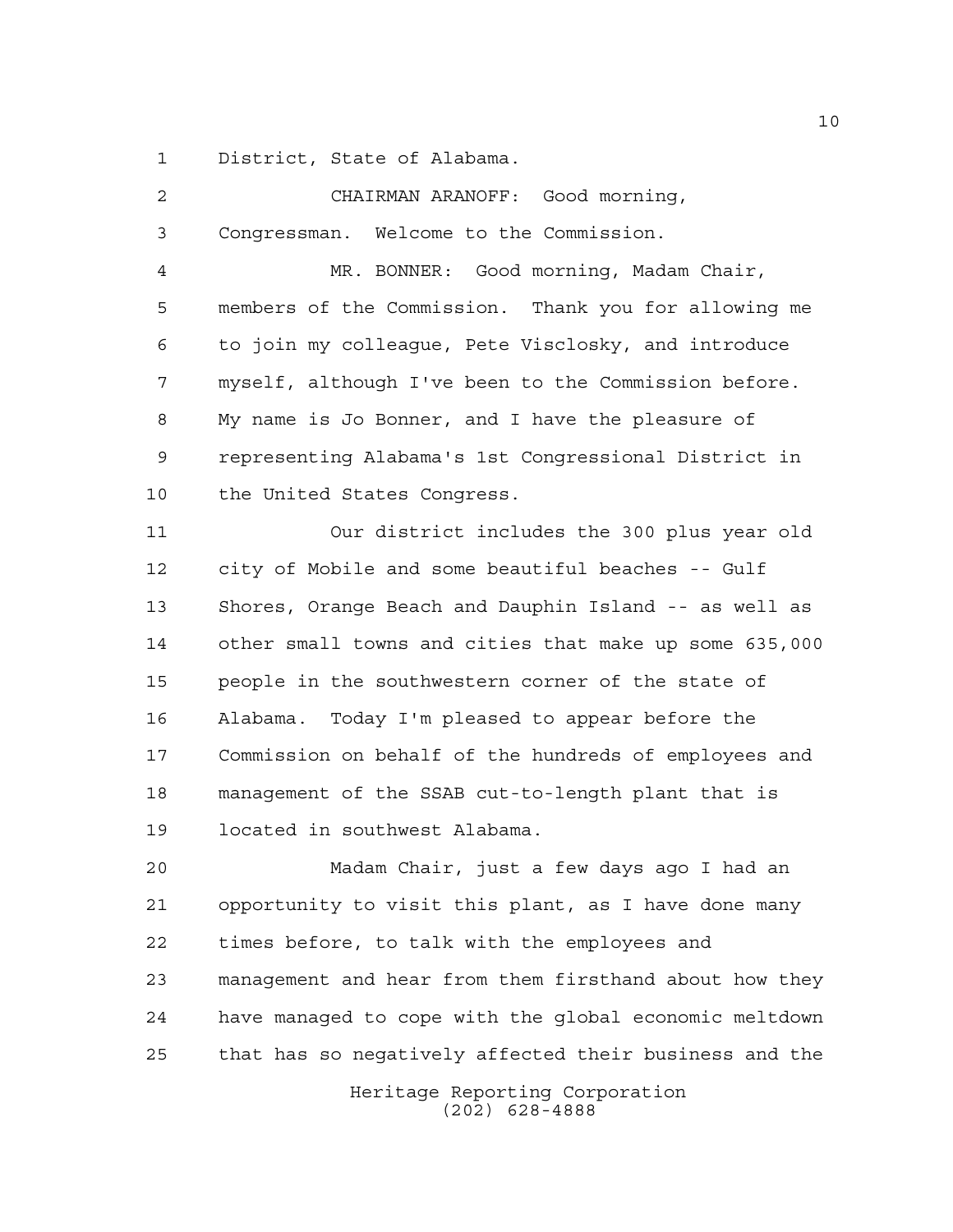District, State of Alabama.

CHAIRMAN ARANOFF: Good morning, Congressman. Welcome to the Commission.

MR. BONNER: Good morning, Madam Chair, members of the Commission. Thank you for allowing me to join my colleague, Pete Visclosky, and introduce myself, although I've been to the Commission before. My name is Jo Bonner, and I have the pleasure of representing Alabama's 1st Congressional District in the United States Congress.

Our district includes the 300 plus year old city of Mobile and some beautiful beaches -- Gulf Shores, Orange Beach and Dauphin Island -- as well as other small towns and cities that make up some 635,000 people in the southwestern corner of the state of Alabama. Today I'm pleased to appear before the Commission on behalf of the hundreds of employees and management of the SSAB cut-to-length plant that is located in southwest Alabama.

Madam Chair, just a few days ago I had an opportunity to visit this plant, as I have done many times before, to talk with the employees and management and hear from them firsthand about how they have managed to cope with the global economic meltdown that has so negatively affected their business and the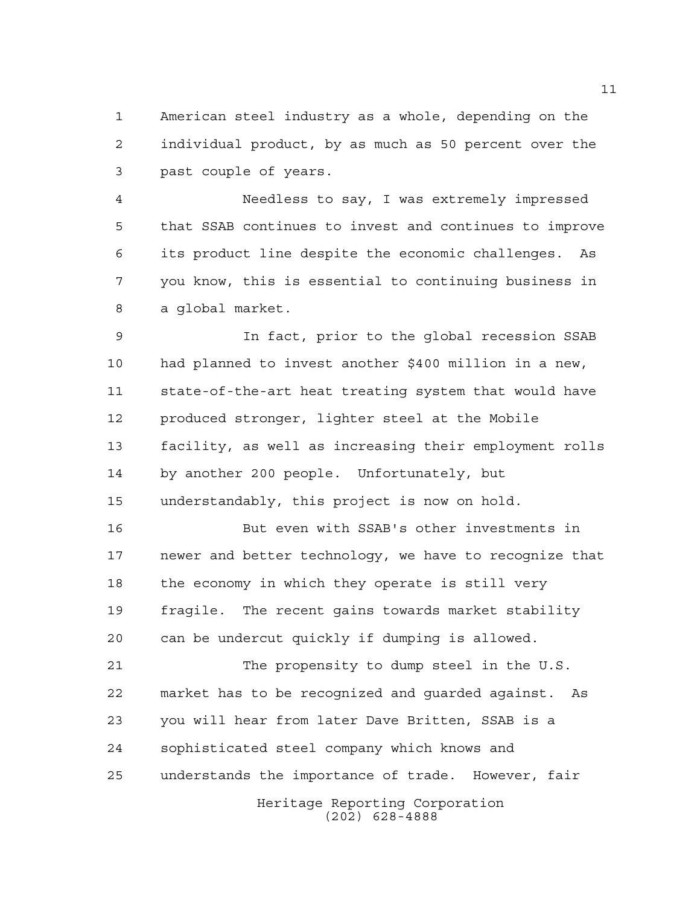American steel industry as a whole, depending on the individual product, by as much as 50 percent over the past couple of years.

Needless to say, I was extremely impressed that SSAB continues to invest and continues to improve its product line despite the economic challenges. As you know, this is essential to continuing business in a global market.

In fact, prior to the global recession SSAB had planned to invest another $400 million in a new, state-of-the-art heat treating system that would have produced stronger, lighter steel at the Mobile facility, as well as increasing their employment rolls by another 200 people. Unfortunately, but understandably, this project is now on hold.

But even with SSAB's other investments in newer and better technology, we have to recognize that the economy in which they operate is still very fragile. The recent gains towards market stability can be undercut quickly if dumping is allowed.

The propensity to dump steel in the U.S. market has to be recognized and guarded against. As you will hear from later Dave Britten, SSAB is a sophisticated steel company which knows and understands the importance of trade. However, fair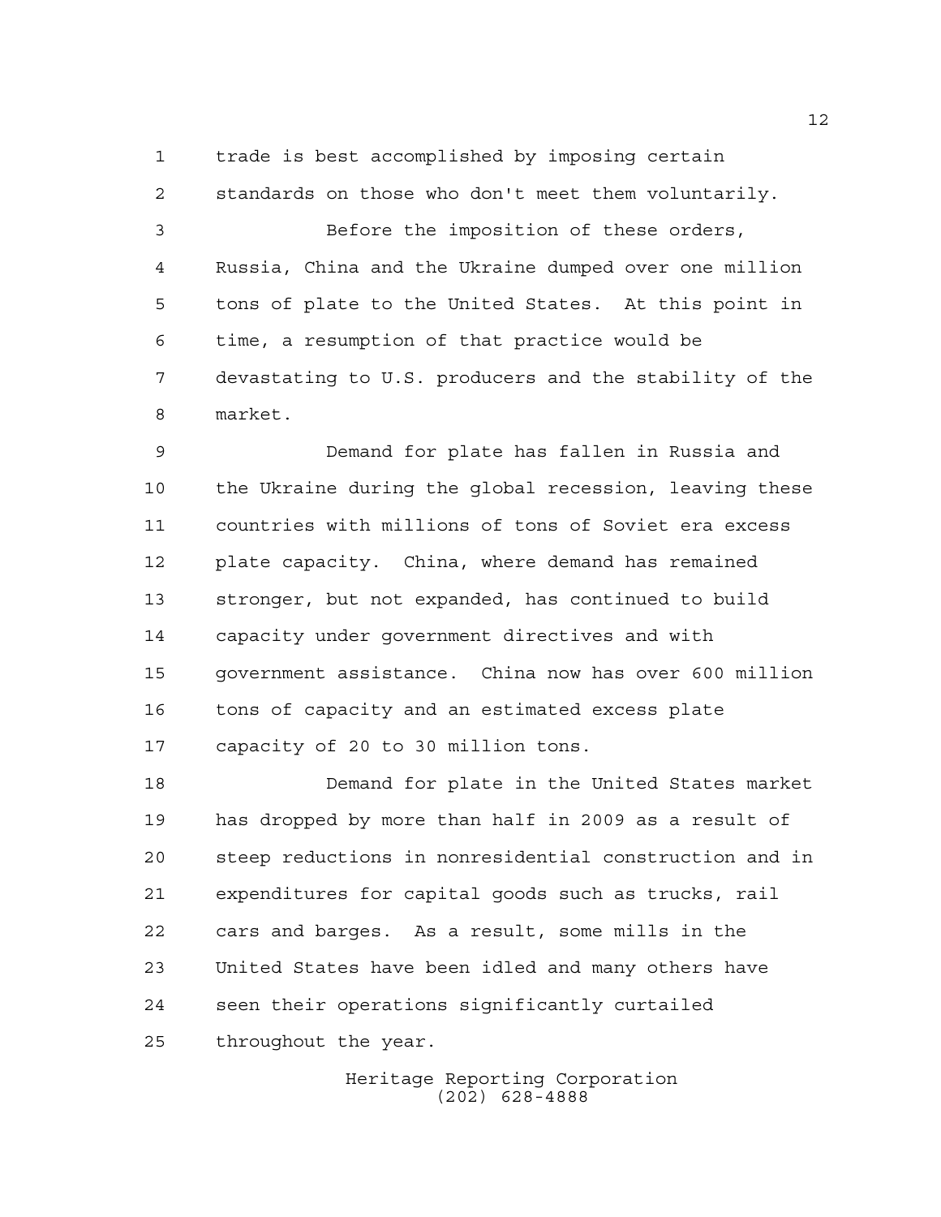trade is best accomplished by imposing certain standards on those who don't meet them voluntarily.

Before the imposition of these orders, Russia, China and the Ukraine dumped over one million tons of plate to the United States. At this point in time, a resumption of that practice would be devastating to U.S. producers and the stability of the market.

Demand for plate has fallen in Russia and the Ukraine during the global recession, leaving these countries with millions of tons of Soviet era excess plate capacity. China, where demand has remained stronger, but not expanded, has continued to build capacity under government directives and with government assistance. China now has over 600 million tons of capacity and an estimated excess plate capacity of 20 to 30 million tons.

Demand for plate in the United States market has dropped by more than half in 2009 as a result of steep reductions in nonresidential construction and in expenditures for capital goods such as trucks, rail cars and barges. As a result, some mills in the United States have been idled and many others have seen their operations significantly curtailed throughout the year.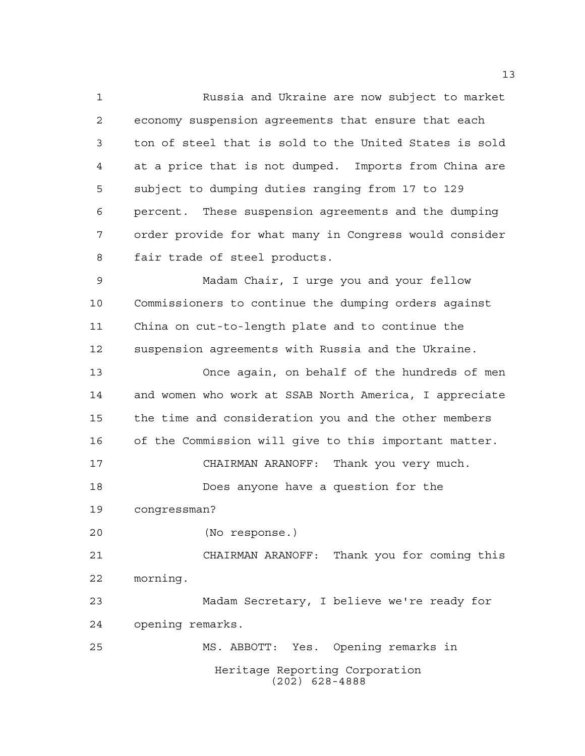Russia and Ukraine are now subject to market economy suspension agreements that ensure that each ton of steel that is sold to the United States is sold at a price that is not dumped. Imports from China are subject to dumping duties ranging from 17 to 129 percent. These suspension agreements and the dumping order provide for what many in Congress would consider fair trade of steel products.

Madam Chair, I urge you and your fellow Commissioners to continue the dumping orders against China on cut-to-length plate and to continue the suspension agreements with Russia and the Ukraine.

Once again, on behalf of the hundreds of men and women who work at SSAB North America, I appreciate the time and consideration you and the other members of the Commission will give to this important matter.

CHAIRMAN ARANOFF: Thank you very much.

Does anyone have a question for the congressman?

(No response.)

CHAIRMAN ARANOFF: Thank you for coming this morning.

Madam Secretary, I believe we're ready for opening remarks.

MS. ABBOTT: Yes. Opening remarks in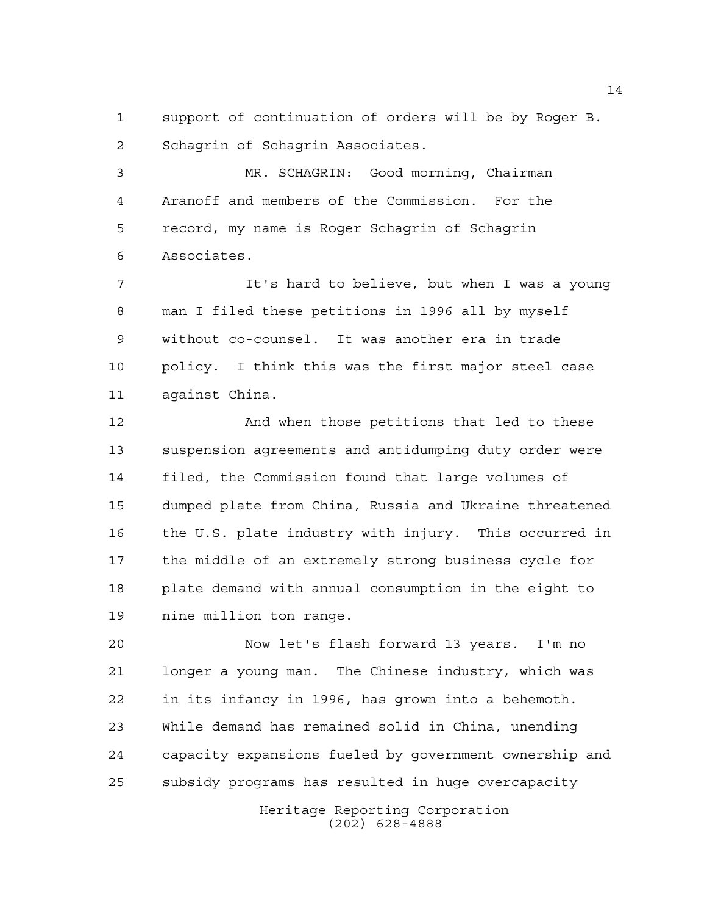support of continuation of orders will be by Roger B. Schagrin of Schagrin Associates.

MR. SCHAGRIN: Good morning, Chairman Aranoff and members of the Commission. For the record, my name is Roger Schagrin of Schagrin Associates.

It's hard to believe, but when I was a young man I filed these petitions in 1996 all by myself without co-counsel. It was another era in trade policy. I think this was the first major steel case against China.

And when those petitions that led to these suspension agreements and antidumping duty order were filed, the Commission found that large volumes of dumped plate from China, Russia and Ukraine threatened the U.S. plate industry with injury. This occurred in the middle of an extremely strong business cycle for plate demand with annual consumption in the eight to nine million ton range.

Now let's flash forward 13 years. I'm no longer a young man. The Chinese industry, which was in its infancy in 1996, has grown into a behemoth. While demand has remained solid in China, unending capacity expansions fueled by government ownership and subsidy programs has resulted in huge overcapacity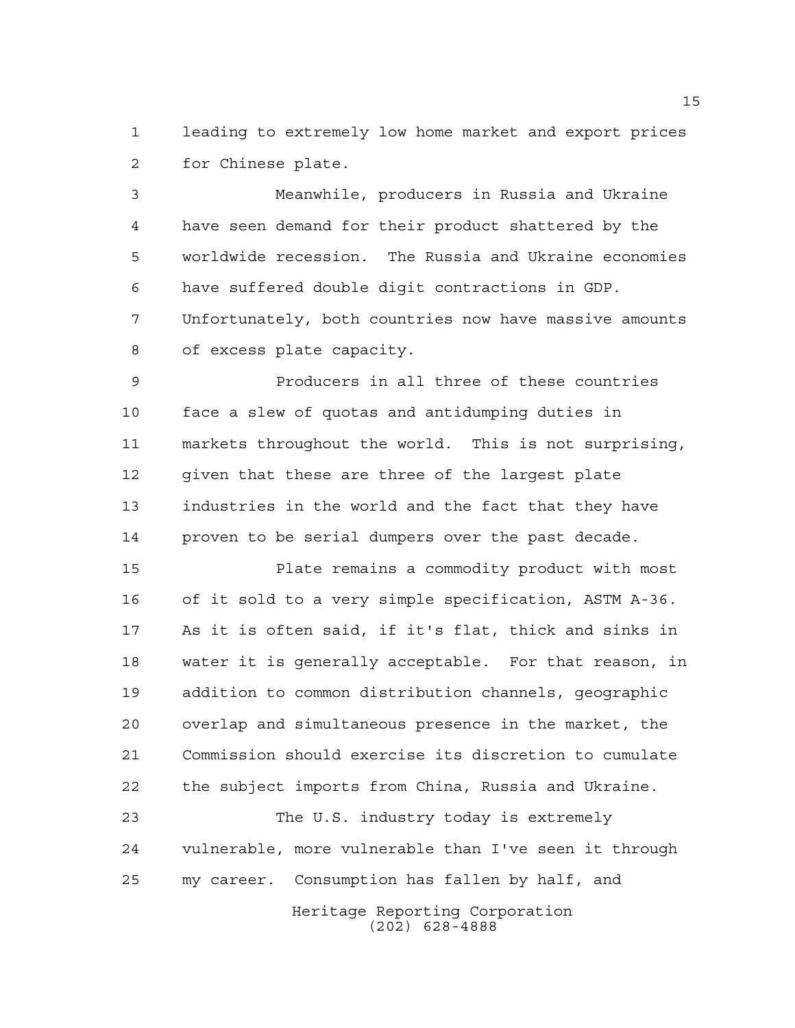leading to extremely low home market and export prices for Chinese plate.

Meanwhile, producers in Russia and Ukraine have seen demand for their product shattered by the worldwide recession. The Russia and Ukraine economies have suffered double digit contractions in GDP. Unfortunately, both countries now have massive amounts of excess plate capacity.

Producers in all three of these countries face a slew of quotas and antidumping duties in markets throughout the world. This is not surprising, given that these are three of the largest plate industries in the world and the fact that they have proven to be serial dumpers over the past decade.

Plate remains a commodity product with most of it sold to a very simple specification, ASTM A-36. As it is often said, if it's flat, thick and sinks in water it is generally acceptable. For that reason, in addition to common distribution channels, geographic overlap and simultaneous presence in the market, the Commission should exercise its discretion to cumulate the subject imports from China, Russia and Ukraine.

The U.S. industry today is extremely vulnerable, more vulnerable than I've seen it through my career. Consumption has fallen by half, and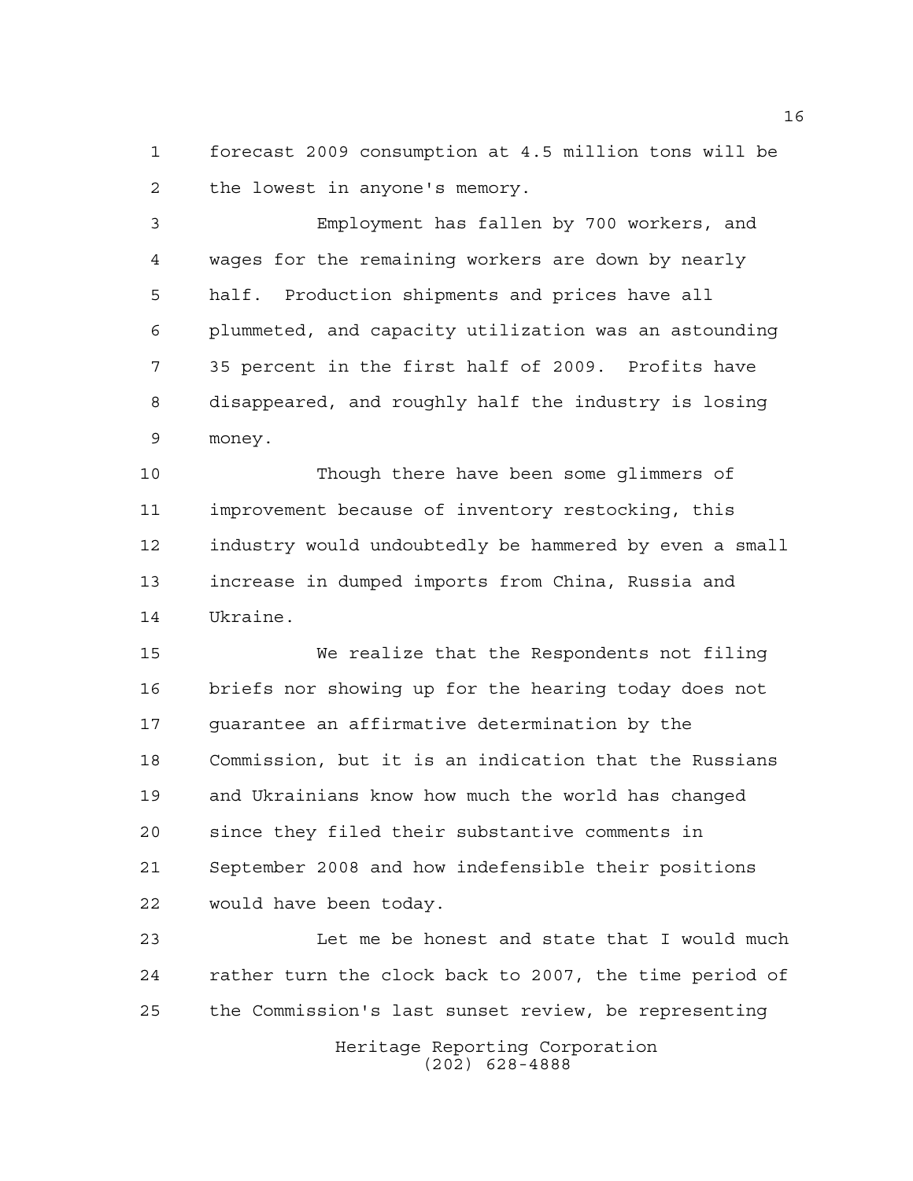forecast 2009 consumption at 4.5 million tons will be the lowest in anyone's memory.

Employment has fallen by 700 workers, and wages for the remaining workers are down by nearly half. Production shipments and prices have all plummeted, and capacity utilization was an astounding 35 percent in the first half of 2009. Profits have disappeared, and roughly half the industry is losing money.

Though there have been some glimmers of improvement because of inventory restocking, this industry would undoubtedly be hammered by even a small increase in dumped imports from China, Russia and Ukraine.

We realize that the Respondents not filing briefs nor showing up for the hearing today does not guarantee an affirmative determination by the Commission, but it is an indication that the Russians and Ukrainians know how much the world has changed since they filed their substantive comments in September 2008 and how indefensible their positions would have been today.

Let me be honest and state that I would much rather turn the clock back to 2007, the time period of the Commission's last sunset review, be representing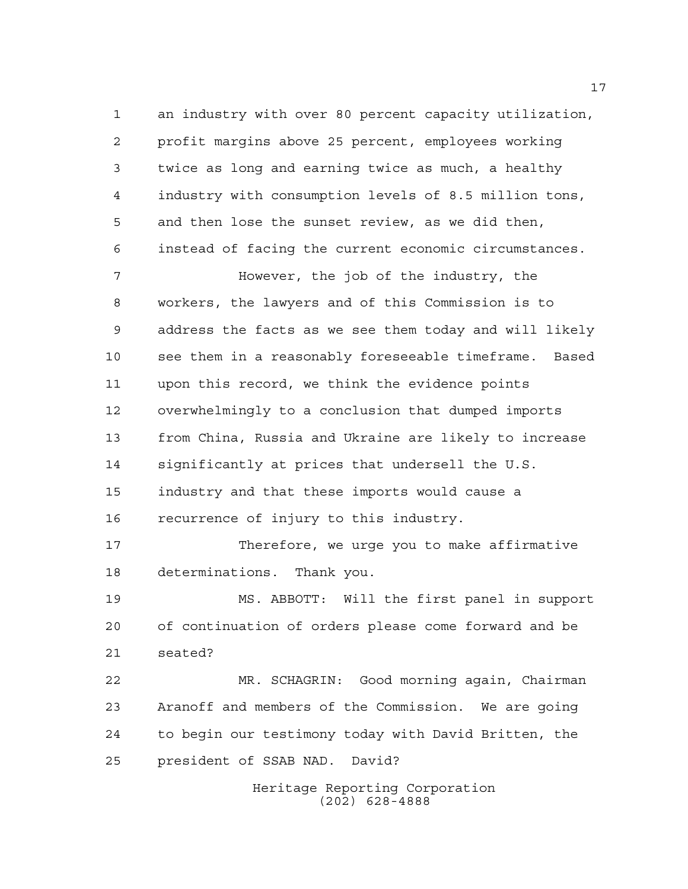an industry with over 80 percent capacity utilization, profit margins above 25 percent, employees working twice as long and earning twice as much, a healthy industry with consumption levels of 8.5 million tons, and then lose the sunset review, as we did then, instead of facing the current economic circumstances.

However, the job of the industry, the workers, the lawyers and of this Commission is to address the facts as we see them today and will likely see them in a reasonably foreseeable timeframe. Based upon this record, we think the evidence points overwhelmingly to a conclusion that dumped imports from China, Russia and Ukraine are likely to increase significantly at prices that undersell the U.S. industry and that these imports would cause a recurrence of injury to this industry.

Therefore, we urge you to make affirmative determinations. Thank you.

MS. ABBOTT: Will the first panel in support of continuation of orders please come forward and be seated?

MR. SCHAGRIN: Good morning again, Chairman Aranoff and members of the Commission. We are going to begin our testimony today with David Britten, the president of SSAB NAD. David?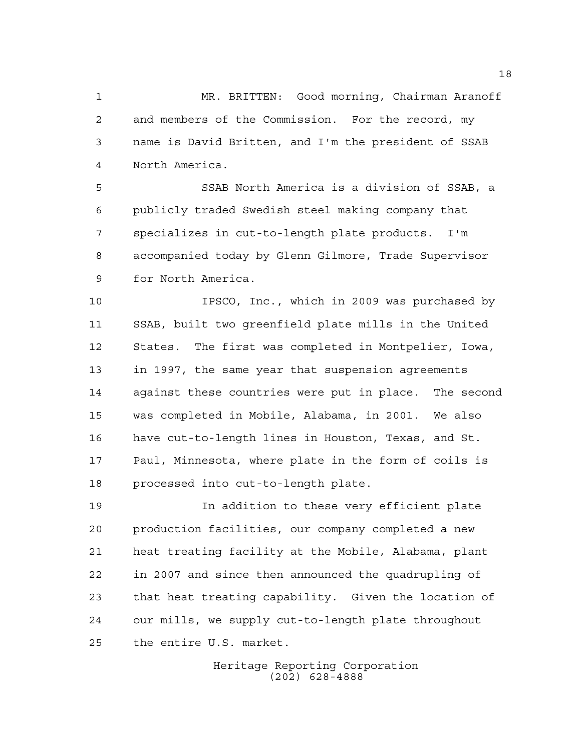MR. BRITTEN: Good morning, Chairman Aranoff and members of the Commission. For the record, my name is David Britten, and I'm the president of SSAB North America.

SSAB North America is a division of SSAB, a publicly traded Swedish steel making company that specializes in cut-to-length plate products. I'm accompanied today by Glenn Gilmore, Trade Supervisor for North America.

IPSCO, Inc., which in 2009 was purchased by SSAB, built two greenfield plate mills in the United States. The first was completed in Montpelier, Iowa, in 1997, the same year that suspension agreements against these countries were put in place. The second was completed in Mobile, Alabama, in 2001. We also have cut-to-length lines in Houston, Texas, and St. Paul, Minnesota, where plate in the form of coils is processed into cut-to-length plate.

In addition to these very efficient plate production facilities, our company completed a new heat treating facility at the Mobile, Alabama, plant in 2007 and since then announced the quadrupling of that heat treating capability. Given the location of our mills, we supply cut-to-length plate throughout the entire U.S. market.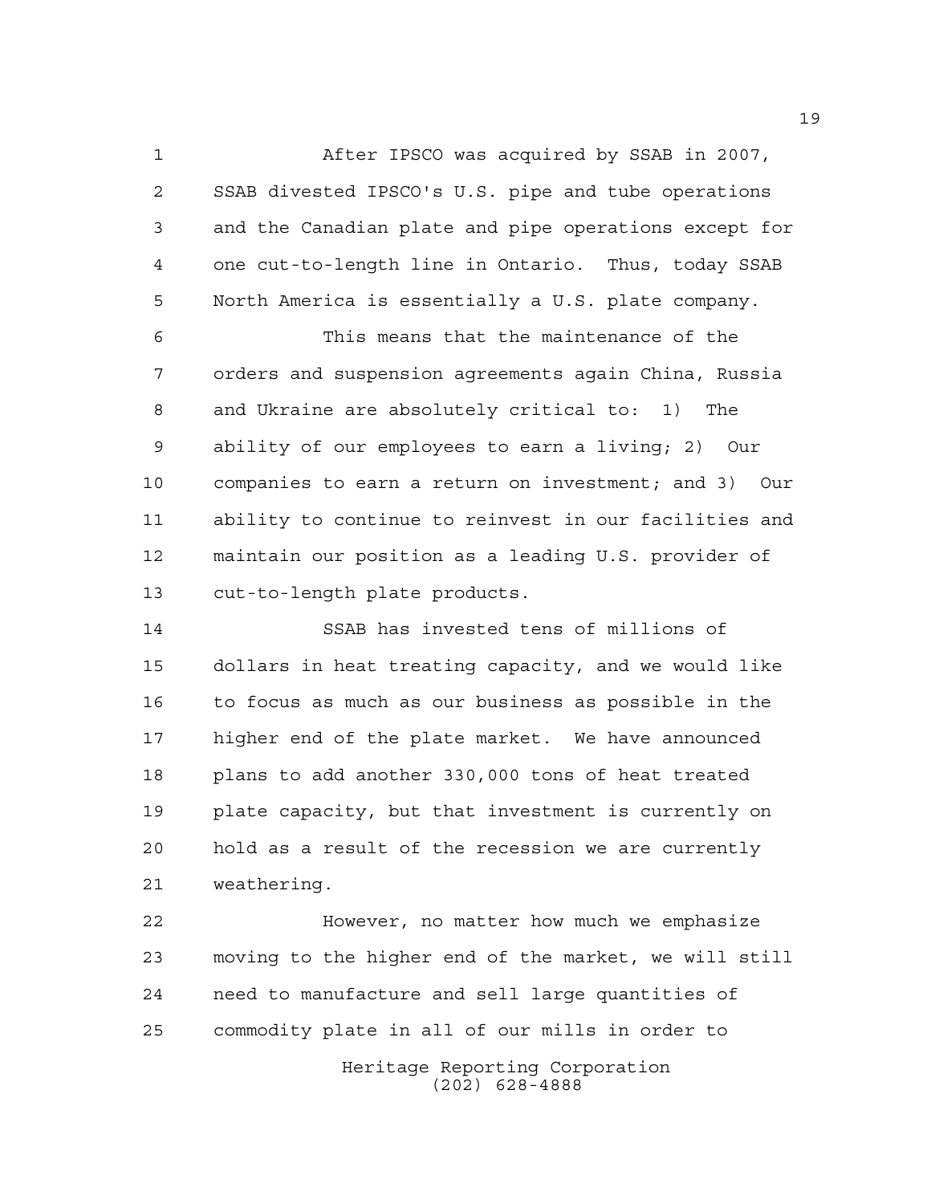After IPSCO was acquired by SSAB in 2007, SSAB divested IPSCO's U.S. pipe and tube operations and the Canadian plate and pipe operations except for one cut-to-length line in Ontario. Thus, today SSAB North America is essentially a U.S. plate company.

This means that the maintenance of the orders and suspension agreements again China, Russia and Ukraine are absolutely critical to: 1) The ability of our employees to earn a living; 2) Our companies to earn a return on investment; and 3) Our ability to continue to reinvest in our facilities and maintain our position as a leading U.S. provider of cut-to-length plate products.

SSAB has invested tens of millions of dollars in heat treating capacity, and we would like to focus as much as our business as possible in the higher end of the plate market. We have announced plans to add another 330,000 tons of heat treated plate capacity, but that investment is currently on hold as a result of the recession we are currently weathering.

However, no matter how much we emphasize moving to the higher end of the market, we will still need to manufacture and sell large quantities of commodity plate in all of our mills in order to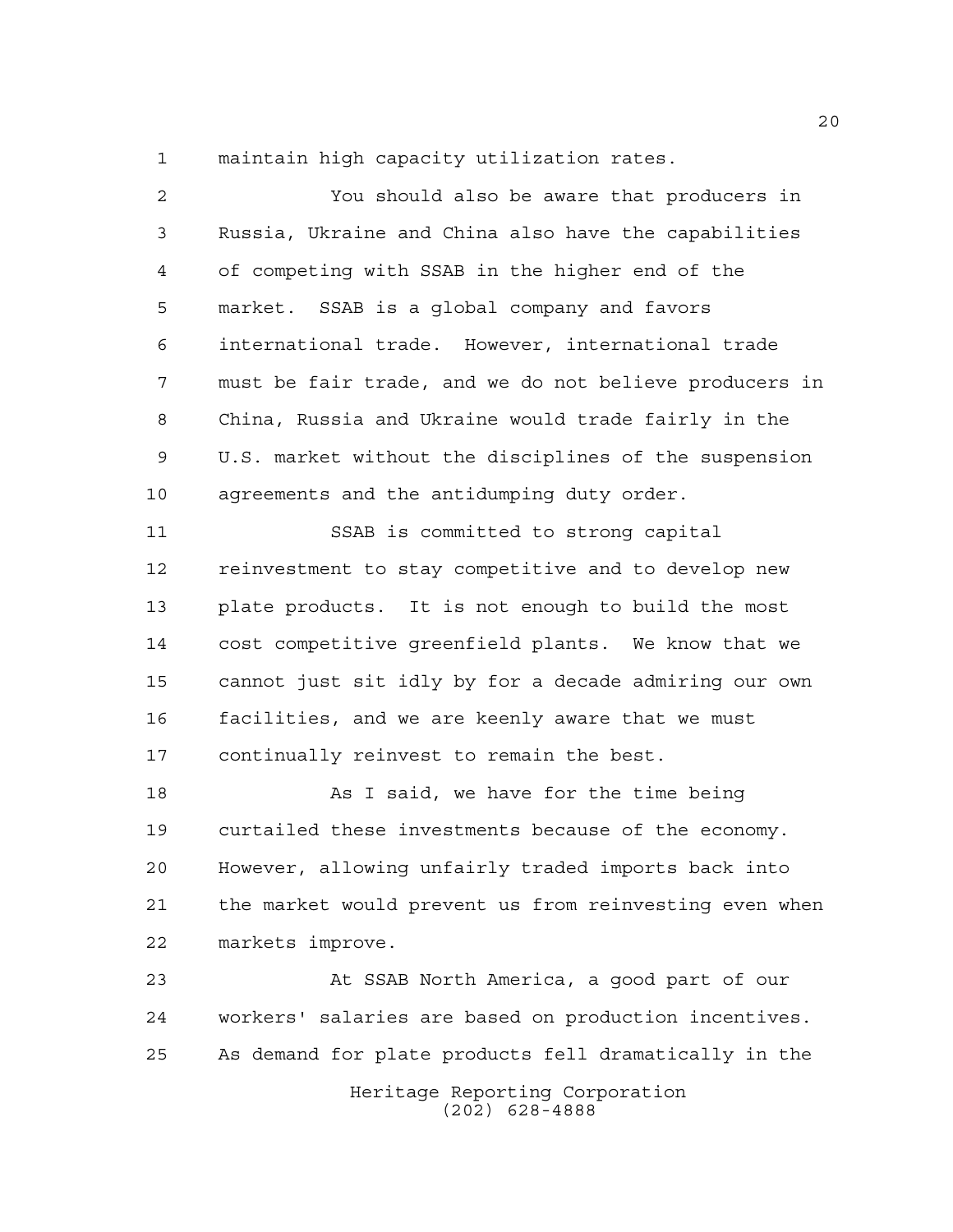maintain high capacity utilization rates.

You should also be aware that producers in Russia, Ukraine and China also have the capabilities of competing with SSAB in the higher end of the market. SSAB is a global company and favors international trade. However, international trade must be fair trade, and we do not believe producers in China, Russia and Ukraine would trade fairly in the U.S. market without the disciplines of the suspension agreements and the antidumping duty order.

SSAB is committed to strong capital reinvestment to stay competitive and to develop new plate products. It is not enough to build the most cost competitive greenfield plants. We know that we cannot just sit idly by for a decade admiring our own facilities, and we are keenly aware that we must continually reinvest to remain the best.

As I said, we have for the time being curtailed these investments because of the economy. However, allowing unfairly traded imports back into the market would prevent us from reinvesting even when markets improve.

At SSAB North America, a good part of our workers' salaries are based on production incentives. As demand for plate products fell dramatically in the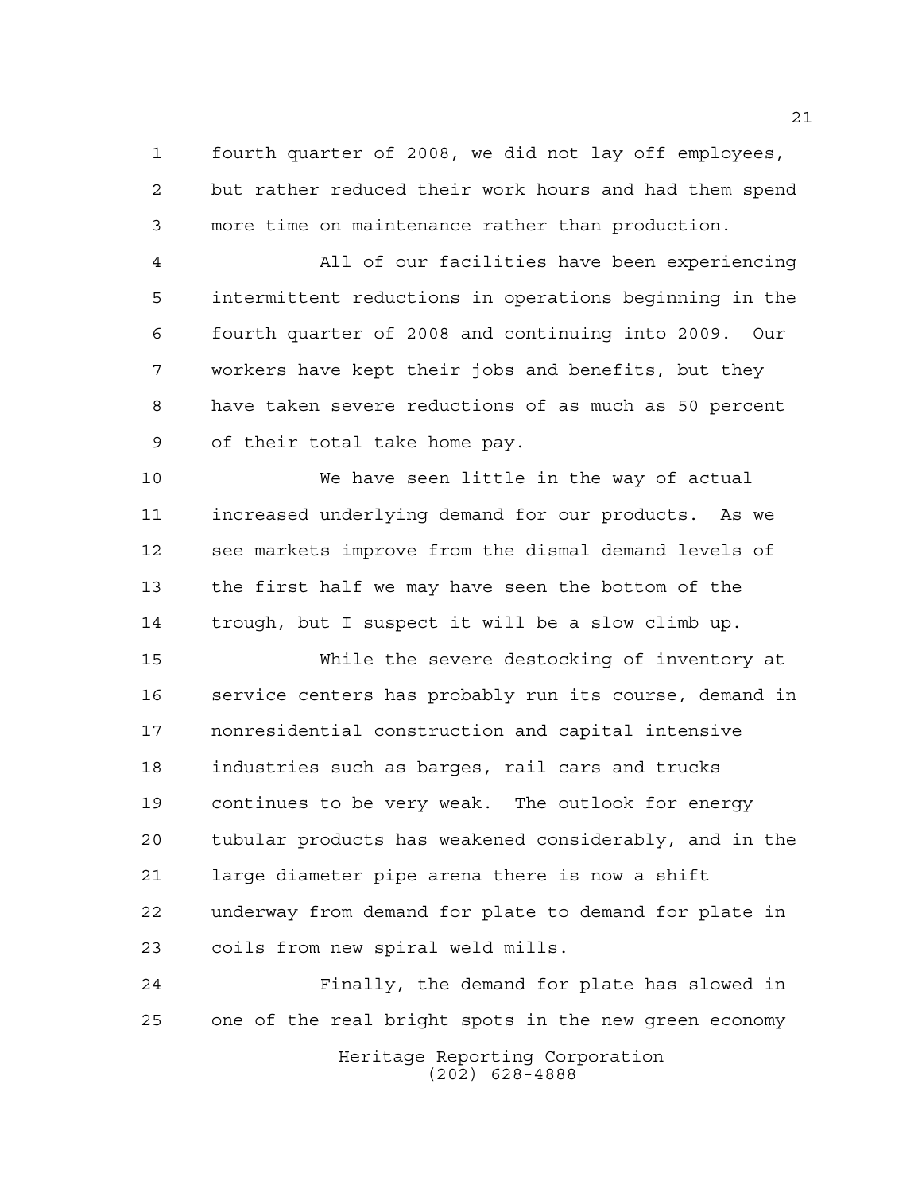fourth quarter of 2008, we did not lay off employees, but rather reduced their work hours and had them spend more time on maintenance rather than production.

All of our facilities have been experiencing intermittent reductions in operations beginning in the fourth quarter of 2008 and continuing into 2009. Our workers have kept their jobs and benefits, but they have taken severe reductions of as much as 50 percent of their total take home pay.

We have seen little in the way of actual increased underlying demand for our products. As we see markets improve from the dismal demand levels of the first half we may have seen the bottom of the trough, but I suspect it will be a slow climb up.

While the severe destocking of inventory at service centers has probably run its course, demand in nonresidential construction and capital intensive industries such as barges, rail cars and trucks continues to be very weak. The outlook for energy tubular products has weakened considerably, and in the large diameter pipe arena there is now a shift underway from demand for plate to demand for plate in coils from new spiral weld mills.

Finally, the demand for plate has slowed in one of the real bright spots in the new green economy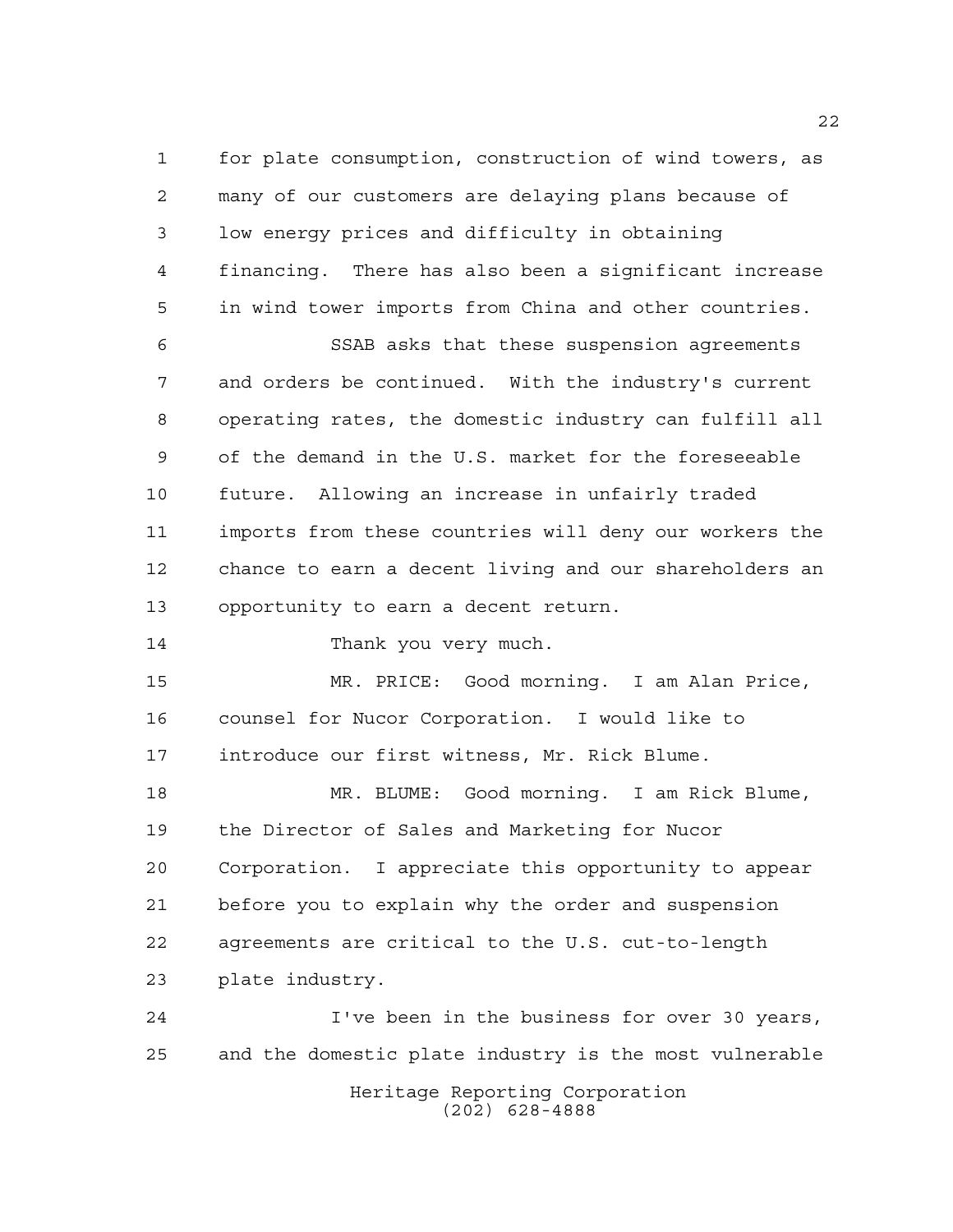for plate consumption, construction of wind towers, as many of our customers are delaying plans because of low energy prices and difficulty in obtaining financing. There has also been a significant increase in wind tower imports from China and other countries.

SSAB asks that these suspension agreements and orders be continued. With the industry's current operating rates, the domestic industry can fulfill all of the demand in the U.S. market for the foreseeable future. Allowing an increase in unfairly traded imports from these countries will deny our workers the chance to earn a decent living and our shareholders an opportunity to earn a decent return.

Thank you very much.

MR. PRICE: Good morning. I am Alan Price, counsel for Nucor Corporation. I would like to introduce our first witness, Mr. Rick Blume.

MR. BLUME: Good morning. I am Rick Blume, the Director of Sales and Marketing for Nucor Corporation. I appreciate this opportunity to appear before you to explain why the order and suspension agreements are critical to the U.S. cut-to-length plate industry.

I've been in the business for over 30 years, and the domestic plate industry is the most vulnerable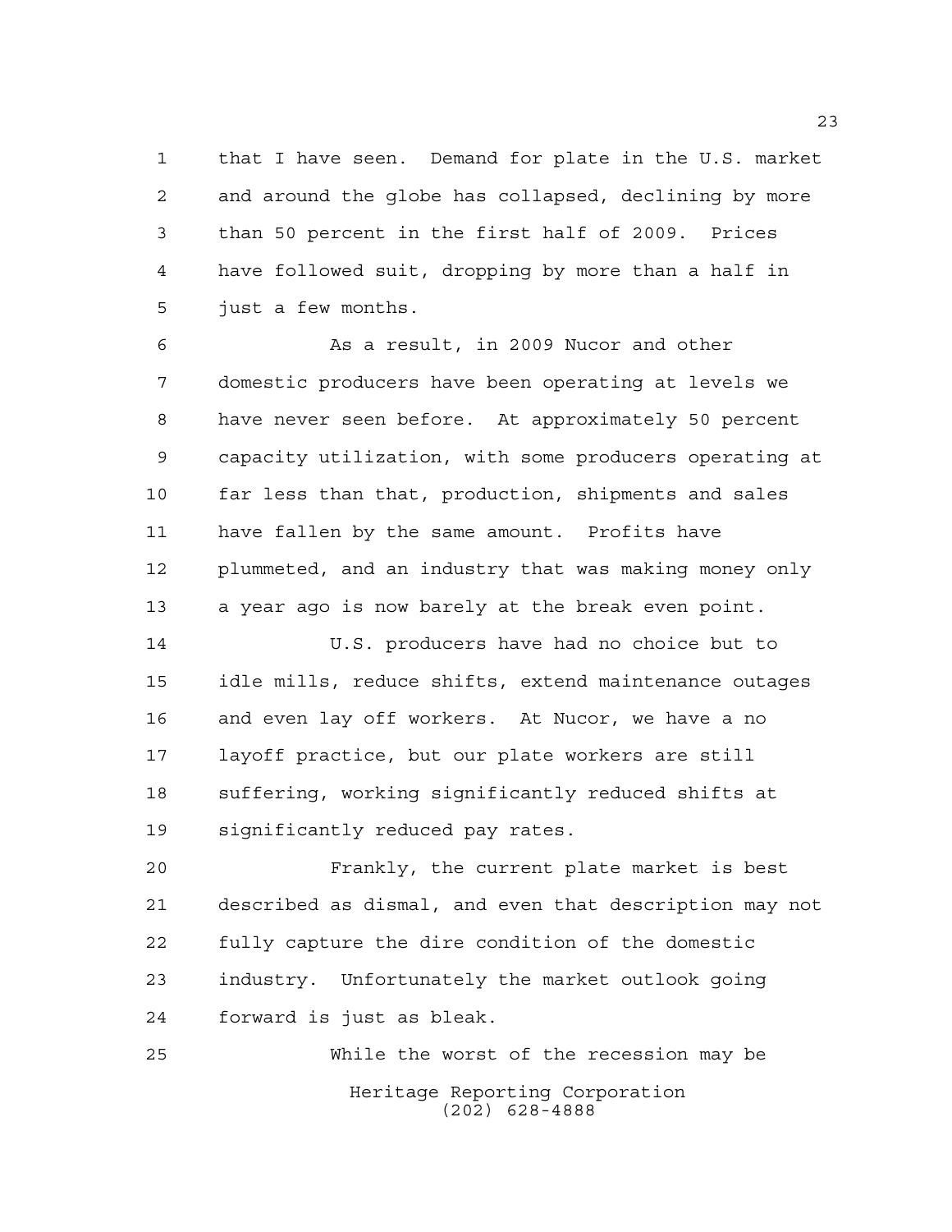that I have seen. Demand for plate in the U.S. market and around the globe has collapsed, declining by more than 50 percent in the first half of 2009. Prices have followed suit, dropping by more than a half in just a few months.

As a result, in 2009 Nucor and other domestic producers have been operating at levels we have never seen before. At approximately 50 percent capacity utilization, with some producers operating at far less than that, production, shipments and sales have fallen by the same amount. Profits have plummeted, and an industry that was making money only a year ago is now barely at the break even point.

U.S. producers have had no choice but to idle mills, reduce shifts, extend maintenance outages and even lay off workers. At Nucor, we have a no layoff practice, but our plate workers are still suffering, working significantly reduced shifts at significantly reduced pay rates.

Frankly, the current plate market is best described as dismal, and even that description may not fully capture the dire condition of the domestic industry. Unfortunately the market outlook going forward is just as bleak.

While the worst of the recession may be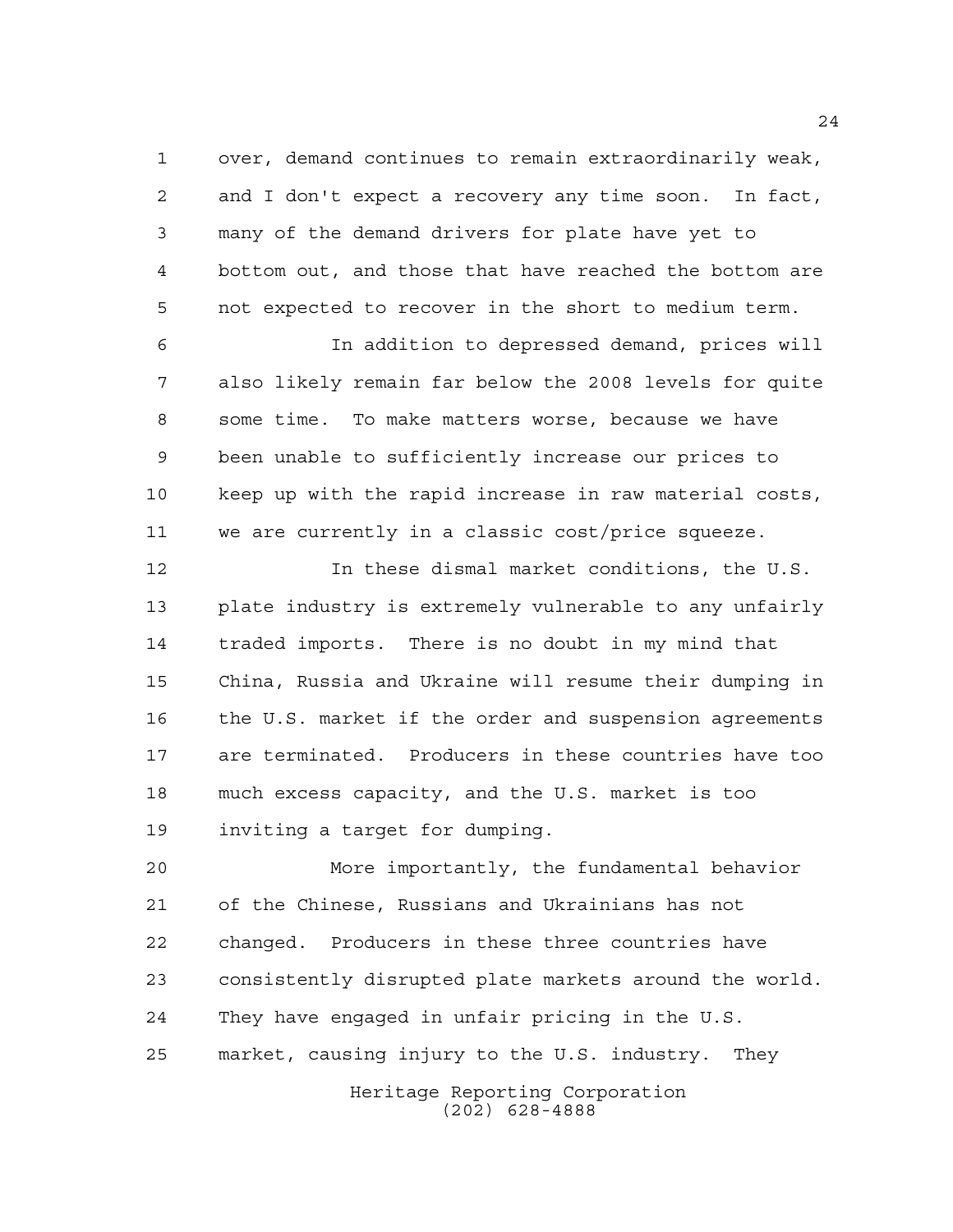over, demand continues to remain extraordinarily weak, and I don't expect a recovery any time soon. In fact, many of the demand drivers for plate have yet to bottom out, and those that have reached the bottom are not expected to recover in the short to medium term.

In addition to depressed demand, prices will also likely remain far below the 2008 levels for quite some time. To make matters worse, because we have been unable to sufficiently increase our prices to keep up with the rapid increase in raw material costs, we are currently in a classic cost/price squeeze.

In these dismal market conditions, the U.S. plate industry is extremely vulnerable to any unfairly traded imports. There is no doubt in my mind that China, Russia and Ukraine will resume their dumping in the U.S. market if the order and suspension agreements are terminated. Producers in these countries have too much excess capacity, and the U.S. market is too inviting a target for dumping.

More importantly, the fundamental behavior of the Chinese, Russians and Ukrainians has not changed. Producers in these three countries have consistently disrupted plate markets around the world. They have engaged in unfair pricing in the U.S. market, causing injury to the U.S. industry. They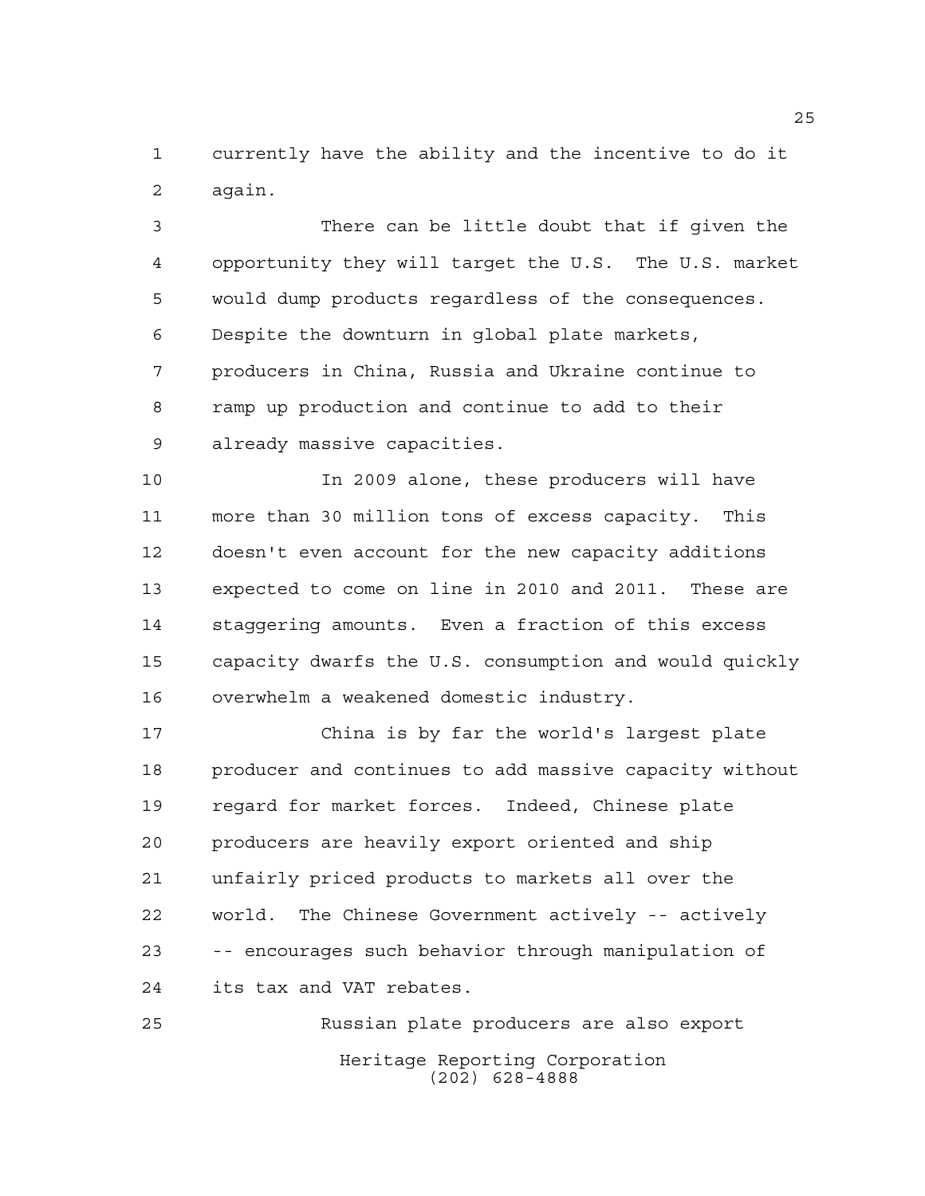currently have the ability and the incentive to do it again.

There can be little doubt that if given the opportunity they will target the U.S. The U.S. market would dump products regardless of the consequences. Despite the downturn in global plate markets, producers in China, Russia and Ukraine continue to ramp up production and continue to add to their already massive capacities.

In 2009 alone, these producers will have more than 30 million tons of excess capacity. This doesn't even account for the new capacity additions expected to come on line in 2010 and 2011. These are staggering amounts. Even a fraction of this excess capacity dwarfs the U.S. consumption and would quickly overwhelm a weakened domestic industry.

China is by far the world's largest plate producer and continues to add massive capacity without regard for market forces. Indeed, Chinese plate producers are heavily export oriented and ship unfairly priced products to markets all over the world. The Chinese Government actively -- actively -- encourages such behavior through manipulation of its tax and VAT rebates.

Russian plate producers are also export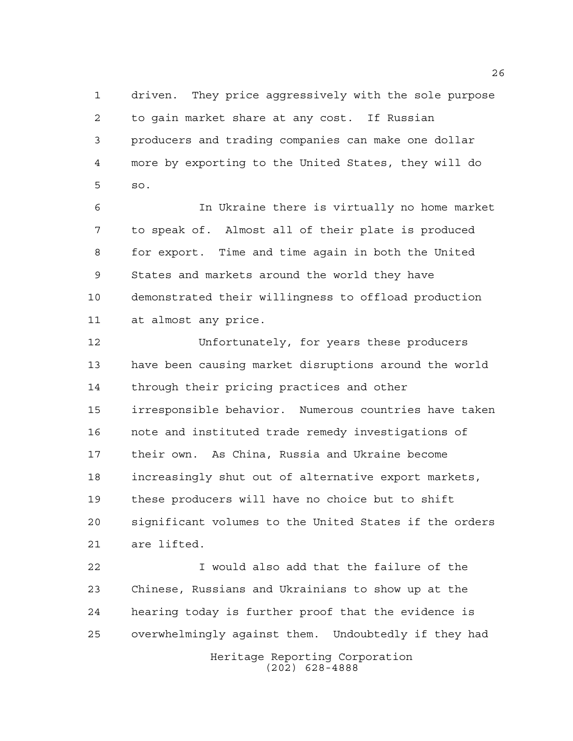driven. They price aggressively with the sole purpose to gain market share at any cost. If Russian producers and trading companies can make one dollar more by exporting to the United States, they will do so.

In Ukraine there is virtually no home market to speak of. Almost all of their plate is produced for export. Time and time again in both the United States and markets around the world they have demonstrated their willingness to offload production at almost any price.

Unfortunately, for years these producers have been causing market disruptions around the world through their pricing practices and other irresponsible behavior. Numerous countries have taken note and instituted trade remedy investigations of their own. As China, Russia and Ukraine become increasingly shut out of alternative export markets, these producers will have no choice but to shift significant volumes to the United States if the orders are lifted.

I would also add that the failure of the Chinese, Russians and Ukrainians to show up at the hearing today is further proof that the evidence is overwhelmingly against them. Undoubtedly if they had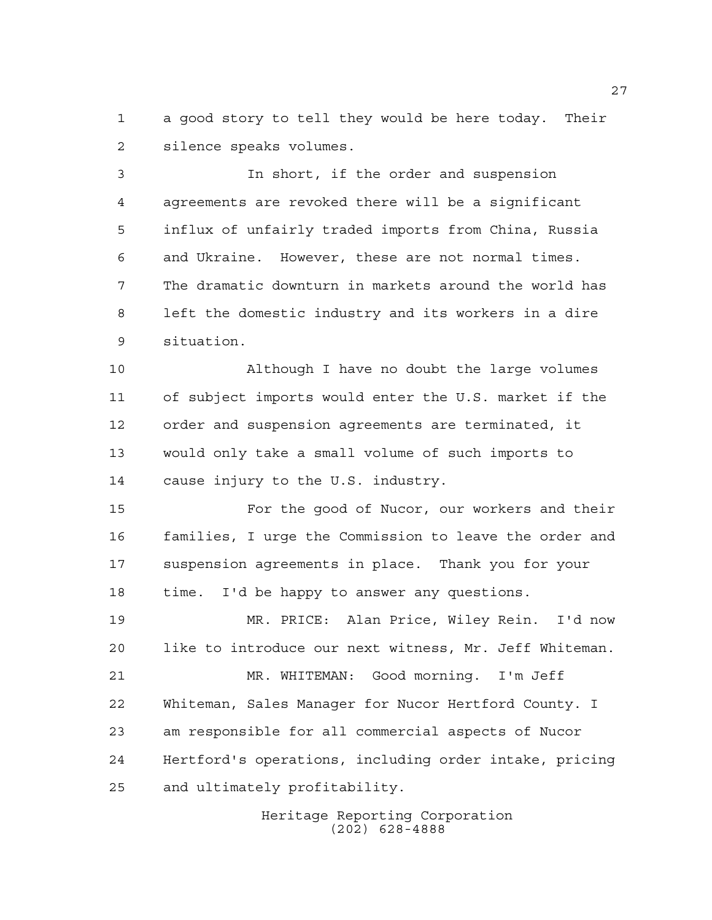a good story to tell they would be here today. Their silence speaks volumes.

In short, if the order and suspension agreements are revoked there will be a significant influx of unfairly traded imports from China, Russia and Ukraine. However, these are not normal times. The dramatic downturn in markets around the world has left the domestic industry and its workers in a dire situation.

Although I have no doubt the large volumes of subject imports would enter the U.S. market if the order and suspension agreements are terminated, it would only take a small volume of such imports to cause injury to the U.S. industry.

For the good of Nucor, our workers and their families, I urge the Commission to leave the order and suspension agreements in place. Thank you for your time. I'd be happy to answer any questions.

MR. PRICE: Alan Price, Wiley Rein. I'd now like to introduce our next witness, Mr. Jeff Whiteman.

MR. WHITEMAN: Good morning. I'm Jeff Whiteman, Sales Manager for Nucor Hertford County. I am responsible for all commercial aspects of Nucor Hertford's operations, including order intake, pricing and ultimately profitability.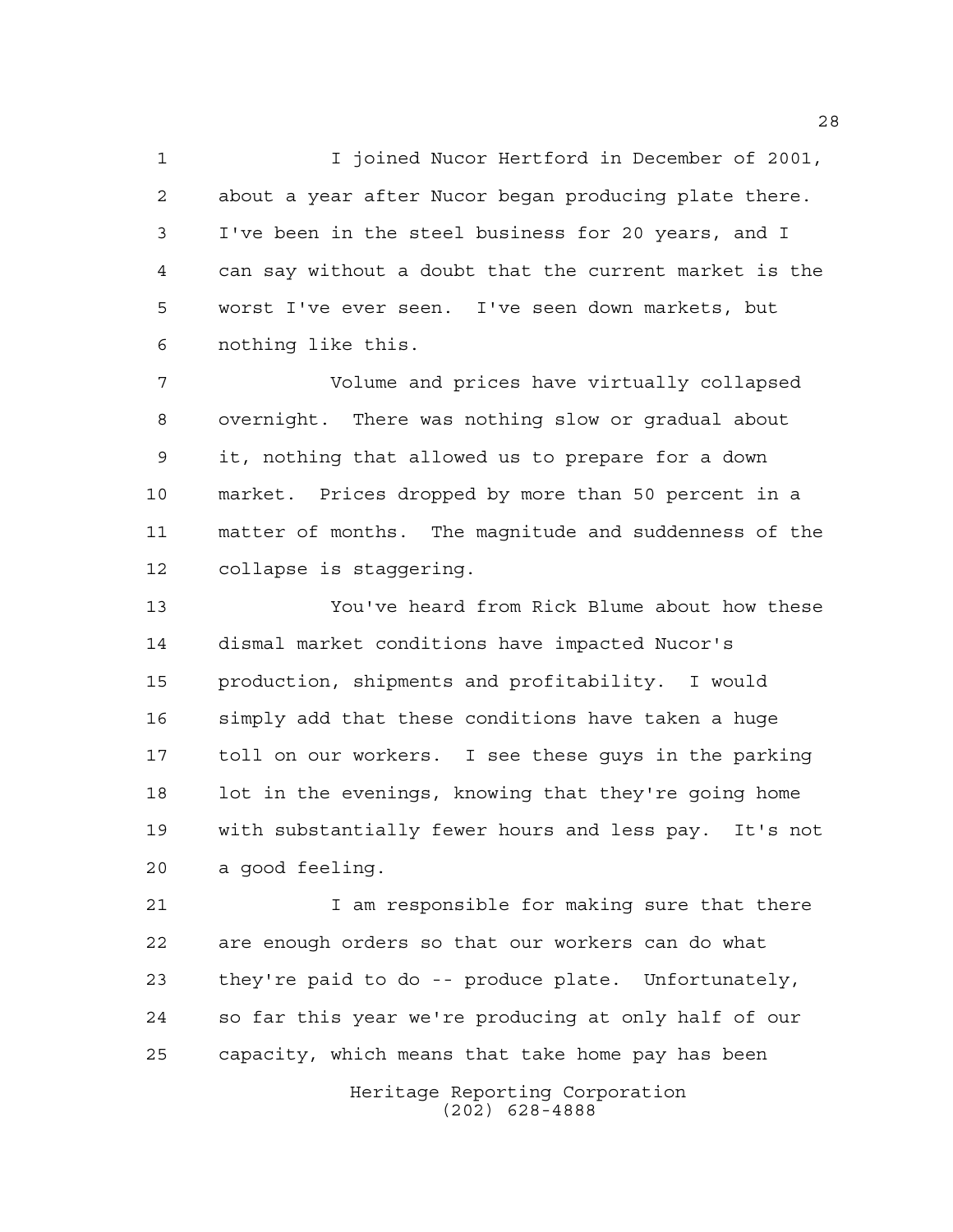I joined Nucor Hertford in December of 2001, about a year after Nucor began producing plate there. I've been in the steel business for 20 years, and I can say without a doubt that the current market is the worst I've ever seen. I've seen down markets, but nothing like this.

Volume and prices have virtually collapsed overnight. There was nothing slow or gradual about it, nothing that allowed us to prepare for a down market. Prices dropped by more than 50 percent in a matter of months. The magnitude and suddenness of the collapse is staggering.

You've heard from Rick Blume about how these dismal market conditions have impacted Nucor's production, shipments and profitability. I would simply add that these conditions have taken a huge toll on our workers. I see these guys in the parking lot in the evenings, knowing that they're going home with substantially fewer hours and less pay. It's not a good feeling.

I am responsible for making sure that there are enough orders so that our workers can do what they're paid to do -- produce plate. Unfortunately, so far this year we're producing at only half of our capacity, which means that take home pay has been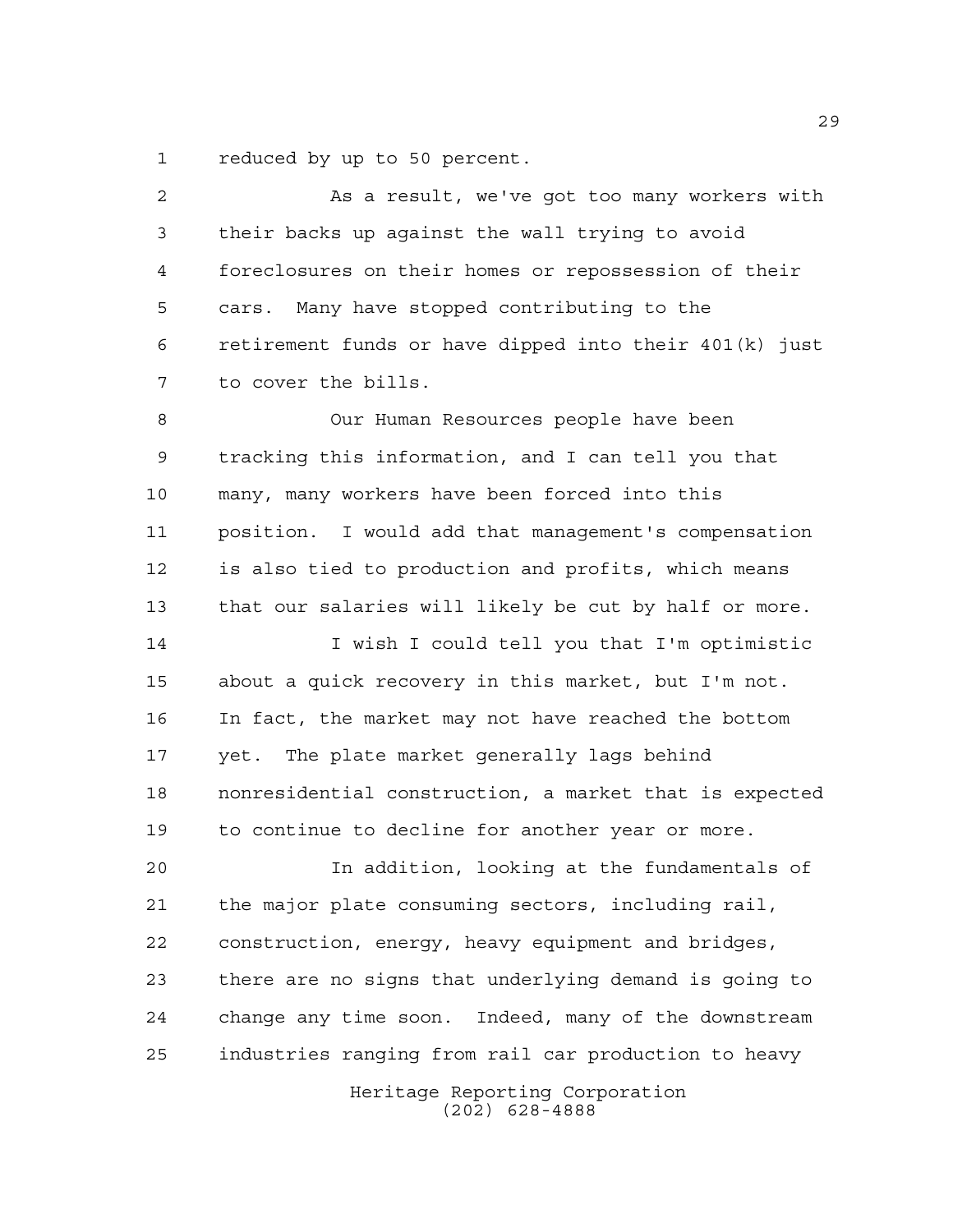reduced by up to 50 percent.

As a result, we've got too many workers with their backs up against the wall trying to avoid foreclosures on their homes or repossession of their cars. Many have stopped contributing to the retirement funds or have dipped into their 401(k) just to cover the bills.

Our Human Resources people have been tracking this information, and I can tell you that many, many workers have been forced into this position. I would add that management's compensation is also tied to production and profits, which means that our salaries will likely be cut by half or more.

I wish I could tell you that I'm optimistic about a quick recovery in this market, but I'm not. In fact, the market may not have reached the bottom yet. The plate market generally lags behind nonresidential construction, a market that is expected to continue to decline for another year or more.

In addition, looking at the fundamentals of the major plate consuming sectors, including rail, construction, energy, heavy equipment and bridges, there are no signs that underlying demand is going to change any time soon. Indeed, many of the downstream industries ranging from rail car production to heavy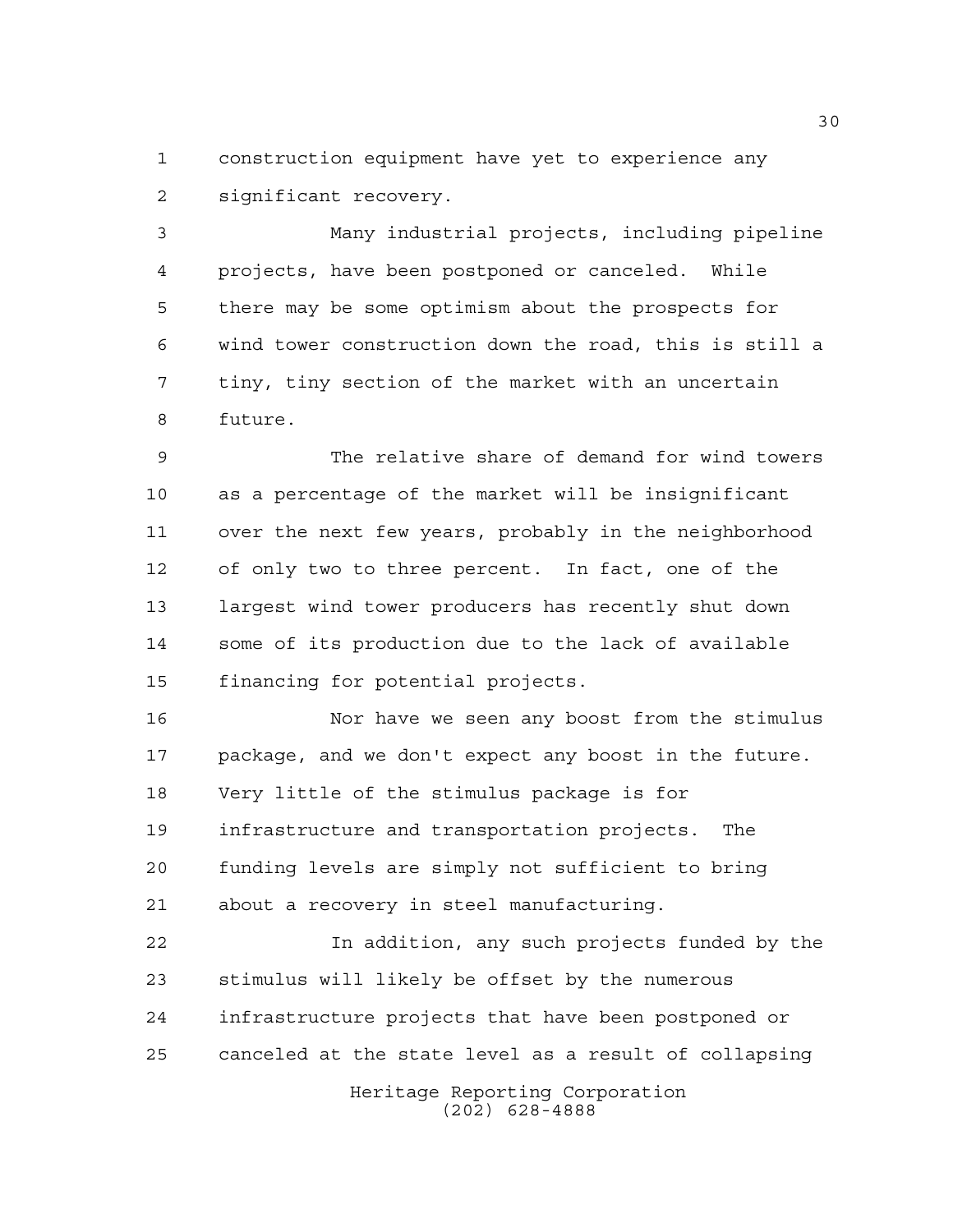construction equipment have yet to experience any significant recovery.

Many industrial projects, including pipeline projects, have been postponed or canceled. While there may be some optimism about the prospects for wind tower construction down the road, this is still a tiny, tiny section of the market with an uncertain future.

The relative share of demand for wind towers as a percentage of the market will be insignificant over the next few years, probably in the neighborhood of only two to three percent. In fact, one of the largest wind tower producers has recently shut down some of its production due to the lack of available financing for potential projects.

Nor have we seen any boost from the stimulus package, and we don't expect any boost in the future. Very little of the stimulus package is for infrastructure and transportation projects. The funding levels are simply not sufficient to bring about a recovery in steel manufacturing.

In addition, any such projects funded by the stimulus will likely be offset by the numerous infrastructure projects that have been postponed or canceled at the state level as a result of collapsing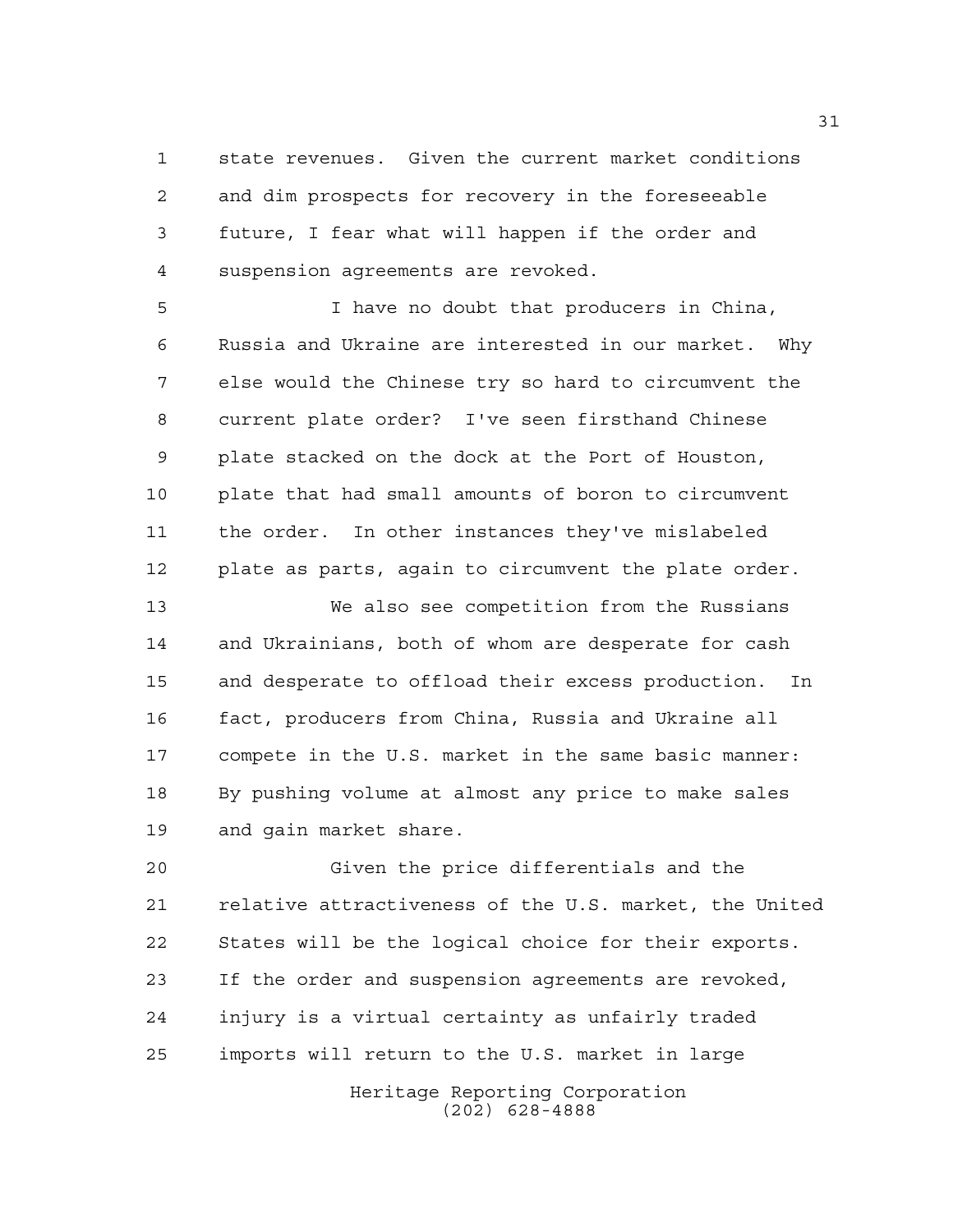state revenues. Given the current market conditions and dim prospects for recovery in the foreseeable future, I fear what will happen if the order and suspension agreements are revoked.

I have no doubt that producers in China, Russia and Ukraine are interested in our market. Why else would the Chinese try so hard to circumvent the current plate order? I've seen firsthand Chinese plate stacked on the dock at the Port of Houston, plate that had small amounts of boron to circumvent the order. In other instances they've mislabeled plate as parts, again to circumvent the plate order.

We also see competition from the Russians and Ukrainians, both of whom are desperate for cash and desperate to offload their excess production. In fact, producers from China, Russia and Ukraine all compete in the U.S. market in the same basic manner: By pushing volume at almost any price to make sales and gain market share.

Given the price differentials and the relative attractiveness of the U.S. market, the United States will be the logical choice for their exports. If the order and suspension agreements are revoked, injury is a virtual certainty as unfairly traded imports will return to the U.S. market in large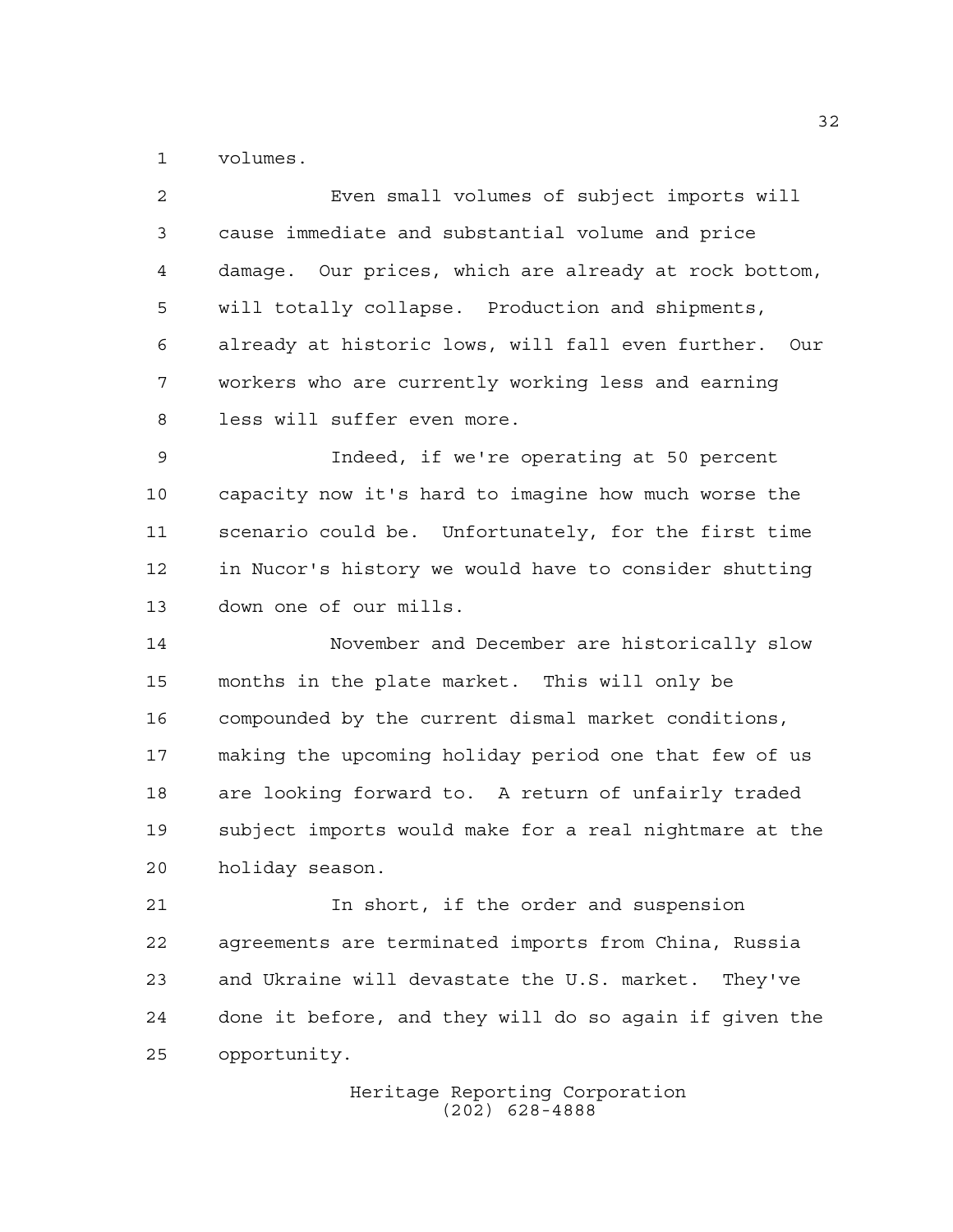volumes.

Even small volumes of subject imports will cause immediate and substantial volume and price damage. Our prices, which are already at rock bottom, will totally collapse. Production and shipments, already at historic lows, will fall even further. Our workers who are currently working less and earning less will suffer even more.

Indeed, if we're operating at 50 percent capacity now it's hard to imagine how much worse the scenario could be. Unfortunately, for the first time in Nucor's history we would have to consider shutting down one of our mills.

November and December are historically slow months in the plate market. This will only be compounded by the current dismal market conditions, making the upcoming holiday period one that few of us are looking forward to. A return of unfairly traded subject imports would make for a real nightmare at the holiday season.

In short, if the order and suspension agreements are terminated imports from China, Russia and Ukraine will devastate the U.S. market. They've done it before, and they will do so again if given the opportunity.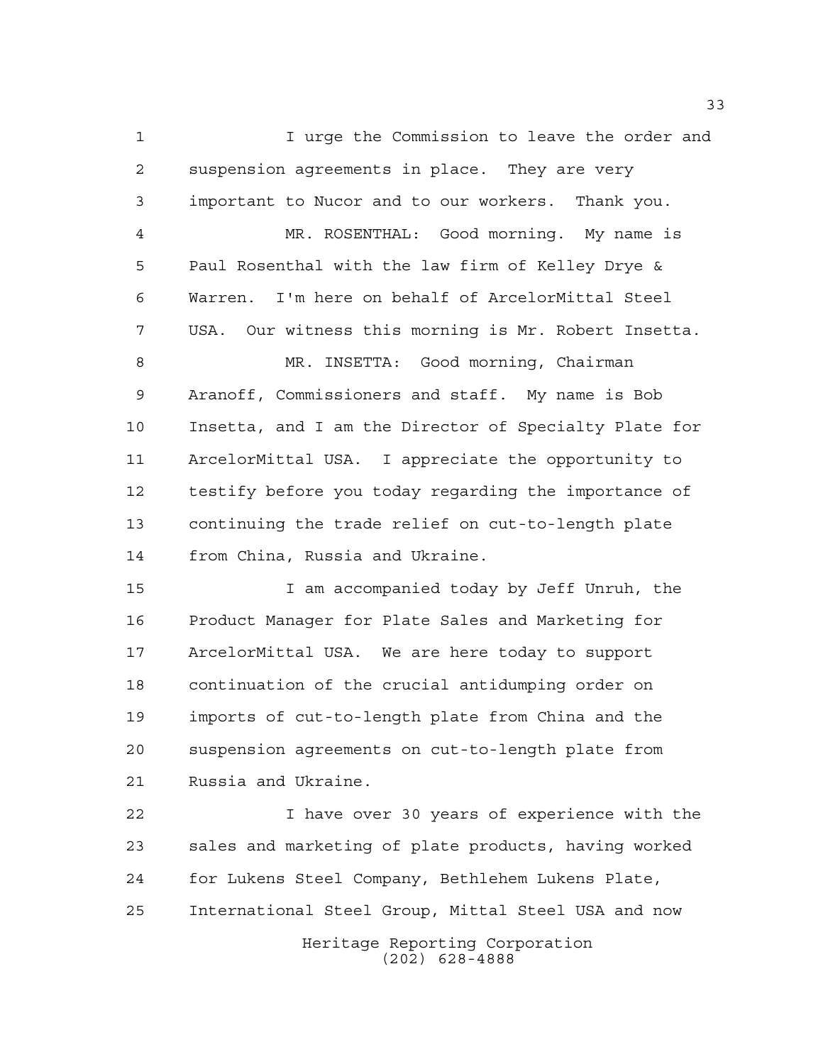I urge the Commission to leave the order and suspension agreements in place. They are very important to Nucor and to our workers. Thank you.

MR. ROSENTHAL: Good morning. My name is Paul Rosenthal with the law firm of Kelley Drye & Warren. I'm here on behalf of ArcelorMittal Steel USA. Our witness this morning is Mr. Robert Insetta.

MR. INSETTA: Good morning, Chairman Aranoff, Commissioners and staff. My name is Bob Insetta, and I am the Director of Specialty Plate for ArcelorMittal USA. I appreciate the opportunity to testify before you today regarding the importance of continuing the trade relief on cut-to-length plate from China, Russia and Ukraine.

I am accompanied today by Jeff Unruh, the Product Manager for Plate Sales and Marketing for ArcelorMittal USA. We are here today to support continuation of the crucial antidumping order on imports of cut-to-length plate from China and the suspension agreements on cut-to-length plate from Russia and Ukraine.

I have over 30 years of experience with the sales and marketing of plate products, having worked for Lukens Steel Company, Bethlehem Lukens Plate, International Steel Group, Mittal Steel USA and now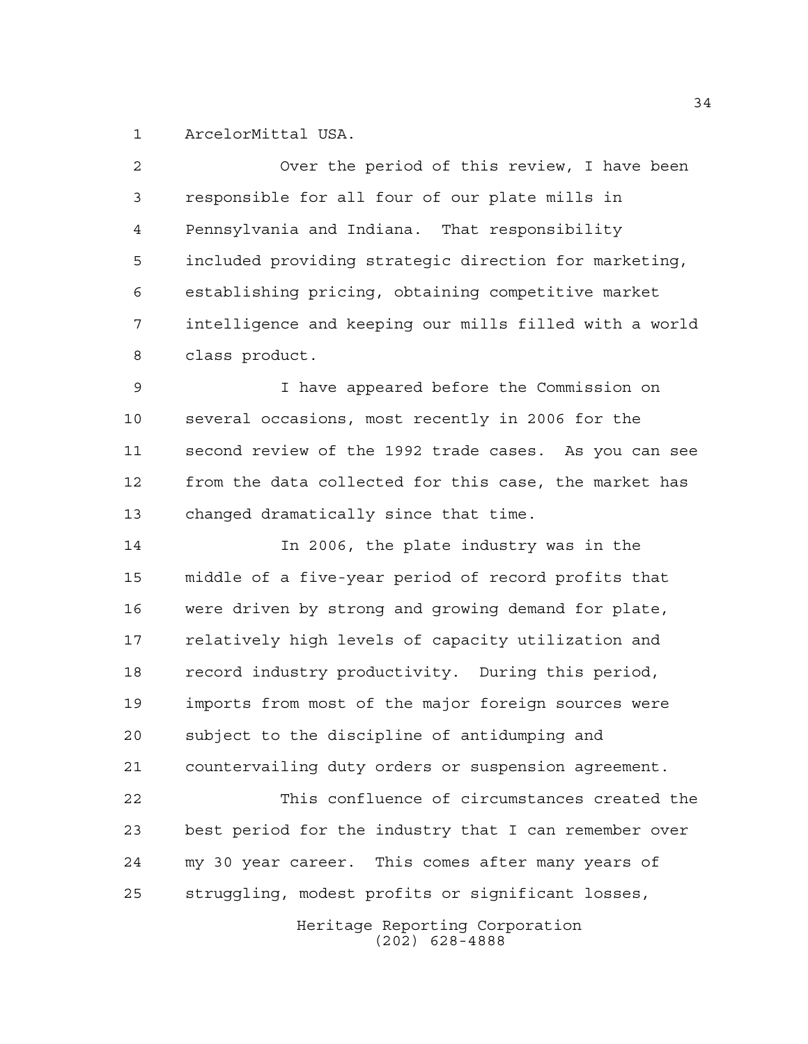ArcelorMittal USA.

Over the period of this review, I have been responsible for all four of our plate mills in Pennsylvania and Indiana. That responsibility included providing strategic direction for marketing, establishing pricing, obtaining competitive market intelligence and keeping our mills filled with a world class product.

I have appeared before the Commission on several occasions, most recently in 2006 for the second review of the 1992 trade cases. As you can see from the data collected for this case, the market has changed dramatically since that time.

In 2006, the plate industry was in the middle of a five-year period of record profits that were driven by strong and growing demand for plate, relatively high levels of capacity utilization and record industry productivity. During this period, imports from most of the major foreign sources were subject to the discipline of antidumping and countervailing duty orders or suspension agreement.

This confluence of circumstances created the best period for the industry that I can remember over my 30 year career. This comes after many years of struggling, modest profits or significant losses,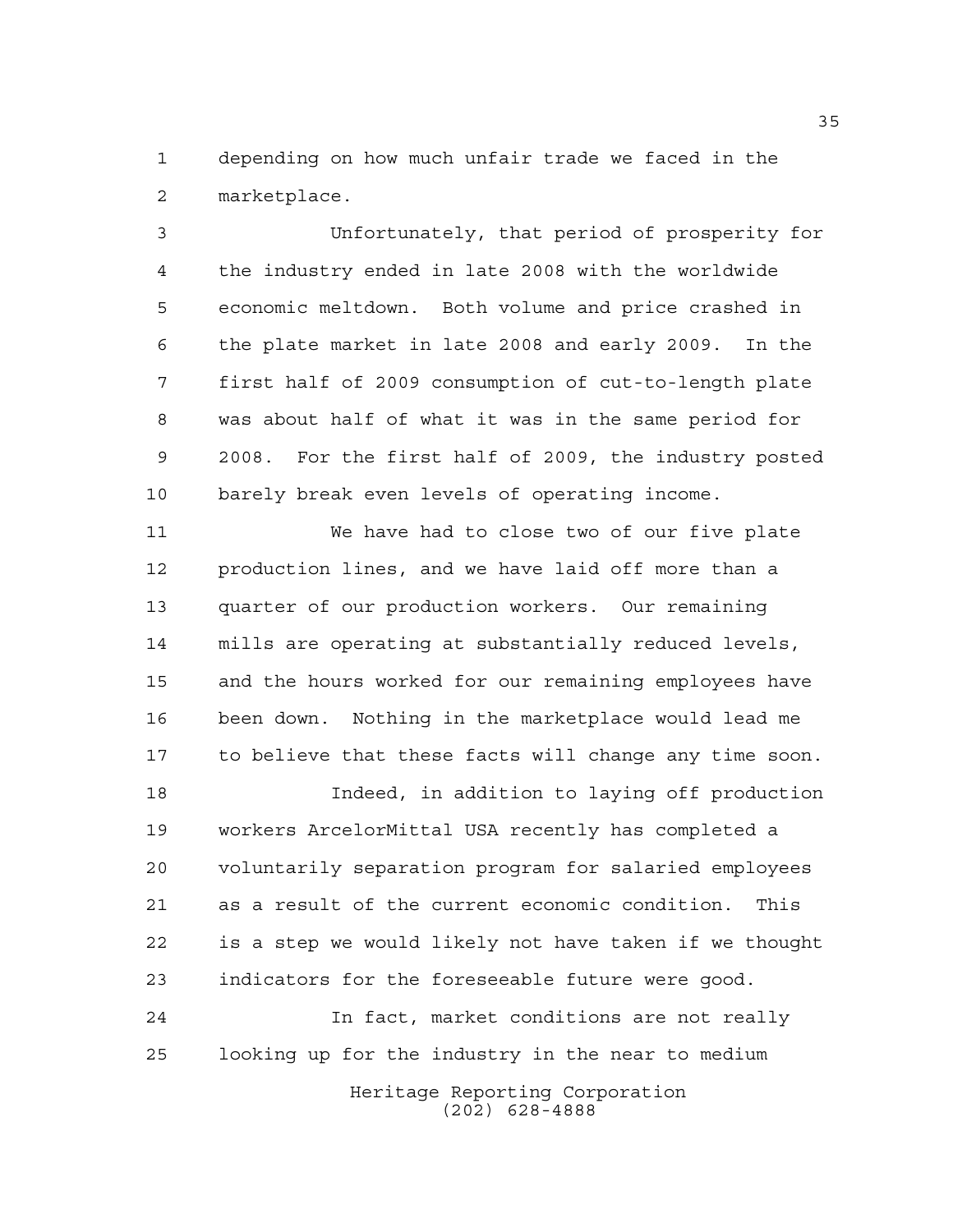depending on how much unfair trade we faced in the marketplace.

Unfortunately, that period of prosperity for the industry ended in late 2008 with the worldwide economic meltdown. Both volume and price crashed in the plate market in late 2008 and early 2009. In the first half of 2009 consumption of cut-to-length plate was about half of what it was in the same period for 2008. For the first half of 2009, the industry posted barely break even levels of operating income.

We have had to close two of our five plate production lines, and we have laid off more than a quarter of our production workers. Our remaining mills are operating at substantially reduced levels, and the hours worked for our remaining employees have been down. Nothing in the marketplace would lead me to believe that these facts will change any time soon.

Indeed, in addition to laying off production workers ArcelorMittal USA recently has completed a voluntarily separation program for salaried employees as a result of the current economic condition. This is a step we would likely not have taken if we thought indicators for the foreseeable future were good.

In fact, market conditions are not really looking up for the industry in the near to medium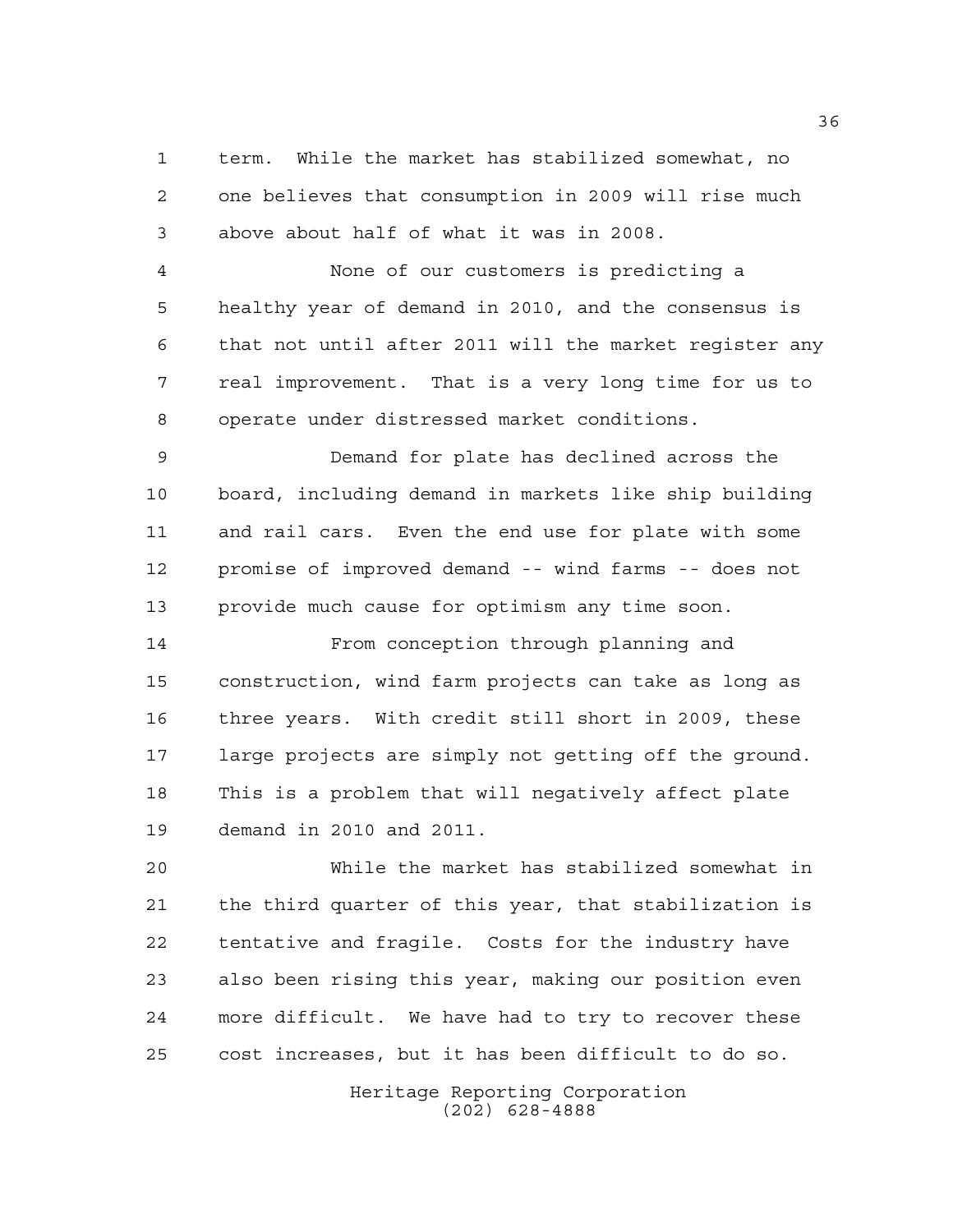term. While the market has stabilized somewhat, no one believes that consumption in 2009 will rise much above about half of what it was in 2008.

None of our customers is predicting a healthy year of demand in 2010, and the consensus is that not until after 2011 will the market register any real improvement. That is a very long time for us to operate under distressed market conditions.

Demand for plate has declined across the board, including demand in markets like ship building and rail cars. Even the end use for plate with some promise of improved demand -- wind farms -- does not provide much cause for optimism any time soon.

From conception through planning and construction, wind farm projects can take as long as three years. With credit still short in 2009, these large projects are simply not getting off the ground. This is a problem that will negatively affect plate demand in 2010 and 2011.

While the market has stabilized somewhat in the third quarter of this year, that stabilization is tentative and fragile. Costs for the industry have also been rising this year, making our position even more difficult. We have had to try to recover these cost increases, but it has been difficult to do so.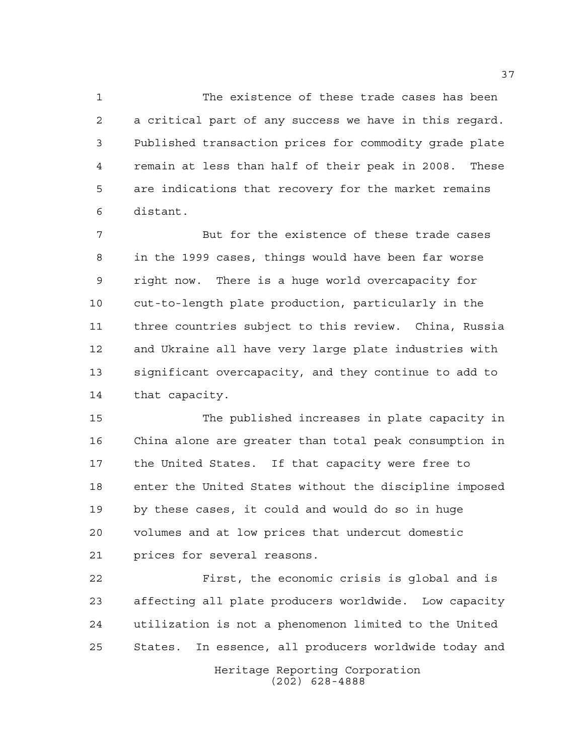The existence of these trade cases has been a critical part of any success we have in this regard. Published transaction prices for commodity grade plate remain at less than half of their peak in 2008. These are indications that recovery for the market remains distant.

But for the existence of these trade cases in the 1999 cases, things would have been far worse right now. There is a huge world overcapacity for cut-to-length plate production, particularly in the three countries subject to this review. China, Russia and Ukraine all have very large plate industries with significant overcapacity, and they continue to add to that capacity.

The published increases in plate capacity in China alone are greater than total peak consumption in the United States. If that capacity were free to enter the United States without the discipline imposed by these cases, it could and would do so in huge volumes and at low prices that undercut domestic prices for several reasons.

First, the economic crisis is global and is affecting all plate producers worldwide. Low capacity utilization is not a phenomenon limited to the United States. In essence, all producers worldwide today and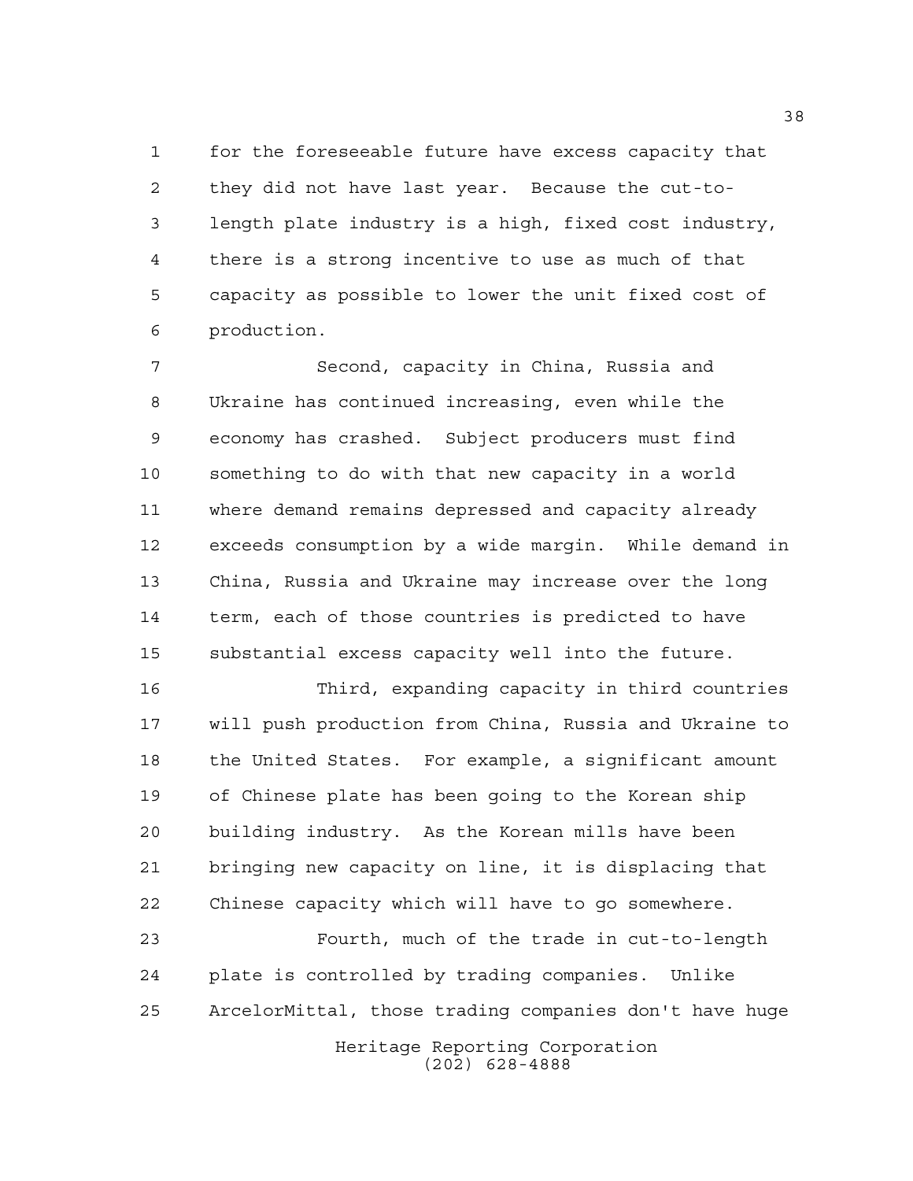for the foreseeable future have excess capacity that they did not have last year. Because the cut-to-length plate industry is a high, fixed cost industry, there is a strong incentive to use as much of that capacity as possible to lower the unit fixed cost of production.

Second, capacity in China, Russia and Ukraine has continued increasing, even while the economy has crashed. Subject producers must find something to do with that new capacity in a world where demand remains depressed and capacity already exceeds consumption by a wide margin. While demand in China, Russia and Ukraine may increase over the long term, each of those countries is predicted to have substantial excess capacity well into the future.

Third, expanding capacity in third countries will push production from China, Russia and Ukraine to the United States. For example, a significant amount of Chinese plate has been going to the Korean ship building industry. As the Korean mills have been bringing new capacity on line, it is displacing that Chinese capacity which will have to go somewhere.

Fourth, much of the trade in cut-to-length plate is controlled by trading companies. Unlike ArcelorMittal, those trading companies don't have huge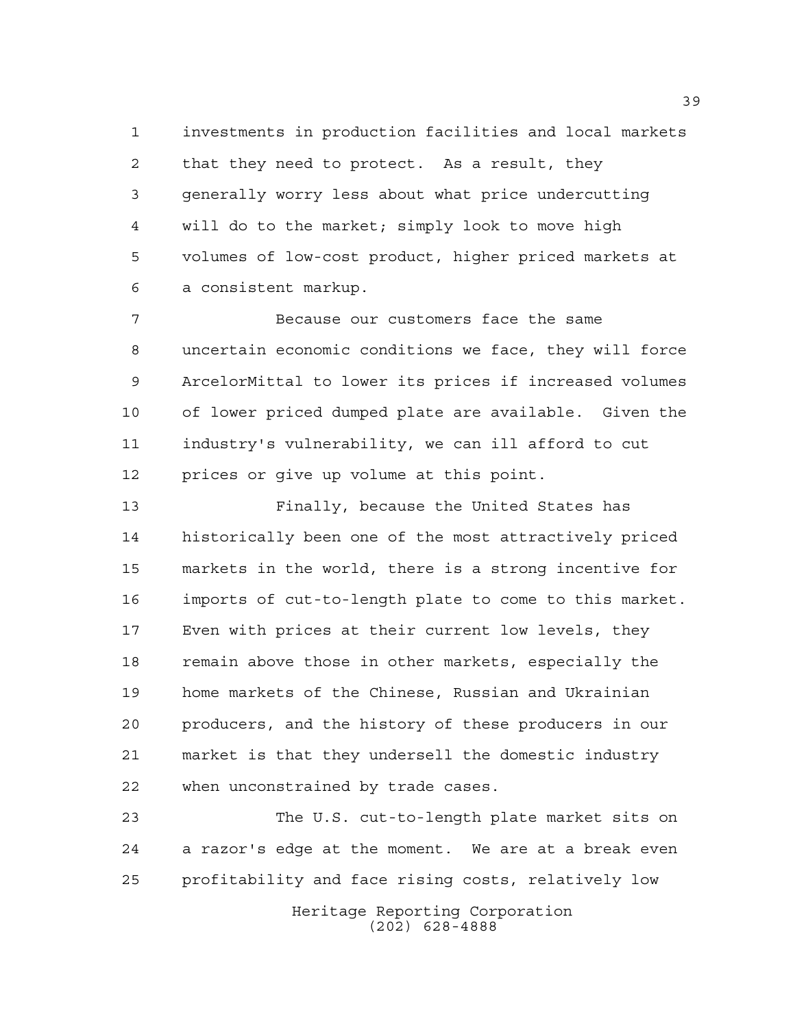investments in production facilities and local markets that they need to protect. As a result, they generally worry less about what price undercutting will do to the market; simply look to move high volumes of low-cost product, higher priced markets at a consistent markup.

Because our customers face the same uncertain economic conditions we face, they will force ArcelorMittal to lower its prices if increased volumes of lower priced dumped plate are available. Given the industry's vulnerability, we can ill afford to cut prices or give up volume at this point.

Finally, because the United States has historically been one of the most attractively priced markets in the world, there is a strong incentive for imports of cut-to-length plate to come to this market. Even with prices at their current low levels, they remain above those in other markets, especially the home markets of the Chinese, Russian and Ukrainian producers, and the history of these producers in our market is that they undersell the domestic industry when unconstrained by trade cases.

The U.S. cut-to-length plate market sits on a razor's edge at the moment. We are at a break even profitability and face rising costs, relatively low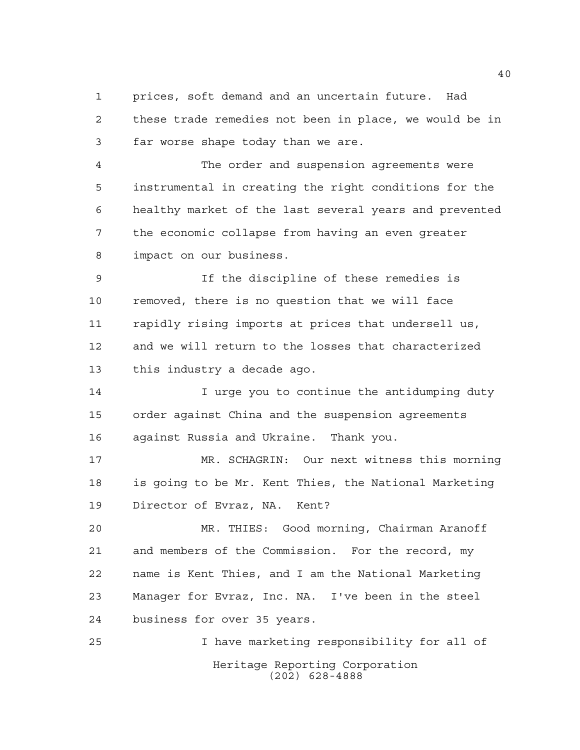prices, soft demand and an uncertain future. Had these trade remedies not been in place, we would be in far worse shape today than we are.

The order and suspension agreements were instrumental in creating the right conditions for the healthy market of the last several years and prevented the economic collapse from having an even greater impact on our business.

If the discipline of these remedies is removed, there is no question that we will face rapidly rising imports at prices that undersell us, and we will return to the losses that characterized this industry a decade ago.

I urge you to continue the antidumping duty order against China and the suspension agreements against Russia and Ukraine. Thank you.

MR. SCHAGRIN: Our next witness this morning is going to be Mr. Kent Thies, the National Marketing Director of Evraz, NA. Kent?

MR. THIES: Good morning, Chairman Aranoff and members of the Commission. For the record, my name is Kent Thies, and I am the National Marketing Manager for Evraz, Inc. NA. I've been in the steel business for over 35 years.

I have marketing responsibility for all of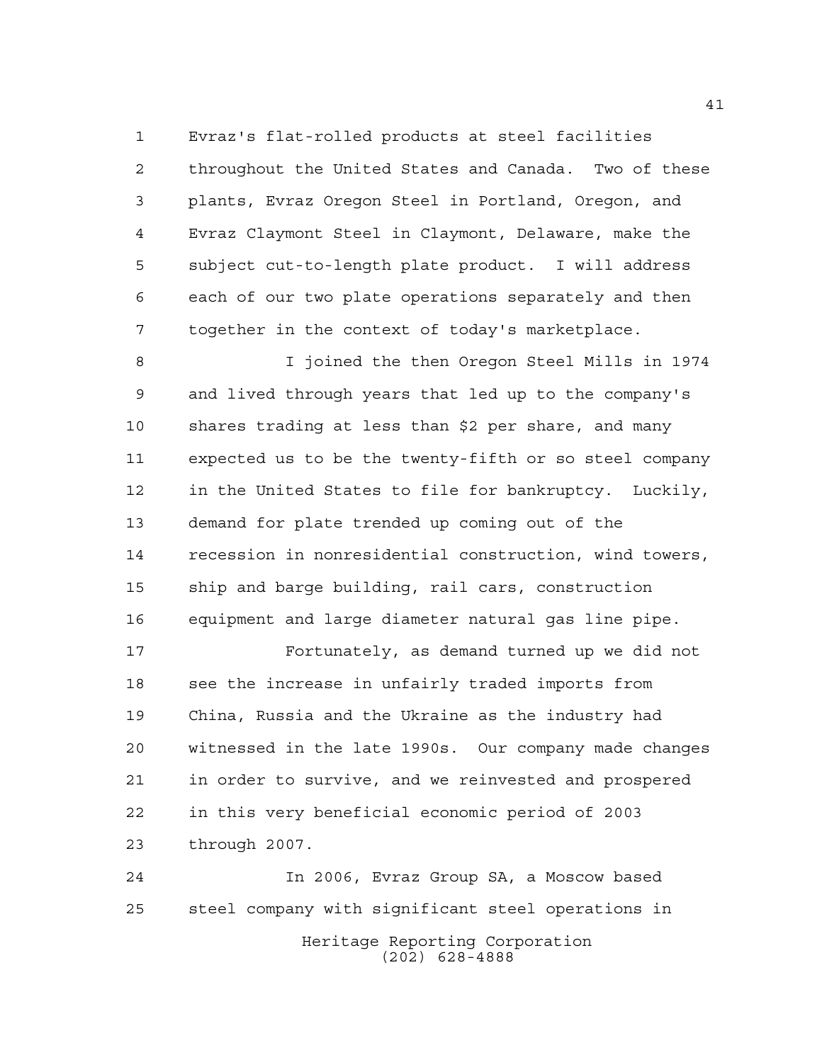Evraz's flat-rolled products at steel facilities throughout the United States and Canada. Two of these plants, Evraz Oregon Steel in Portland, Oregon, and Evraz Claymont Steel in Claymont, Delaware, make the subject cut-to-length plate product. I will address each of our two plate operations separately and then together in the context of today's marketplace.

I joined the then Oregon Steel Mills in 1974 and lived through years that led up to the company's shares trading at less than $2 per share, and many expected us to be the twenty-fifth or so steel company in the United States to file for bankruptcy. Luckily, demand for plate trended up coming out of the recession in nonresidential construction, wind towers, ship and barge building, rail cars, construction equipment and large diameter natural gas line pipe.

Fortunately, as demand turned up we did not see the increase in unfairly traded imports from China, Russia and the Ukraine as the industry had witnessed in the late 1990s. Our company made changes in order to survive, and we reinvested and prospered in this very beneficial economic period of 2003 through 2007.

In 2006, Evraz Group SA, a Moscow based steel company with significant steel operations in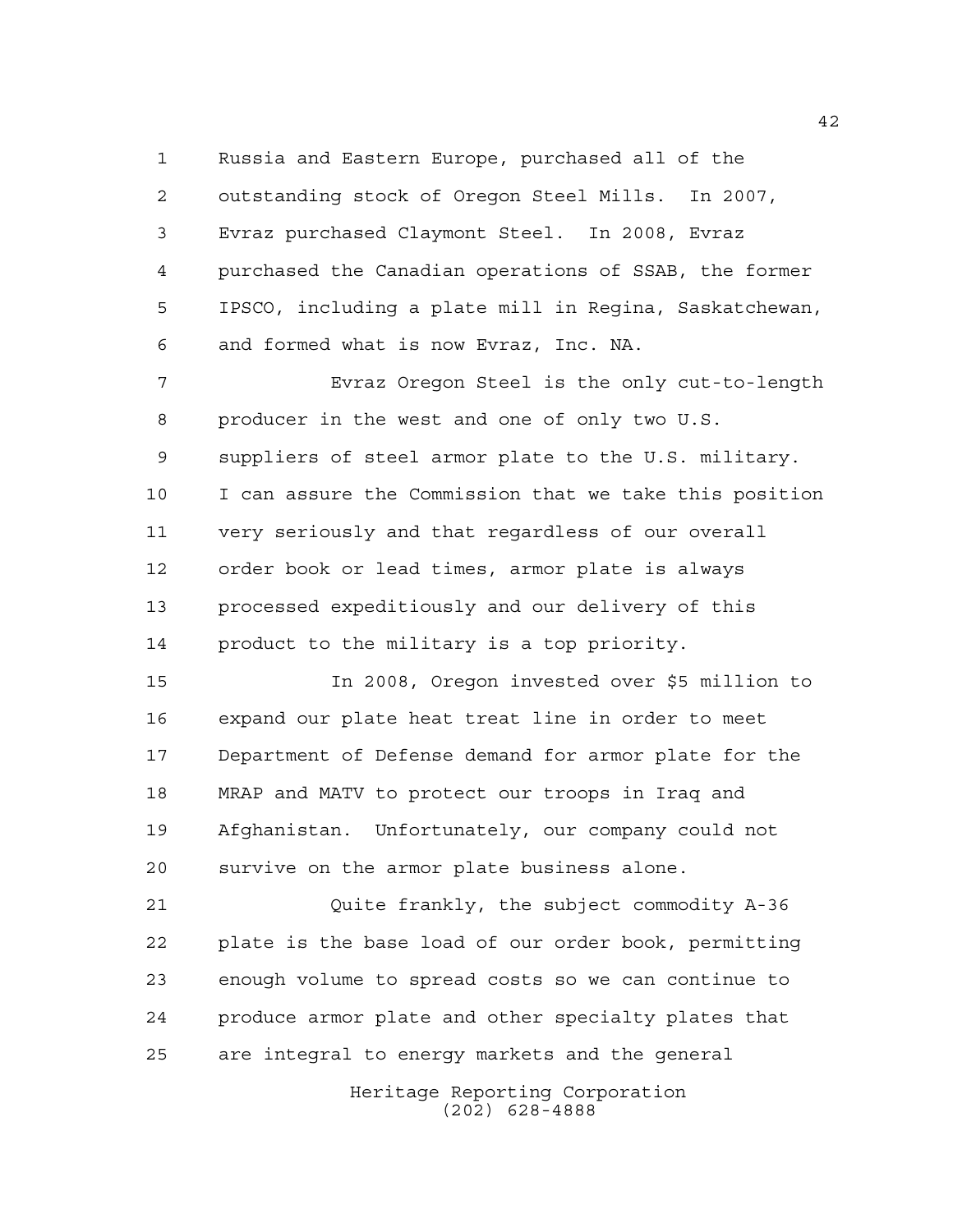Russia and Eastern Europe, purchased all of the outstanding stock of Oregon Steel Mills. In 2007, Evraz purchased Claymont Steel. In 2008, Evraz purchased the Canadian operations of SSAB, the former IPSCO, including a plate mill in Regina, Saskatchewan, and formed what is now Evraz, Inc. NA.

Evraz Oregon Steel is the only cut-to-length producer in the west and one of only two U.S. suppliers of steel armor plate to the U.S. military. I can assure the Commission that we take this position very seriously and that regardless of our overall order book or lead times, armor plate is always processed expeditiously and our delivery of this product to the military is a top priority.

In 2008, Oregon invested over $5 million to expand our plate heat treat line in order to meet Department of Defense demand for armor plate for the MRAP and MATV to protect our troops in Iraq and Afghanistan. Unfortunately, our company could not survive on the armor plate business alone.

Quite frankly, the subject commodity A-36 plate is the base load of our order book, permitting enough volume to spread costs so we can continue to produce armor plate and other specialty plates that are integral to energy markets and the general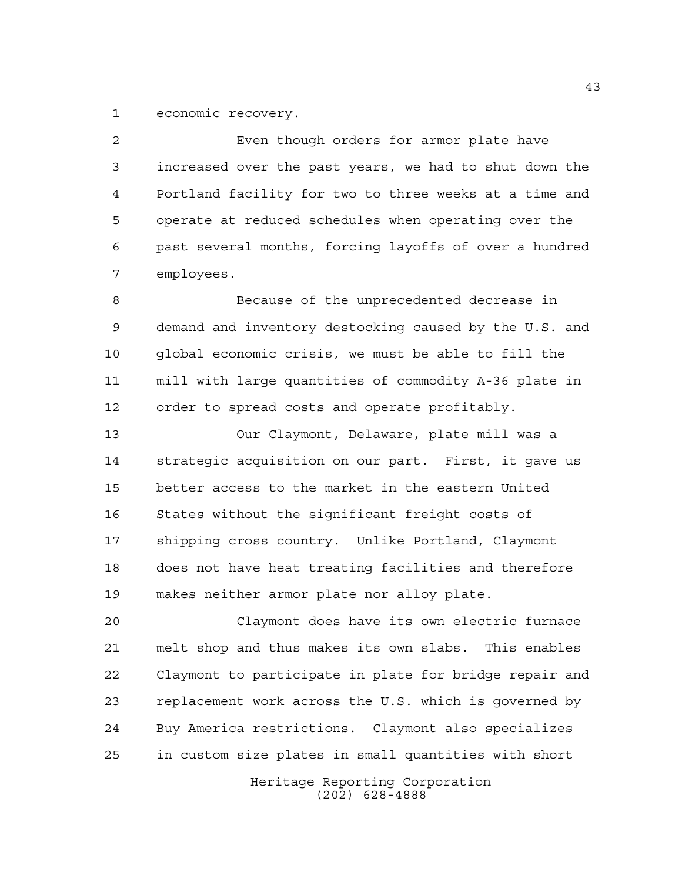economic recovery.

Even though orders for armor plate have increased over the past years, we had to shut down the Portland facility for two to three weeks at a time and operate at reduced schedules when operating over the past several months, forcing layoffs of over a hundred employees.

Because of the unprecedented decrease in demand and inventory destocking caused by the U.S. and global economic crisis, we must be able to fill the mill with large quantities of commodity A-36 plate in order to spread costs and operate profitably.

Our Claymont, Delaware, plate mill was a strategic acquisition on our part. First, it gave us better access to the market in the eastern United States without the significant freight costs of shipping cross country. Unlike Portland, Claymont does not have heat treating facilities and therefore makes neither armor plate nor alloy plate.

Claymont does have its own electric furnace melt shop and thus makes its own slabs. This enables Claymont to participate in plate for bridge repair and replacement work across the U.S. which is governed by Buy America restrictions. Claymont also specializes in custom size plates in small quantities with short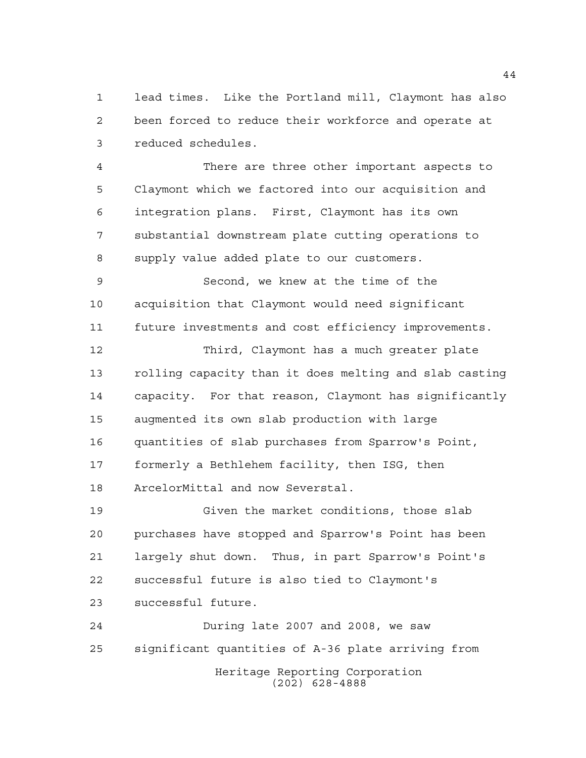lead times. Like the Portland mill, Claymont has also been forced to reduce their workforce and operate at reduced schedules.

There are three other important aspects to Claymont which we factored into our acquisition and integration plans. First, Claymont has its own substantial downstream plate cutting operations to supply value added plate to our customers.

Second, we knew at the time of the acquisition that Claymont would need significant future investments and cost efficiency improvements.

Third, Claymont has a much greater plate rolling capacity than it does melting and slab casting capacity. For that reason, Claymont has significantly augmented its own slab production with large quantities of slab purchases from Sparrow's Point, formerly a Bethlehem facility, then ISG, then ArcelorMittal and now Severstal.

Given the market conditions, those slab purchases have stopped and Sparrow's Point has been largely shut down. Thus, in part Sparrow's Point's successful future is also tied to Claymont's successful future.

During late 2007 and 2008, we saw significant quantities of A-36 plate arriving from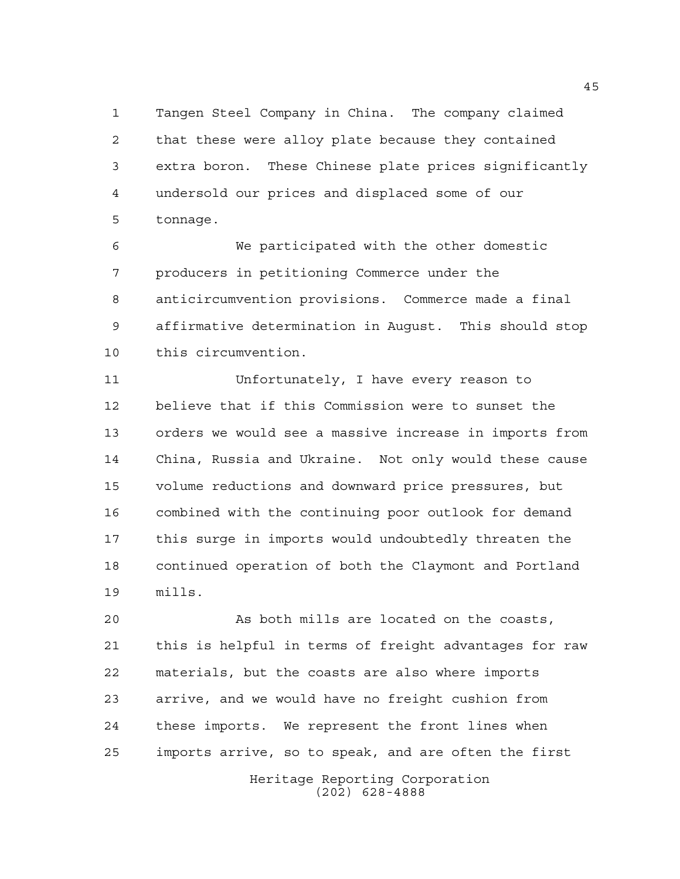Tangen Steel Company in China. The company claimed that these were alloy plate because they contained extra boron. These Chinese plate prices significantly undersold our prices and displaced some of our tonnage.

We participated with the other domestic producers in petitioning Commerce under the anticircumvention provisions. Commerce made a final affirmative determination in August. This should stop this circumvention.

Unfortunately, I have every reason to believe that if this Commission were to sunset the orders we would see a massive increase in imports from China, Russia and Ukraine. Not only would these cause volume reductions and downward price pressures, but combined with the continuing poor outlook for demand this surge in imports would undoubtedly threaten the continued operation of both the Claymont and Portland mills.

As both mills are located on the coasts, this is helpful in terms of freight advantages for raw materials, but the coasts are also where imports arrive, and we would have no freight cushion from these imports. We represent the front lines when imports arrive, so to speak, and are often the first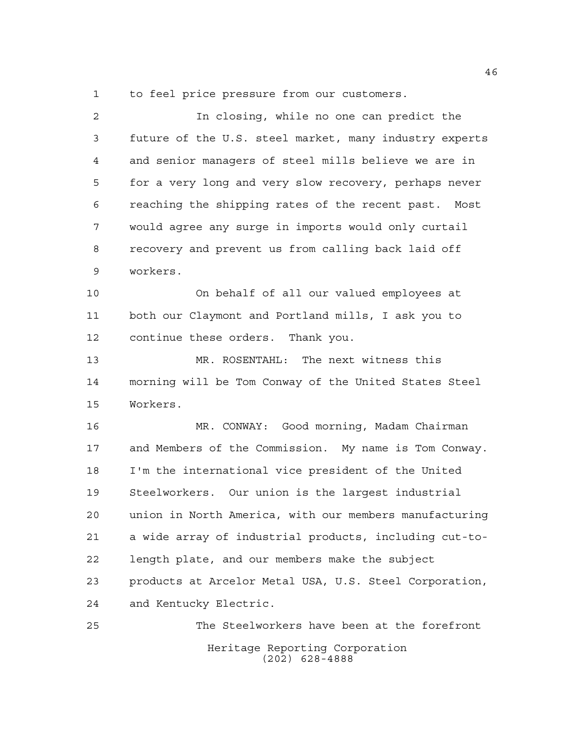to feel price pressure from our customers.

In closing, while no one can predict the future of the U.S. steel market, many industry experts and senior managers of steel mills believe we are in for a very long and very slow recovery, perhaps never reaching the shipping rates of the recent past. Most would agree any surge in imports would only curtail recovery and prevent us from calling back laid off workers.

On behalf of all our valued employees at both our Claymont and Portland mills, I ask you to continue these orders. Thank you.

MR. ROSENTAHL: The next witness this morning will be Tom Conway of the United States Steel Workers.

MR. CONWAY: Good morning, Madam Chairman and Members of the Commission. My name is Tom Conway. I'm the international vice president of the United Steelworkers. Our union is the largest industrial union in North America, with our members manufacturing a wide array of industrial products, including cut-to-length plate, and our members make the subject products at Arcelor Metal USA, U.S. Steel Corporation, and Kentucky Electric.

The Steelworkers have been at the forefront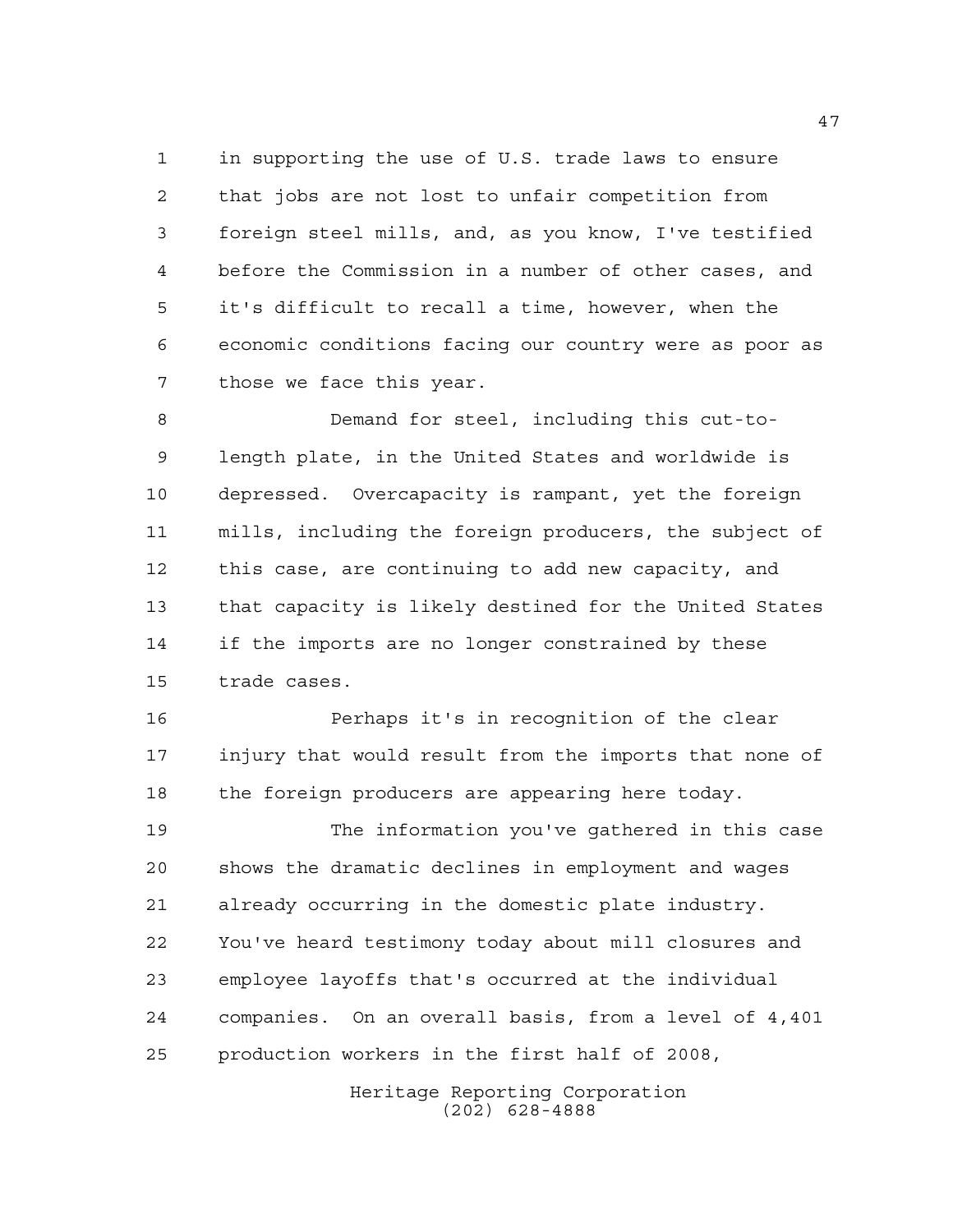in supporting the use of U.S. trade laws to ensure that jobs are not lost to unfair competition from foreign steel mills, and, as you know, I've testified before the Commission in a number of other cases, and it's difficult to recall a time, however, when the economic conditions facing our country were as poor as those we face this year.

Demand for steel, including this cut-to-length plate, in the United States and worldwide is depressed. Overcapacity is rampant, yet the foreign mills, including the foreign producers, the subject of this case, are continuing to add new capacity, and that capacity is likely destined for the United States if the imports are no longer constrained by these trade cases.

Perhaps it's in recognition of the clear injury that would result from the imports that none of the foreign producers are appearing here today.

The information you've gathered in this case shows the dramatic declines in employment and wages already occurring in the domestic plate industry. You've heard testimony today about mill closures and employee layoffs that's occurred at the individual companies. On an overall basis, from a level of 4,401 production workers in the first half of 2008,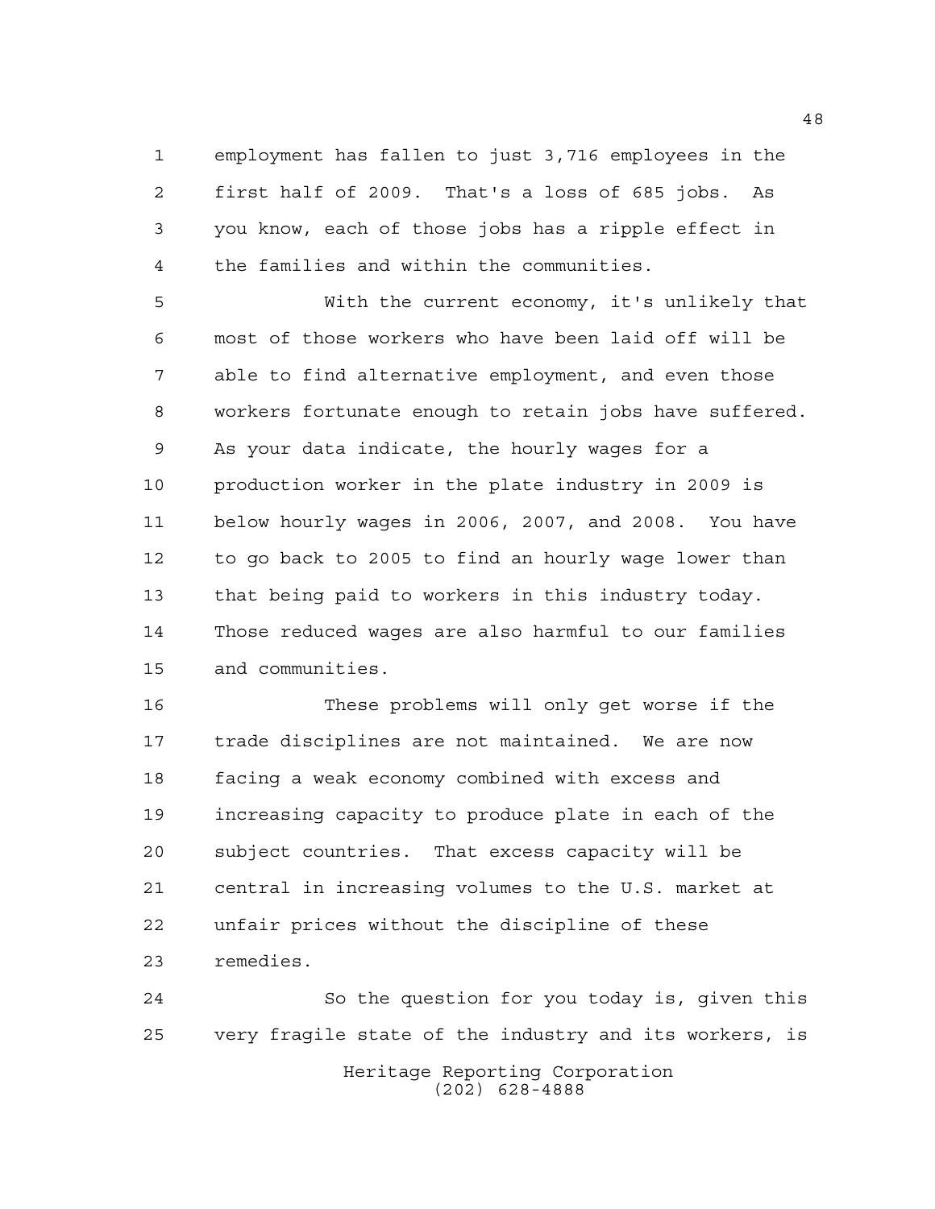employment has fallen to just 3,716 employees in the first half of 2009. That's a loss of 685 jobs. As you know, each of those jobs has a ripple effect in the families and within the communities.

With the current economy, it's unlikely that most of those workers who have been laid off will be able to find alternative employment, and even those workers fortunate enough to retain jobs have suffered. As your data indicate, the hourly wages for a production worker in the plate industry in 2009 is below hourly wages in 2006, 2007, and 2008. You have to go back to 2005 to find an hourly wage lower than that being paid to workers in this industry today. Those reduced wages are also harmful to our families and communities.

These problems will only get worse if the trade disciplines are not maintained. We are now facing a weak economy combined with excess and increasing capacity to produce plate in each of the subject countries. That excess capacity will be central in increasing volumes to the U.S. market at unfair prices without the discipline of these remedies.

So the question for you today is, given this very fragile state of the industry and its workers, is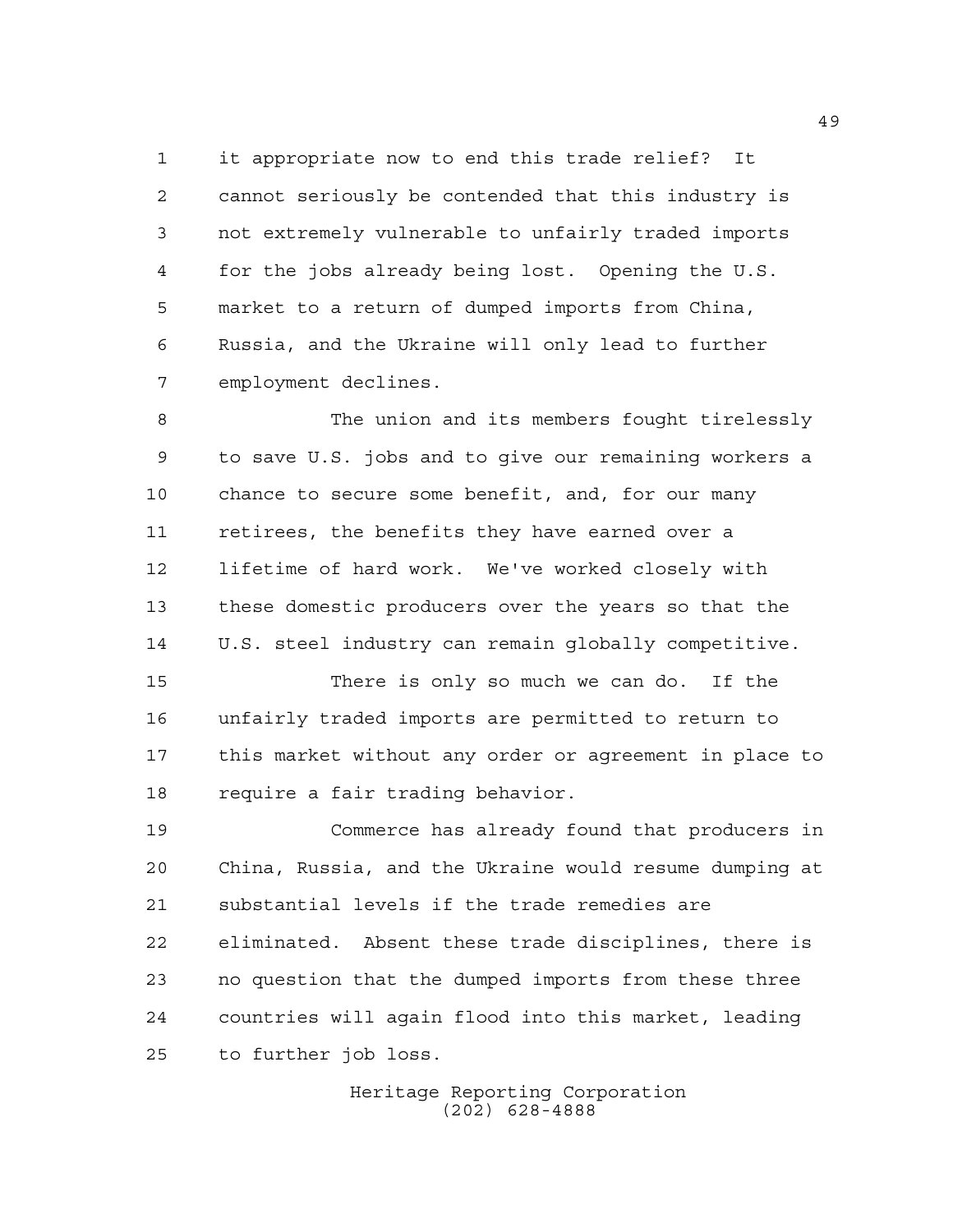it appropriate now to end this trade relief? It cannot seriously be contended that this industry is not extremely vulnerable to unfairly traded imports for the jobs already being lost. Opening the U.S. market to a return of dumped imports from China, Russia, and the Ukraine will only lead to further employment declines.

The union and its members fought tirelessly to save U.S. jobs and to give our remaining workers a chance to secure some benefit, and, for our many retirees, the benefits they have earned over a lifetime of hard work. We've worked closely with these domestic producers over the years so that the U.S. steel industry can remain globally competitive.

There is only so much we can do. If the unfairly traded imports are permitted to return to this market without any order or agreement in place to require a fair trading behavior.

Commerce has already found that producers in China, Russia, and the Ukraine would resume dumping at substantial levels if the trade remedies are eliminated. Absent these trade disciplines, there is no question that the dumped imports from these three countries will again flood into this market, leading to further job loss.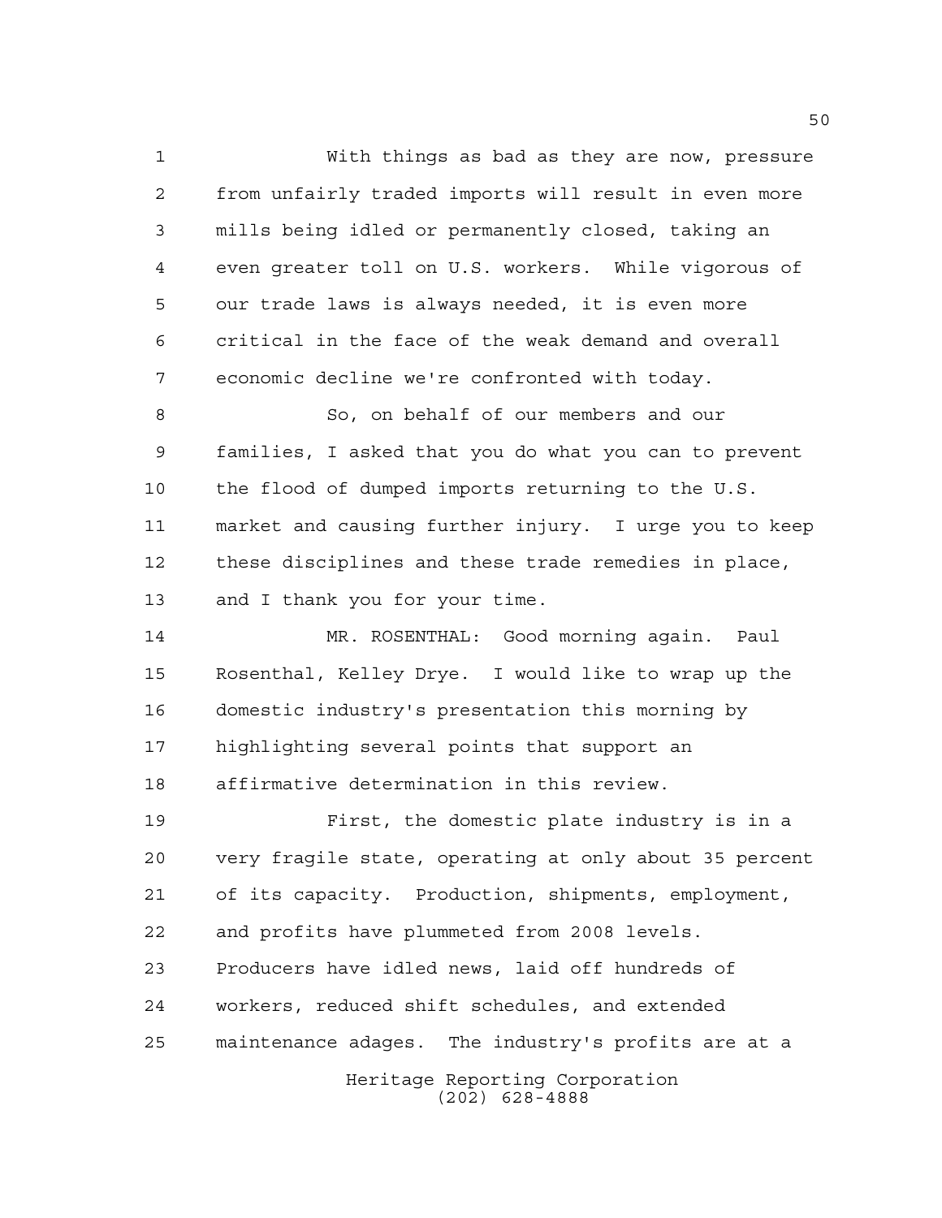With things as bad as they are now, pressure from unfairly traded imports will result in even more mills being idled or permanently closed, taking an even greater toll on U.S. workers. While vigorous of our trade laws is always needed, it is even more critical in the face of the weak demand and overall economic decline we're confronted with today.

So, on behalf of our members and our families, I asked that you do what you can to prevent the flood of dumped imports returning to the U.S. market and causing further injury. I urge you to keep these disciplines and these trade remedies in place, and I thank you for your time.

MR. ROSENTHAL: Good morning again. Paul Rosenthal, Kelley Drye. I would like to wrap up the domestic industry's presentation this morning by highlighting several points that support an affirmative determination in this review.

First, the domestic plate industry is in a very fragile state, operating at only about 35 percent of its capacity. Production, shipments, employment, and profits have plummeted from 2008 levels. Producers have idled news, laid off hundreds of workers, reduced shift schedules, and extended maintenance adages. The industry's profits are at a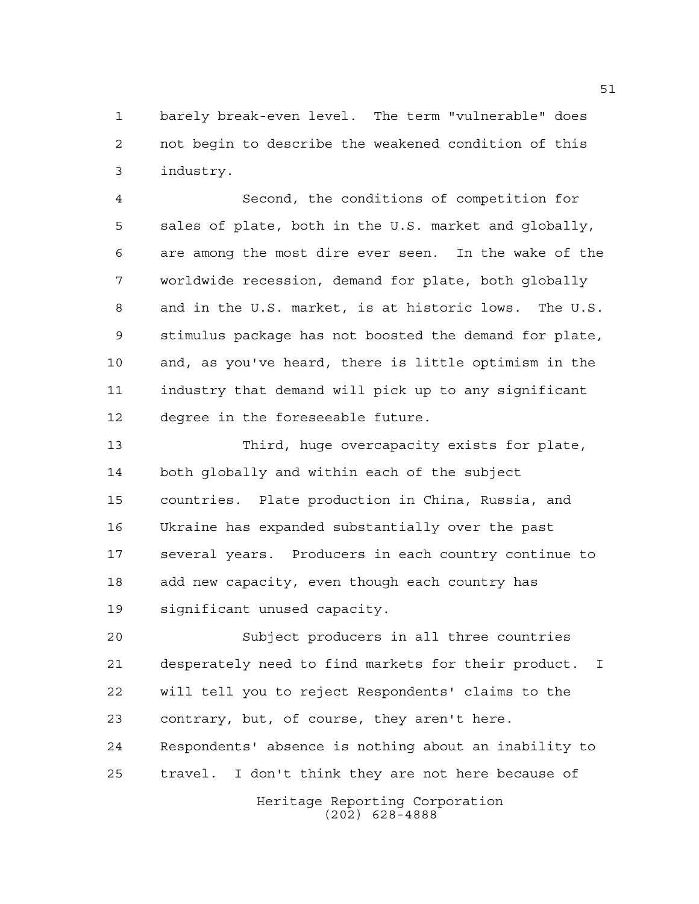barely break-even level. The term "vulnerable" does not begin to describe the weakened condition of this industry.

Second, the conditions of competition for sales of plate, both in the U.S. market and globally, are among the most dire ever seen. In the wake of the worldwide recession, demand for plate, both globally and in the U.S. market, is at historic lows. The U.S. stimulus package has not boosted the demand for plate, and, as you've heard, there is little optimism in the industry that demand will pick up to any significant degree in the foreseeable future.

Third, huge overcapacity exists for plate, both globally and within each of the subject countries. Plate production in China, Russia, and Ukraine has expanded substantially over the past several years. Producers in each country continue to add new capacity, even though each country has significant unused capacity.

Subject producers in all three countries desperately need to find markets for their product. I will tell you to reject Respondents' claims to the contrary, but, of course, they aren't here. Respondents' absence is nothing about an inability to travel. I don't think they are not here because of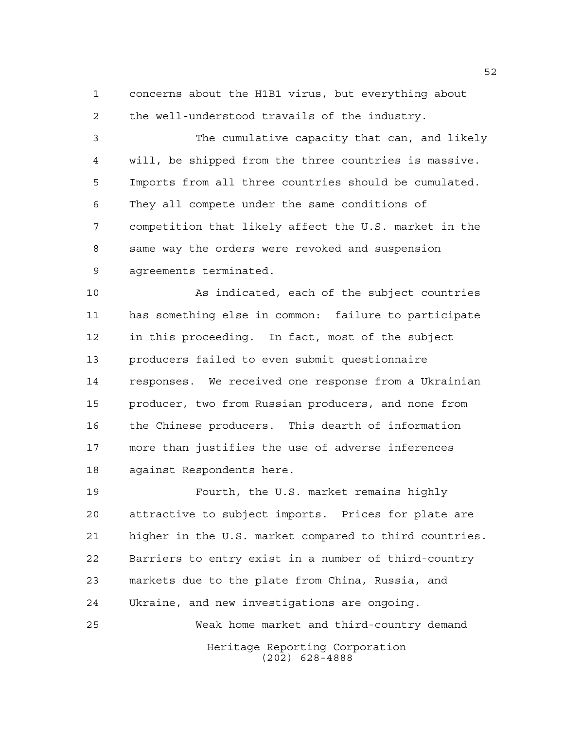concerns about the H1B1 virus, but everything about the well-understood travails of the industry.

The cumulative capacity that can, and likely will, be shipped from the three countries is massive. Imports from all three countries should be cumulated. They all compete under the same conditions of competition that likely affect the U.S. market in the same way the orders were revoked and suspension agreements terminated.

As indicated, each of the subject countries has something else in common: failure to participate in this proceeding. In fact, most of the subject producers failed to even submit questionnaire responses. We received one response from a Ukrainian producer, two from Russian producers, and none from the Chinese producers. This dearth of information more than justifies the use of adverse inferences against Respondents here.

Fourth, the U.S. market remains highly attractive to subject imports. Prices for plate are higher in the U.S. market compared to third countries. Barriers to entry exist in a number of third-country markets due to the plate from China, Russia, and Ukraine, and new investigations are ongoing.

Weak home market and third-country demand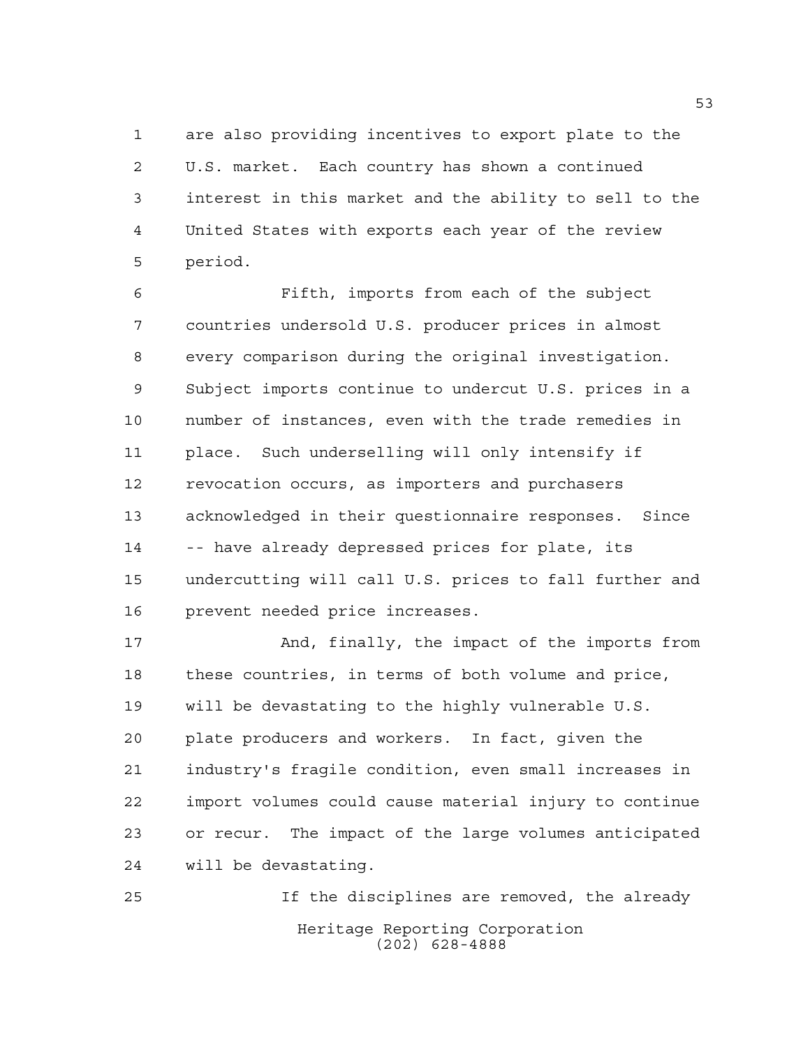are also providing incentives to export plate to the U.S. market. Each country has shown a continued interest in this market and the ability to sell to the United States with exports each year of the review period.

Fifth, imports from each of the subject countries undersold U.S. producer prices in almost every comparison during the original investigation. Subject imports continue to undercut U.S. prices in a number of instances, even with the trade remedies in place. Such underselling will only intensify if revocation occurs, as importers and purchasers acknowledged in their questionnaire responses. Since -- have already depressed prices for plate, its undercutting will call U.S. prices to fall further and prevent needed price increases.

And, finally, the impact of the imports from these countries, in terms of both volume and price, will be devastating to the highly vulnerable U.S. plate producers and workers. In fact, given the industry's fragile condition, even small increases in import volumes could cause material injury to continue or recur. The impact of the large volumes anticipated will be devastating.

If the disciplines are removed, the already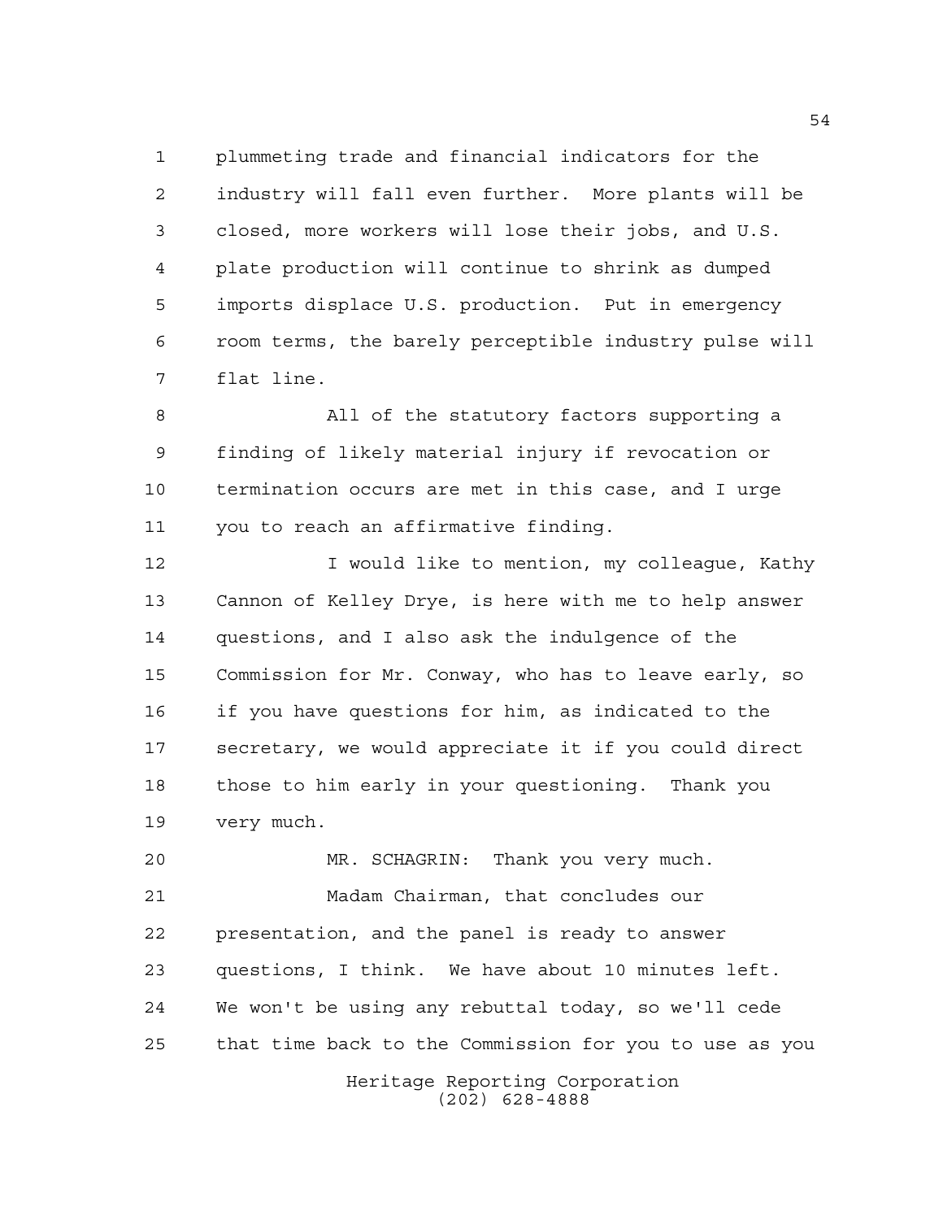plummeting trade and financial indicators for the industry will fall even further. More plants will be closed, more workers will lose their jobs, and U.S. plate production will continue to shrink as dumped imports displace U.S. production. Put in emergency room terms, the barely perceptible industry pulse will flat line.

All of the statutory factors supporting a finding of likely material injury if revocation or termination occurs are met in this case, and I urge you to reach an affirmative finding.

I would like to mention, my colleague, Kathy Cannon of Kelley Drye, is here with me to help answer questions, and I also ask the indulgence of the Commission for Mr. Conway, who has to leave early, so if you have questions for him, as indicated to the secretary, we would appreciate it if you could direct those to him early in your questioning. Thank you very much.

MR. SCHAGRIN: Thank you very much.

Madam Chairman, that concludes our presentation, and the panel is ready to answer questions, I think. We have about 10 minutes left. We won't be using any rebuttal today, so we'll cede that time back to the Commission for you to use as you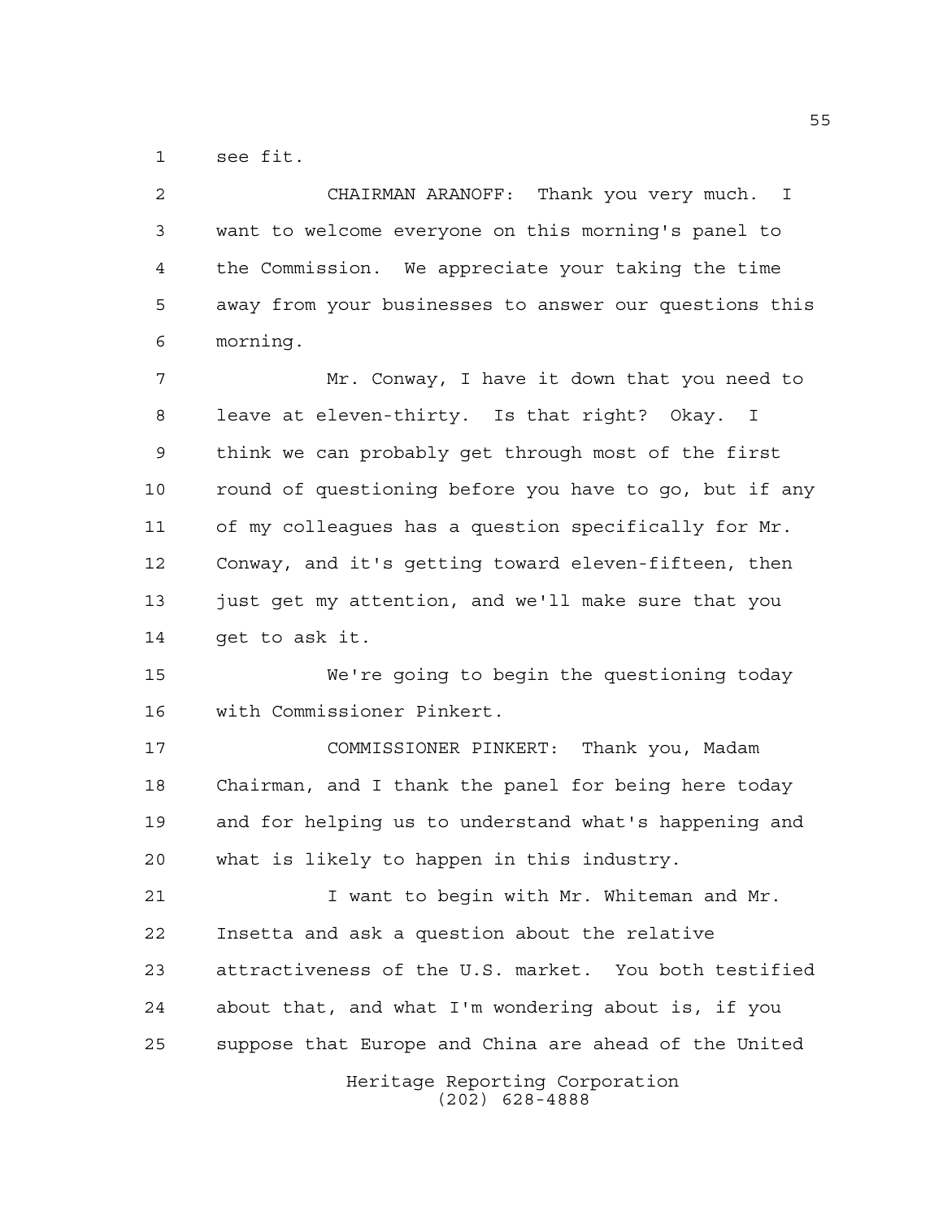see fit.

CHAIRMAN ARANOFF: Thank you very much. I want to welcome everyone on this morning's panel to the Commission. We appreciate your taking the time away from your businesses to answer our questions this morning.

Mr. Conway, I have it down that you need to leave at eleven-thirty. Is that right? Okay. I think we can probably get through most of the first round of questioning before you have to go, but if any of my colleagues has a question specifically for Mr. Conway, and it's getting toward eleven-fifteen, then just get my attention, and we'll make sure that you get to ask it.

We're going to begin the questioning today with Commissioner Pinkert.

COMMISSIONER PINKERT: Thank you, Madam Chairman, and I thank the panel for being here today and for helping us to understand what's happening and what is likely to happen in this industry.

I want to begin with Mr. Whiteman and Mr. Insetta and ask a question about the relative attractiveness of the U.S. market. You both testified about that, and what I'm wondering about is, if you suppose that Europe and China are ahead of the United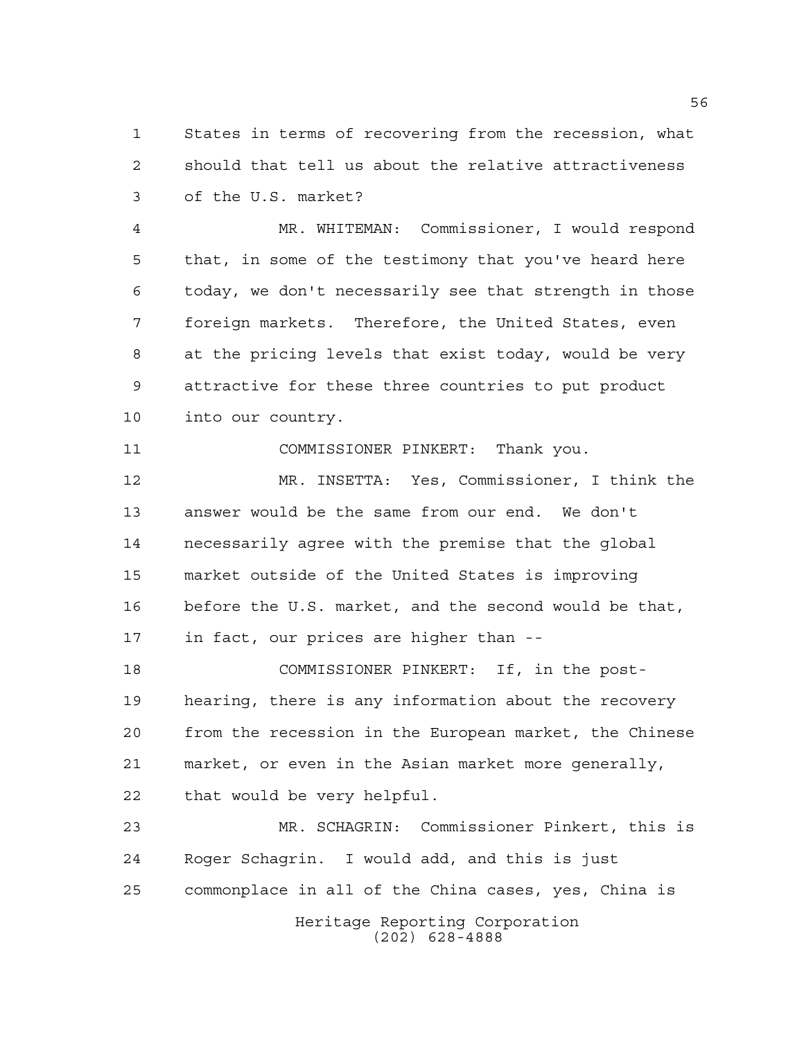States in terms of recovering from the recession, what should that tell us about the relative attractiveness of the U.S. market?

MR. WHITEMAN: Commissioner, I would respond that, in some of the testimony that you've heard here today, we don't necessarily see that strength in those foreign markets. Therefore, the United States, even at the pricing levels that exist today, would be very attractive for these three countries to put product into our country.

COMMISSIONER PINKERT: Thank you.

MR. INSETTA: Yes, Commissioner, I think the answer would be the same from our end. We don't necessarily agree with the premise that the global market outside of the United States is improving before the U.S. market, and the second would be that, in fact, our prices are higher than --

COMMISSIONER PINKERT: If, in the post-hearing, there is any information about the recovery from the recession in the European market, the Chinese market, or even in the Asian market more generally, that would be very helpful.

MR. SCHAGRIN: Commissioner Pinkert, this is Roger Schagrin. I would add, and this is just commonplace in all of the China cases, yes, China is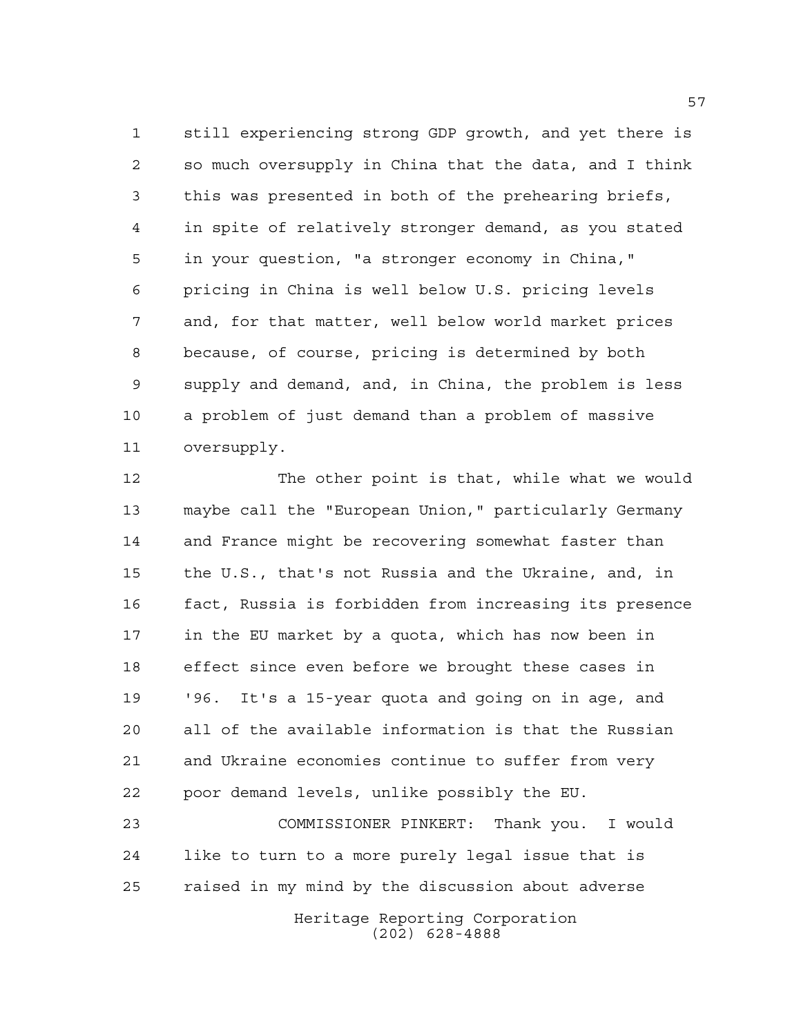still experiencing strong GDP growth, and yet there is so much oversupply in China that the data, and I think this was presented in both of the prehearing briefs, in spite of relatively stronger demand, as you stated in your question, "a stronger economy in China," pricing in China is well below U.S. pricing levels and, for that matter, well below world market prices because, of course, pricing is determined by both supply and demand, and, in China, the problem is less a problem of just demand than a problem of massive oversupply.

The other point is that, while what we would maybe call the "European Union," particularly Germany and France might be recovering somewhat faster than the U.S., that's not Russia and the Ukraine, and, in fact, Russia is forbidden from increasing its presence in the EU market by a quota, which has now been in effect since even before we brought these cases in '96. It's a 15-year quota and going on in age, and all of the available information is that the Russian and Ukraine economies continue to suffer from very poor demand levels, unlike possibly the EU.

COMMISSIONER PINKERT: Thank you. I would like to turn to a more purely legal issue that is raised in my mind by the discussion about adverse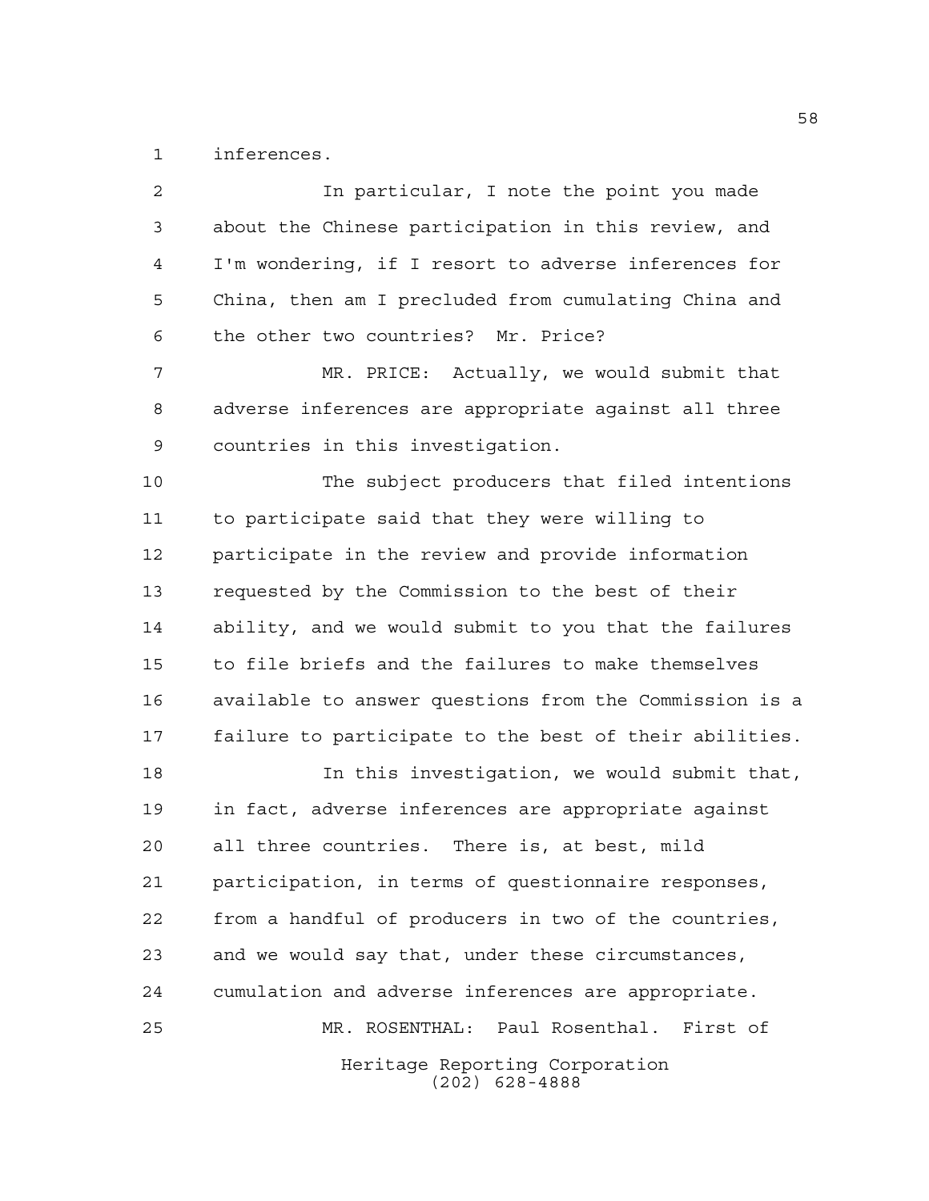inferences.

In particular, I note the point you made about the Chinese participation in this review, and I'm wondering, if I resort to adverse inferences for China, then am I precluded from cumulating China and the other two countries? Mr. Price?

MR. PRICE: Actually, we would submit that adverse inferences are appropriate against all three countries in this investigation.

The subject producers that filed intentions to participate said that they were willing to participate in the review and provide information requested by the Commission to the best of their ability, and we would submit to you that the failures to file briefs and the failures to make themselves available to answer questions from the Commission is a failure to participate to the best of their abilities.

In this investigation, we would submit that, in fact, adverse inferences are appropriate against all three countries. There is, at best, mild participation, in terms of questionnaire responses, from a handful of producers in two of the countries, and we would say that, under these circumstances, cumulation and adverse inferences are appropriate.

MR. ROSENTHAL: Paul Rosenthal. First of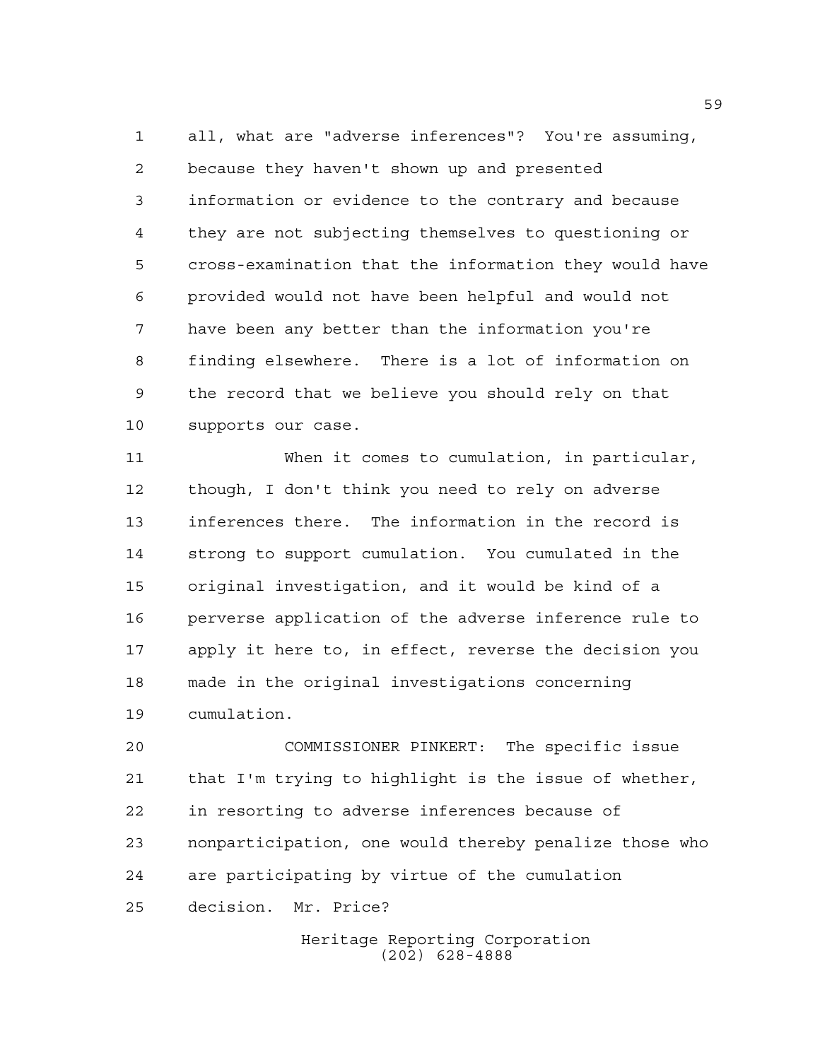all, what are "adverse inferences"? You're assuming, because they haven't shown up and presented information or evidence to the contrary and because they are not subjecting themselves to questioning or cross-examination that the information they would have provided would not have been helpful and would not have been any better than the information you're finding elsewhere. There is a lot of information on the record that we believe you should rely on that supports our case.

When it comes to cumulation, in particular, though, I don't think you need to rely on adverse inferences there. The information in the record is strong to support cumulation. You cumulated in the original investigation, and it would be kind of a perverse application of the adverse inference rule to apply it here to, in effect, reverse the decision you made in the original investigations concerning cumulation.

COMMISSIONER PINKERT: The specific issue that I'm trying to highlight is the issue of whether, in resorting to adverse inferences because of nonparticipation, one would thereby penalize those who are participating by virtue of the cumulation decision. Mr. Price?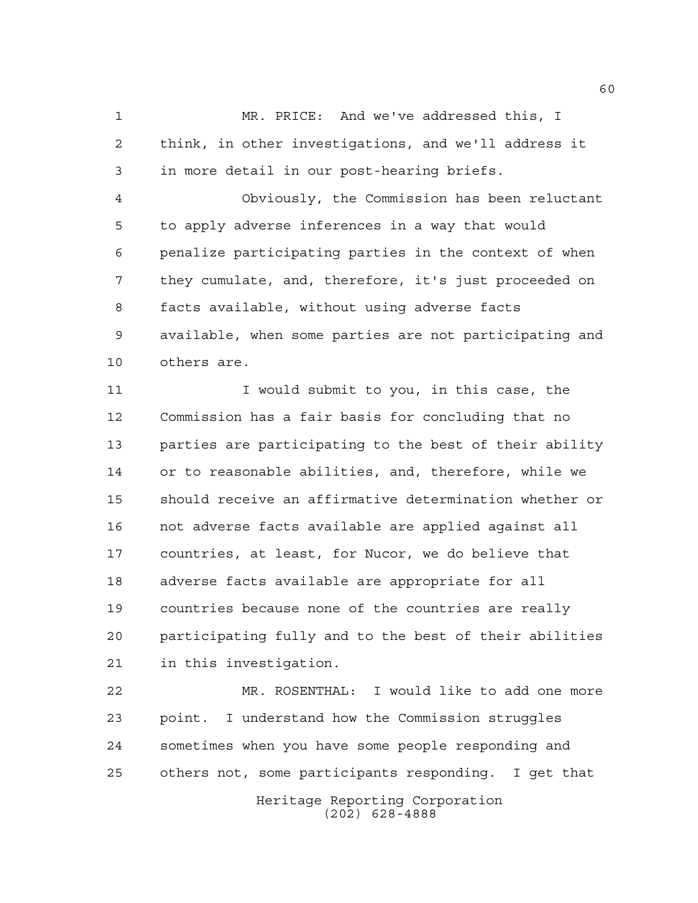MR. PRICE: And we've addressed this, I think, in other investigations, and we'll address it in more detail in our post-hearing briefs.

Obviously, the Commission has been reluctant to apply adverse inferences in a way that would penalize participating parties in the context of when they cumulate, and, therefore, it's just proceeded on facts available, without using adverse facts available, when some parties are not participating and others are.

I would submit to you, in this case, the Commission has a fair basis for concluding that no parties are participating to the best of their ability or to reasonable abilities, and, therefore, while we should receive an affirmative determination whether or not adverse facts available are applied against all countries, at least, for Nucor, we do believe that adverse facts available are appropriate for all countries because none of the countries are really participating fully and to the best of their abilities in this investigation.

MR. ROSENTHAL: I would like to add one more point. I understand how the Commission struggles sometimes when you have some people responding and others not, some participants responding. I get that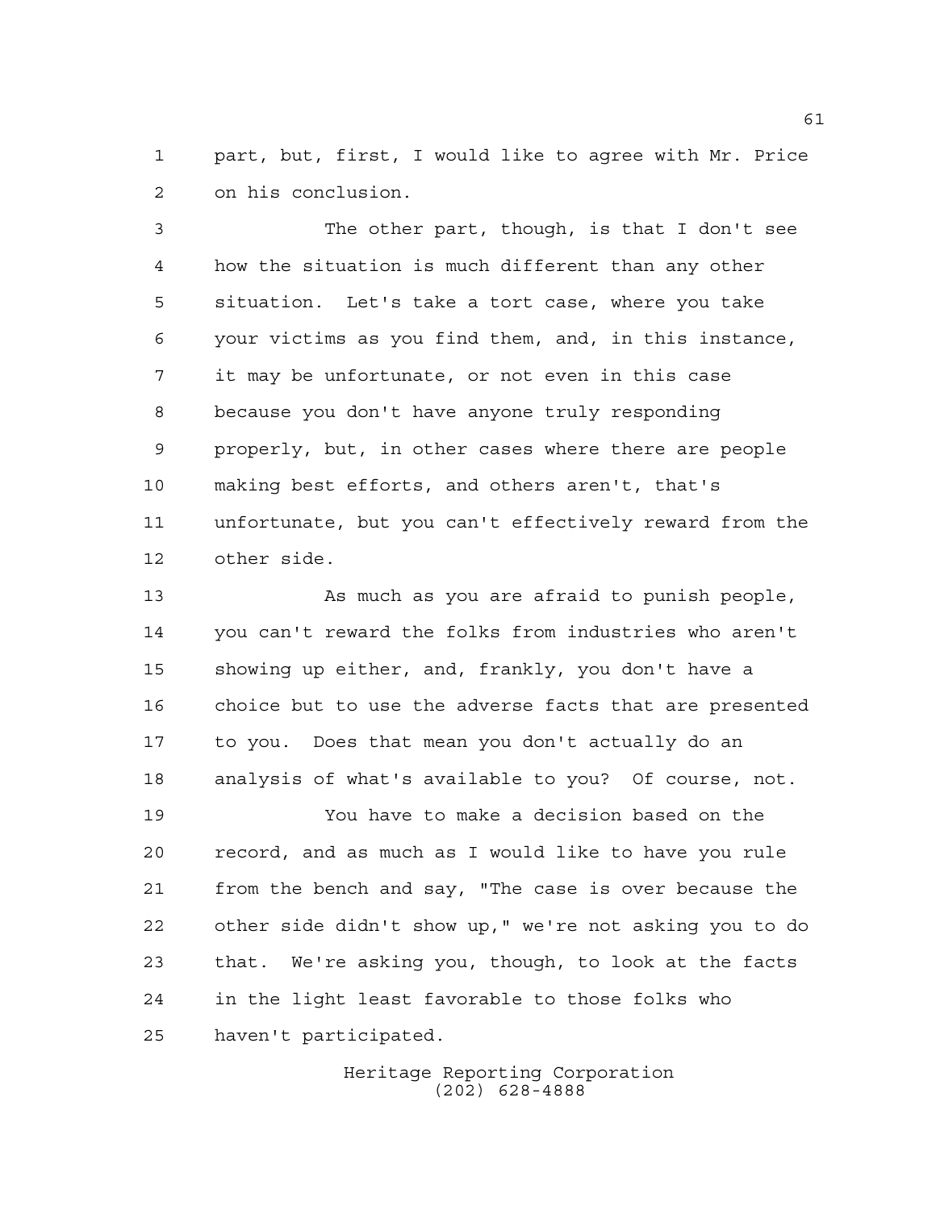part, but, first, I would like to agree with Mr. Price on his conclusion.

The other part, though, is that I don't see how the situation is much different than any other situation. Let's take a tort case, where you take your victims as you find them, and, in this instance, it may be unfortunate, or not even in this case because you don't have anyone truly responding properly, but, in other cases where there are people making best efforts, and others aren't, that's unfortunate, but you can't effectively reward from the other side.

As much as you are afraid to punish people, you can't reward the folks from industries who aren't showing up either, and, frankly, you don't have a choice but to use the adverse facts that are presented to you. Does that mean you don't actually do an analysis of what's available to you? Of course, not.

You have to make a decision based on the record, and as much as I would like to have you rule from the bench and say, "The case is over because the other side didn't show up," we're not asking you to do that. We're asking you, though, to look at the facts in the light least favorable to those folks who haven't participated.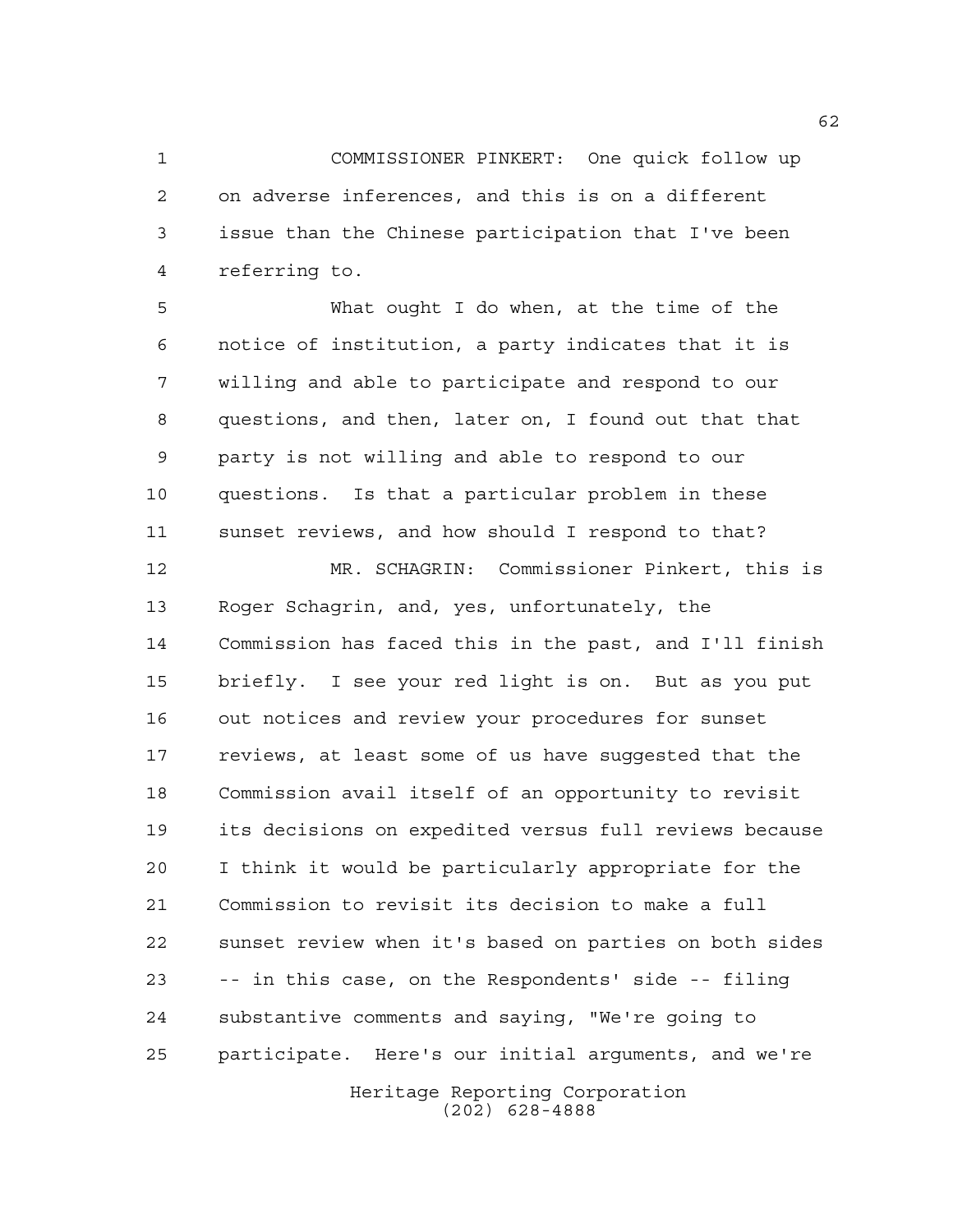COMMISSIONER PINKERT: One quick follow up on adverse inferences, and this is on a different issue than the Chinese participation that I've been referring to.

What ought I do when, at the time of the notice of institution, a party indicates that it is willing and able to participate and respond to our questions, and then, later on, I found out that that party is not willing and able to respond to our questions. Is that a particular problem in these sunset reviews, and how should I respond to that?

MR. SCHAGRIN: Commissioner Pinkert, this is Roger Schagrin, and, yes, unfortunately, the Commission has faced this in the past, and I'll finish briefly. I see your red light is on. But as you put out notices and review your procedures for sunset reviews, at least some of us have suggested that the Commission avail itself of an opportunity to revisit its decisions on expedited versus full reviews because I think it would be particularly appropriate for the Commission to revisit its decision to make a full sunset review when it's based on parties on both sides -- in this case, on the Respondents' side -- filing substantive comments and saying, "We're going to participate. Here's our initial arguments, and we're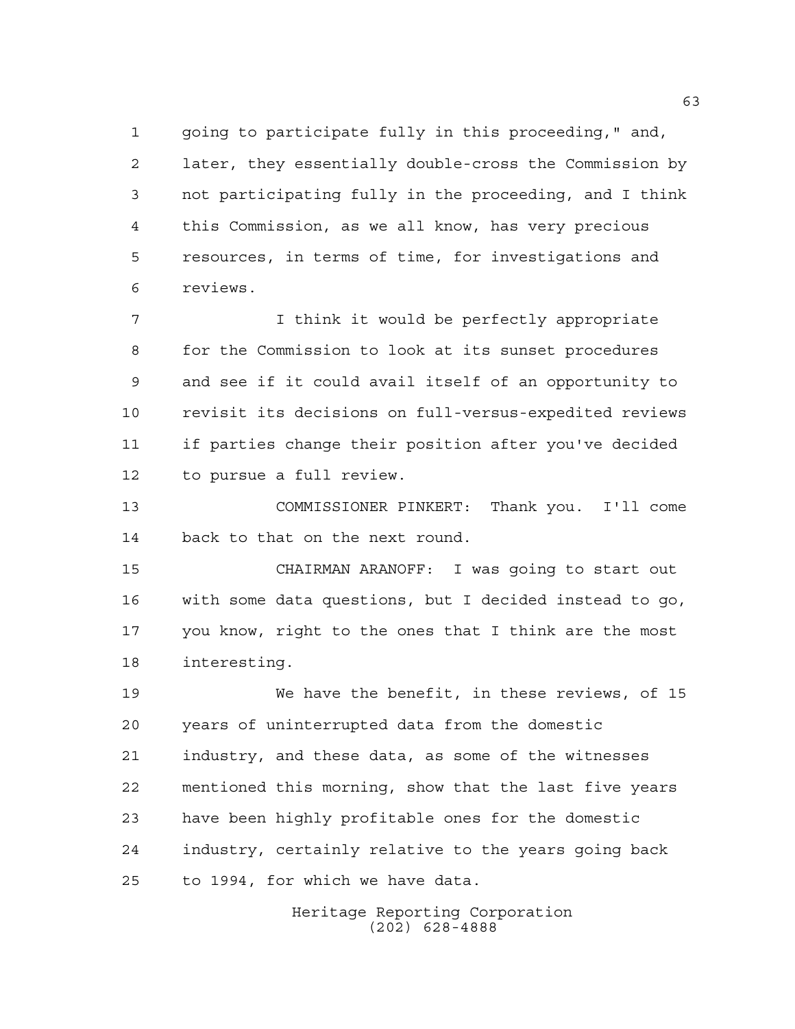going to participate fully in this proceeding," and, later, they essentially double-cross the Commission by not participating fully in the proceeding, and I think this Commission, as we all know, has very precious resources, in terms of time, for investigations and reviews.

I think it would be perfectly appropriate for the Commission to look at its sunset procedures and see if it could avail itself of an opportunity to revisit its decisions on full-versus-expedited reviews if parties change their position after you've decided to pursue a full review.

COMMISSIONER PINKERT: Thank you. I'll come back to that on the next round.

CHAIRMAN ARANOFF: I was going to start out with some data questions, but I decided instead to go, you know, right to the ones that I think are the most interesting.

We have the benefit, in these reviews, of 15 years of uninterrupted data from the domestic industry, and these data, as some of the witnesses mentioned this morning, show that the last five years have been highly profitable ones for the domestic industry, certainly relative to the years going back to 1994, for which we have data.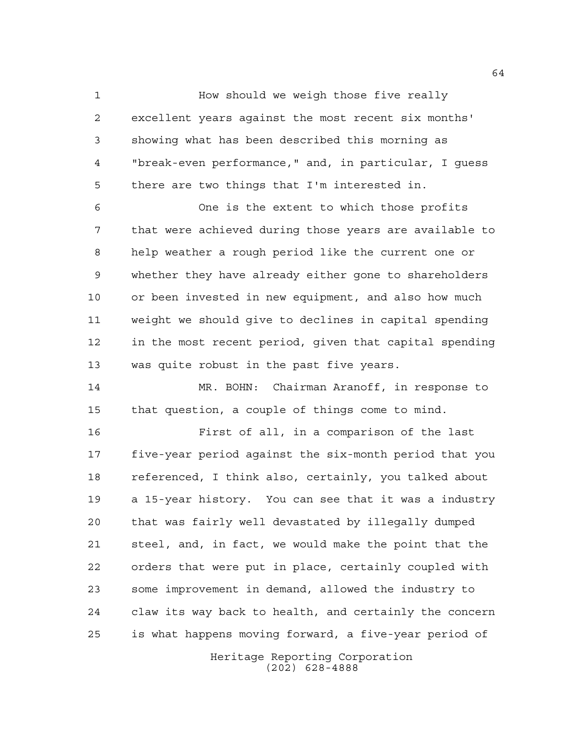How should we weigh those five really excellent years against the most recent six months' showing what has been described this morning as "break-even performance," and, in particular, I guess there are two things that I'm interested in.

One is the extent to which those profits that were achieved during those years are available to help weather a rough period like the current one or whether they have already either gone to shareholders or been invested in new equipment, and also how much weight we should give to declines in capital spending in the most recent period, given that capital spending was quite robust in the past five years.

MR. BOHN: Chairman Aranoff, in response to that question, a couple of things come to mind.

First of all, in a comparison of the last five-year period against the six-month period that you referenced, I think also, certainly, you talked about a 15-year history. You can see that it was a industry that was fairly well devastated by illegally dumped steel, and, in fact, we would make the point that the orders that were put in place, certainly coupled with some improvement in demand, allowed the industry to claw its way back to health, and certainly the concern is what happens moving forward, a five-year period of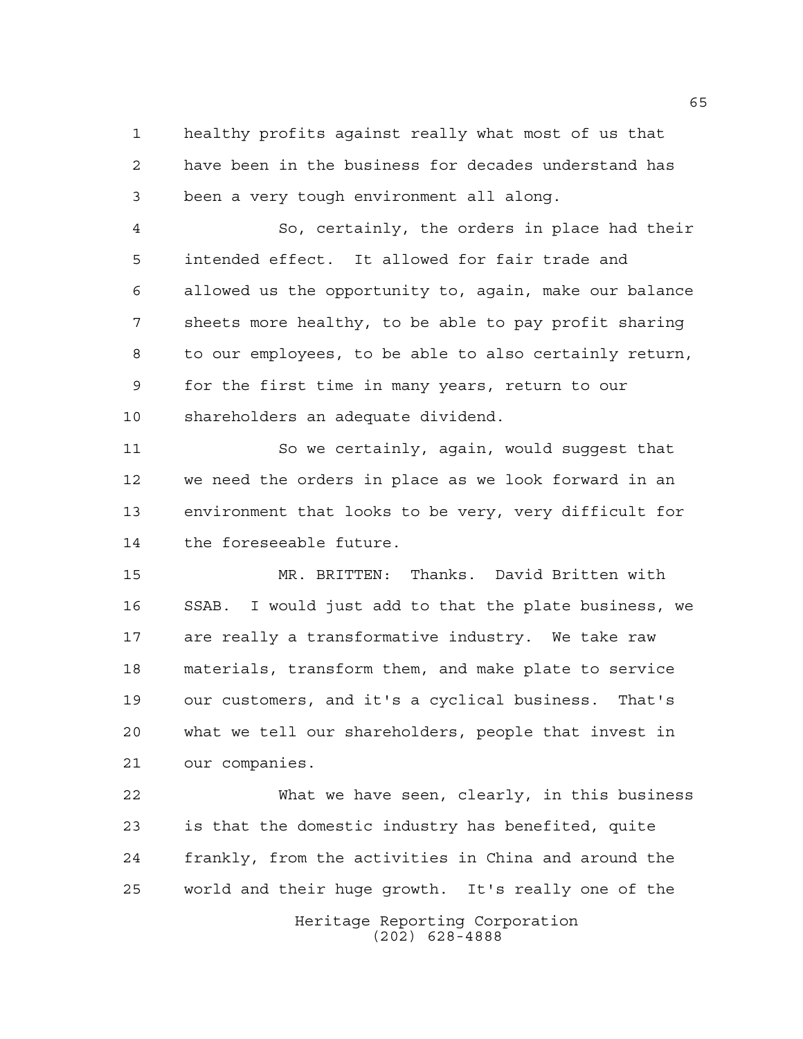healthy profits against really what most of us that have been in the business for decades understand has been a very tough environment all along.

So, certainly, the orders in place had their intended effect. It allowed for fair trade and allowed us the opportunity to, again, make our balance sheets more healthy, to be able to pay profit sharing to our employees, to be able to also certainly return, for the first time in many years, return to our shareholders an adequate dividend.

So we certainly, again, would suggest that we need the orders in place as we look forward in an environment that looks to be very, very difficult for the foreseeable future.

MR. BRITTEN: Thanks. David Britten with SSAB. I would just add to that the plate business, we are really a transformative industry. We take raw materials, transform them, and make plate to service our customers, and it's a cyclical business. That's what we tell our shareholders, people that invest in our companies.

What we have seen, clearly, in this business is that the domestic industry has benefited, quite frankly, from the activities in China and around the world and their huge growth. It's really one of the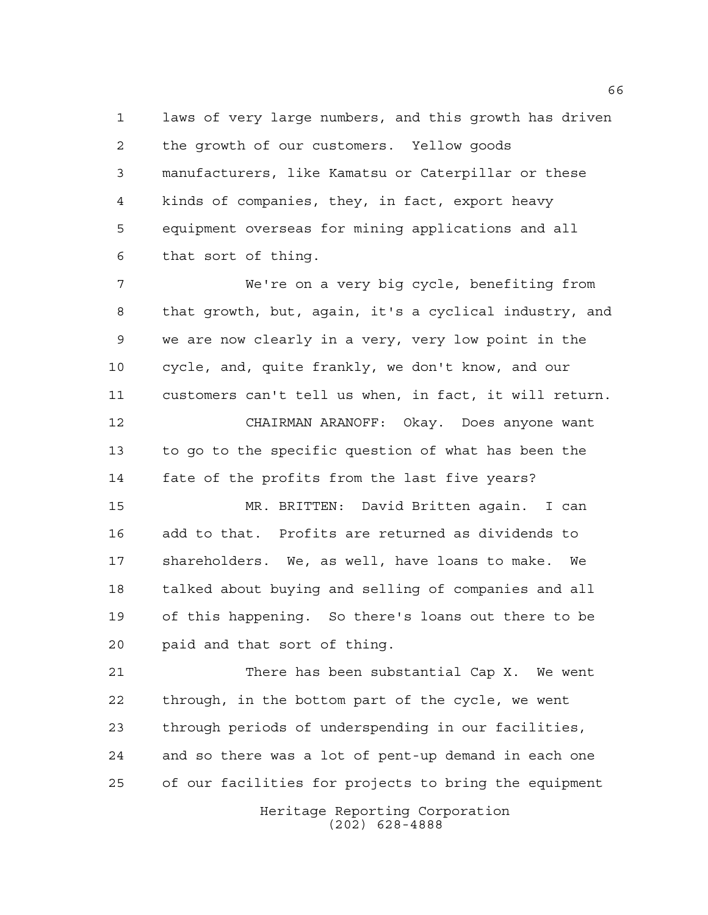laws of very large numbers, and this growth has driven the growth of our customers. Yellow goods manufacturers, like Kamatsu or Caterpillar or these kinds of companies, they, in fact, export heavy equipment overseas for mining applications and all that sort of thing.

We're on a very big cycle, benefiting from that growth, but, again, it's a cyclical industry, and we are now clearly in a very, very low point in the cycle, and, quite frankly, we don't know, and our customers can't tell us when, in fact, it will return.

CHAIRMAN ARANOFF: Okay. Does anyone want to go to the specific question of what has been the fate of the profits from the last five years?

MR. BRITTEN: David Britten again. I can add to that. Profits are returned as dividends to shareholders. We, as well, have loans to make. We talked about buying and selling of companies and all of this happening. So there's loans out there to be paid and that sort of thing.

There has been substantial Cap X. We went through, in the bottom part of the cycle, we went through periods of underspending in our facilities, and so there was a lot of pent-up demand in each one of our facilities for projects to bring the equipment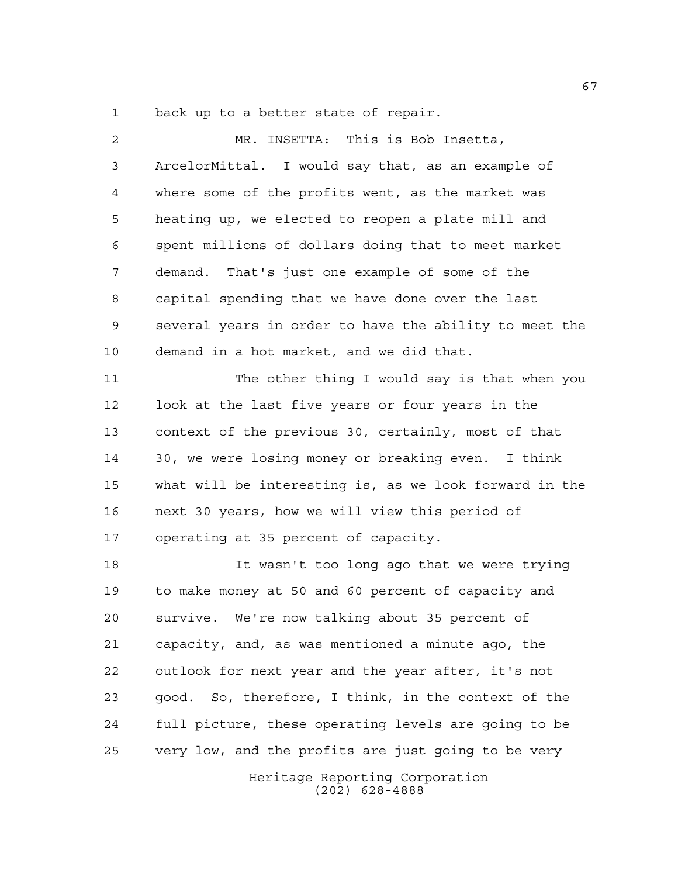back up to a better state of repair.

MR. INSETTA: This is Bob Insetta, ArcelorMittal. I would say that, as an example of where some of the profits went, as the market was heating up, we elected to reopen a plate mill and spent millions of dollars doing that to meet market demand. That's just one example of some of the capital spending that we have done over the last several years in order to have the ability to meet the demand in a hot market, and we did that.

The other thing I would say is that when you look at the last five years or four years in the context of the previous 30, certainly, most of that 30, we were losing money or breaking even. I think what will be interesting is, as we look forward in the next 30 years, how we will view this period of operating at 35 percent of capacity.

It wasn't too long ago that we were trying to make money at 50 and 60 percent of capacity and survive. We're now talking about 35 percent of capacity, and, as was mentioned a minute ago, the outlook for next year and the year after, it's not good. So, therefore, I think, in the context of the full picture, these operating levels are going to be very low, and the profits are just going to be very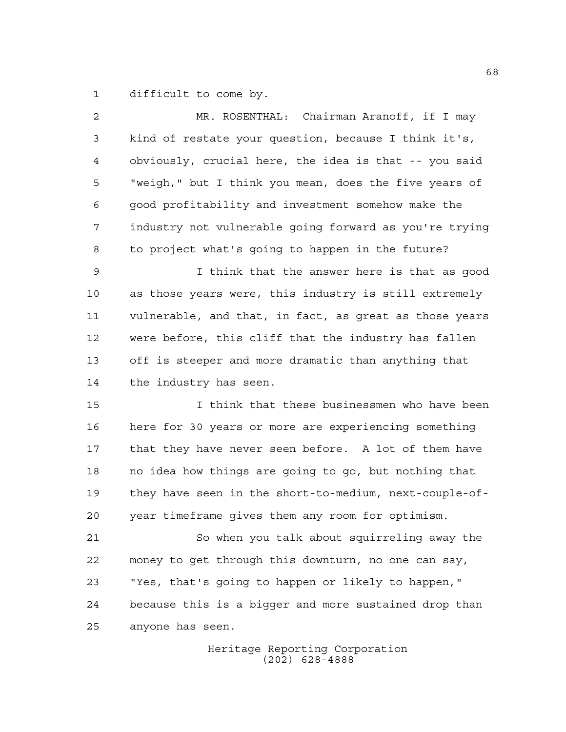difficult to come by.

MR. ROSENTHAL: Chairman Aranoff, if I may kind of restate your question, because I think it's, obviously, crucial here, the idea is that -- you said "weigh," but I think you mean, does the five years of good profitability and investment somehow make the industry not vulnerable going forward as you're trying to project what's going to happen in the future?

I think that the answer here is that as good as those years were, this industry is still extremely vulnerable, and that, in fact, as great as those years were before, this cliff that the industry has fallen off is steeper and more dramatic than anything that the industry has seen.

I think that these businessmen who have been here for 30 years or more are experiencing something that they have never seen before. A lot of them have no idea how things are going to go, but nothing that they have seen in the short-to-medium, next-couple-of-year timeframe gives them any room for optimism.

So when you talk about squirreling away the money to get through this downturn, no one can say, "Yes, that's going to happen or likely to happen," because this is a bigger and more sustained drop than anyone has seen.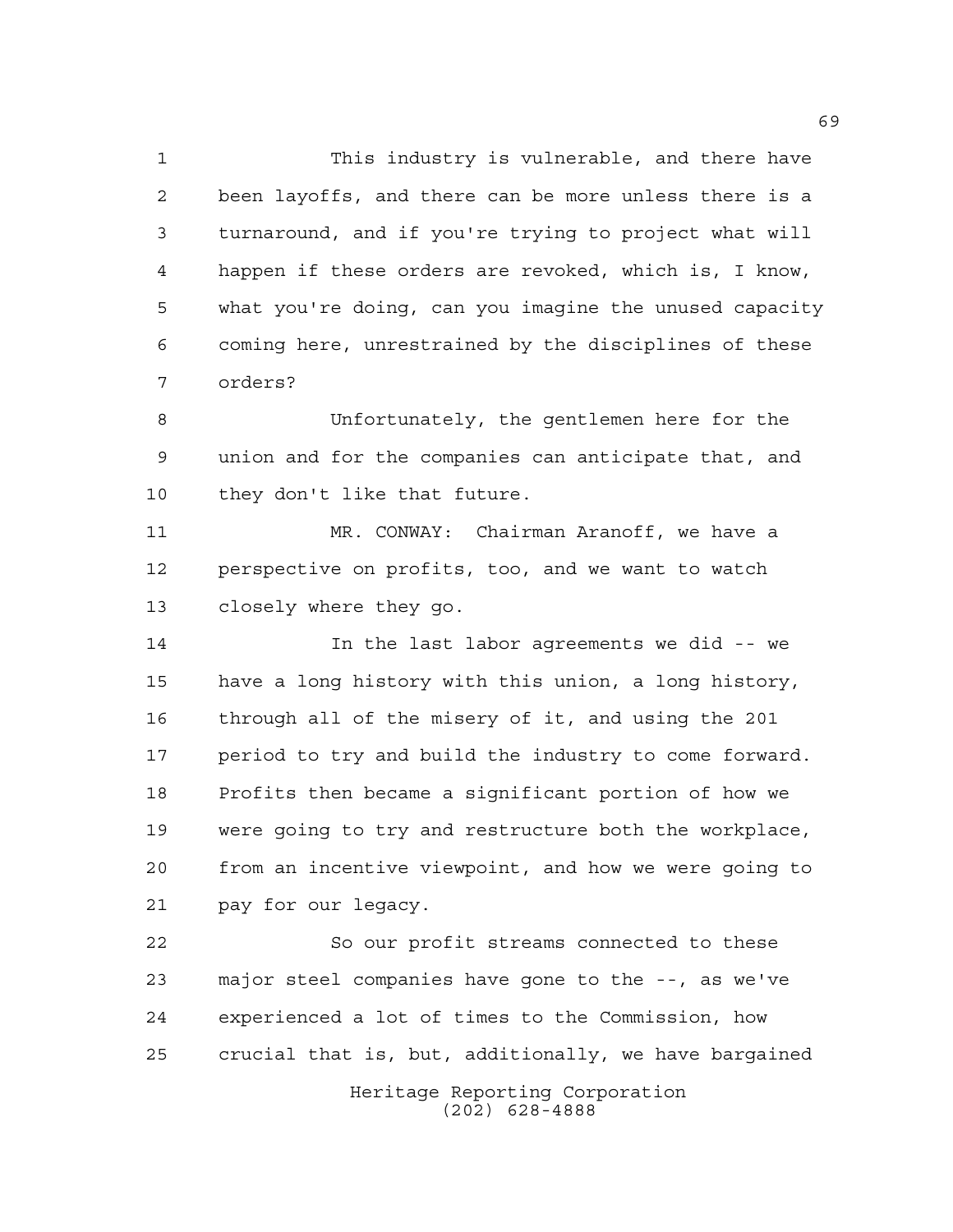This industry is vulnerable, and there have been layoffs, and there can be more unless there is a turnaround, and if you're trying to project what will happen if these orders are revoked, which is, I know, what you're doing, can you imagine the unused capacity coming here, unrestrained by the disciplines of these orders?

Unfortunately, the gentlemen here for the union and for the companies can anticipate that, and they don't like that future.

MR. CONWAY: Chairman Aranoff, we have a perspective on profits, too, and we want to watch closely where they go.

In the last labor agreements we did -- we have a long history with this union, a long history, through all of the misery of it, and using the 201 period to try and build the industry to come forward. Profits then became a significant portion of how we were going to try and restructure both the workplace, from an incentive viewpoint, and how we were going to pay for our legacy.

So our profit streams connected to these major steel companies have gone to the --, as we've experienced a lot of times to the Commission, how crucial that is, but, additionally, we have bargained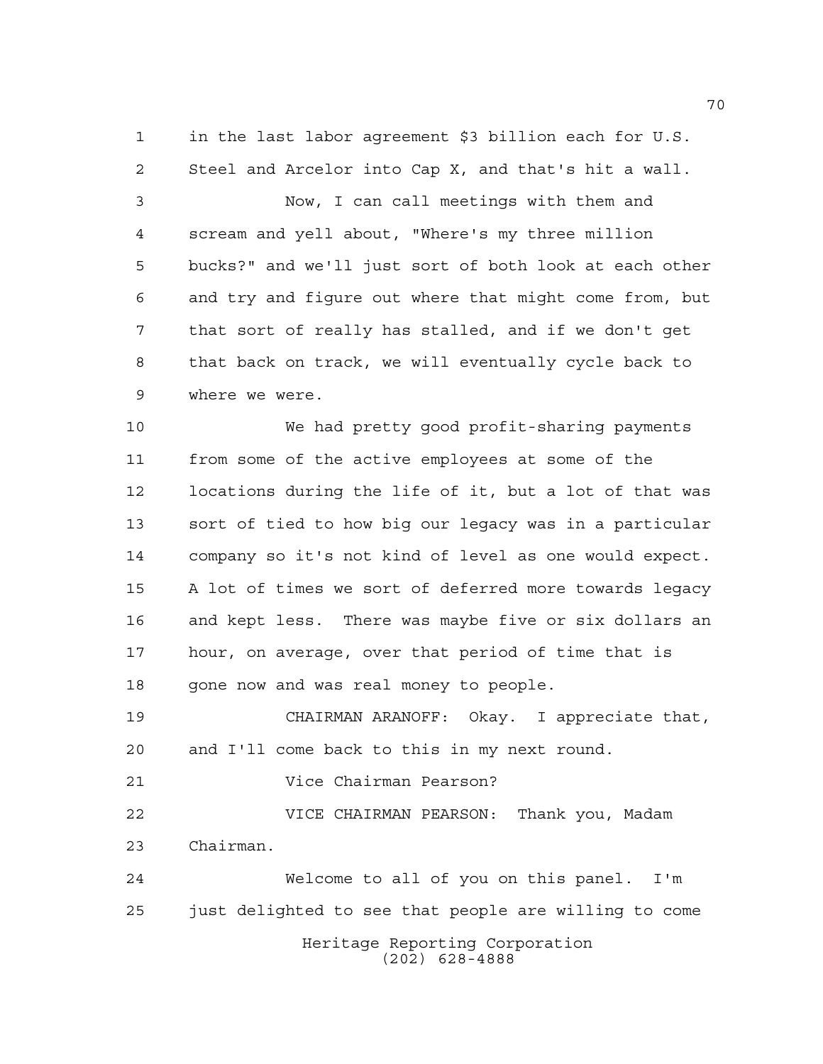in the last labor agreement $3 billion each for U.S. Steel and Arcelor into Cap X, and that's hit a wall.

Now, I can call meetings with them and scream and yell about, "Where's my three million bucks?" and we'll just sort of both look at each other and try and figure out where that might come from, but that sort of really has stalled, and if we don't get that back on track, we will eventually cycle back to where we were.

We had pretty good profit-sharing payments from some of the active employees at some of the locations during the life of it, but a lot of that was sort of tied to how big our legacy was in a particular company so it's not kind of level as one would expect. A lot of times we sort of deferred more towards legacy and kept less. There was maybe five or six dollars an hour, on average, over that period of time that is gone now and was real money to people.

CHAIRMAN ARANOFF: Okay. I appreciate that, and I'll come back to this in my next round.

Vice Chairman Pearson?

VICE CHAIRMAN PEARSON: Thank you, Madam Chairman.

Welcome to all of you on this panel. I'm just delighted to see that people are willing to come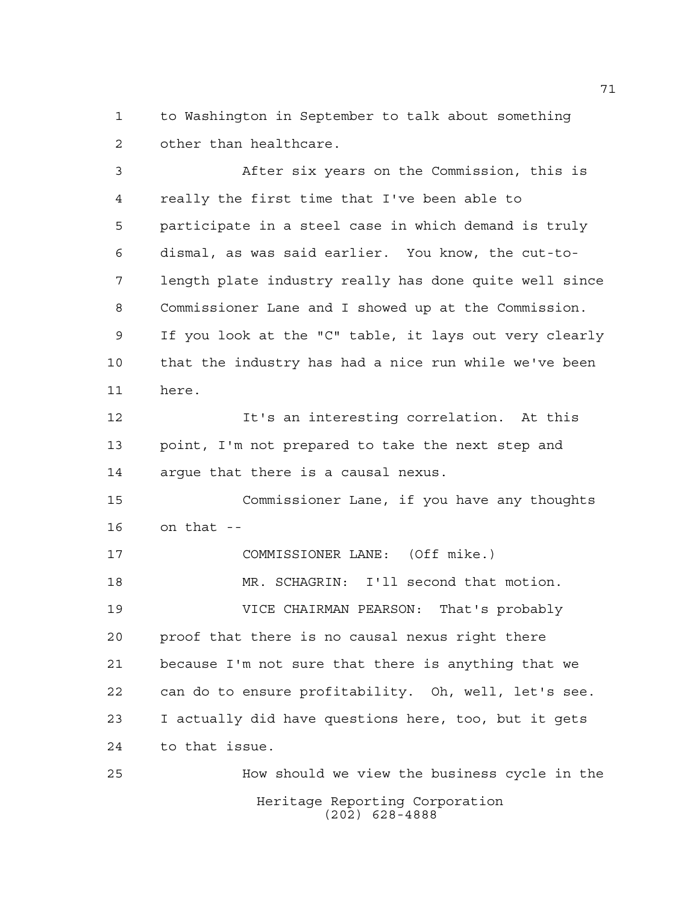to Washington in September to talk about something other than healthcare.

After six years on the Commission, this is really the first time that I've been able to participate in a steel case in which demand is truly dismal, as was said earlier. You know, the cut-to-length plate industry really has done quite well since Commissioner Lane and I showed up at the Commission. If you look at the "C" table, it lays out very clearly that the industry has had a nice run while we've been here.

It's an interesting correlation. At this point, I'm not prepared to take the next step and argue that there is a causal nexus.

Commissioner Lane, if you have any thoughts on that --

COMMISSIONER LANE: (Off mike.)

MR. SCHAGRIN: I'll second that motion.

VICE CHAIRMAN PEARSON: That's probably proof that there is no causal nexus right there because I'm not sure that there is anything that we can do to ensure profitability. Oh, well, let's see. I actually did have questions here, too, but it gets to that issue.

How should we view the business cycle in the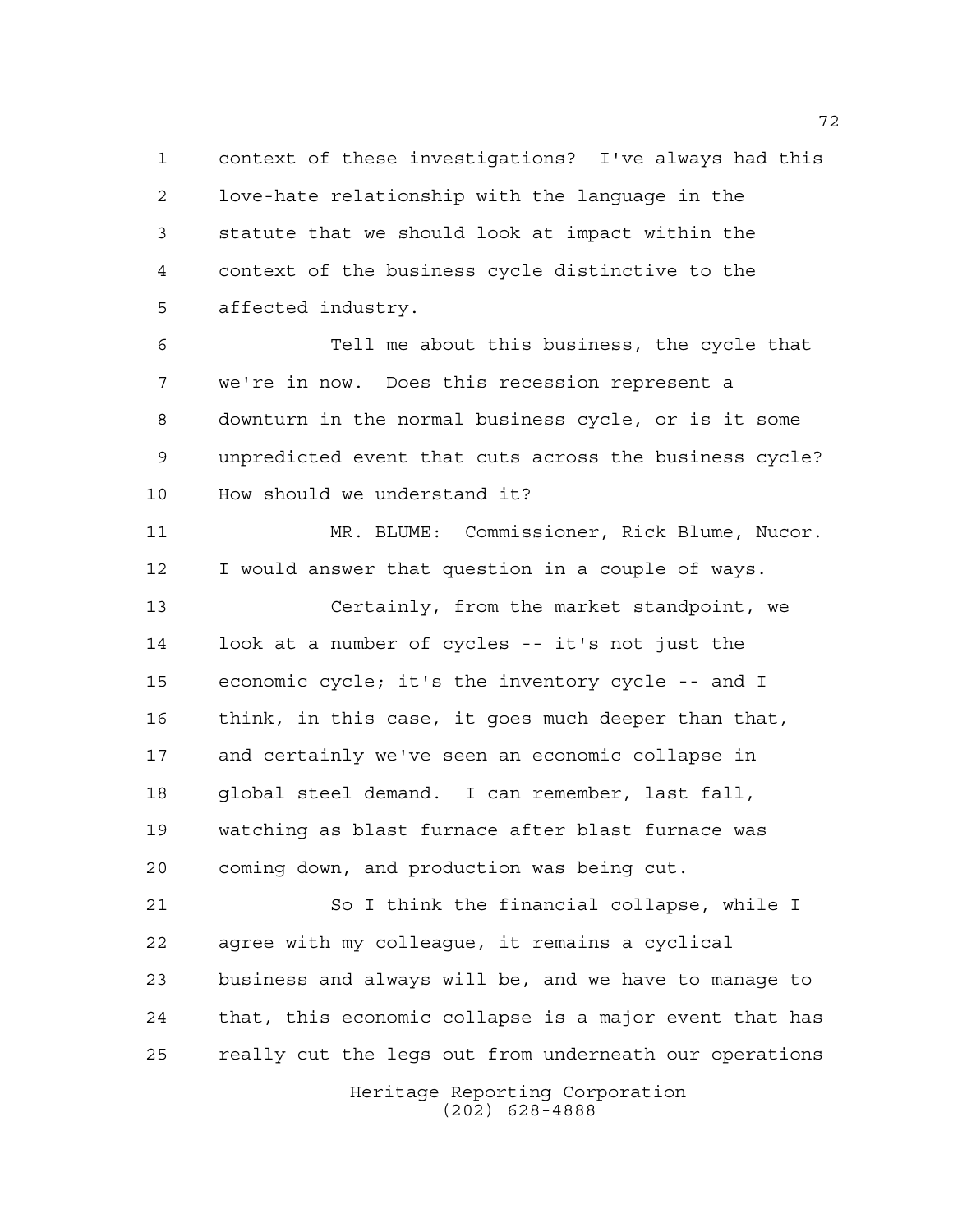context of these investigations? I've always had this love-hate relationship with the language in the statute that we should look at impact within the context of the business cycle distinctive to the affected industry.

Tell me about this business, the cycle that we're in now. Does this recession represent a downturn in the normal business cycle, or is it some unpredicted event that cuts across the business cycle? How should we understand it?

MR. BLUME: Commissioner, Rick Blume, Nucor. I would answer that question in a couple of ways.

Certainly, from the market standpoint, we look at a number of cycles -- it's not just the economic cycle; it's the inventory cycle -- and I think, in this case, it goes much deeper than that, and certainly we've seen an economic collapse in global steel demand. I can remember, last fall, watching as blast furnace after blast furnace was coming down, and production was being cut.

So I think the financial collapse, while I agree with my colleague, it remains a cyclical business and always will be, and we have to manage to that, this economic collapse is a major event that has really cut the legs out from underneath our operations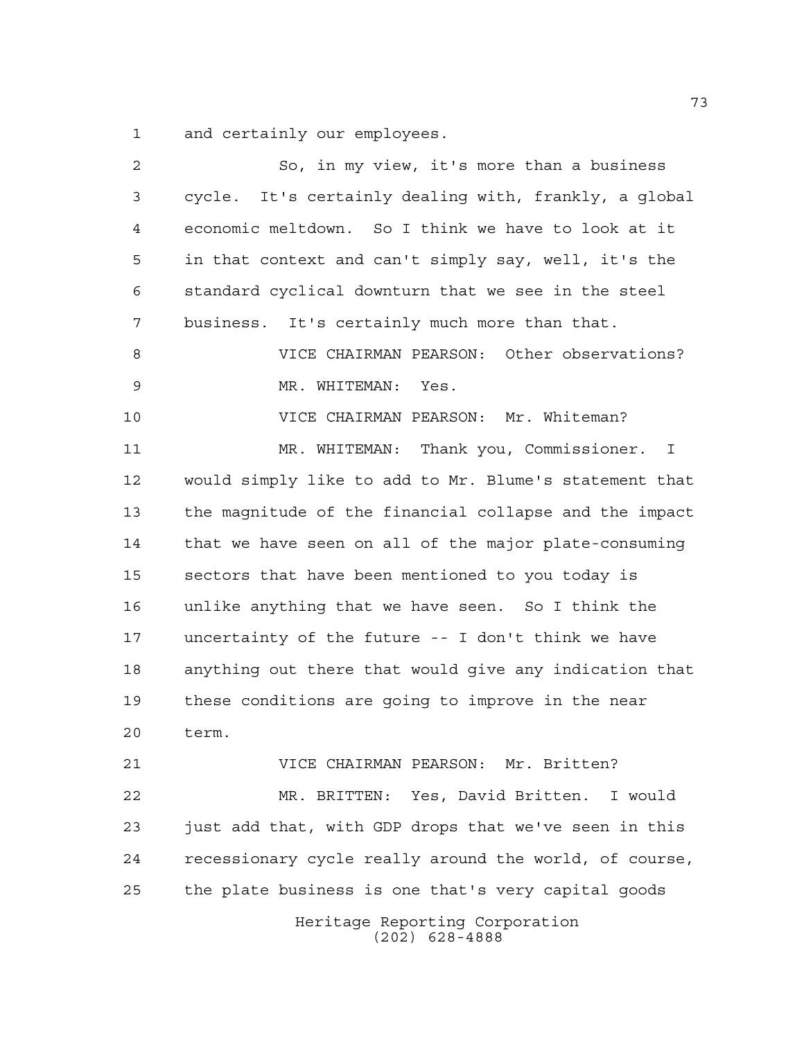and certainly our employees.

So, in my view, it's more than a business cycle. It's certainly dealing with, frankly, a global economic meltdown. So I think we have to look at it in that context and can't simply say, well, it's the standard cyclical downturn that we see in the steel business. It's certainly much more than that.

VICE CHAIRMAN PEARSON: Other observations?

MR. WHITEMAN: Yes.

VICE CHAIRMAN PEARSON: Mr. Whiteman?

MR. WHITEMAN: Thank you, Commissioner. I would simply like to add to Mr. Blume's statement that the magnitude of the financial collapse and the impact that we have seen on all of the major plate-consuming sectors that have been mentioned to you today is unlike anything that we have seen. So I think the uncertainty of the future -- I don't think we have anything out there that would give any indication that these conditions are going to improve in the near term.

VICE CHAIRMAN PEARSON: Mr. Britten?

MR. BRITTEN: Yes, David Britten. I would just add that, with GDP drops that we've seen in this recessionary cycle really around the world, of course, the plate business is one that's very capital goods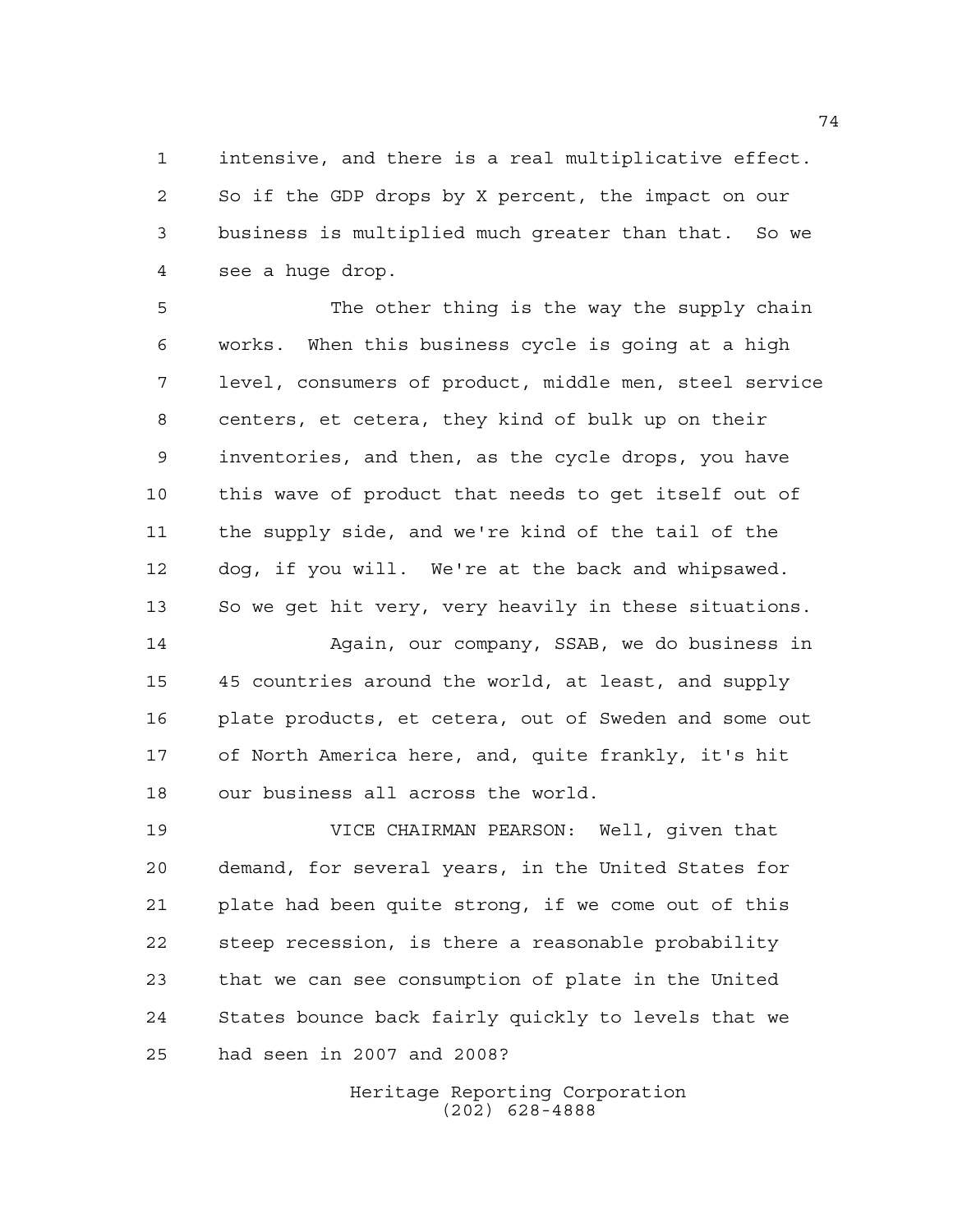intensive, and there is a real multiplicative effect. So if the GDP drops by X percent, the impact on our business is multiplied much greater than that. So we see a huge drop.

The other thing is the way the supply chain works. When this business cycle is going at a high level, consumers of product, middle men, steel service centers, et cetera, they kind of bulk up on their inventories, and then, as the cycle drops, you have this wave of product that needs to get itself out of the supply side, and we're kind of the tail of the dog, if you will. We're at the back and whipsawed. So we get hit very, very heavily in these situations.

Again, our company, SSAB, we do business in 45 countries around the world, at least, and supply plate products, et cetera, out of Sweden and some out of North America here, and, quite frankly, it's hit our business all across the world.

VICE CHAIRMAN PEARSON: Well, given that demand, for several years, in the United States for plate had been quite strong, if we come out of this steep recession, is there a reasonable probability that we can see consumption of plate in the United States bounce back fairly quickly to levels that we had seen in 2007 and 2008?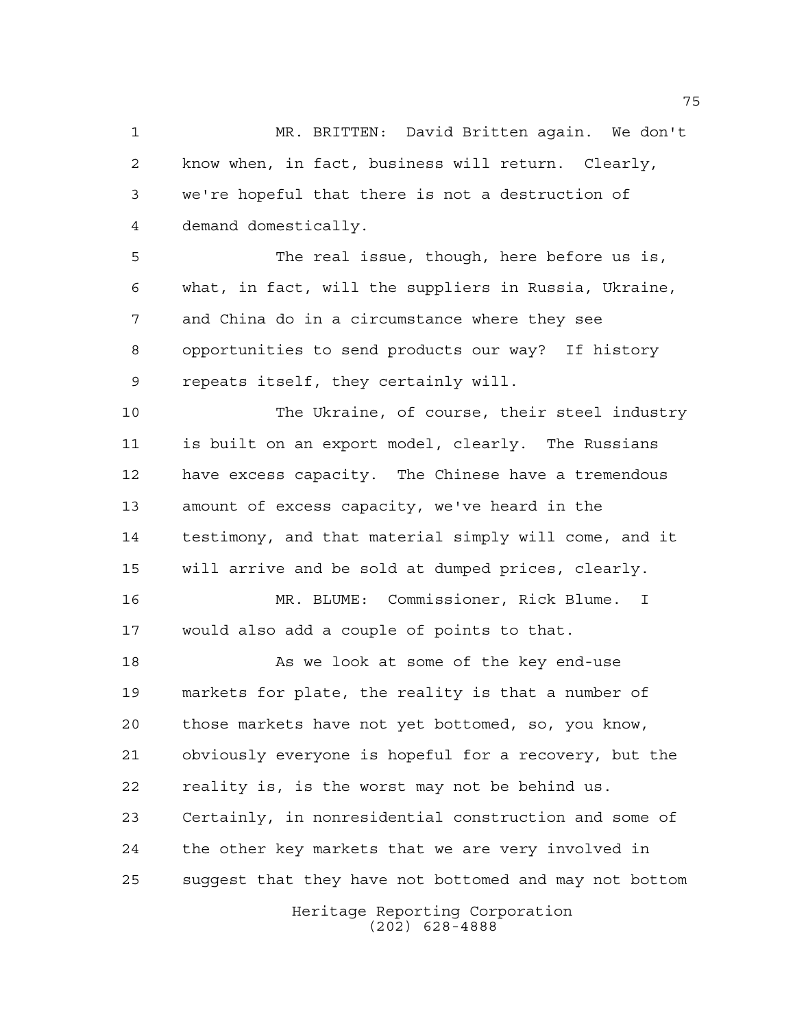MR. BRITTEN: David Britten again. We don't know when, in fact, business will return. Clearly, we're hopeful that there is not a destruction of demand domestically.

The real issue, though, here before us is, what, in fact, will the suppliers in Russia, Ukraine, and China do in a circumstance where they see opportunities to send products our way? If history repeats itself, they certainly will.

The Ukraine, of course, their steel industry is built on an export model, clearly. The Russians have excess capacity. The Chinese have a tremendous amount of excess capacity, we've heard in the testimony, and that material simply will come, and it will arrive and be sold at dumped prices, clearly.

MR. BLUME: Commissioner, Rick Blume. I would also add a couple of points to that.

As we look at some of the key end-use markets for plate, the reality is that a number of those markets have not yet bottomed, so, you know, obviously everyone is hopeful for a recovery, but the reality is, is the worst may not be behind us. Certainly, in nonresidential construction and some of the other key markets that we are very involved in suggest that they have not bottomed and may not bottom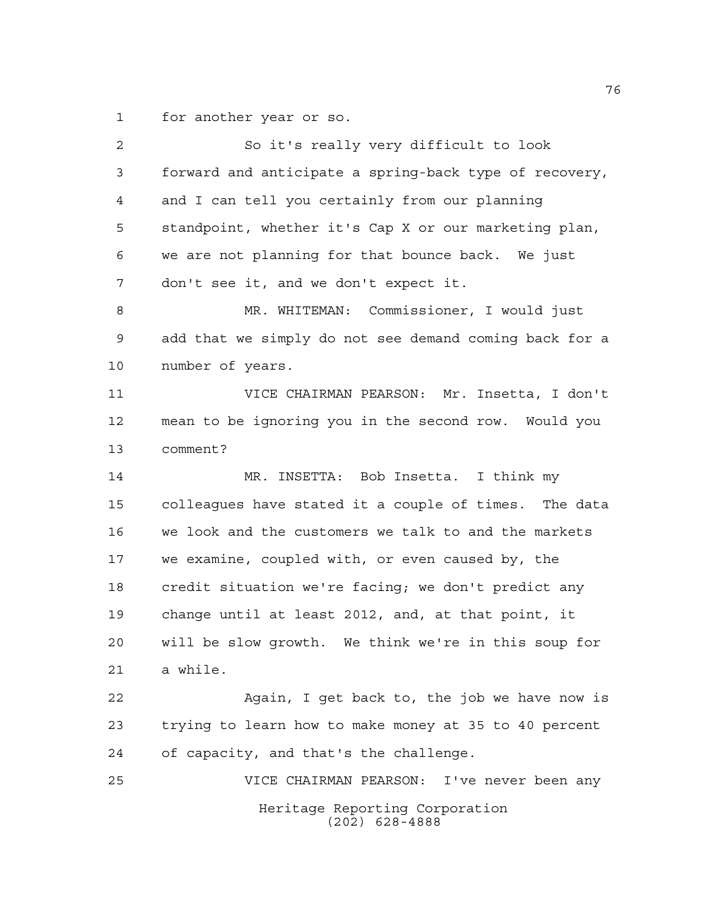for another year or so.

So it's really very difficult to look forward and anticipate a spring-back type of recovery, and I can tell you certainly from our planning standpoint, whether it's Cap X or our marketing plan, we are not planning for that bounce back. We just don't see it, and we don't expect it.

MR. WHITEMAN: Commissioner, I would just add that we simply do not see demand coming back for a number of years.

VICE CHAIRMAN PEARSON: Mr. Insetta, I don't mean to be ignoring you in the second row. Would you comment?

MR. INSETTA: Bob Insetta. I think my colleagues have stated it a couple of times. The data we look and the customers we talk to and the markets we examine, coupled with, or even caused by, the credit situation we're facing; we don't predict any change until at least 2012, and, at that point, it will be slow growth. We think we're in this soup for a while.

Again, I get back to, the job we have now is trying to learn how to make money at 35 to 40 percent of capacity, and that's the challenge.

VICE CHAIRMAN PEARSON: I've never been any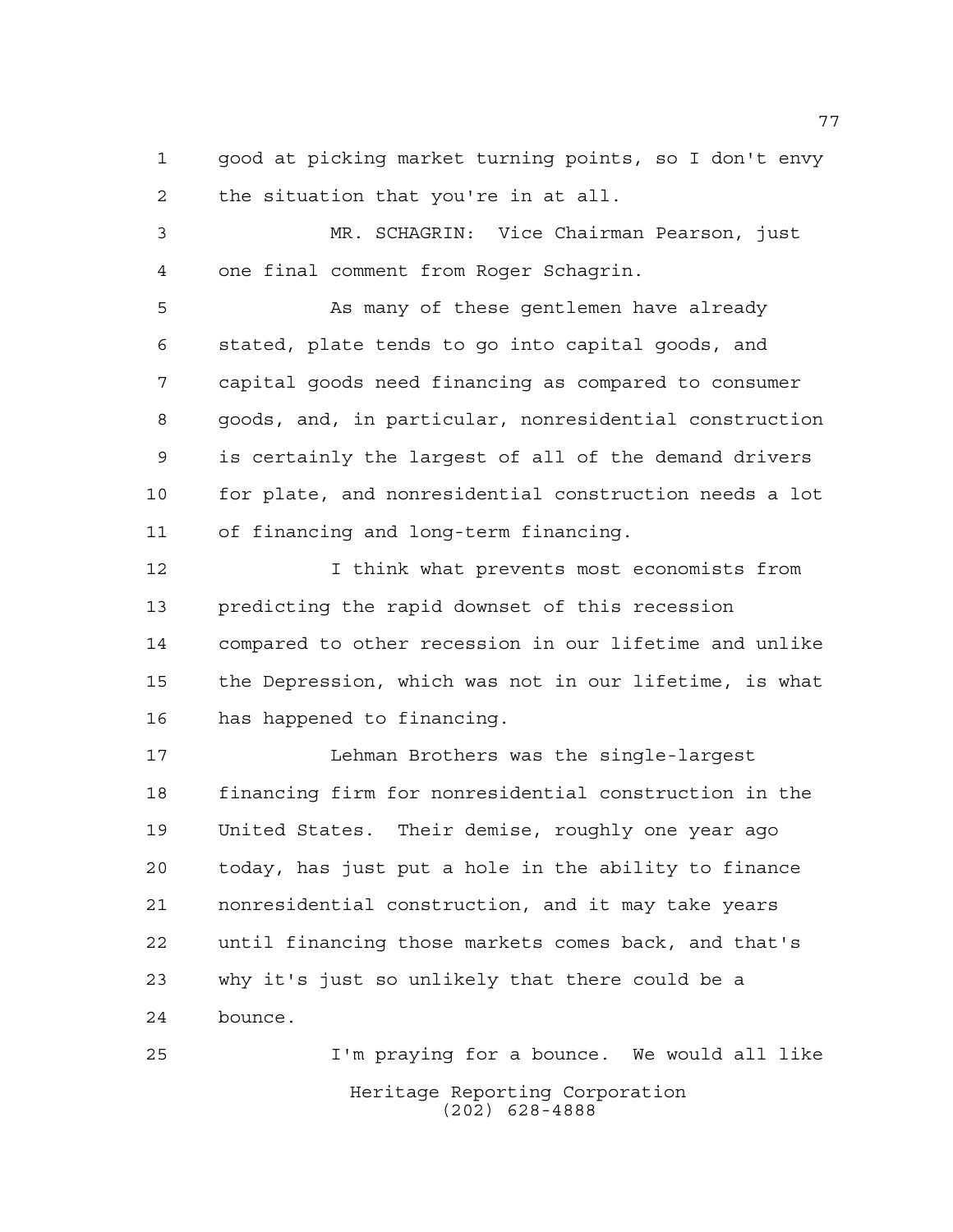good at picking market turning points, so I don't envy the situation that you're in at all.

MR. SCHAGRIN: Vice Chairman Pearson, just one final comment from Roger Schagrin.

As many of these gentlemen have already stated, plate tends to go into capital goods, and capital goods need financing as compared to consumer goods, and, in particular, nonresidential construction is certainly the largest of all of the demand drivers for plate, and nonresidential construction needs a lot of financing and long-term financing.

I think what prevents most economists from predicting the rapid downset of this recession compared to other recession in our lifetime and unlike the Depression, which was not in our lifetime, is what has happened to financing.

Lehman Brothers was the single-largest financing firm for nonresidential construction in the United States. Their demise, roughly one year ago today, has just put a hole in the ability to finance nonresidential construction, and it may take years until financing those markets comes back, and that's why it's just so unlikely that there could be a bounce.

I'm praying for a bounce. We would all like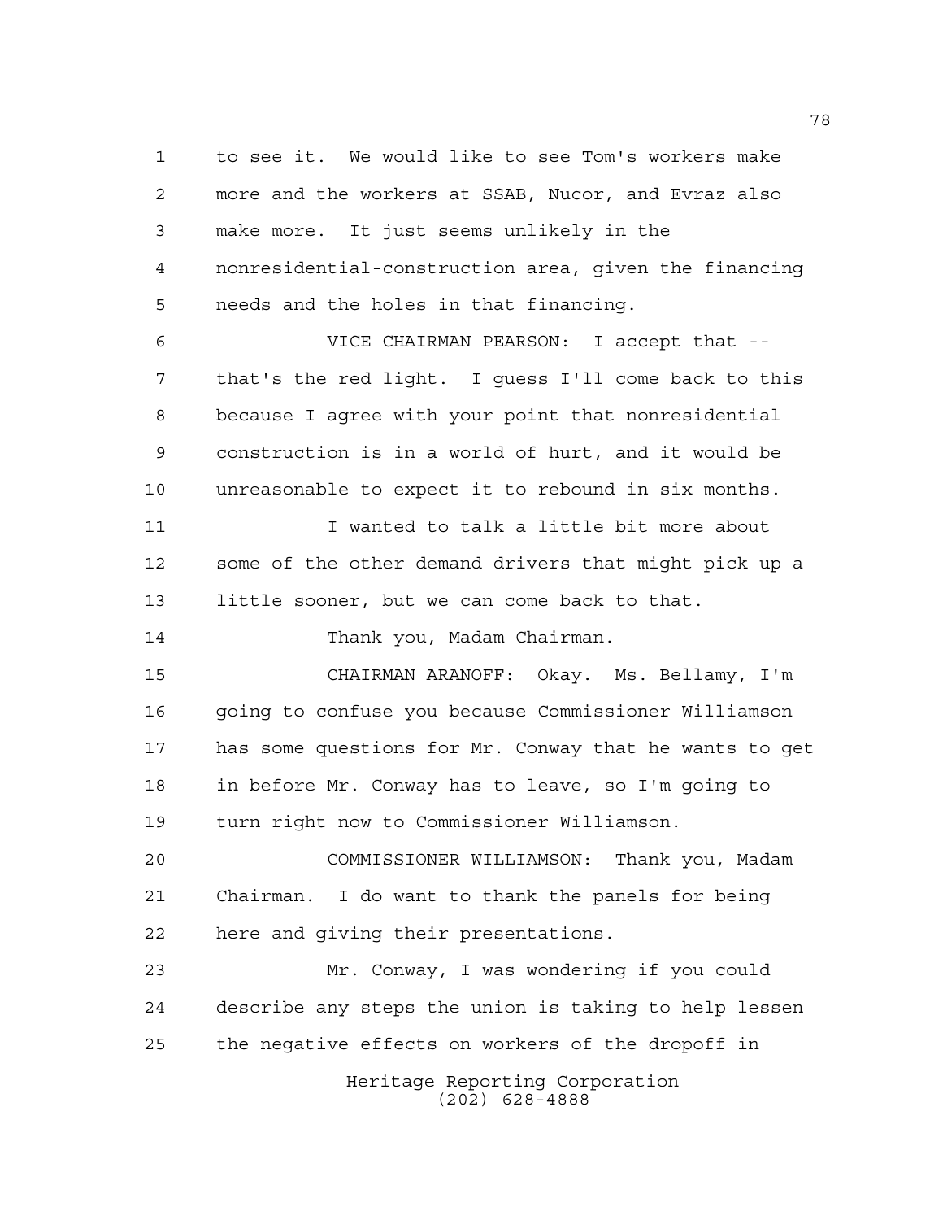to see it. We would like to see Tom's workers make more and the workers at SSAB, Nucor, and Evraz also make more. It just seems unlikely in the nonresidential-construction area, given the financing needs and the holes in that financing.

VICE CHAIRMAN PEARSON: I accept that -- that's the red light. I guess I'll come back to this because I agree with your point that nonresidential construction is in a world of hurt, and it would be unreasonable to expect it to rebound in six months.

I wanted to talk a little bit more about some of the other demand drivers that might pick up a little sooner, but we can come back to that.

Thank you, Madam Chairman.

CHAIRMAN ARANOFF: Okay. Ms. Bellamy, I'm going to confuse you because Commissioner Williamson has some questions for Mr. Conway that he wants to get in before Mr. Conway has to leave, so I'm going to turn right now to Commissioner Williamson.

COMMISSIONER WILLIAMSON: Thank you, Madam Chairman. I do want to thank the panels for being here and giving their presentations.

Mr. Conway, I was wondering if you could describe any steps the union is taking to help lessen the negative effects on workers of the dropoff in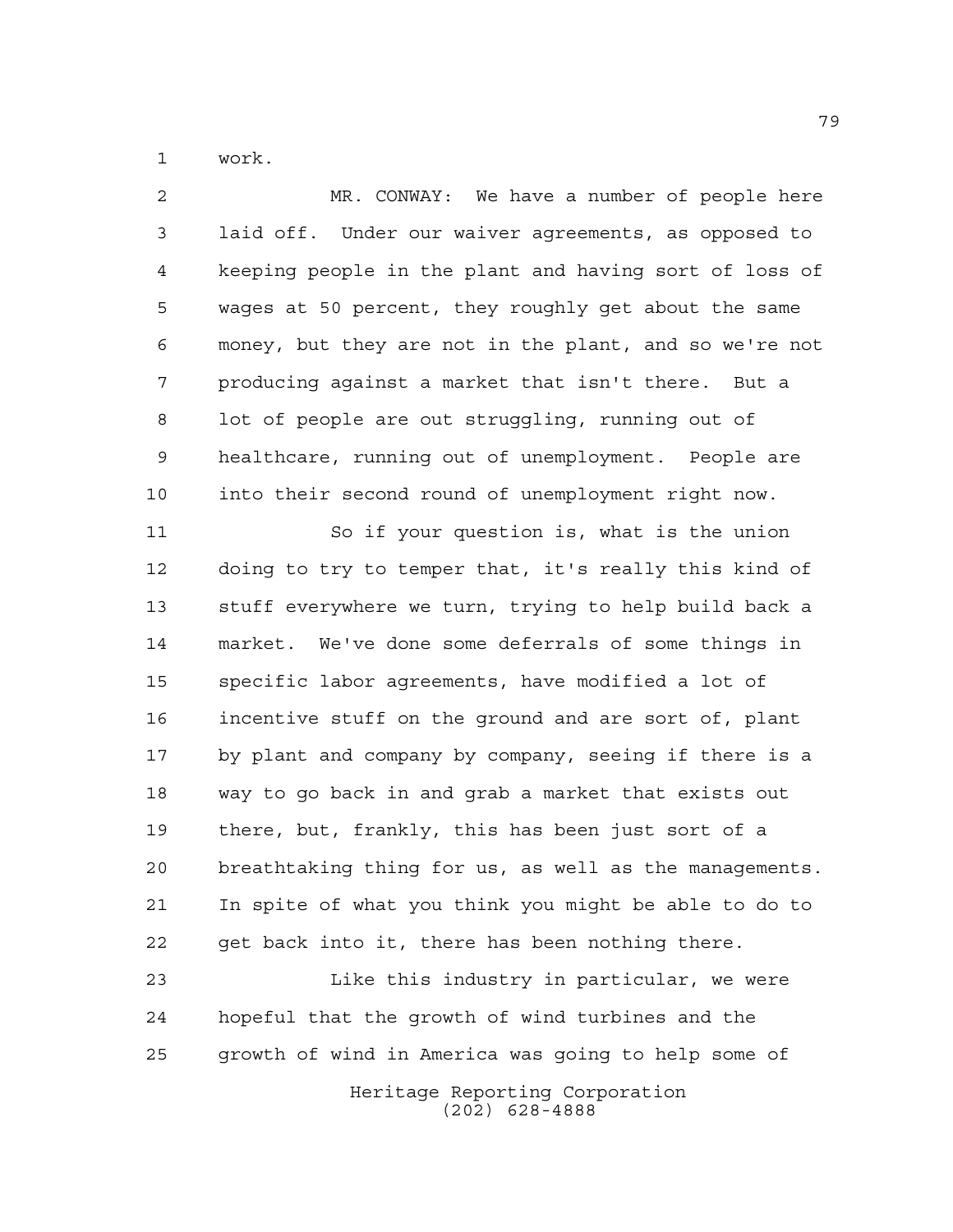work.

MR. CONWAY: We have a number of people here laid off. Under our waiver agreements, as opposed to keeping people in the plant and having sort of loss of wages at 50 percent, they roughly get about the same money, but they are not in the plant, and so we're not producing against a market that isn't there. But a lot of people are out struggling, running out of healthcare, running out of unemployment. People are into their second round of unemployment right now.

So if your question is, what is the union doing to try to temper that, it's really this kind of stuff everywhere we turn, trying to help build back a market. We've done some deferrals of some things in specific labor agreements, have modified a lot of incentive stuff on the ground and are sort of, plant by plant and company by company, seeing if there is a way to go back in and grab a market that exists out there, but, frankly, this has been just sort of a breathtaking thing for us, as well as the managements. In spite of what you think you might be able to do to get back into it, there has been nothing there.

Like this industry in particular, we were hopeful that the growth of wind turbines and the growth of wind in America was going to help some of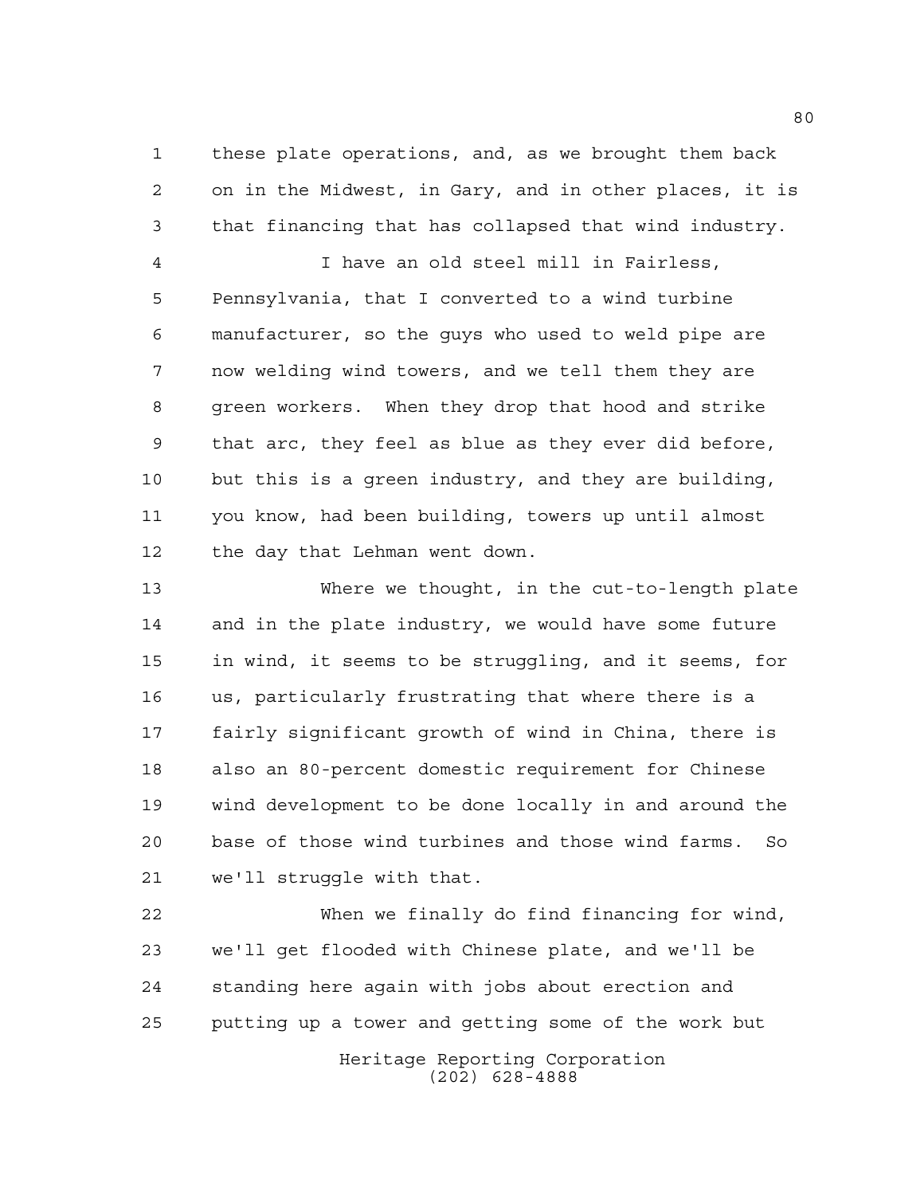these plate operations, and, as we brought them back on in the Midwest, in Gary, and in other places, it is that financing that has collapsed that wind industry.

I have an old steel mill in Fairless, Pennsylvania, that I converted to a wind turbine manufacturer, so the guys who used to weld pipe are now welding wind towers, and we tell them they are green workers. When they drop that hood and strike that arc, they feel as blue as they ever did before, but this is a green industry, and they are building, you know, had been building, towers up until almost the day that Lehman went down.

Where we thought, in the cut-to-length plate and in the plate industry, we would have some future in wind, it seems to be struggling, and it seems, for us, particularly frustrating that where there is a fairly significant growth of wind in China, there is also an 80-percent domestic requirement for Chinese wind development to be done locally in and around the base of those wind turbines and those wind farms. So we'll struggle with that.

When we finally do find financing for wind, we'll get flooded with Chinese plate, and we'll be standing here again with jobs about erection and putting up a tower and getting some of the work but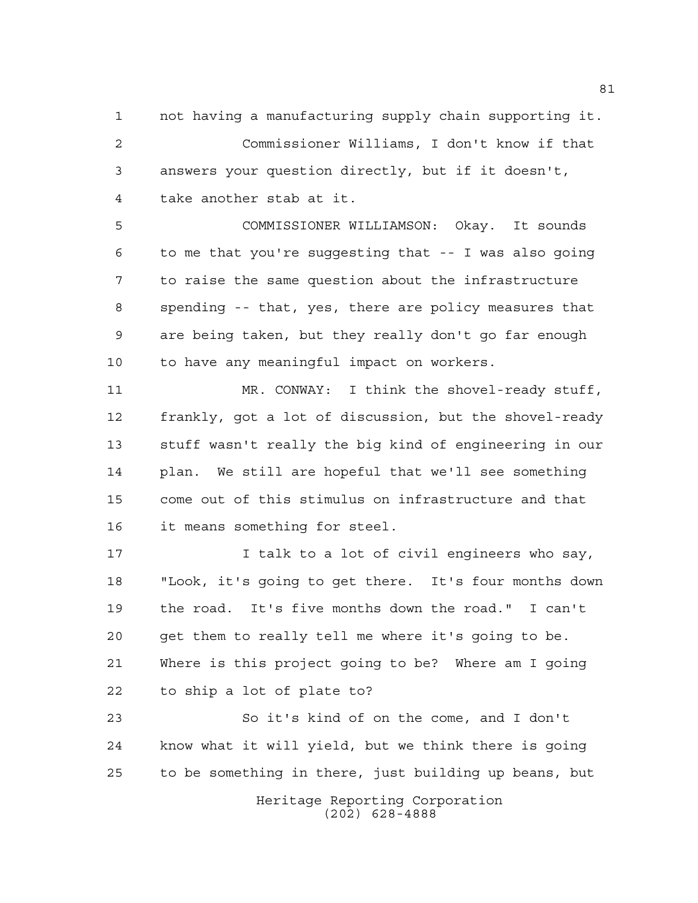not having a manufacturing supply chain supporting it.

Commissioner Williams, I don't know if that answers your question directly, but if it doesn't, take another stab at it.

COMMISSIONER WILLIAMSON: Okay. It sounds to me that you're suggesting that -- I was also going to raise the same question about the infrastructure spending -- that, yes, there are policy measures that are being taken, but they really don't go far enough to have any meaningful impact on workers.

MR. CONWAY: I think the shovel-ready stuff, frankly, got a lot of discussion, but the shovel-ready stuff wasn't really the big kind of engineering in our plan. We still are hopeful that we'll see something come out of this stimulus on infrastructure and that it means something for steel.

I talk to a lot of civil engineers who say, "Look, it's going to get there. It's four months down the road. It's five months down the road." I can't get them to really tell me where it's going to be. Where is this project going to be? Where am I going to ship a lot of plate to?

So it's kind of on the come, and I don't know what it will yield, but we think there is going to be something in there, just building up beans, but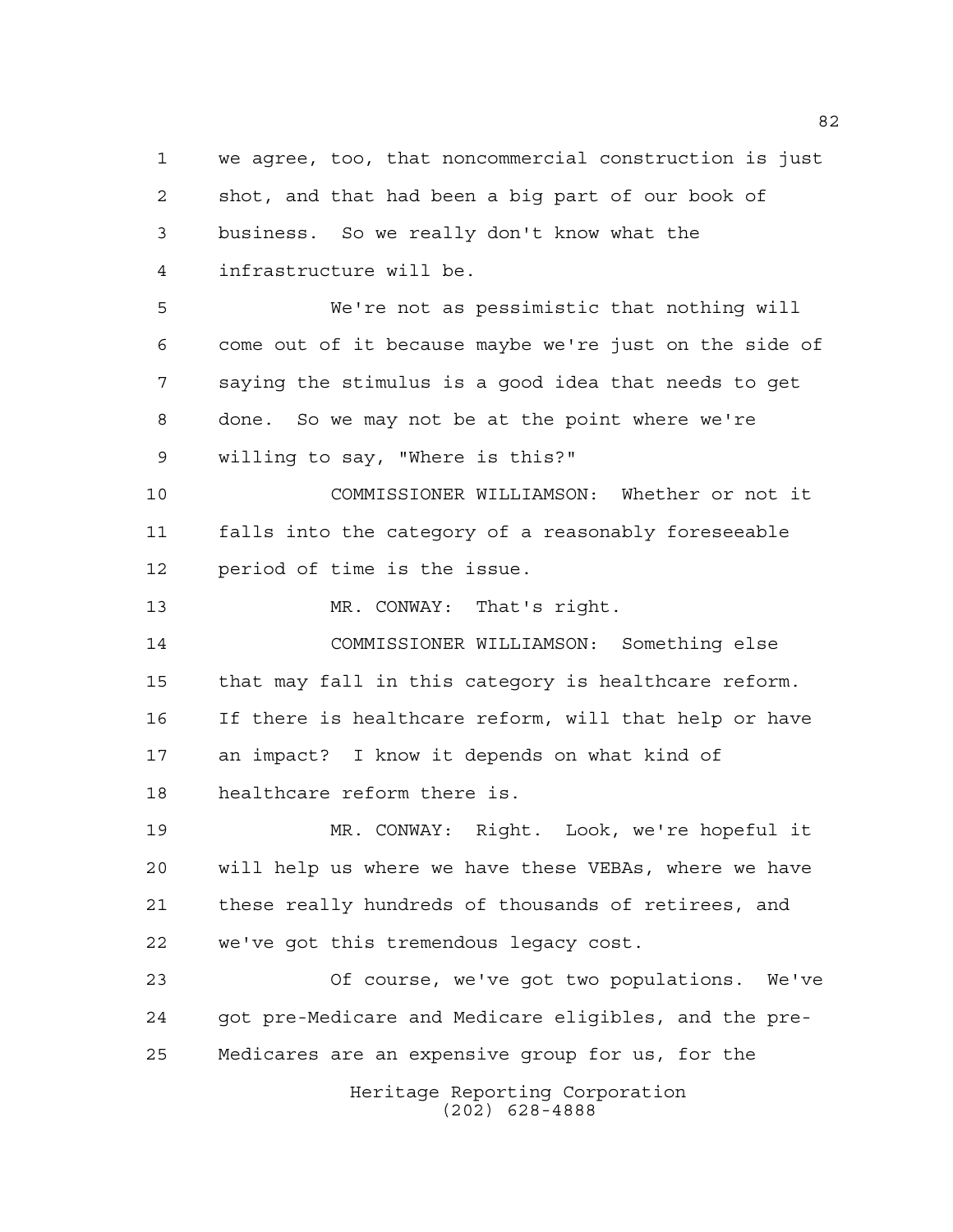we agree, too, that noncommercial construction is just shot, and that had been a big part of our book of business. So we really don't know what the infrastructure will be.

We're not as pessimistic that nothing will come out of it because maybe we're just on the side of saying the stimulus is a good idea that needs to get done. So we may not be at the point where we're willing to say, "Where is this?"

COMMISSIONER WILLIAMSON: Whether or not it falls into the category of a reasonably foreseeable period of time is the issue.

MR. CONWAY: That's right.

COMMISSIONER WILLIAMSON: Something else that may fall in this category is healthcare reform. If there is healthcare reform, will that help or have an impact? I know it depends on what kind of healthcare reform there is.

MR. CONWAY: Right. Look, we're hopeful it will help us where we have these VEBAs, where we have these really hundreds of thousands of retirees, and we've got this tremendous legacy cost.

Of course, we've got two populations. We've got pre-Medicare and Medicare eligibles, and the pre-Medicares are an expensive group for us, for the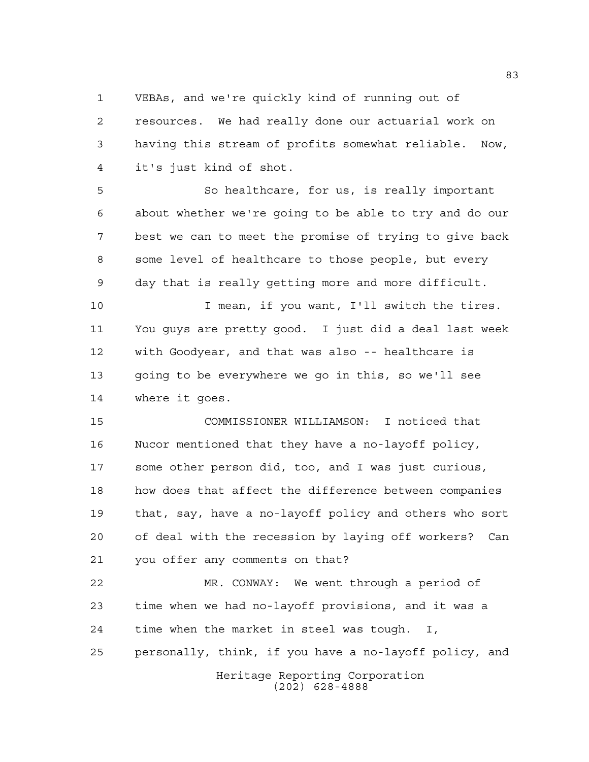VEBAs, and we're quickly kind of running out of resources. We had really done our actuarial work on having this stream of profits somewhat reliable. Now, it's just kind of shot.

So healthcare, for us, is really important about whether we're going to be able to try and do our best we can to meet the promise of trying to give back some level of healthcare to those people, but every day that is really getting more and more difficult.

I mean, if you want, I'll switch the tires. You guys are pretty good. I just did a deal last week with Goodyear, and that was also -- healthcare is going to be everywhere we go in this, so we'll see where it goes.

COMMISSIONER WILLIAMSON: I noticed that Nucor mentioned that they have a no-layoff policy, some other person did, too, and I was just curious, how does that affect the difference between companies that, say, have a no-layoff policy and others who sort of deal with the recession by laying off workers? Can you offer any comments on that?

MR. CONWAY: We went through a period of time when we had no-layoff provisions, and it was a time when the market in steel was tough. I, personally, think, if you have a no-layoff policy, and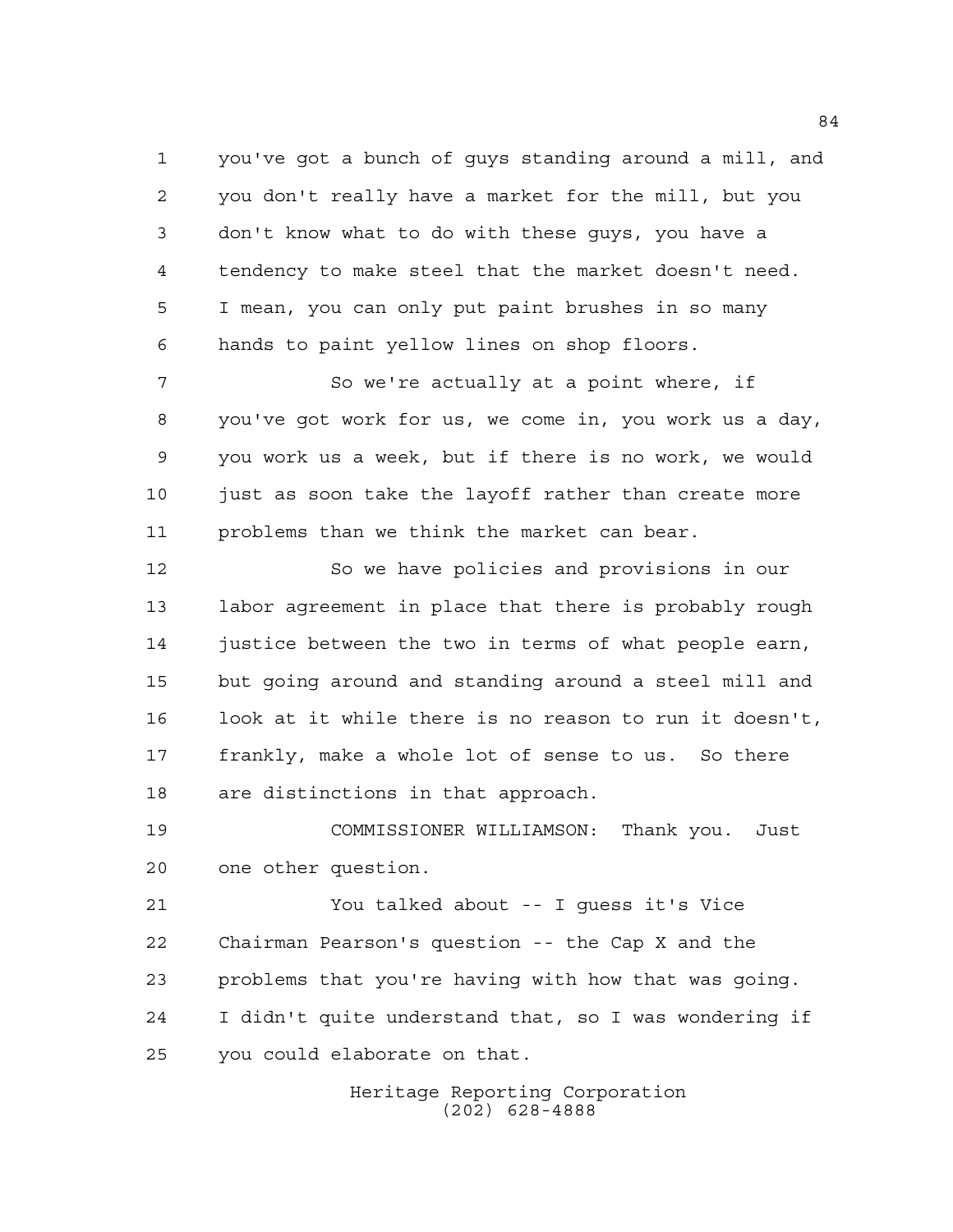you've got a bunch of guys standing around a mill, and you don't really have a market for the mill, but you don't know what to do with these guys, you have a tendency to make steel that the market doesn't need. I mean, you can only put paint brushes in so many hands to paint yellow lines on shop floors.

So we're actually at a point where, if you've got work for us, we come in, you work us a day, you work us a week, but if there is no work, we would just as soon take the layoff rather than create more problems than we think the market can bear.

So we have policies and provisions in our labor agreement in place that there is probably rough justice between the two in terms of what people earn, but going around and standing around a steel mill and look at it while there is no reason to run it doesn't, frankly, make a whole lot of sense to us. So there are distinctions in that approach.

COMMISSIONER WILLIAMSON: Thank you. Just one other question.

You talked about -- I guess it's Vice Chairman Pearson's question -- the Cap X and the problems that you're having with how that was going. I didn't quite understand that, so I was wondering if you could elaborate on that.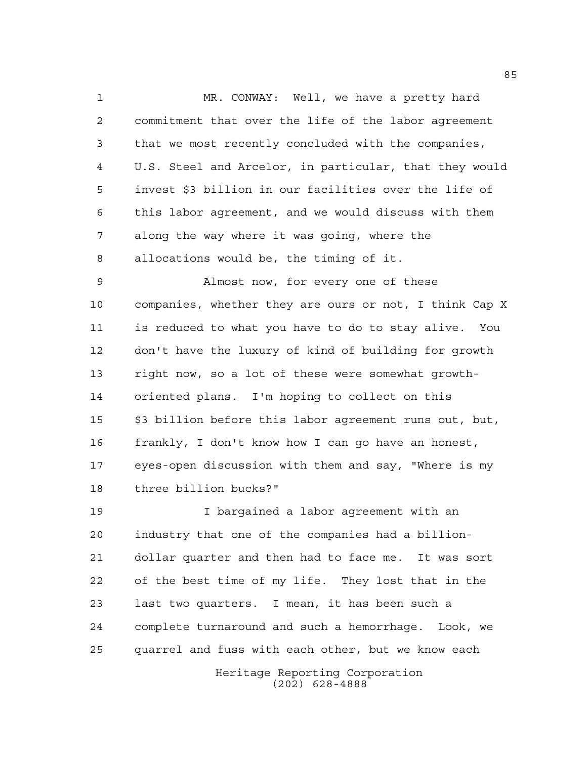MR. CONWAY: Well, we have a pretty hard commitment that over the life of the labor agreement that we most recently concluded with the companies, U.S. Steel and Arcelor, in particular, that they would invest $3 billion in our facilities over the life of this labor agreement, and we would discuss with them along the way where it was going, where the allocations would be, the timing of it.

Almost now, for every one of these companies, whether they are ours or not, I think Cap X is reduced to what you have to do to stay alive. You don't have the luxury of kind of building for growth right now, so a lot of these were somewhat growth-oriented plans. I'm hoping to collect on this $3 billion before this labor agreement runs out, but, frankly, I don't know how I can go have an honest, eyes-open discussion with them and say, "Where is my three billion bucks?"

I bargained a labor agreement with an industry that one of the companies had a billion-dollar quarter and then had to face me. It was sort of the best time of my life. They lost that in the last two quarters. I mean, it has been such a complete turnaround and such a hemorrhage. Look, we quarrel and fuss with each other, but we know each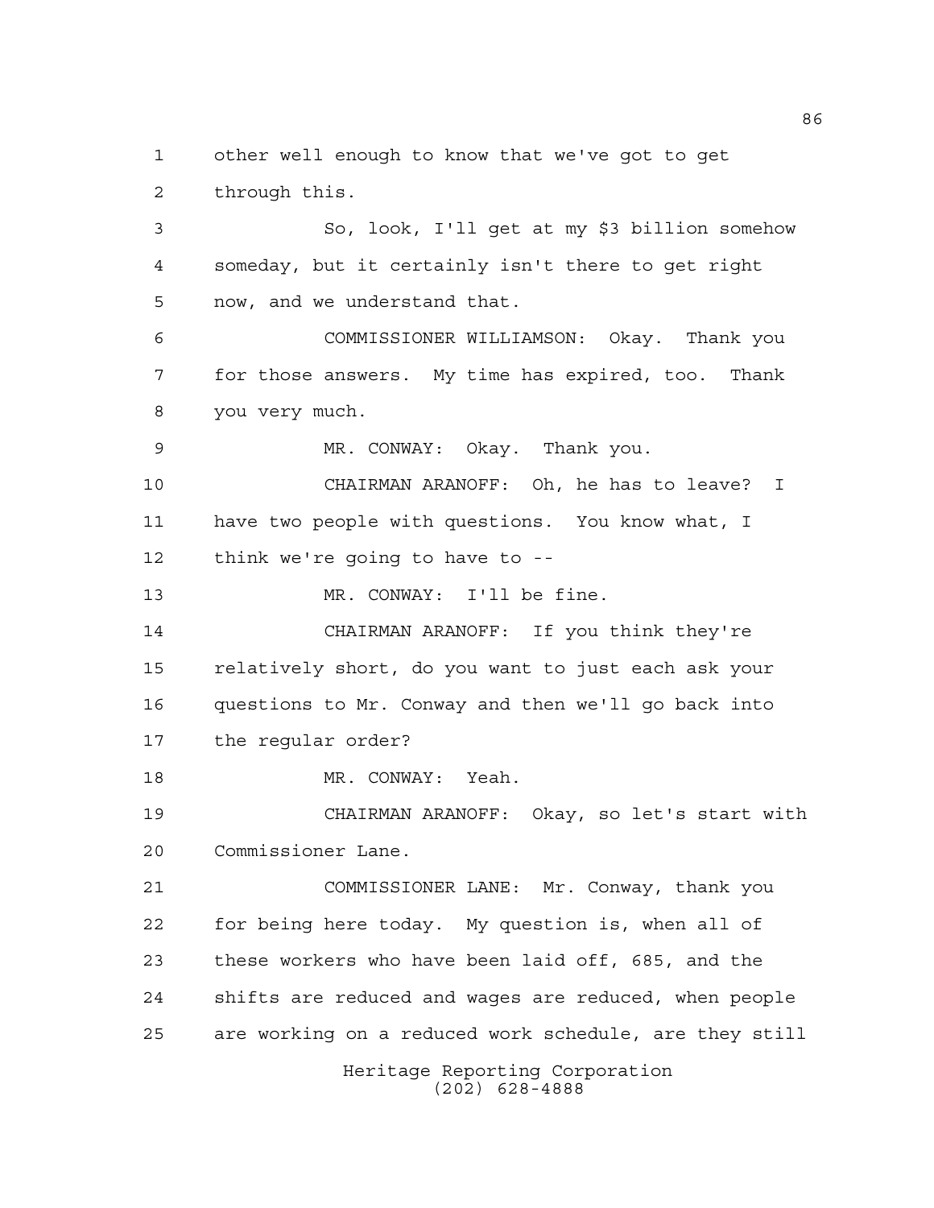other well enough to know that we've got to get through this.

So, look, I'll get at my $3 billion somehow someday, but it certainly isn't there to get right now, and we understand that.

COMMISSIONER WILLIAMSON: Okay. Thank you for those answers. My time has expired, too. Thank you very much.

MR. CONWAY: Okay. Thank you.

CHAIRMAN ARANOFF: Oh, he has to leave? I have two people with questions. You know what, I think we're going to have to --

MR. CONWAY: I'll be fine.

CHAIRMAN ARANOFF: If you think they're relatively short, do you want to just each ask your questions to Mr. Conway and then we'll go back into the regular order?

MR. CONWAY: Yeah.

CHAIRMAN ARANOFF: Okay, so let's start with Commissioner Lane.

COMMISSIONER LANE: Mr. Conway, thank you for being here today. My question is, when all of these workers who have been laid off, 685, and the shifts are reduced and wages are reduced, when people are working on a reduced work schedule, are they still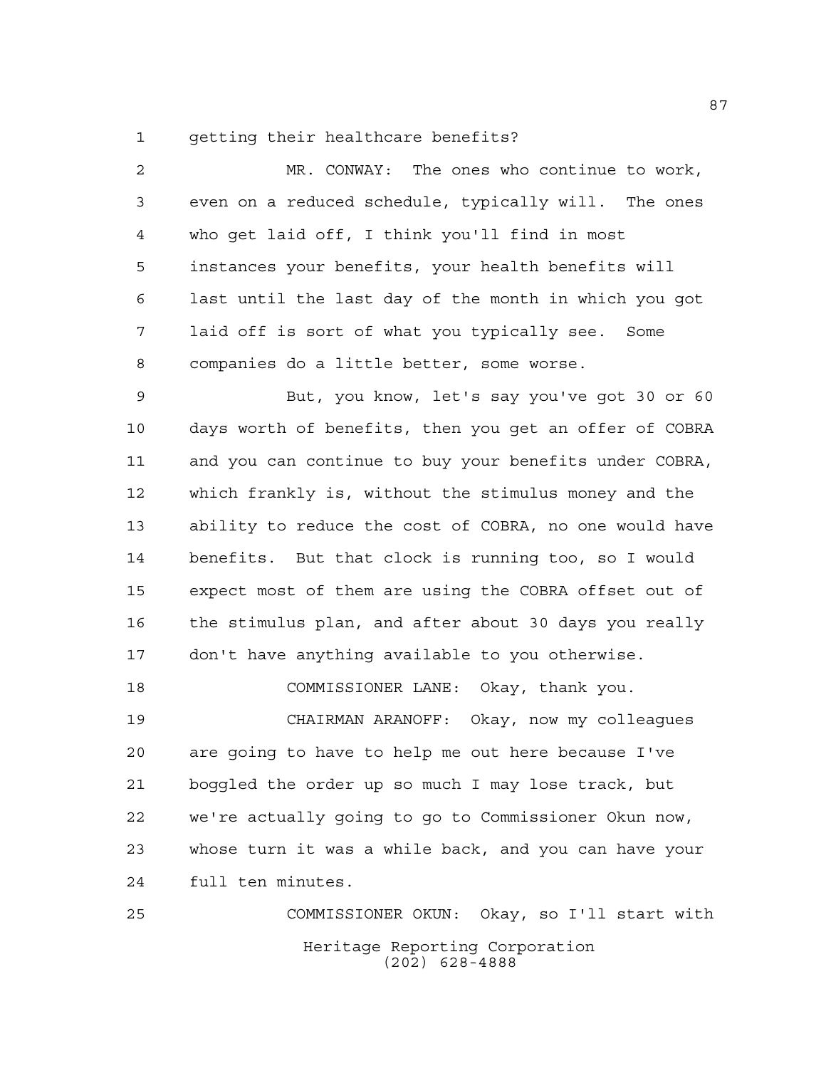getting their healthcare benefits?

MR. CONWAY: The ones who continue to work, even on a reduced schedule, typically will. The ones who get laid off, I think you'll find in most instances your benefits, your health benefits will last until the last day of the month in which you got laid off is sort of what you typically see. Some companies do a little better, some worse.

But, you know, let's say you've got 30 or 60 days worth of benefits, then you get an offer of COBRA and you can continue to buy your benefits under COBRA, which frankly is, without the stimulus money and the ability to reduce the cost of COBRA, no one would have benefits. But that clock is running too, so I would expect most of them are using the COBRA offset out of the stimulus plan, and after about 30 days you really don't have anything available to you otherwise.

COMMISSIONER LANE: Okay, thank you.

CHAIRMAN ARANOFF: Okay, now my colleagues are going to have to help me out here because I've boggled the order up so much I may lose track, but we're actually going to go to Commissioner Okun now, whose turn it was a while back, and you can have your full ten minutes.

COMMISSIONER OKUN: Okay, so I'll start with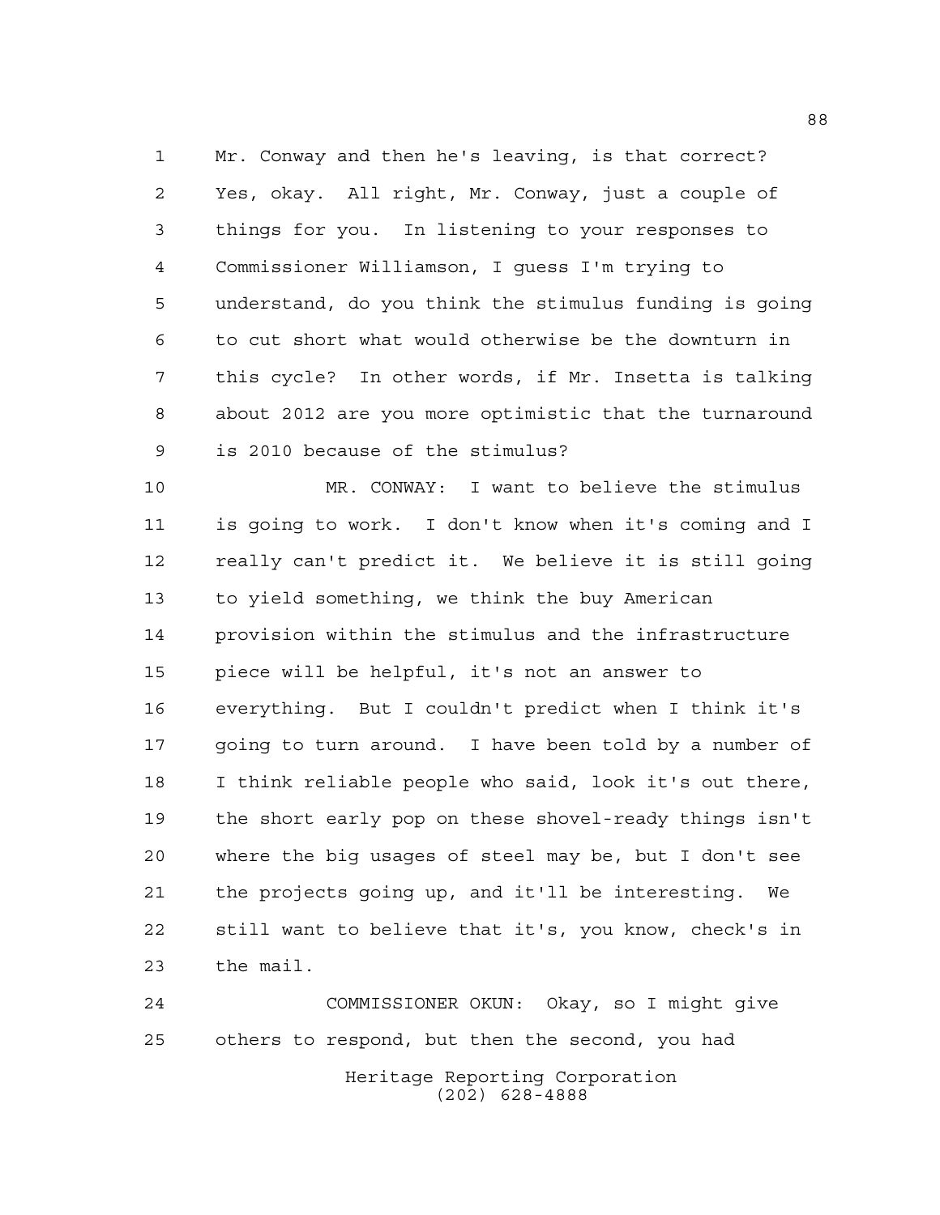Mr. Conway and then he's leaving, is that correct? Yes, okay. All right, Mr. Conway, just a couple of things for you. In listening to your responses to Commissioner Williamson, I guess I'm trying to understand, do you think the stimulus funding is going to cut short what would otherwise be the downturn in this cycle? In other words, if Mr. Insetta is talking about 2012 are you more optimistic that the turnaround is 2010 because of the stimulus?

MR. CONWAY: I want to believe the stimulus is going to work. I don't know when it's coming and I really can't predict it. We believe it is still going to yield something, we think the buy American provision within the stimulus and the infrastructure piece will be helpful, it's not an answer to everything. But I couldn't predict when I think it's going to turn around. I have been told by a number of I think reliable people who said, look it's out there, the short early pop on these shovel-ready things isn't where the big usages of steel may be, but I don't see the projects going up, and it'll be interesting. We still want to believe that it's, you know, check's in the mail.

COMMISSIONER OKUN: Okay, so I might give others to respond, but then the second, you had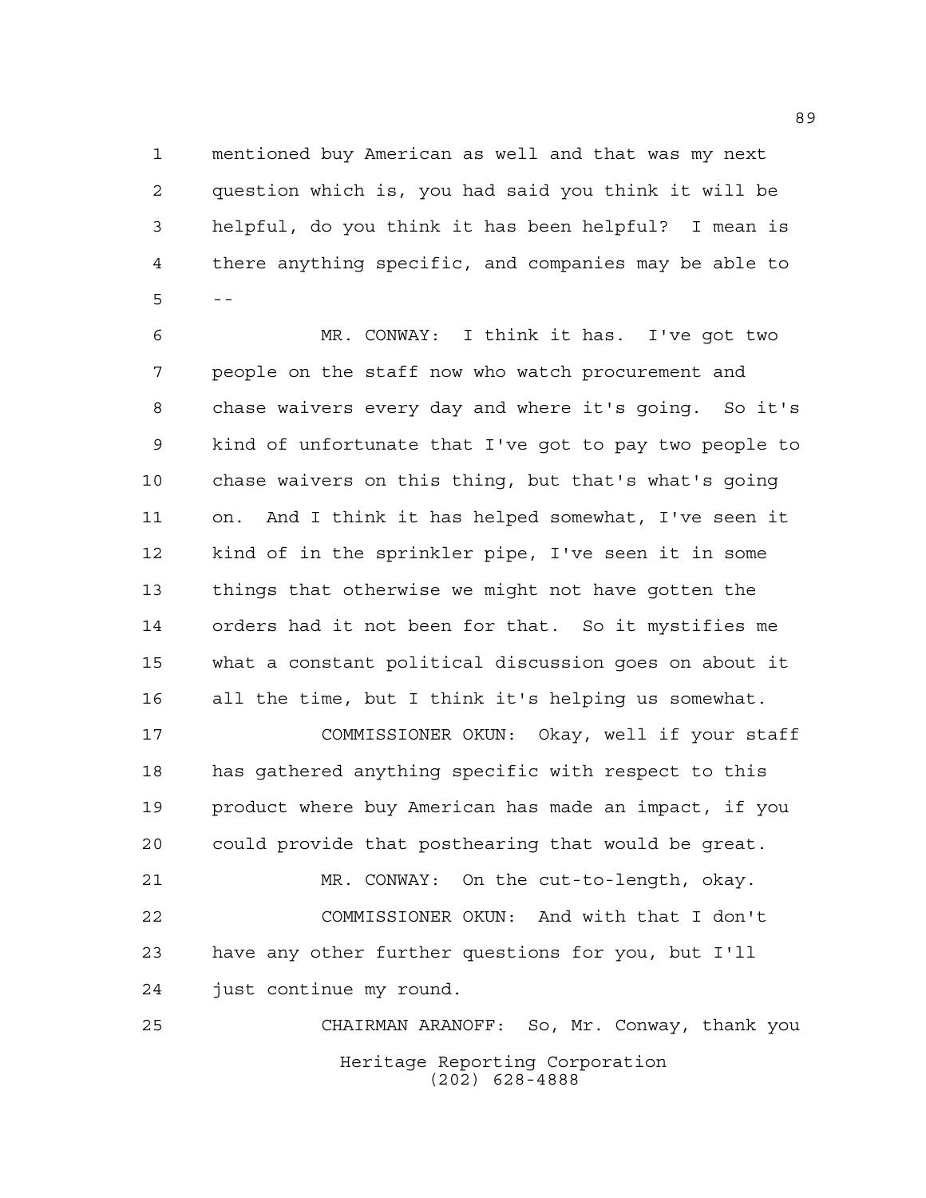mentioned buy American as well and that was my next question which is, you had said you think it will be helpful, do you think it has been helpful? I mean is there anything specific, and companies may be able to --

MR. CONWAY: I think it has. I've got two people on the staff now who watch procurement and chase waivers every day and where it's going. So it's kind of unfortunate that I've got to pay two people to chase waivers on this thing, but that's what's going on. And I think it has helped somewhat, I've seen it kind of in the sprinkler pipe, I've seen it in some things that otherwise we might not have gotten the orders had it not been for that. So it mystifies me what a constant political discussion goes on about it all the time, but I think it's helping us somewhat.

COMMISSIONER OKUN: Okay, well if your staff has gathered anything specific with respect to this product where buy American has made an impact, if you could provide that posthearing that would be great.

MR. CONWAY: On the cut-to-length, okay.

COMMISSIONER OKUN: And with that I don't have any other further questions for you, but I'll just continue my round.

CHAIRMAN ARANOFF: So, Mr. Conway, thank you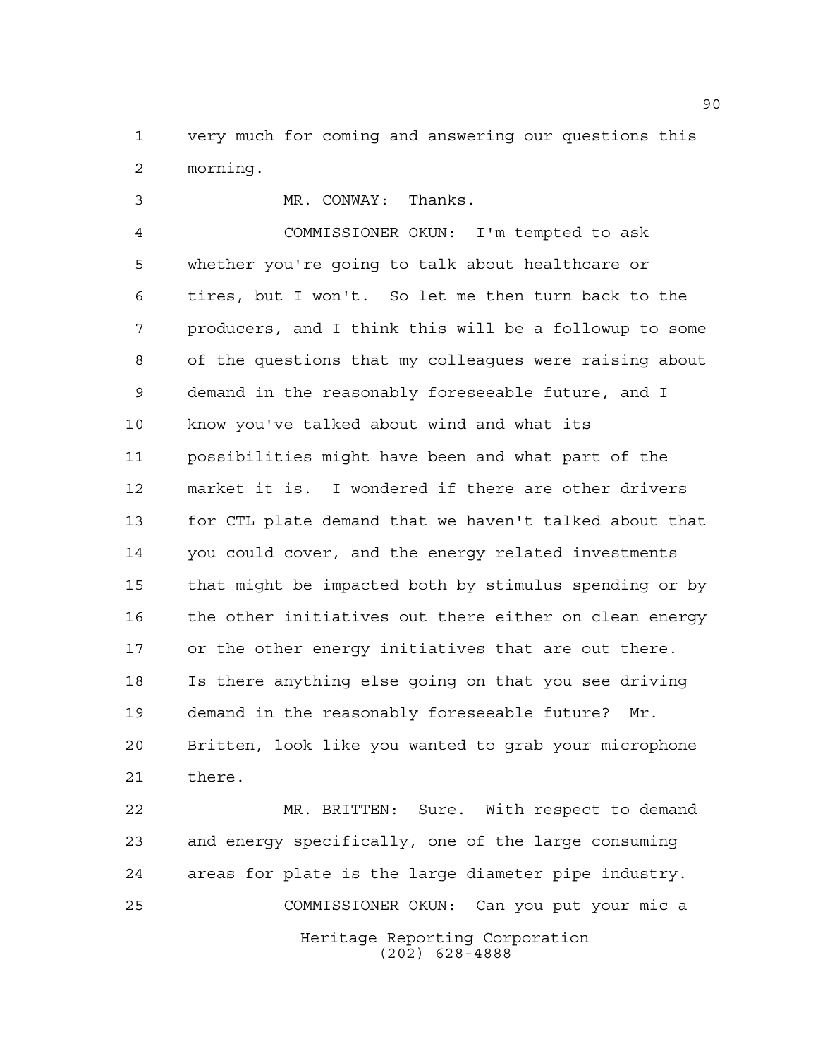very much for coming and answering our questions this morning.

MR. CONWAY: Thanks.

COMMISSIONER OKUN: I'm tempted to ask whether you're going to talk about healthcare or tires, but I won't. So let me then turn back to the producers, and I think this will be a followup to some of the questions that my colleagues were raising about demand in the reasonably foreseeable future, and I know you've talked about wind and what its possibilities might have been and what part of the market it is. I wondered if there are other drivers for CTL plate demand that we haven't talked about that you could cover, and the energy related investments that might be impacted both by stimulus spending or by the other initiatives out there either on clean energy or the other energy initiatives that are out there. Is there anything else going on that you see driving demand in the reasonably foreseeable future? Mr. Britten, look like you wanted to grab your microphone there.

MR. BRITTEN: Sure. With respect to demand and energy specifically, one of the large consuming areas for plate is the large diameter pipe industry.

COMMISSIONER OKUN: Can you put your mic a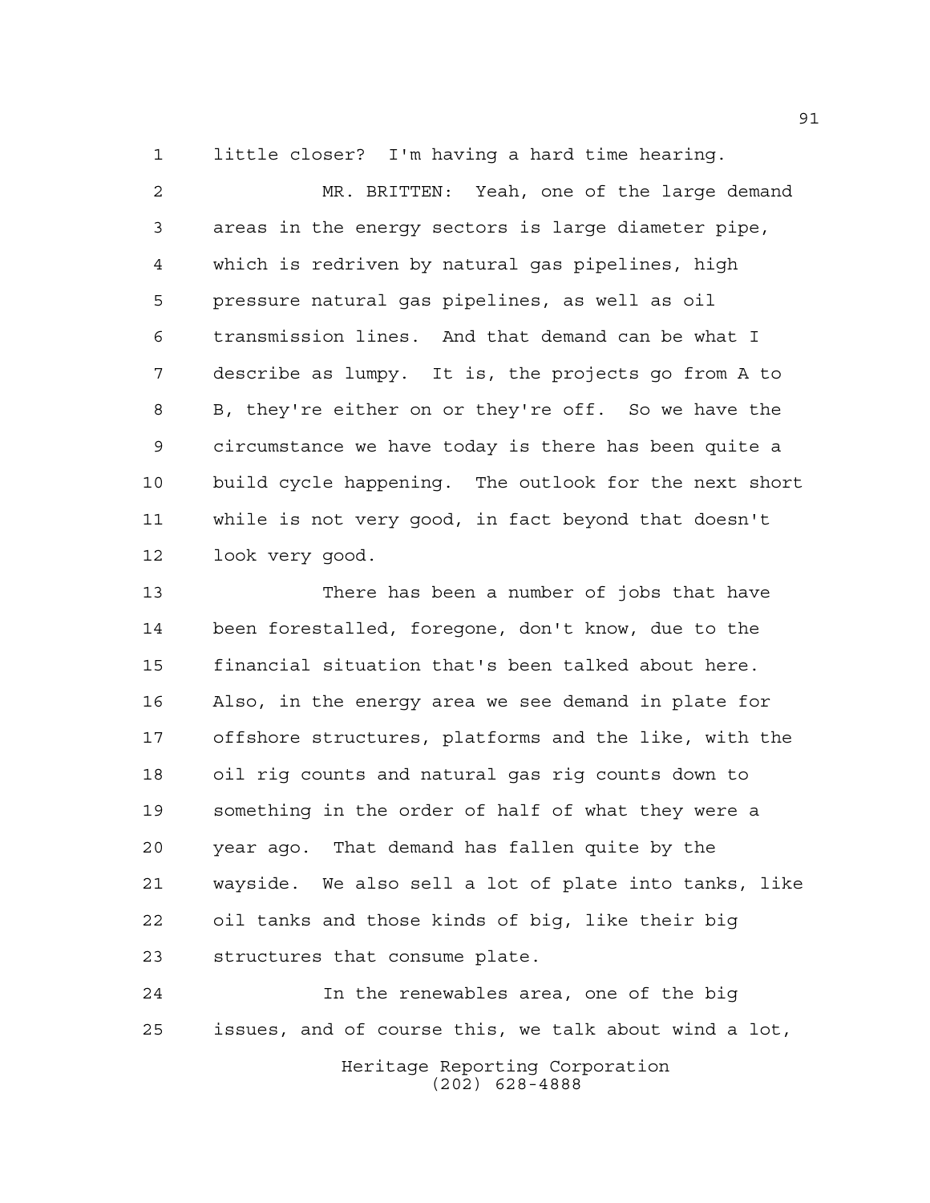little closer? I'm having a hard time hearing.

MR. BRITTEN: Yeah, one of the large demand areas in the energy sectors is large diameter pipe, which is redriven by natural gas pipelines, high pressure natural gas pipelines, as well as oil transmission lines. And that demand can be what I describe as lumpy. It is, the projects go from A to B, they're either on or they're off. So we have the circumstance we have today is there has been quite a build cycle happening. The outlook for the next short while is not very good, in fact beyond that doesn't look very good.

There has been a number of jobs that have been forestalled, foregone, don't know, due to the financial situation that's been talked about here. Also, in the energy area we see demand in plate for offshore structures, platforms and the like, with the oil rig counts and natural gas rig counts down to something in the order of half of what they were a year ago. That demand has fallen quite by the wayside. We also sell a lot of plate into tanks, like oil tanks and those kinds of big, like their big structures that consume plate.

In the renewables area, one of the big issues, and of course this, we talk about wind a lot,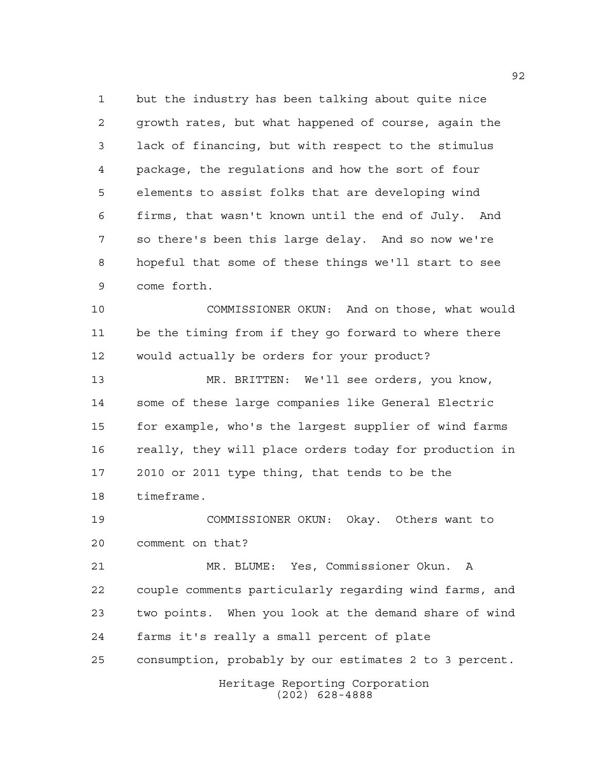but the industry has been talking about quite nice growth rates, but what happened of course, again the lack of financing, but with respect to the stimulus package, the regulations and how the sort of four elements to assist folks that are developing wind firms, that wasn't known until the end of July. And so there's been this large delay. And so now we're hopeful that some of these things we'll start to see come forth.

COMMISSIONER OKUN: And on those, what would be the timing from if they go forward to where there would actually be orders for your product?

MR. BRITTEN: We'll see orders, you know, some of these large companies like General Electric for example, who's the largest supplier of wind farms really, they will place orders today for production in 2010 or 2011 type thing, that tends to be the timeframe.

COMMISSIONER OKUN: Okay. Others want to comment on that?

MR. BLUME: Yes, Commissioner Okun. A couple comments particularly regarding wind farms, and two points. When you look at the demand share of wind farms it's really a small percent of plate consumption, probably by our estimates 2 to 3 percent.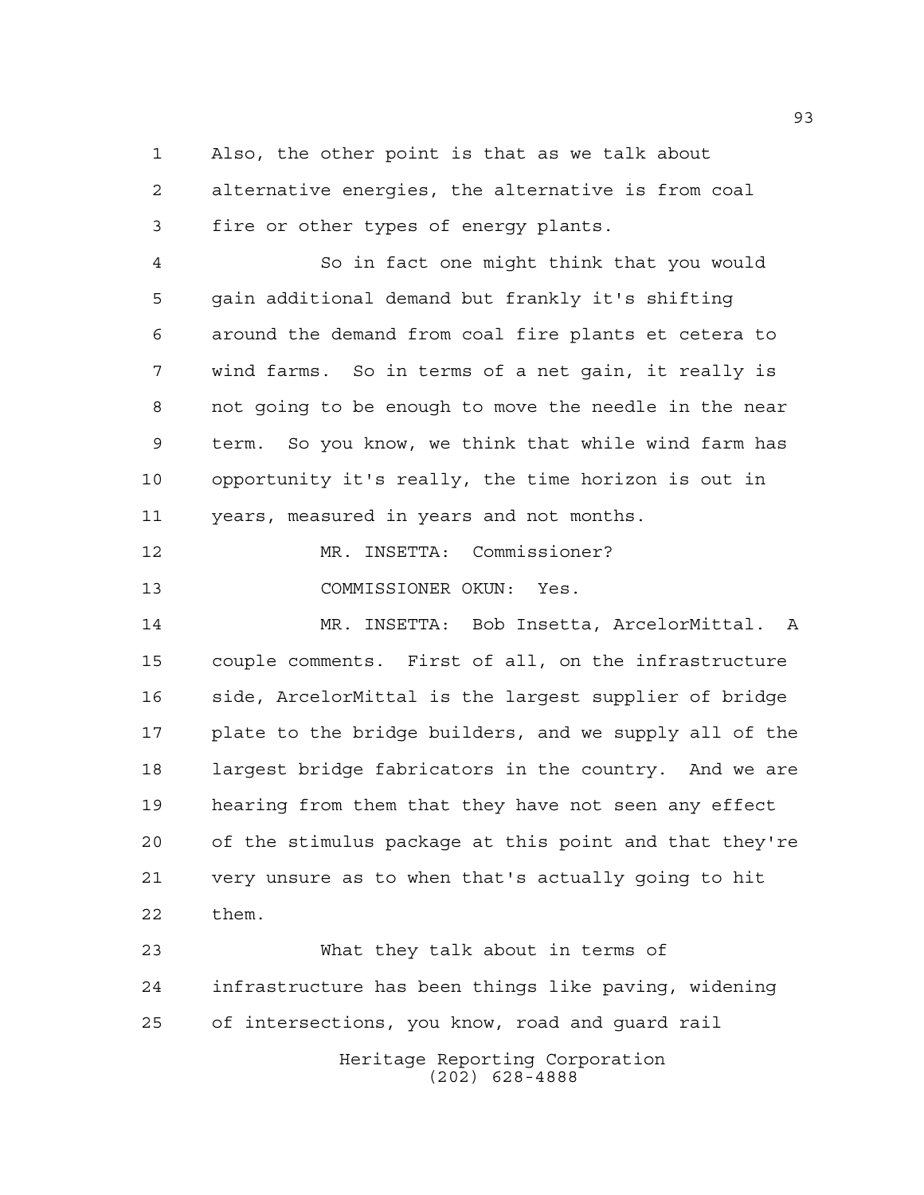Also, the other point is that as we talk about alternative energies, the alternative is from coal fire or other types of energy plants.

So in fact one might think that you would gain additional demand but frankly it's shifting around the demand from coal fire plants et cetera to wind farms. So in terms of a net gain, it really is not going to be enough to move the needle in the near term. So you know, we think that while wind farm has opportunity it's really, the time horizon is out in years, measured in years and not months.

MR. INSETTA: Commissioner?

COMMISSIONER OKUN: Yes.

MR. INSETTA: Bob Insetta, ArcelorMittal. A couple comments. First of all, on the infrastructure side, ArcelorMittal is the largest supplier of bridge plate to the bridge builders, and we supply all of the largest bridge fabricators in the country. And we are hearing from them that they have not seen any effect of the stimulus package at this point and that they're very unsure as to when that's actually going to hit them.

What they talk about in terms of infrastructure has been things like paving, widening of intersections, you know, road and guard rail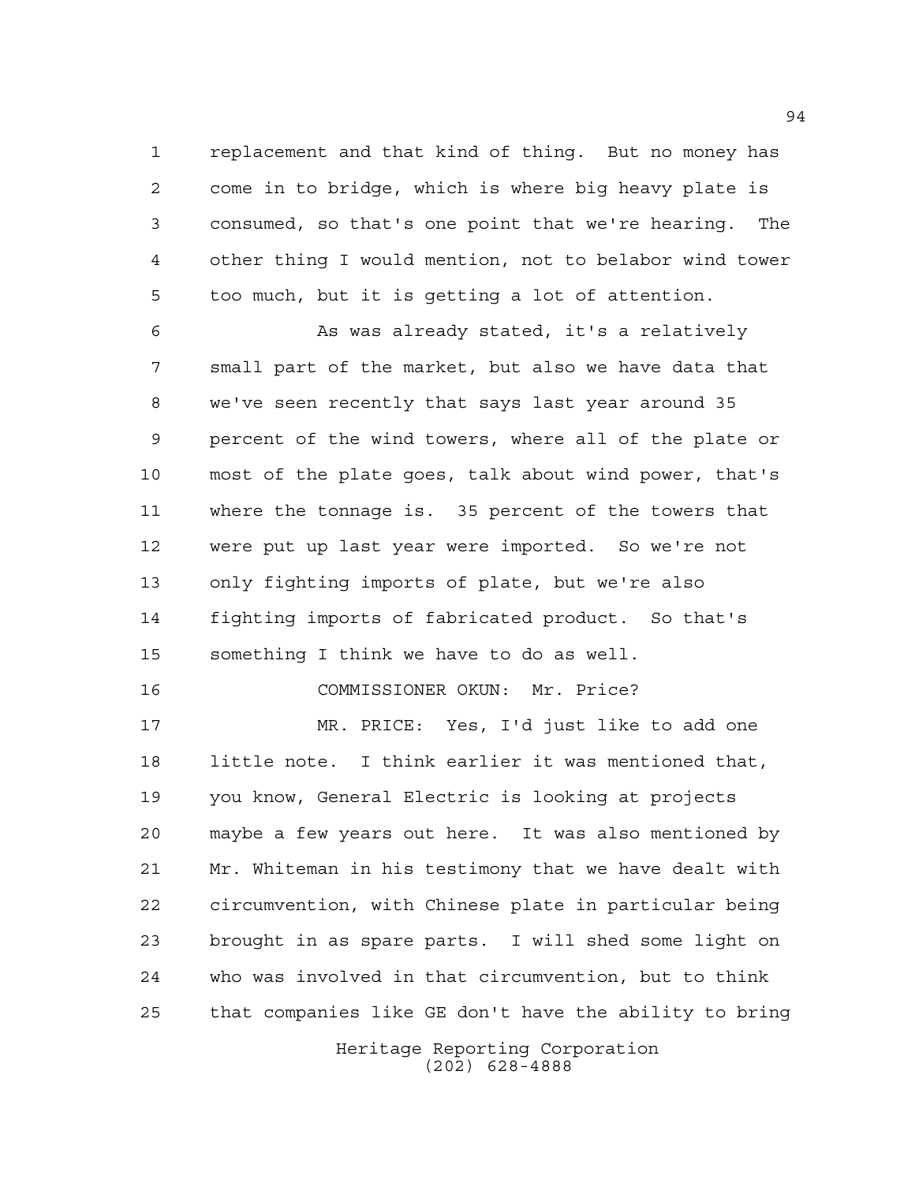replacement and that kind of thing. But no money has come in to bridge, which is where big heavy plate is consumed, so that's one point that we're hearing. The other thing I would mention, not to belabor wind tower too much, but it is getting a lot of attention.

As was already stated, it's a relatively small part of the market, but also we have data that we've seen recently that says last year around 35 percent of the wind towers, where all of the plate or most of the plate goes, talk about wind power, that's where the tonnage is. 35 percent of the towers that were put up last year were imported. So we're not only fighting imports of plate, but we're also fighting imports of fabricated product. So that's something I think we have to do as well.

COMMISSIONER OKUN: Mr. Price?

MR. PRICE: Yes, I'd just like to add one little note. I think earlier it was mentioned that, you know, General Electric is looking at projects maybe a few years out here. It was also mentioned by Mr. Whiteman in his testimony that we have dealt with circumvention, with Chinese plate in particular being brought in as spare parts. I will shed some light on who was involved in that circumvention, but to think that companies like GE don't have the ability to bring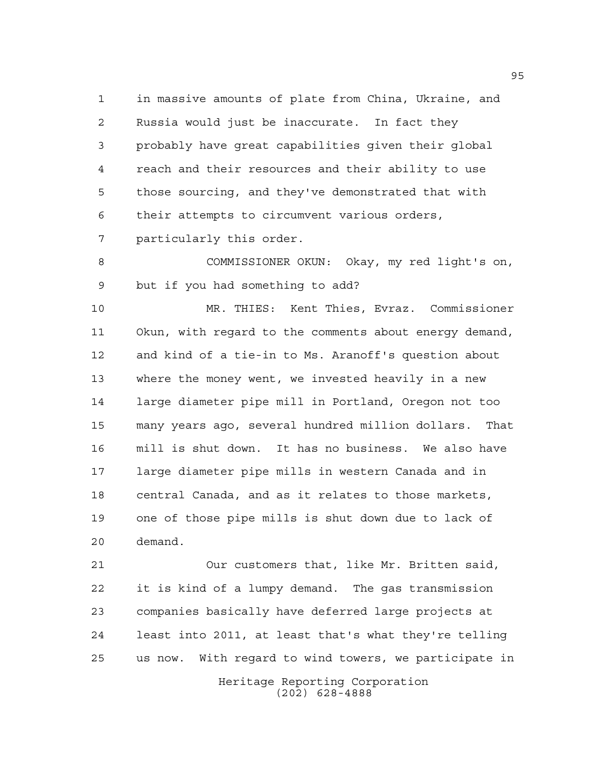in massive amounts of plate from China, Ukraine, and Russia would just be inaccurate. In fact they probably have great capabilities given their global reach and their resources and their ability to use those sourcing, and they've demonstrated that with their attempts to circumvent various orders, particularly this order.

COMMISSIONER OKUN: Okay, my red light's on, but if you had something to add?

MR. THIES: Kent Thies, Evraz. Commissioner Okun, with regard to the comments about energy demand, and kind of a tie-in to Ms. Aranoff's question about where the money went, we invested heavily in a new large diameter pipe mill in Portland, Oregon not too many years ago, several hundred million dollars. That mill is shut down. It has no business. We also have large diameter pipe mills in western Canada and in central Canada, and as it relates to those markets, one of those pipe mills is shut down due to lack of demand.

Our customers that, like Mr. Britten said, it is kind of a lumpy demand. The gas transmission companies basically have deferred large projects at least into 2011, at least that's what they're telling us now. With regard to wind towers, we participate in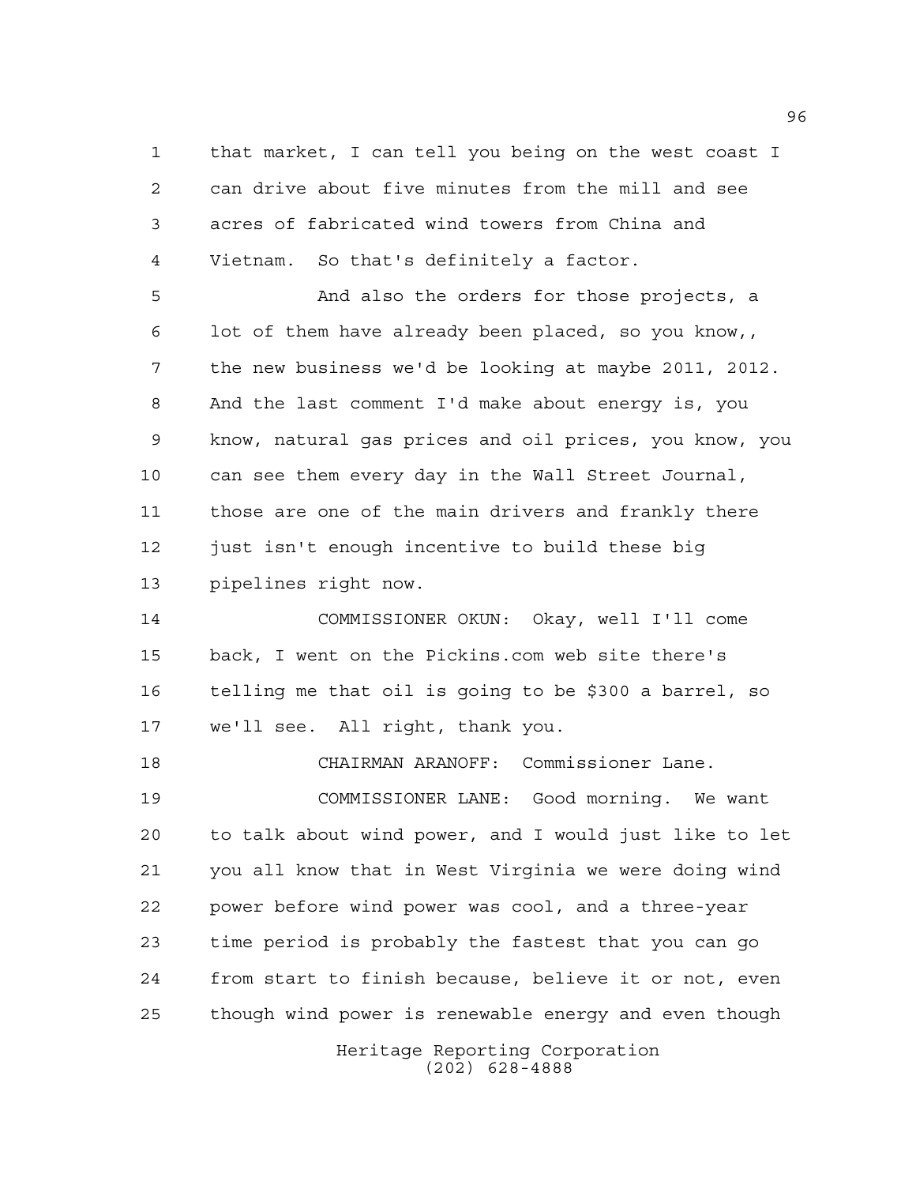that market, I can tell you being on the west coast I can drive about five minutes from the mill and see acres of fabricated wind towers from China and Vietnam. So that's definitely a factor.

And also the orders for those projects, a lot of them have already been placed, so you know,, the new business we'd be looking at maybe 2011, 2012. And the last comment I'd make about energy is, you know, natural gas prices and oil prices, you know, you can see them every day in the Wall Street Journal, those are one of the main drivers and frankly there just isn't enough incentive to build these big pipelines right now.

COMMISSIONER OKUN: Okay, well I'll come back, I went on the Pickins.com web site there's telling me that oil is going to be $300 a barrel, so we'll see. All right, thank you.

CHAIRMAN ARANOFF: Commissioner Lane.

COMMISSIONER LANE: Good morning. We want to talk about wind power, and I would just like to let you all know that in West Virginia we were doing wind power before wind power was cool, and a three-year time period is probably the fastest that you can go from start to finish because, believe it or not, even though wind power is renewable energy and even though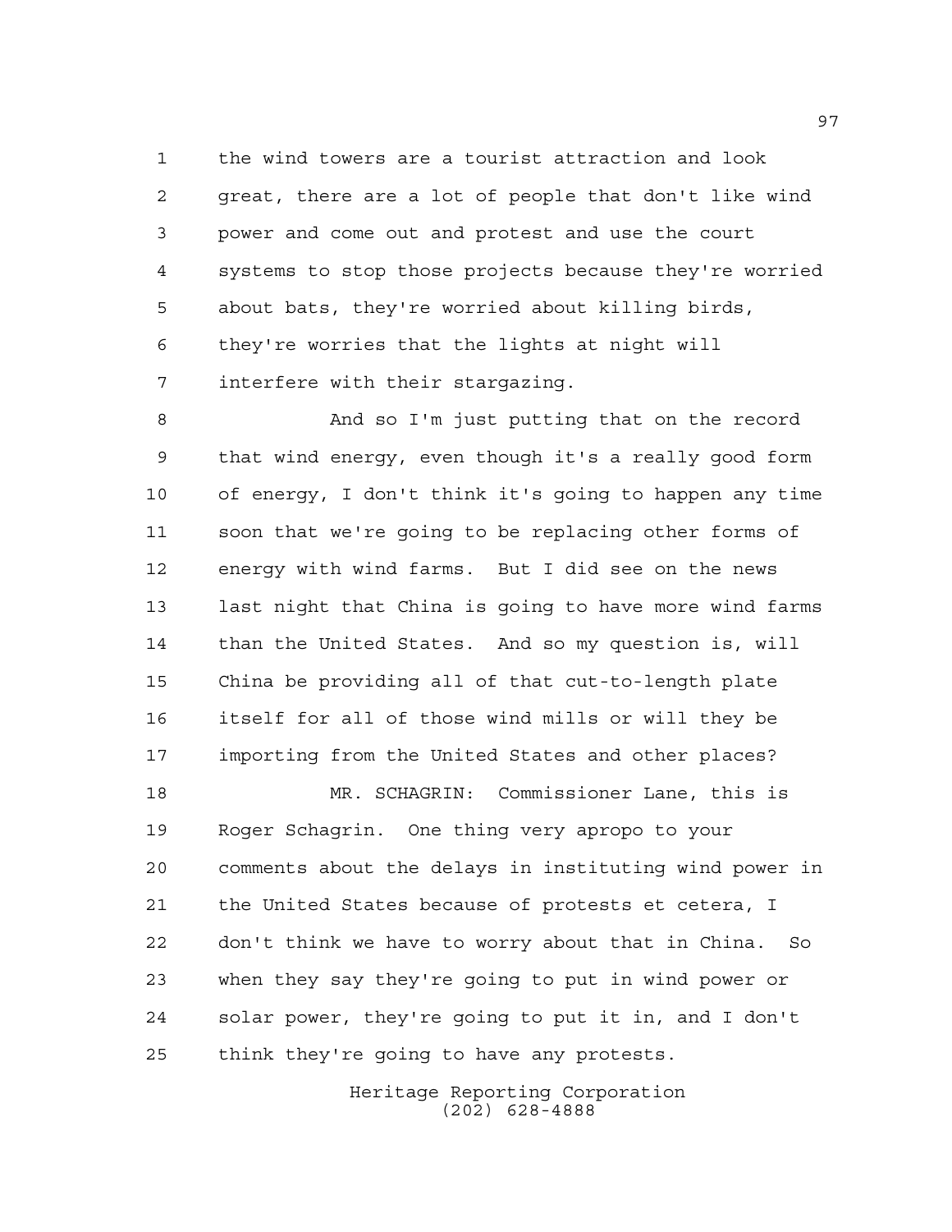the wind towers are a tourist attraction and look great, there are a lot of people that don't like wind power and come out and protest and use the court systems to stop those projects because they're worried about bats, they're worried about killing birds, they're worries that the lights at night will interfere with their stargazing.

And so I'm just putting that on the record that wind energy, even though it's a really good form of energy, I don't think it's going to happen any time soon that we're going to be replacing other forms of energy with wind farms. But I did see on the news last night that China is going to have more wind farms than the United States. And so my question is, will China be providing all of that cut-to-length plate itself for all of those wind mills or will they be importing from the United States and other places?

MR. SCHAGRIN: Commissioner Lane, this is Roger Schagrin. One thing very apropo to your comments about the delays in instituting wind power in the United States because of protests et cetera, I don't think we have to worry about that in China. So when they say they're going to put in wind power or solar power, they're going to put it in, and I don't think they're going to have any protests.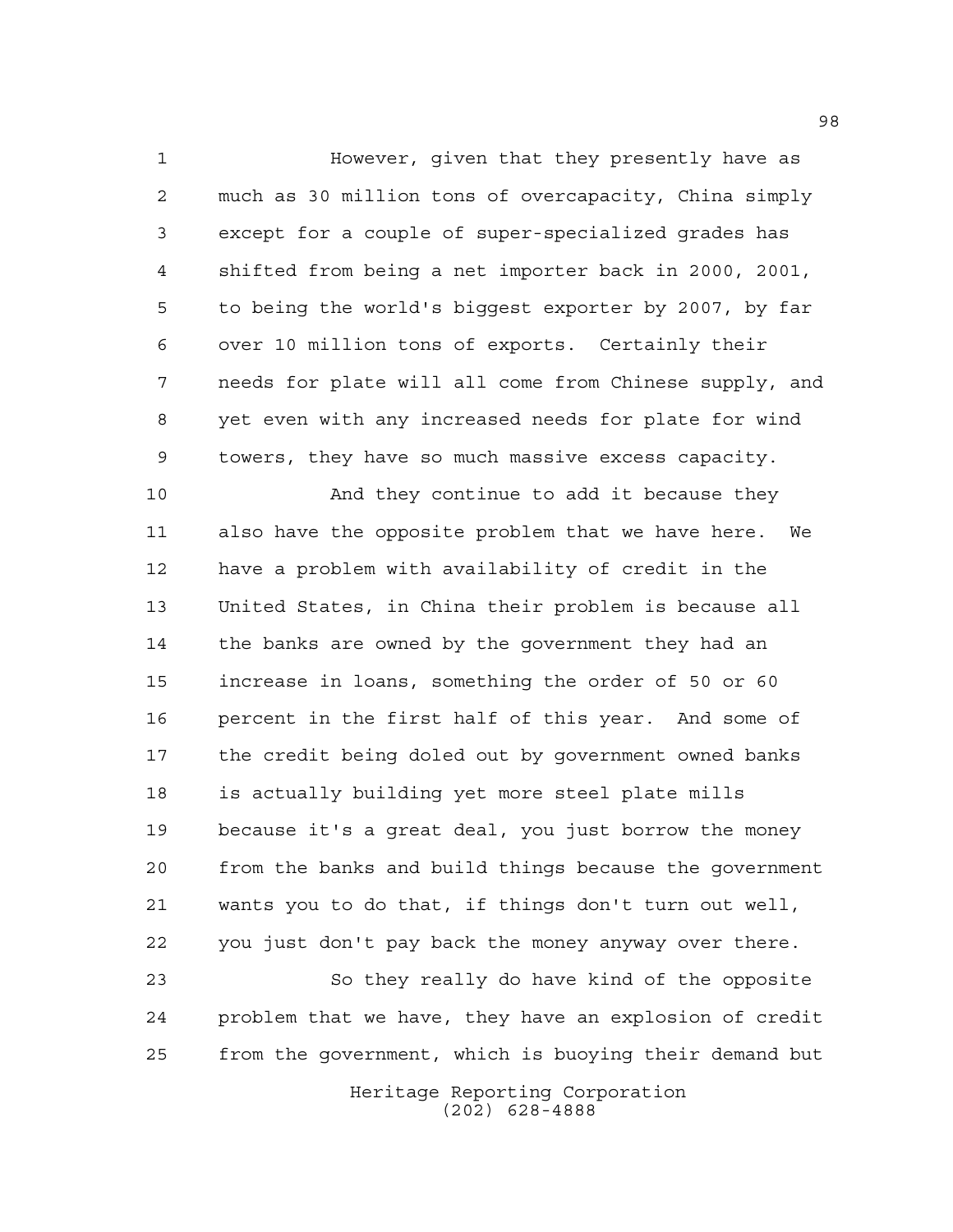However, given that they presently have as much as 30 million tons of overcapacity, China simply except for a couple of super-specialized grades has shifted from being a net importer back in 2000, 2001, to being the world's biggest exporter by 2007, by far over 10 million tons of exports. Certainly their needs for plate will all come from Chinese supply, and yet even with any increased needs for plate for wind towers, they have so much massive excess capacity.

And they continue to add it because they also have the opposite problem that we have here. We have a problem with availability of credit in the United States, in China their problem is because all the banks are owned by the government they had an increase in loans, something the order of 50 or 60 percent in the first half of this year. And some of the credit being doled out by government owned banks is actually building yet more steel plate mills because it's a great deal, you just borrow the money from the banks and build things because the government wants you to do that, if things don't turn out well, you just don't pay back the money anyway over there.

So they really do have kind of the opposite problem that we have, they have an explosion of credit from the government, which is buoying their demand but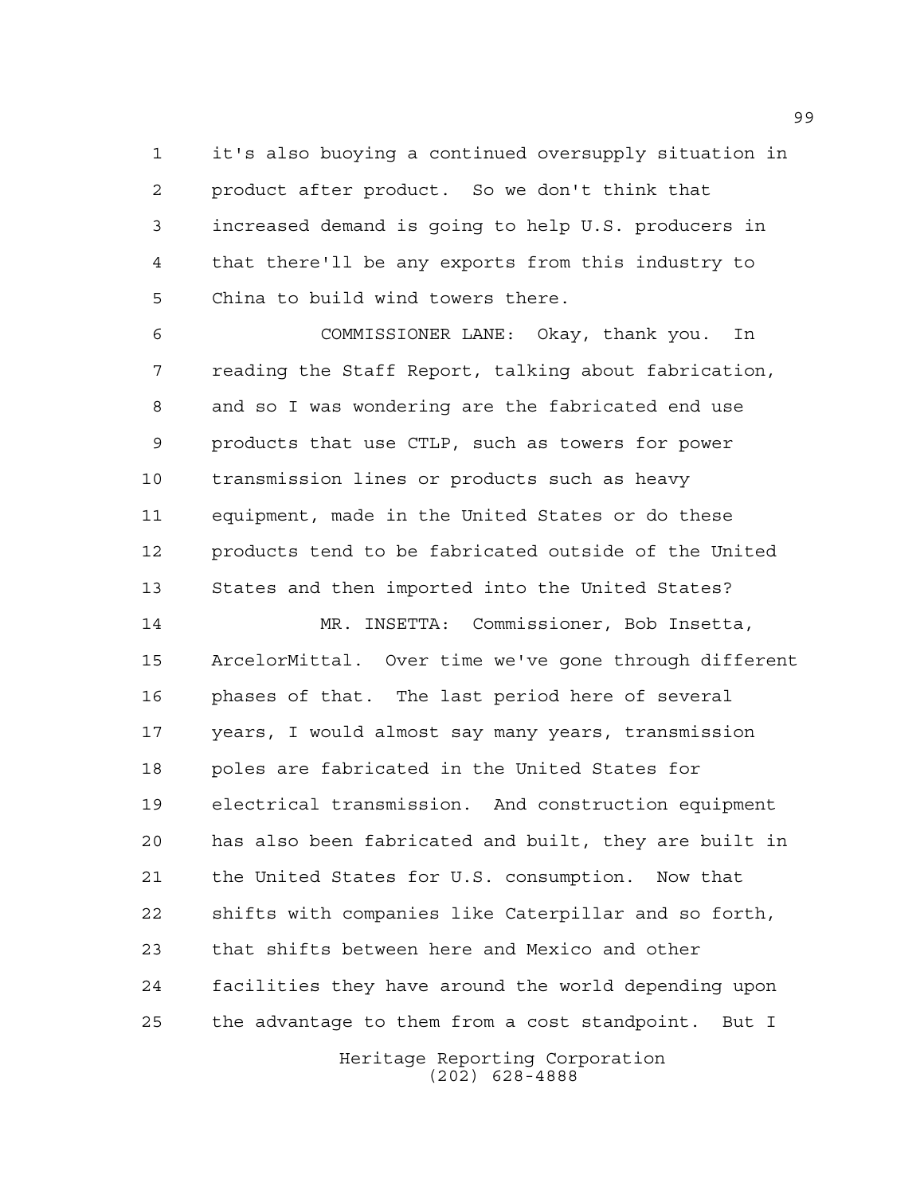it's also buoying a continued oversupply situation in product after product. So we don't think that increased demand is going to help U.S. producers in that there'll be any exports from this industry to China to build wind towers there.

COMMISSIONER LANE: Okay, thank you. In reading the Staff Report, talking about fabrication, and so I was wondering are the fabricated end use products that use CTLP, such as towers for power transmission lines or products such as heavy equipment, made in the United States or do these products tend to be fabricated outside of the United States and then imported into the United States?

MR. INSETTA: Commissioner, Bob Insetta, ArcelorMittal. Over time we've gone through different phases of that. The last period here of several years, I would almost say many years, transmission poles are fabricated in the United States for electrical transmission. And construction equipment has also been fabricated and built, they are built in the United States for U.S. consumption. Now that shifts with companies like Caterpillar and so forth, that shifts between here and Mexico and other facilities they have around the world depending upon the advantage to them from a cost standpoint. But I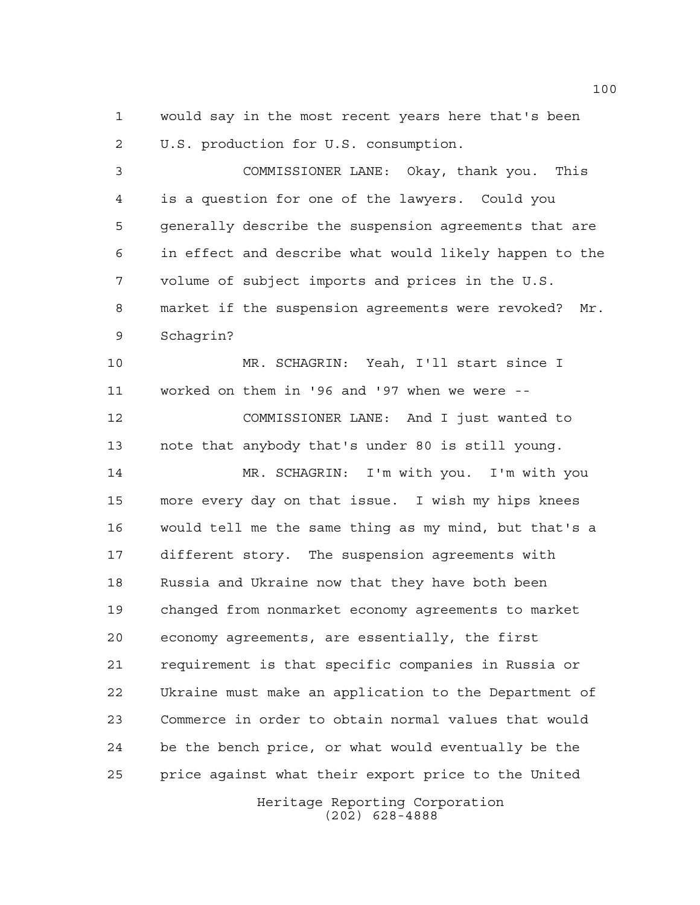would say in the most recent years here that's been U.S. production for U.S. consumption.

COMMISSIONER LANE: Okay, thank you. This is a question for one of the lawyers. Could you generally describe the suspension agreements that are in effect and describe what would likely happen to the volume of subject imports and prices in the U.S. market if the suspension agreements were revoked? Mr. Schagrin?

MR. SCHAGRIN: Yeah, I'll start since I worked on them in '96 and '97 when we were --

COMMISSIONER LANE: And I just wanted to note that anybody that's under 80 is still young.

MR. SCHAGRIN: I'm with you. I'm with you more every day on that issue. I wish my hips knees would tell me the same thing as my mind, but that's a different story. The suspension agreements with Russia and Ukraine now that they have both been changed from nonmarket economy agreements to market economy agreements, are essentially, the first requirement is that specific companies in Russia or Ukraine must make an application to the Department of Commerce in order to obtain normal values that would be the bench price, or what would eventually be the price against what their export price to the United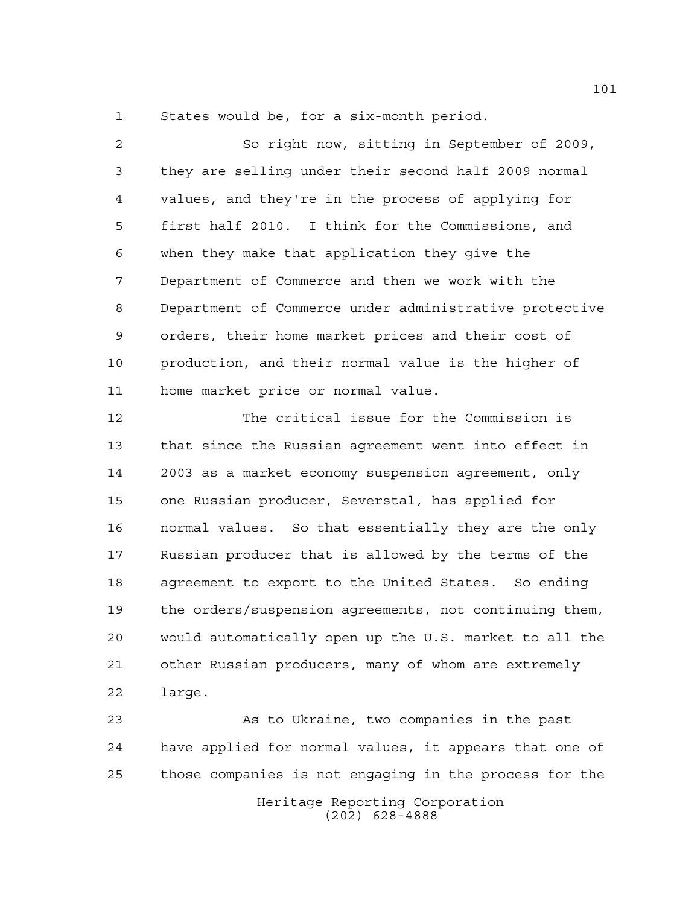States would be, for a six-month period.

So right now, sitting in September of 2009, they are selling under their second half 2009 normal values, and they're in the process of applying for first half 2010. I think for the Commissions, and when they make that application they give the Department of Commerce and then we work with the Department of Commerce under administrative protective orders, their home market prices and their cost of production, and their normal value is the higher of home market price or normal value.

The critical issue for the Commission is that since the Russian agreement went into effect in 2003 as a market economy suspension agreement, only one Russian producer, Severstal, has applied for normal values. So that essentially they are the only Russian producer that is allowed by the terms of the agreement to export to the United States. So ending the orders/suspension agreements, not continuing them, would automatically open up the U.S. market to all the other Russian producers, many of whom are extremely large.

As to Ukraine, two companies in the past have applied for normal values, it appears that one of those companies is not engaging in the process for the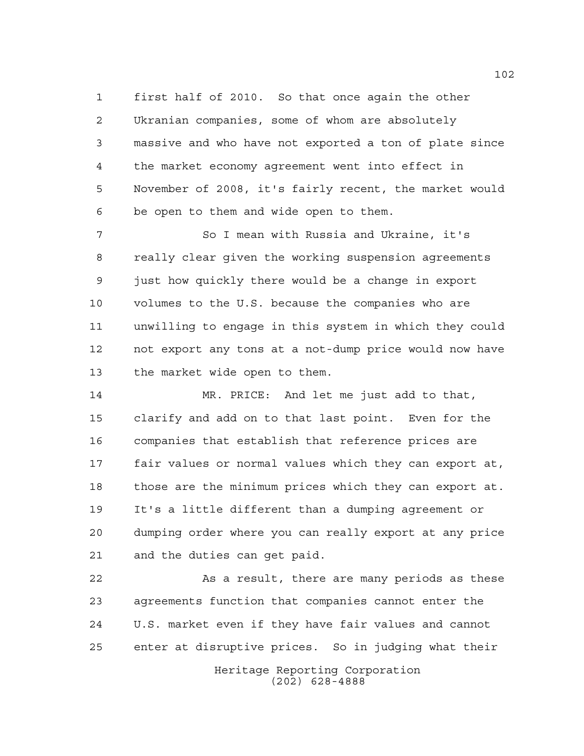first half of 2010. So that once again the other Ukranian companies, some of whom are absolutely massive and who have not exported a ton of plate since the market economy agreement went into effect in November of 2008, it's fairly recent, the market would be open to them and wide open to them.

So I mean with Russia and Ukraine, it's really clear given the working suspension agreements just how quickly there would be a change in export volumes to the U.S. because the companies who are unwilling to engage in this system in which they could not export any tons at a not-dump price would now have the market wide open to them.

MR. PRICE: And let me just add to that, clarify and add on to that last point. Even for the companies that establish that reference prices are fair values or normal values which they can export at, those are the minimum prices which they can export at. It's a little different than a dumping agreement or dumping order where you can really export at any price and the duties can get paid.

As a result, there are many periods as these agreements function that companies cannot enter the U.S. market even if they have fair values and cannot enter at disruptive prices. So in judging what their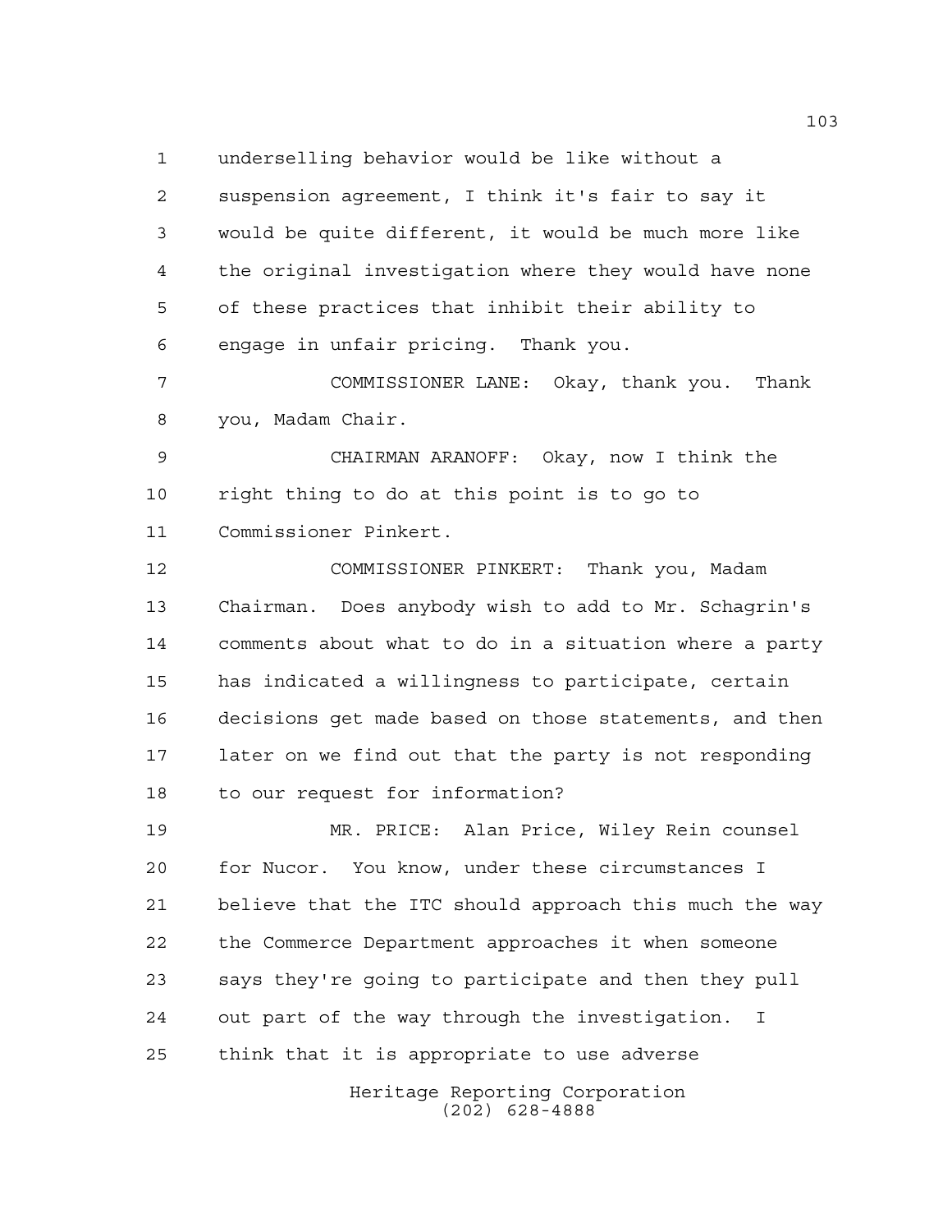underselling behavior would be like without a suspension agreement, I think it's fair to say it would be quite different, it would be much more like the original investigation where they would have none of these practices that inhibit their ability to engage in unfair pricing. Thank you.

COMMISSIONER LANE: Okay, thank you. Thank you, Madam Chair.

CHAIRMAN ARANOFF: Okay, now I think the right thing to do at this point is to go to Commissioner Pinkert.

COMMISSIONER PINKERT: Thank you, Madam Chairman. Does anybody wish to add to Mr. Schagrin's comments about what to do in a situation where a party has indicated a willingness to participate, certain decisions get made based on those statements, and then later on we find out that the party is not responding to our request for information?

MR. PRICE: Alan Price, Wiley Rein counsel for Nucor. You know, under these circumstances I believe that the ITC should approach this much the way the Commerce Department approaches it when someone says they're going to participate and then they pull out part of the way through the investigation. I think that it is appropriate to use adverse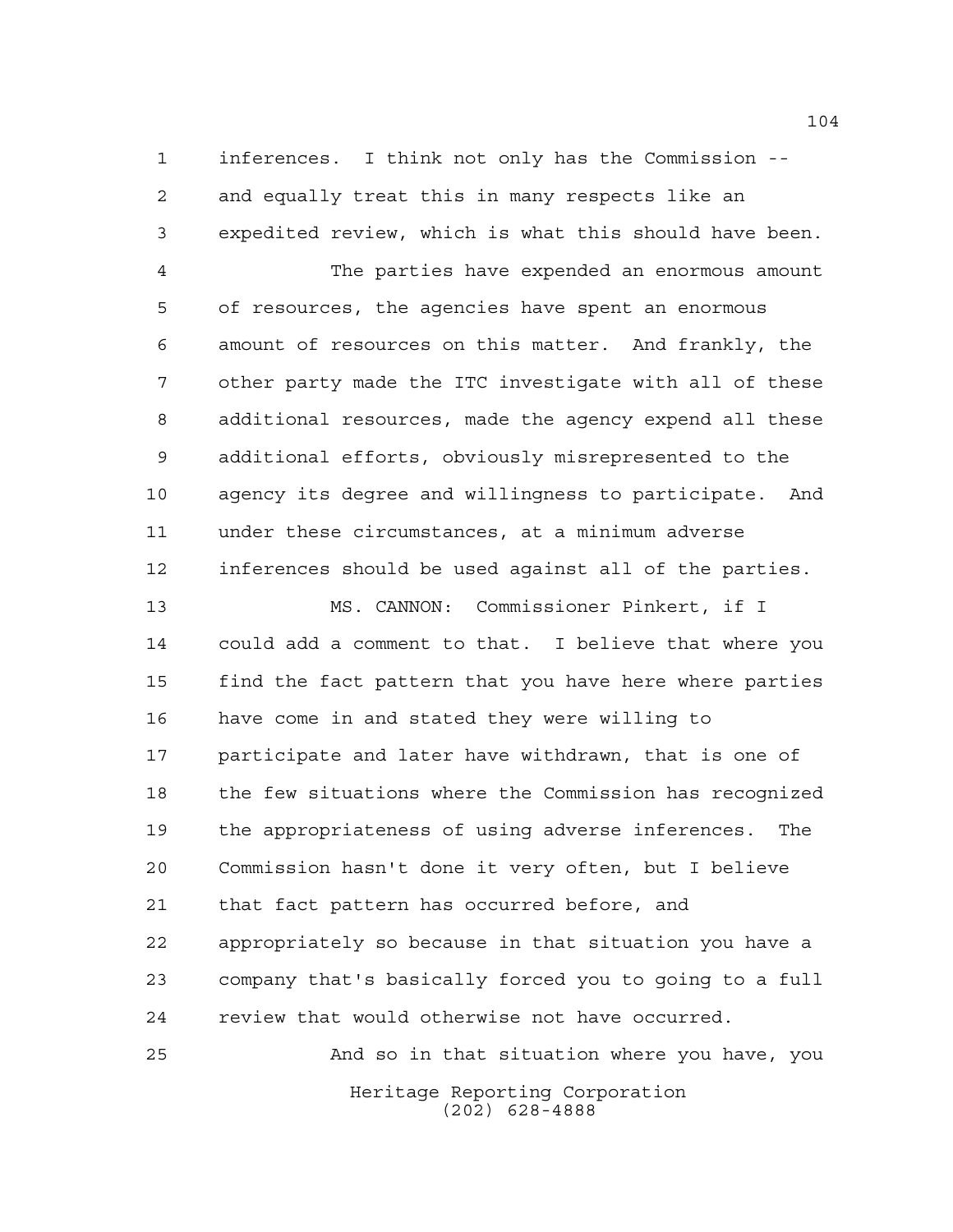inferences. I think not only has the Commission -- and equally treat this in many respects like an expedited review, which is what this should have been.

The parties have expended an enormous amount of resources, the agencies have spent an enormous amount of resources on this matter. And frankly, the other party made the ITC investigate with all of these additional resources, made the agency expend all these additional efforts, obviously misrepresented to the agency its degree and willingness to participate. And under these circumstances, at a minimum adverse inferences should be used against all of the parties.

MS. CANNON: Commissioner Pinkert, if I could add a comment to that. I believe that where you find the fact pattern that you have here where parties have come in and stated they were willing to participate and later have withdrawn, that is one of the few situations where the Commission has recognized the appropriateness of using adverse inferences. The Commission hasn't done it very often, but I believe that fact pattern has occurred before, and appropriately so because in that situation you have a company that's basically forced you to going to a full review that would otherwise not have occurred.

And so in that situation where you have, you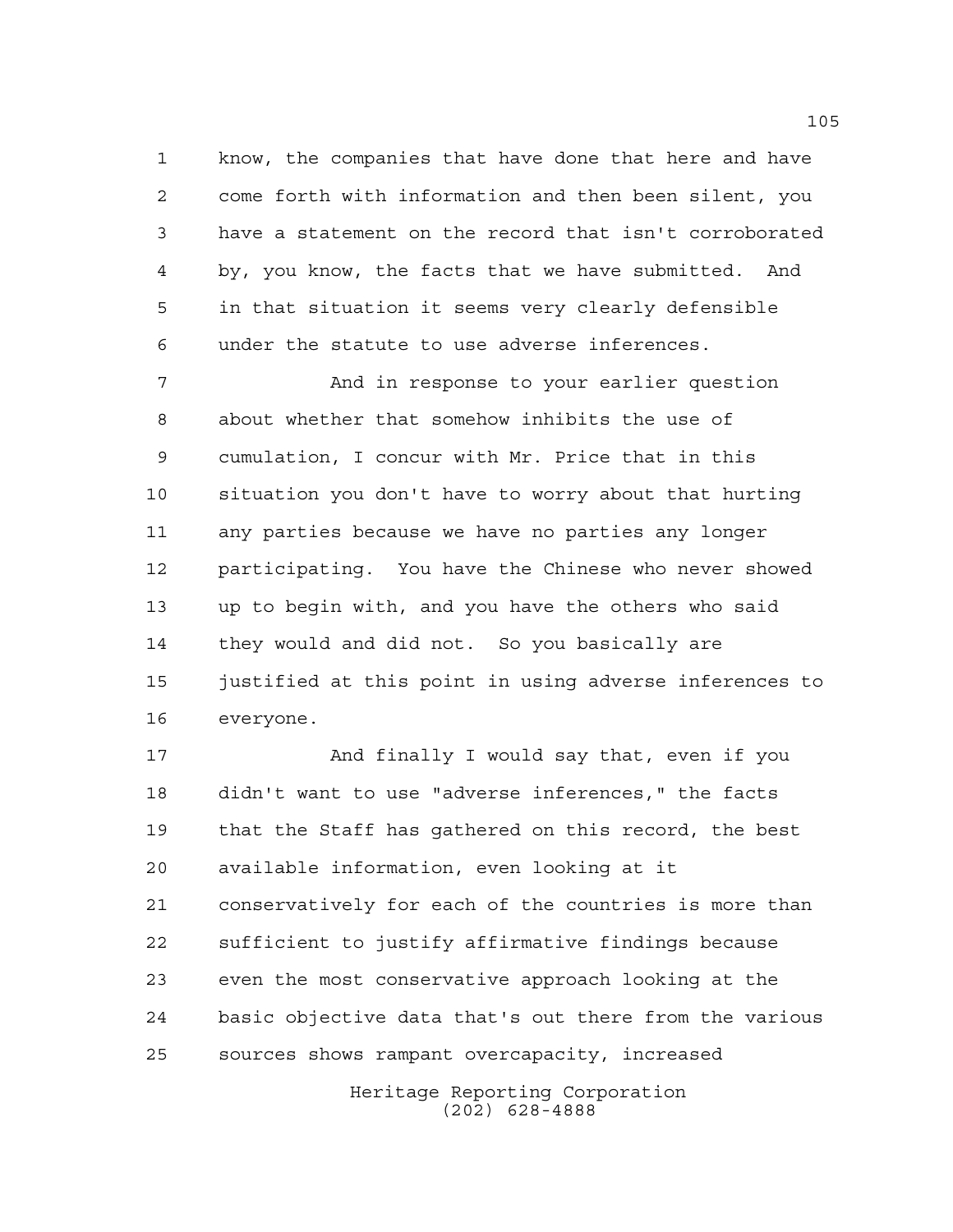know, the companies that have done that here and have come forth with information and then been silent, you have a statement on the record that isn't corroborated by, you know, the facts that we have submitted. And in that situation it seems very clearly defensible under the statute to use adverse inferences.

And in response to your earlier question about whether that somehow inhibits the use of cumulation, I concur with Mr. Price that in this situation you don't have to worry about that hurting any parties because we have no parties any longer participating. You have the Chinese who never showed up to begin with, and you have the others who said they would and did not. So you basically are justified at this point in using adverse inferences to everyone.

And finally I would say that, even if you didn't want to use "adverse inferences," the facts that the Staff has gathered on this record, the best available information, even looking at it conservatively for each of the countries is more than sufficient to justify affirmative findings because even the most conservative approach looking at the basic objective data that's out there from the various sources shows rampant overcapacity, increased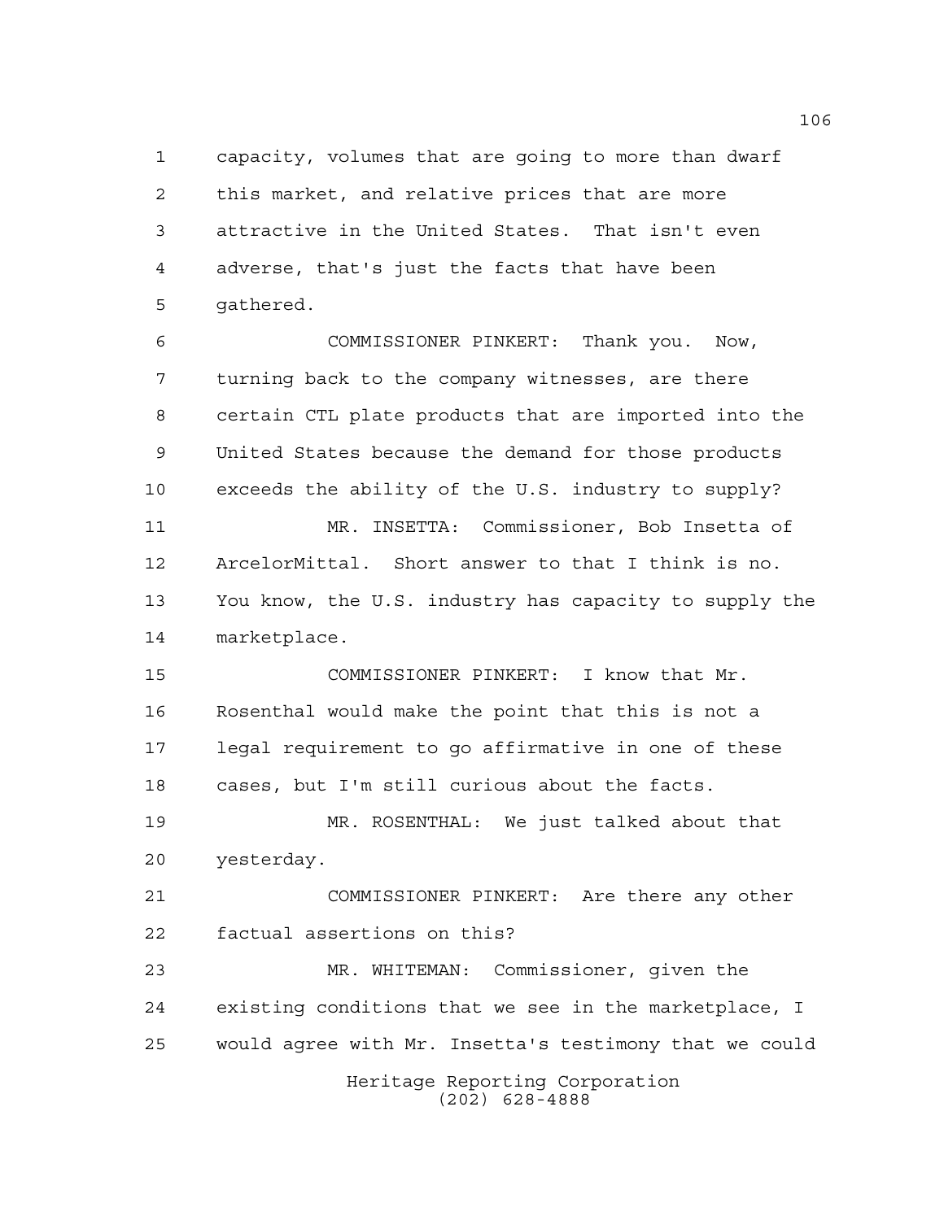capacity, volumes that are going to more than dwarf this market, and relative prices that are more attractive in the United States. That isn't even adverse, that's just the facts that have been gathered.

COMMISSIONER PINKERT: Thank you. Now, turning back to the company witnesses, are there certain CTL plate products that are imported into the United States because the demand for those products exceeds the ability of the U.S. industry to supply?

MR. INSETTA: Commissioner, Bob Insetta of ArcelorMittal. Short answer to that I think is no. You know, the U.S. industry has capacity to supply the marketplace.

COMMISSIONER PINKERT: I know that Mr. Rosenthal would make the point that this is not a legal requirement to go affirmative in one of these cases, but I'm still curious about the facts.

MR. ROSENTHAL: We just talked about that yesterday.

COMMISSIONER PINKERT: Are there any other factual assertions on this?

MR. WHITEMAN: Commissioner, given the existing conditions that we see in the marketplace, I would agree with Mr. Insetta's testimony that we could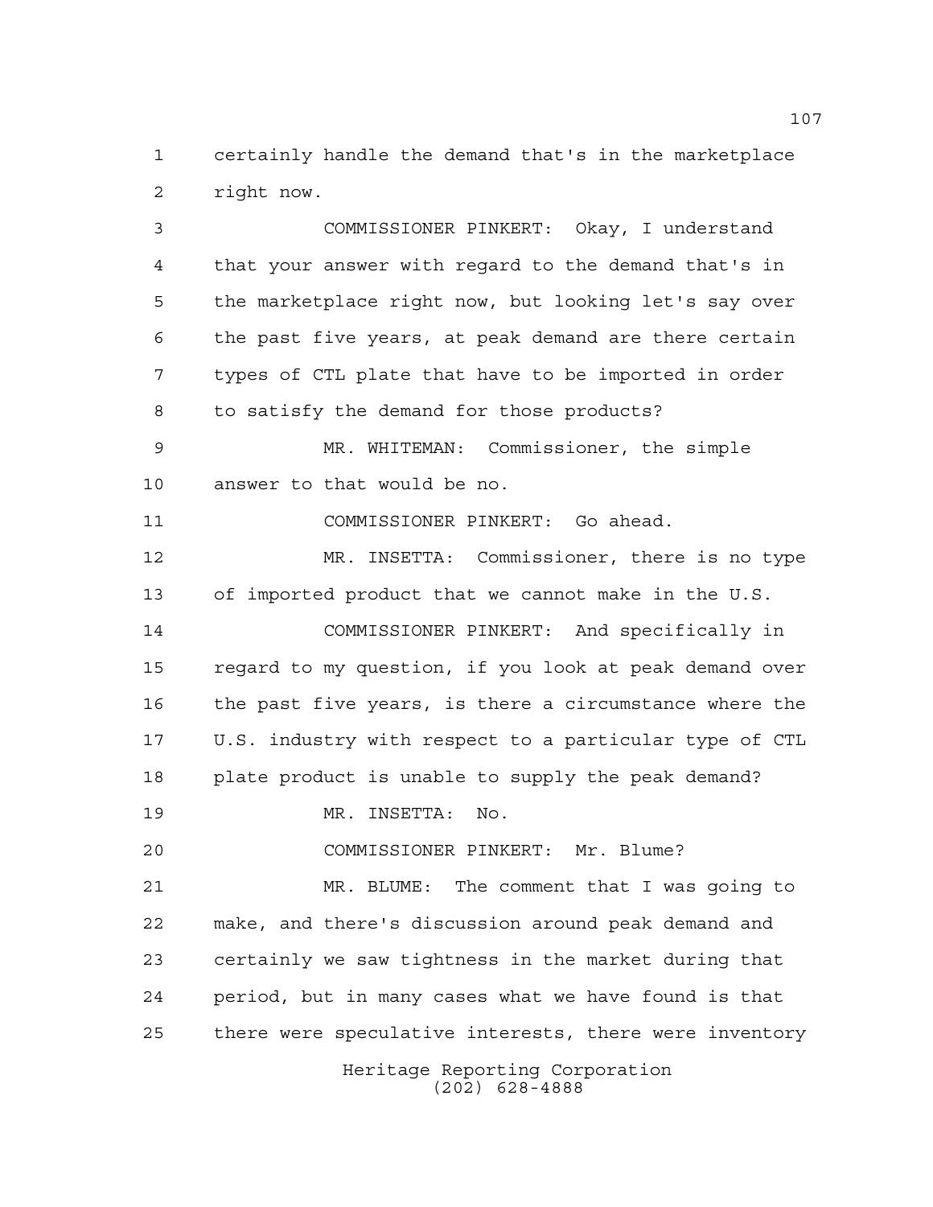certainly handle the demand that's in the marketplace right now.

COMMISSIONER PINKERT: Okay, I understand that your answer with regard to the demand that's in the marketplace right now, but looking let's say over the past five years, at peak demand are there certain types of CTL plate that have to be imported in order to satisfy the demand for those products?

MR. WHITEMAN: Commissioner, the simple answer to that would be no.

COMMISSIONER PINKERT: Go ahead.

MR. INSETTA: Commissioner, there is no type of imported product that we cannot make in the U.S.

COMMISSIONER PINKERT: And specifically in regard to my question, if you look at peak demand over the past five years, is there a circumstance where the U.S. industry with respect to a particular type of CTL plate product is unable to supply the peak demand?

MR. INSETTA: No.

COMMISSIONER PINKERT: Mr. Blume?

MR. BLUME: The comment that I was going to make, and there's discussion around peak demand and certainly we saw tightness in the market during that period, but in many cases what we have found is that there were speculative interests, there were inventory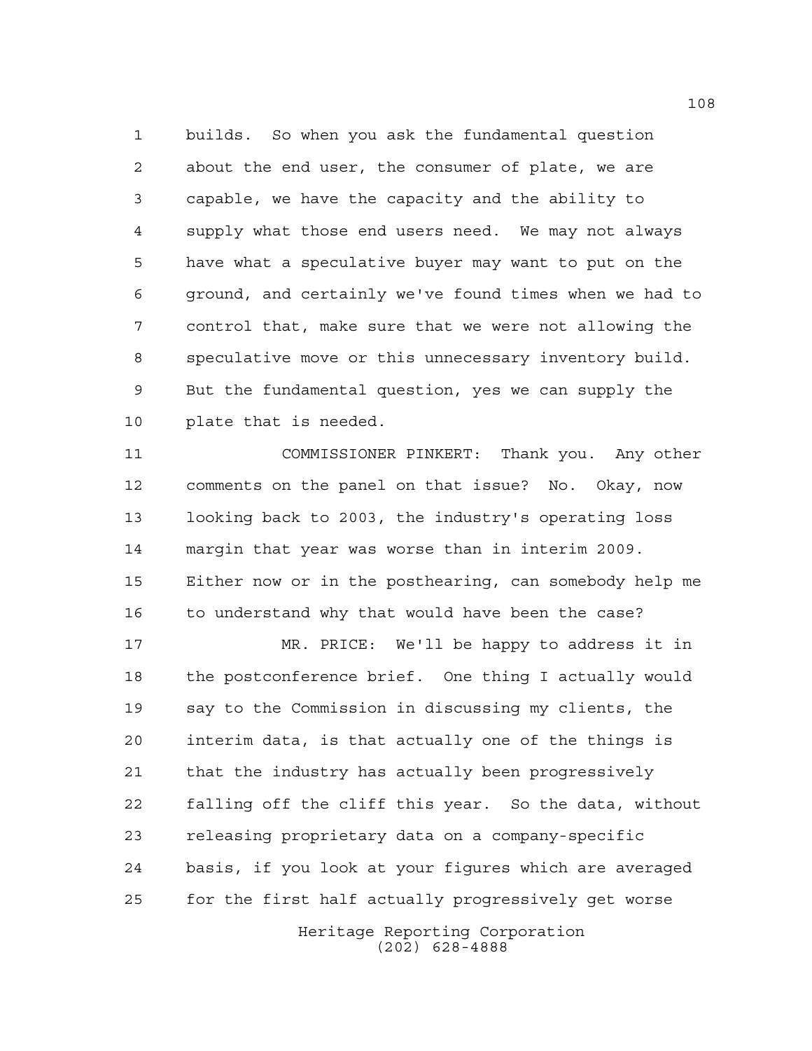builds. So when you ask the fundamental question about the end user, the consumer of plate, we are capable, we have the capacity and the ability to supply what those end users need. We may not always have what a speculative buyer may want to put on the ground, and certainly we've found times when we had to control that, make sure that we were not allowing the speculative move or this unnecessary inventory build. But the fundamental question, yes we can supply the plate that is needed.

COMMISSIONER PINKERT: Thank you. Any other comments on the panel on that issue? No. Okay, now looking back to 2003, the industry's operating loss margin that year was worse than in interim 2009. Either now or in the posthearing, can somebody help me to understand why that would have been the case?

MR. PRICE: We'll be happy to address it in the postconference brief. One thing I actually would say to the Commission in discussing my clients, the interim data, is that actually one of the things is that the industry has actually been progressively falling off the cliff this year. So the data, without releasing proprietary data on a company-specific basis, if you look at your figures which are averaged for the first half actually progressively get worse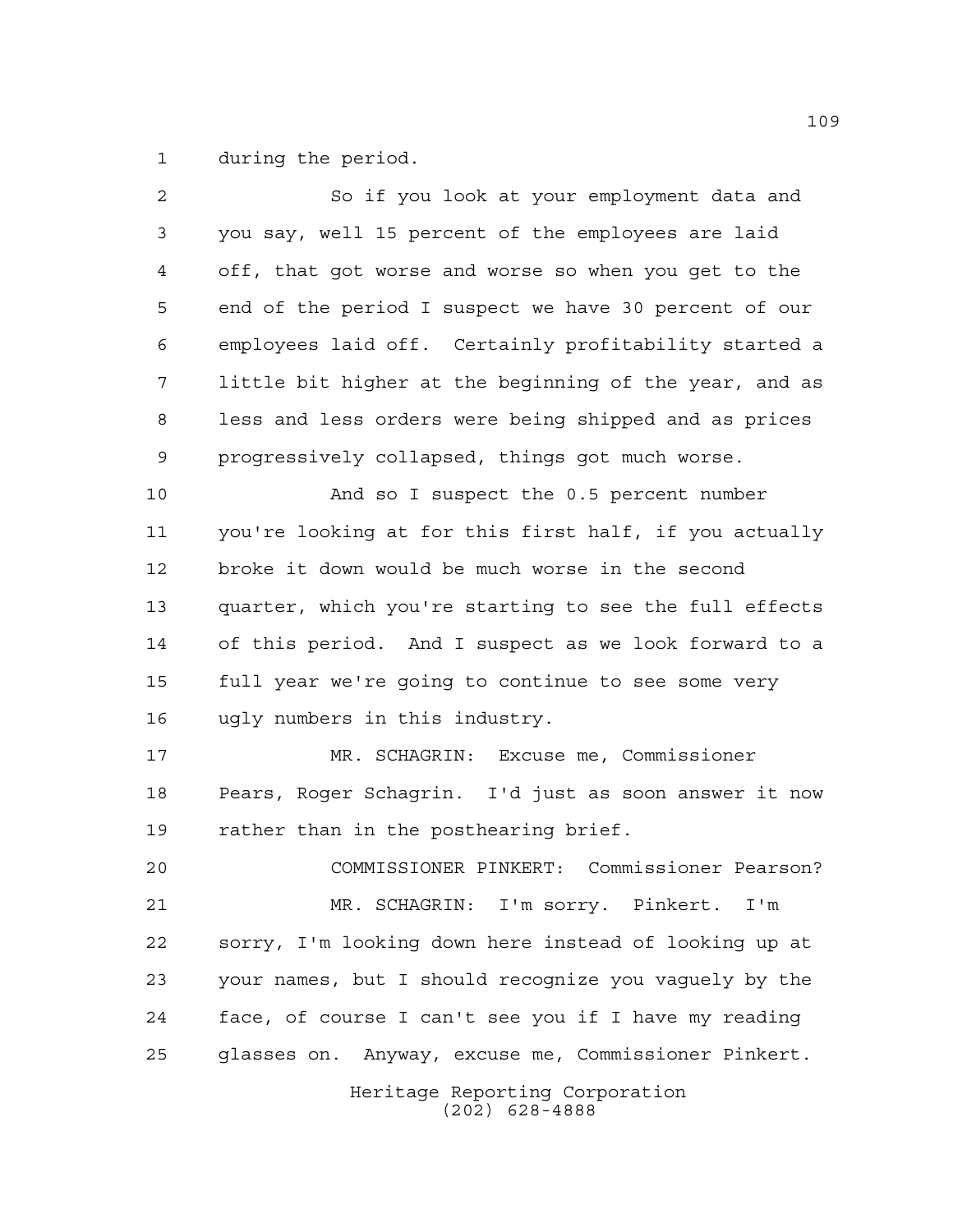during the period.

So if you look at your employment data and you say, well 15 percent of the employees are laid off, that got worse and worse so when you get to the end of the period I suspect we have 30 percent of our employees laid off. Certainly profitability started a little bit higher at the beginning of the year, and as less and less orders were being shipped and as prices progressively collapsed, things got much worse.

And so I suspect the 0.5 percent number you're looking at for this first half, if you actually broke it down would be much worse in the second quarter, which you're starting to see the full effects of this period. And I suspect as we look forward to a full year we're going to continue to see some very ugly numbers in this industry.

MR. SCHAGRIN: Excuse me, Commissioner Pears, Roger Schagrin. I'd just as soon answer it now rather than in the posthearing brief.

COMMISSIONER PINKERT: Commissioner Pearson?

MR. SCHAGRIN: I'm sorry. Pinkert. I'm sorry, I'm looking down here instead of looking up at your names, but I should recognize you vaguely by the face, of course I can't see you if I have my reading glasses on. Anyway, excuse me, Commissioner Pinkert.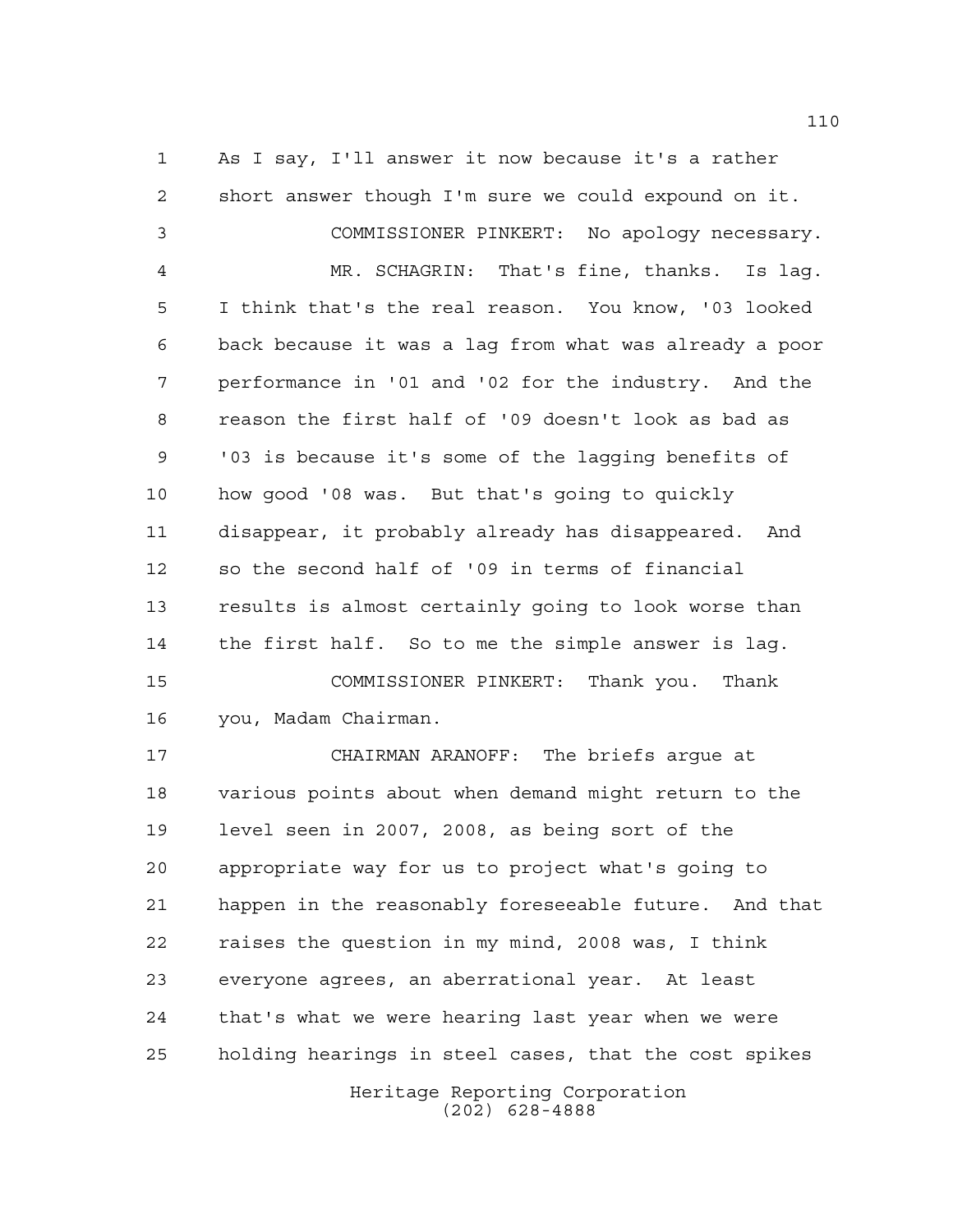As I say, I'll answer it now because it's a rather short answer though I'm sure we could expound on it.

COMMISSIONER PINKERT: No apology necessary.

MR. SCHAGRIN: That's fine, thanks. Is lag. I think that's the real reason. You know, '03 looked back because it was a lag from what was already a poor performance in '01 and '02 for the industry. And the reason the first half of '09 doesn't look as bad as '03 is because it's some of the lagging benefits of how good '08 was. But that's going to quickly disappear, it probably already has disappeared. And so the second half of '09 in terms of financial results is almost certainly going to look worse than the first half. So to me the simple answer is lag.

COMMISSIONER PINKERT: Thank you. Thank you, Madam Chairman.

CHAIRMAN ARANOFF: The briefs argue at various points about when demand might return to the level seen in 2007, 2008, as being sort of the appropriate way for us to project what's going to happen in the reasonably foreseeable future. And that raises the question in my mind, 2008 was, I think everyone agrees, an aberrational year. At least that's what we were hearing last year when we were holding hearings in steel cases, that the cost spikes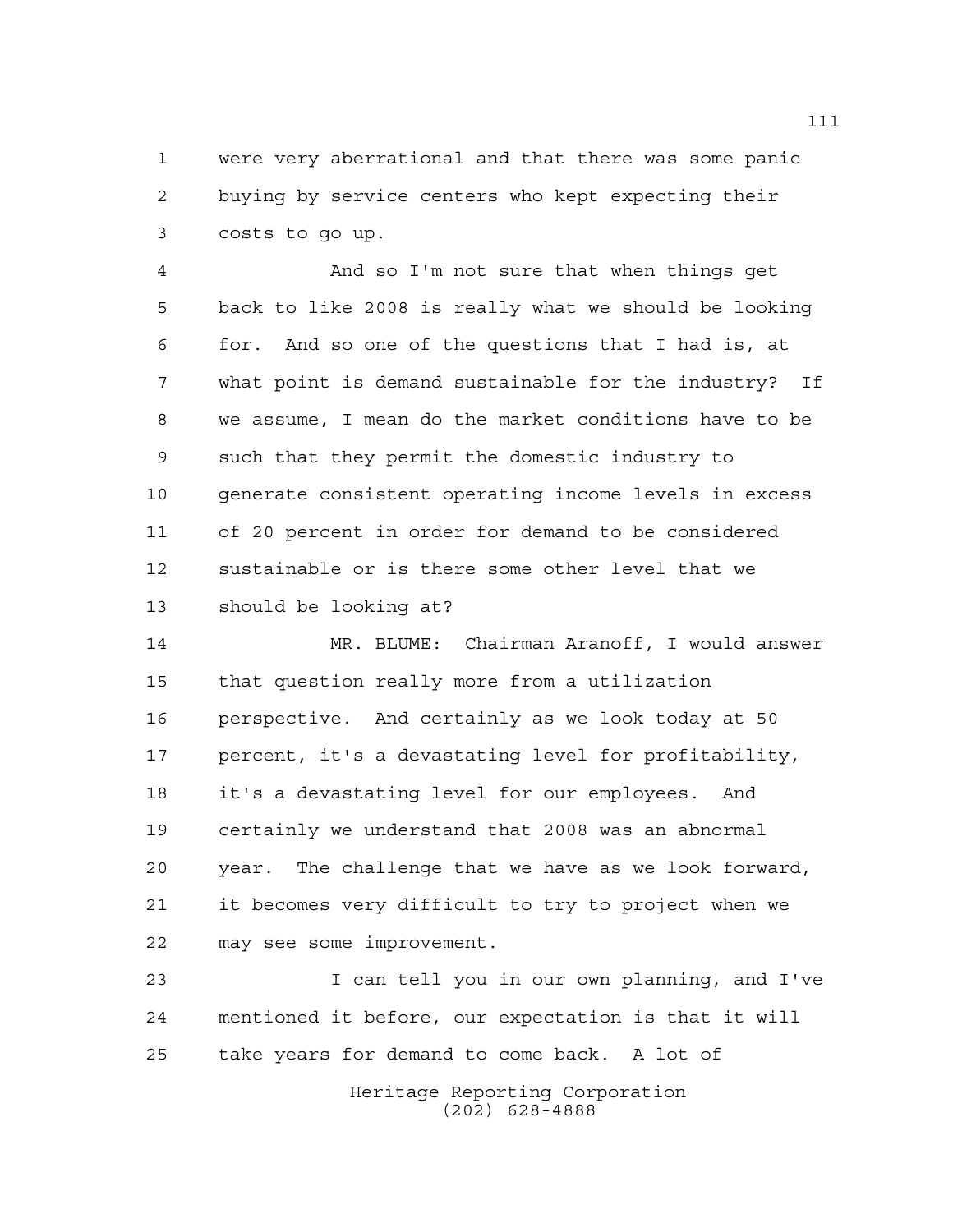were very aberrational and that there was some panic buying by service centers who kept expecting their costs to go up.

And so I'm not sure that when things get back to like 2008 is really what we should be looking for. And so one of the questions that I had is, at what point is demand sustainable for the industry? If we assume, I mean do the market conditions have to be such that they permit the domestic industry to generate consistent operating income levels in excess of 20 percent in order for demand to be considered sustainable or is there some other level that we should be looking at?

MR. BLUME: Chairman Aranoff, I would answer that question really more from a utilization perspective. And certainly as we look today at 50 percent, it's a devastating level for profitability, it's a devastating level for our employees. And certainly we understand that 2008 was an abnormal year. The challenge that we have as we look forward, it becomes very difficult to try to project when we may see some improvement.

I can tell you in our own planning, and I've mentioned it before, our expectation is that it will take years for demand to come back. A lot of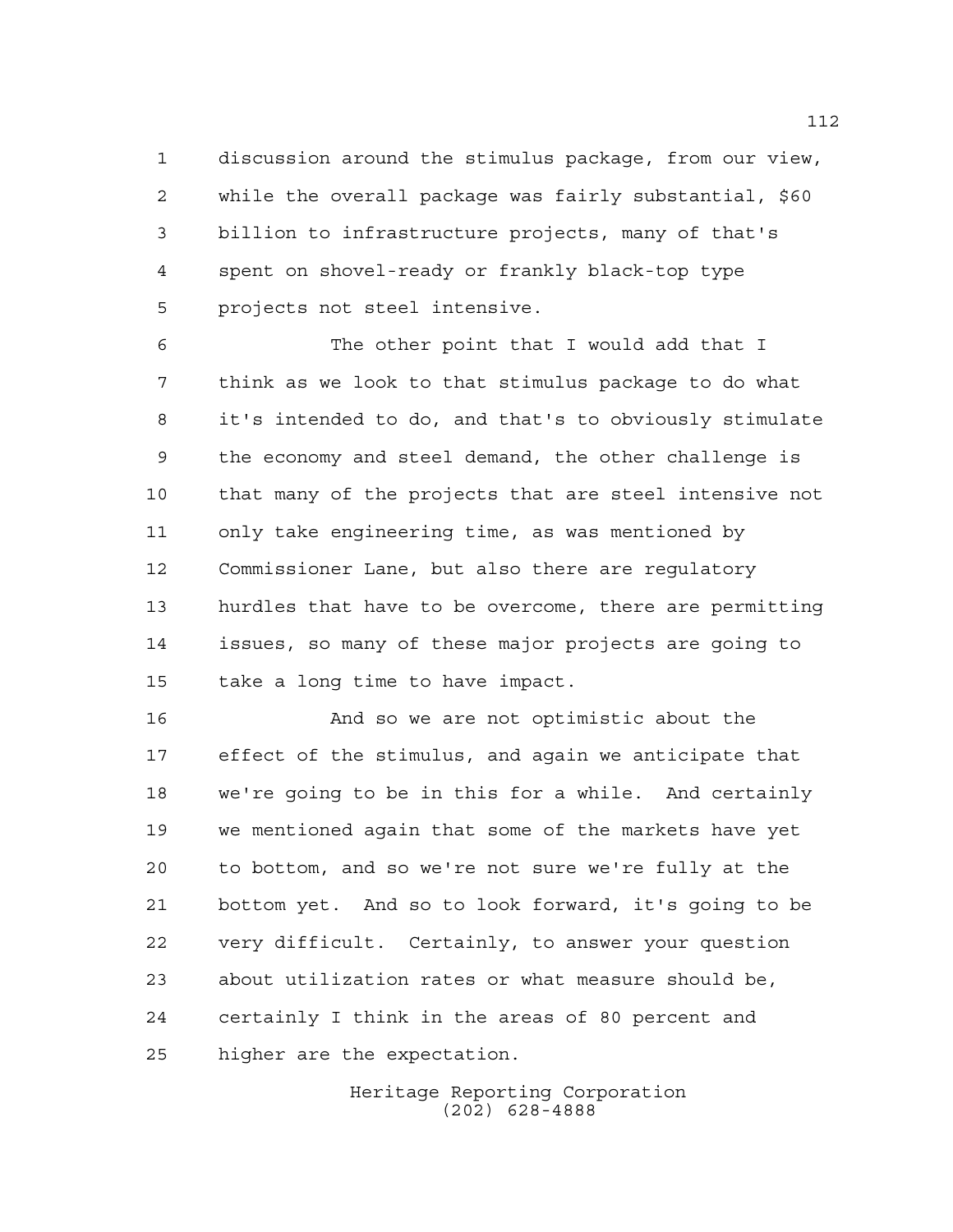discussion around the stimulus package, from our view, while the overall package was fairly substantial, $60 billion to infrastructure projects, many of that's spent on shovel-ready or frankly black-top type projects not steel intensive.

The other point that I would add that I think as we look to that stimulus package to do what it's intended to do, and that's to obviously stimulate the economy and steel demand, the other challenge is that many of the projects that are steel intensive not only take engineering time, as was mentioned by Commissioner Lane, but also there are regulatory hurdles that have to be overcome, there are permitting issues, so many of these major projects are going to take a long time to have impact.

And so we are not optimistic about the effect of the stimulus, and again we anticipate that we're going to be in this for a while. And certainly we mentioned again that some of the markets have yet to bottom, and so we're not sure we're fully at the bottom yet. And so to look forward, it's going to be very difficult. Certainly, to answer your question about utilization rates or what measure should be, certainly I think in the areas of 80 percent and higher are the expectation.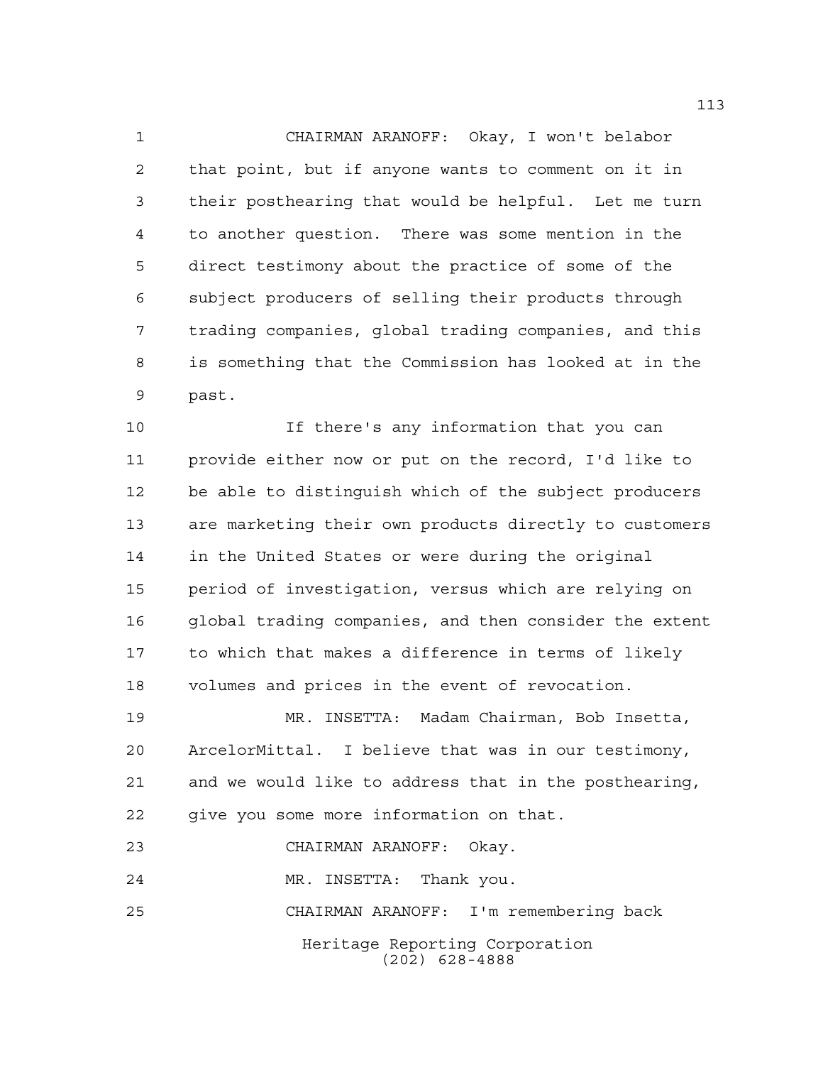CHAIRMAN ARANOFF: Okay, I won't belabor that point, but if anyone wants to comment on it in their posthearing that would be helpful. Let me turn to another question. There was some mention in the direct testimony about the practice of some of the subject producers of selling their products through trading companies, global trading companies, and this is something that the Commission has looked at in the past.

If there's any information that you can provide either now or put on the record, I'd like to be able to distinguish which of the subject producers are marketing their own products directly to customers in the United States or were during the original period of investigation, versus which are relying on global trading companies, and then consider the extent to which that makes a difference in terms of likely volumes and prices in the event of revocation.

MR. INSETTA: Madam Chairman, Bob Insetta, ArcelorMittal. I believe that was in our testimony, and we would like to address that in the posthearing, give you some more information on that.

CHAIRMAN ARANOFF: Okay.

MR. INSETTA: Thank you.

CHAIRMAN ARANOFF: I'm remembering back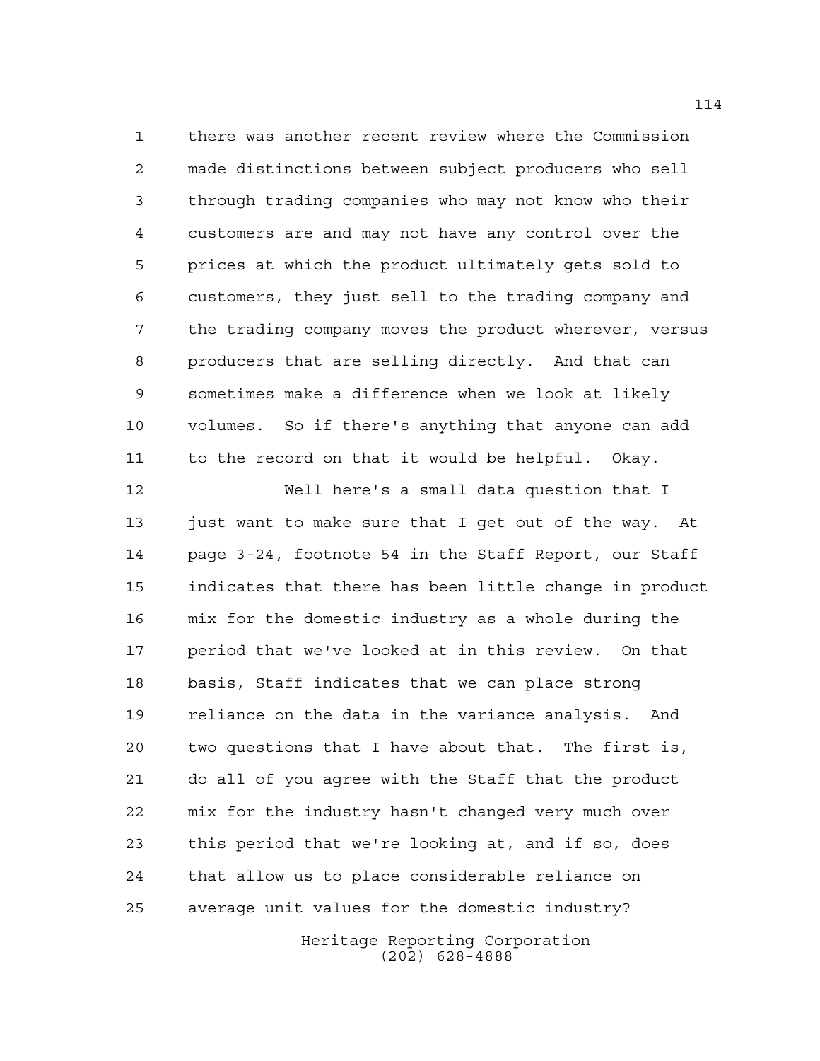there was another recent review where the Commission made distinctions between subject producers who sell through trading companies who may not know who their customers are and may not have any control over the prices at which the product ultimately gets sold to customers, they just sell to the trading company and the trading company moves the product wherever, versus producers that are selling directly. And that can sometimes make a difference when we look at likely volumes. So if there's anything that anyone can add to the record on that it would be helpful. Okay.

Well here's a small data question that I just want to make sure that I get out of the way. At page 3-24, footnote 54 in the Staff Report, our Staff indicates that there has been little change in product mix for the domestic industry as a whole during the period that we've looked at in this review. On that basis, Staff indicates that we can place strong reliance on the data in the variance analysis. And two questions that I have about that. The first is, do all of you agree with the Staff that the product mix for the industry hasn't changed very much over this period that we're looking at, and if so, does that allow us to place considerable reliance on average unit values for the domestic industry?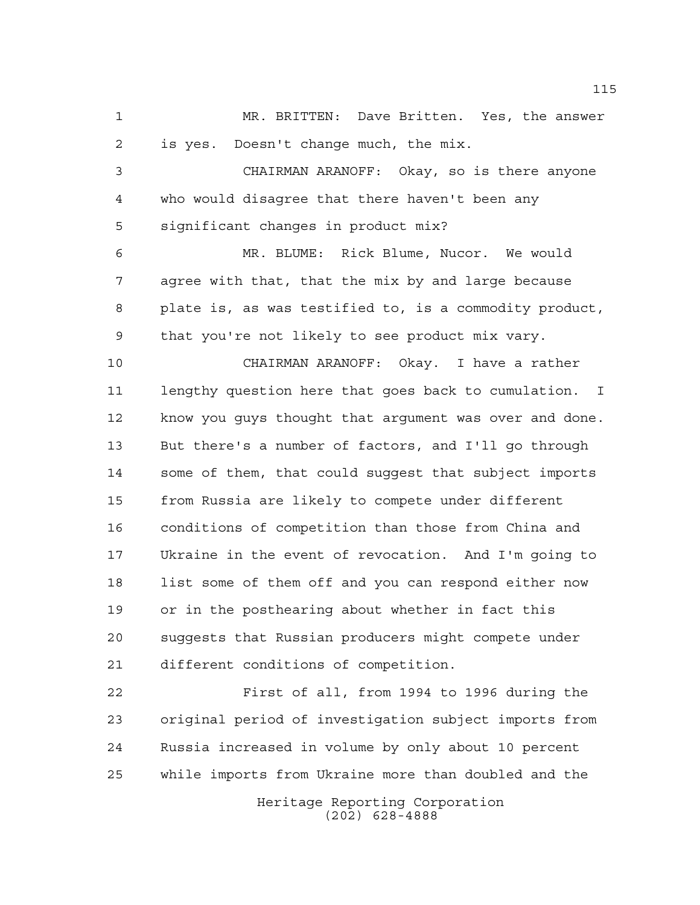MR. BRITTEN: Dave Britten. Yes, the answer is yes. Doesn't change much, the mix.

CHAIRMAN ARANOFF: Okay, so is there anyone who would disagree that there haven't been any significant changes in product mix?

MR. BLUME: Rick Blume, Nucor. We would agree with that, that the mix by and large because plate is, as was testified to, is a commodity product, that you're not likely to see product mix vary.

CHAIRMAN ARANOFF: Okay. I have a rather lengthy question here that goes back to cumulation. I know you guys thought that argument was over and done. But there's a number of factors, and I'll go through some of them, that could suggest that subject imports from Russia are likely to compete under different conditions of competition than those from China and Ukraine in the event of revocation. And I'm going to list some of them off and you can respond either now or in the posthearing about whether in fact this suggests that Russian producers might compete under different conditions of competition.

First of all, from 1994 to 1996 during the original period of investigation subject imports from Russia increased in volume by only about 10 percent while imports from Ukraine more than doubled and the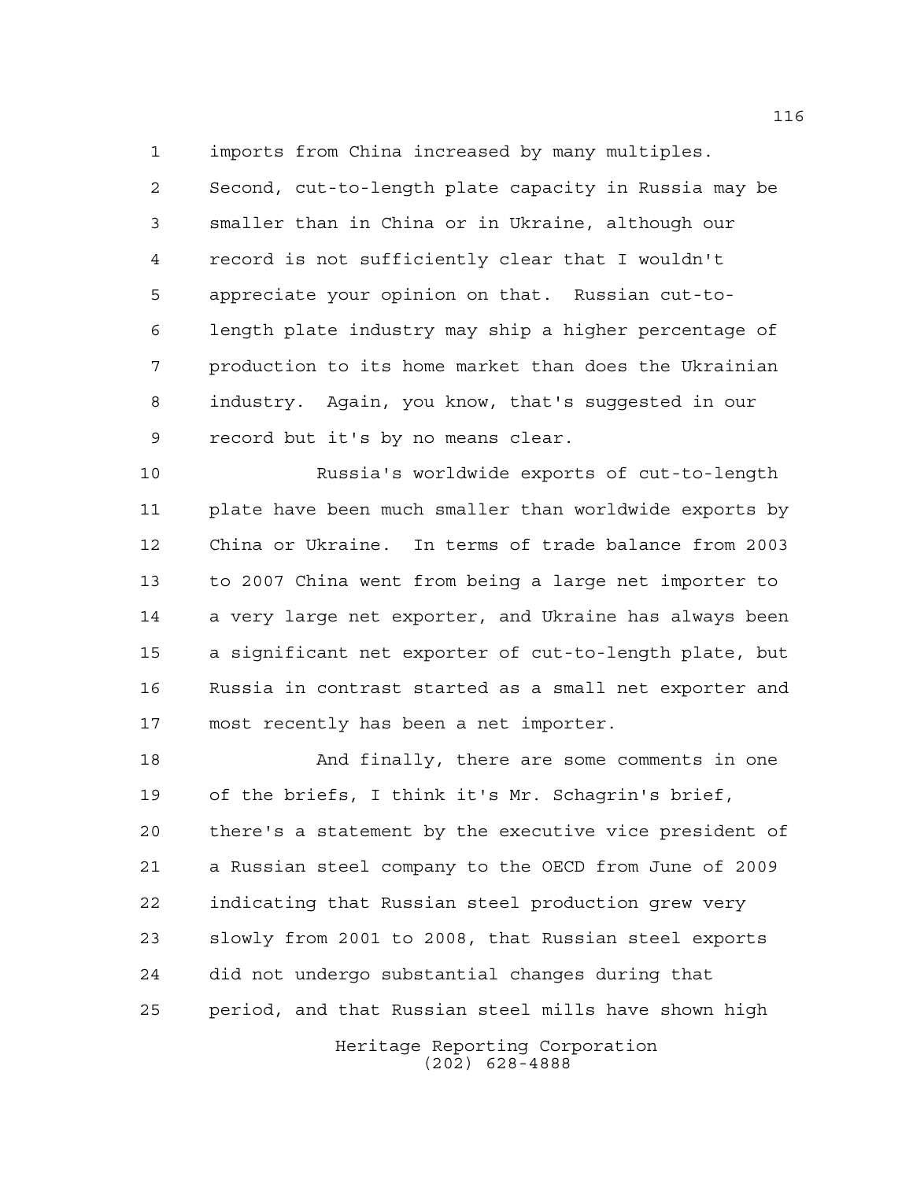imports from China increased by many multiples. Second, cut-to-length plate capacity in Russia may be smaller than in China or in Ukraine, although our record is not sufficiently clear that I wouldn't appreciate your opinion on that. Russian cut-to-length plate industry may ship a higher percentage of production to its home market than does the Ukrainian industry. Again, you know, that's suggested in our record but it's by no means clear.

Russia's worldwide exports of cut-to-length plate have been much smaller than worldwide exports by China or Ukraine. In terms of trade balance from 2003 to 2007 China went from being a large net importer to a very large net exporter, and Ukraine has always been a significant net exporter of cut-to-length plate, but Russia in contrast started as a small net exporter and most recently has been a net importer.

And finally, there are some comments in one of the briefs, I think it's Mr. Schagrin's brief, there's a statement by the executive vice president of a Russian steel company to the OECD from June of 2009 indicating that Russian steel production grew very slowly from 2001 to 2008, that Russian steel exports did not undergo substantial changes during that period, and that Russian steel mills have shown high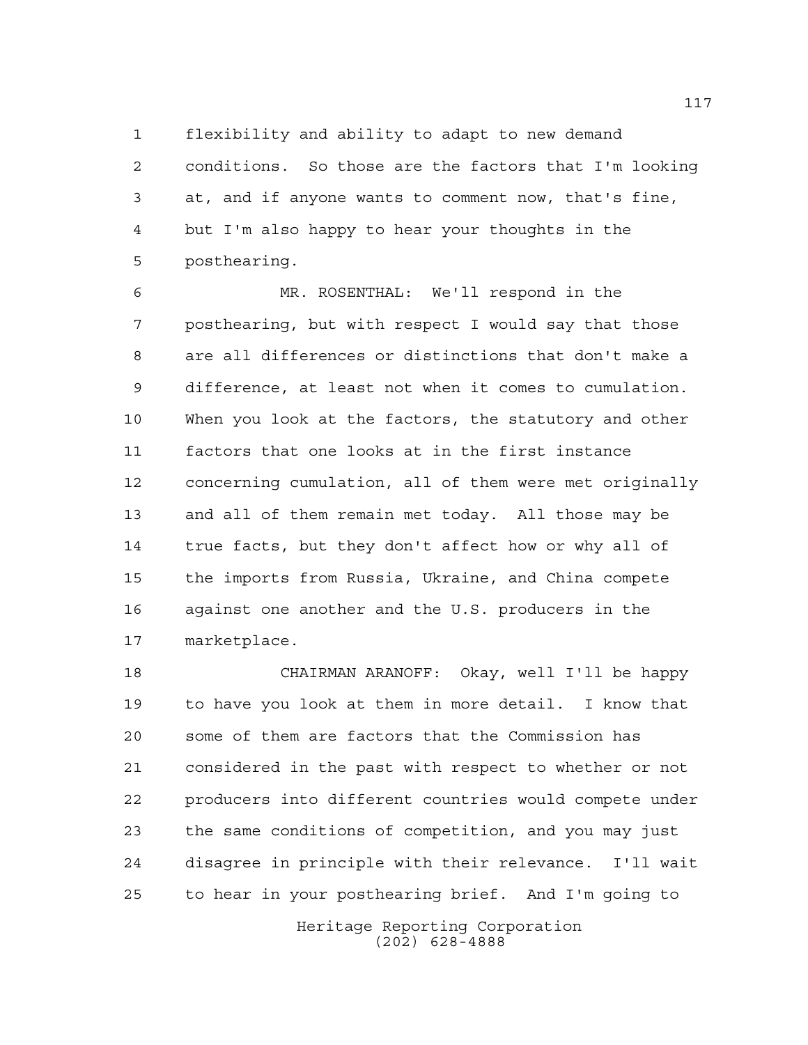flexibility and ability to adapt to new demand conditions. So those are the factors that I'm looking at, and if anyone wants to comment now, that's fine, but I'm also happy to hear your thoughts in the posthearing.

MR. ROSENTHAL: We'll respond in the posthearing, but with respect I would say that those are all differences or distinctions that don't make a difference, at least not when it comes to cumulation. When you look at the factors, the statutory and other factors that one looks at in the first instance concerning cumulation, all of them were met originally and all of them remain met today. All those may be true facts, but they don't affect how or why all of the imports from Russia, Ukraine, and China compete against one another and the U.S. producers in the marketplace.

CHAIRMAN ARANOFF: Okay, well I'll be happy to have you look at them in more detail. I know that some of them are factors that the Commission has considered in the past with respect to whether or not producers into different countries would compete under the same conditions of competition, and you may just disagree in principle with their relevance. I'll wait to hear in your posthearing brief. And I'm going to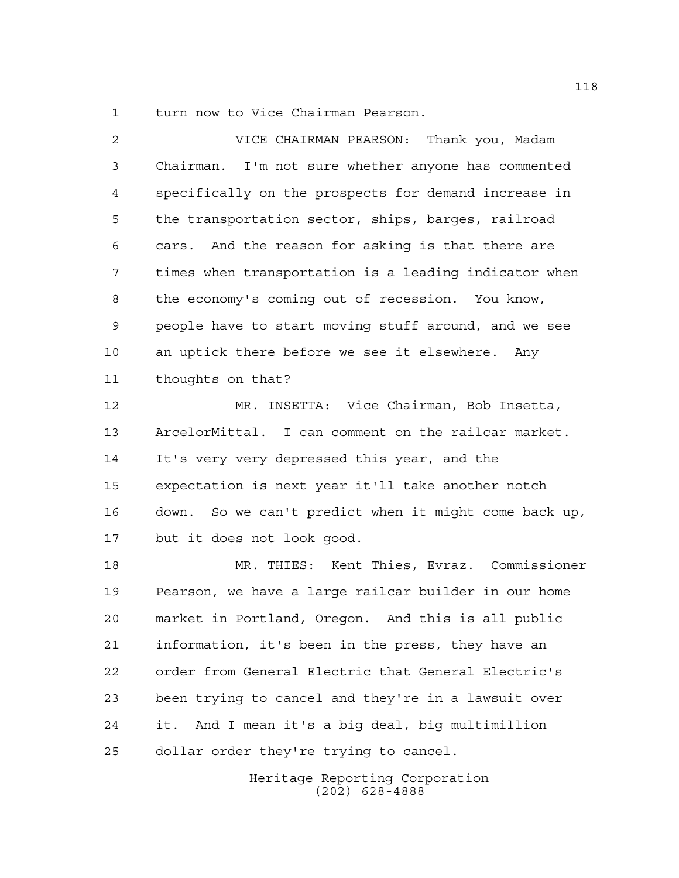turn now to Vice Chairman Pearson.

VICE CHAIRMAN PEARSON: Thank you, Madam Chairman. I'm not sure whether anyone has commented specifically on the prospects for demand increase in the transportation sector, ships, barges, railroad cars. And the reason for asking is that there are times when transportation is a leading indicator when the economy's coming out of recession. You know, people have to start moving stuff around, and we see an uptick there before we see it elsewhere. Any thoughts on that?

MR. INSETTA: Vice Chairman, Bob Insetta, ArcelorMittal. I can comment on the railcar market. It's very very depressed this year, and the expectation is next year it'll take another notch down. So we can't predict when it might come back up, but it does not look good.

MR. THIES: Kent Thies, Evraz. Commissioner Pearson, we have a large railcar builder in our home market in Portland, Oregon. And this is all public information, it's been in the press, they have an order from General Electric that General Electric's been trying to cancel and they're in a lawsuit over it. And I mean it's a big deal, big multimillion dollar order they're trying to cancel.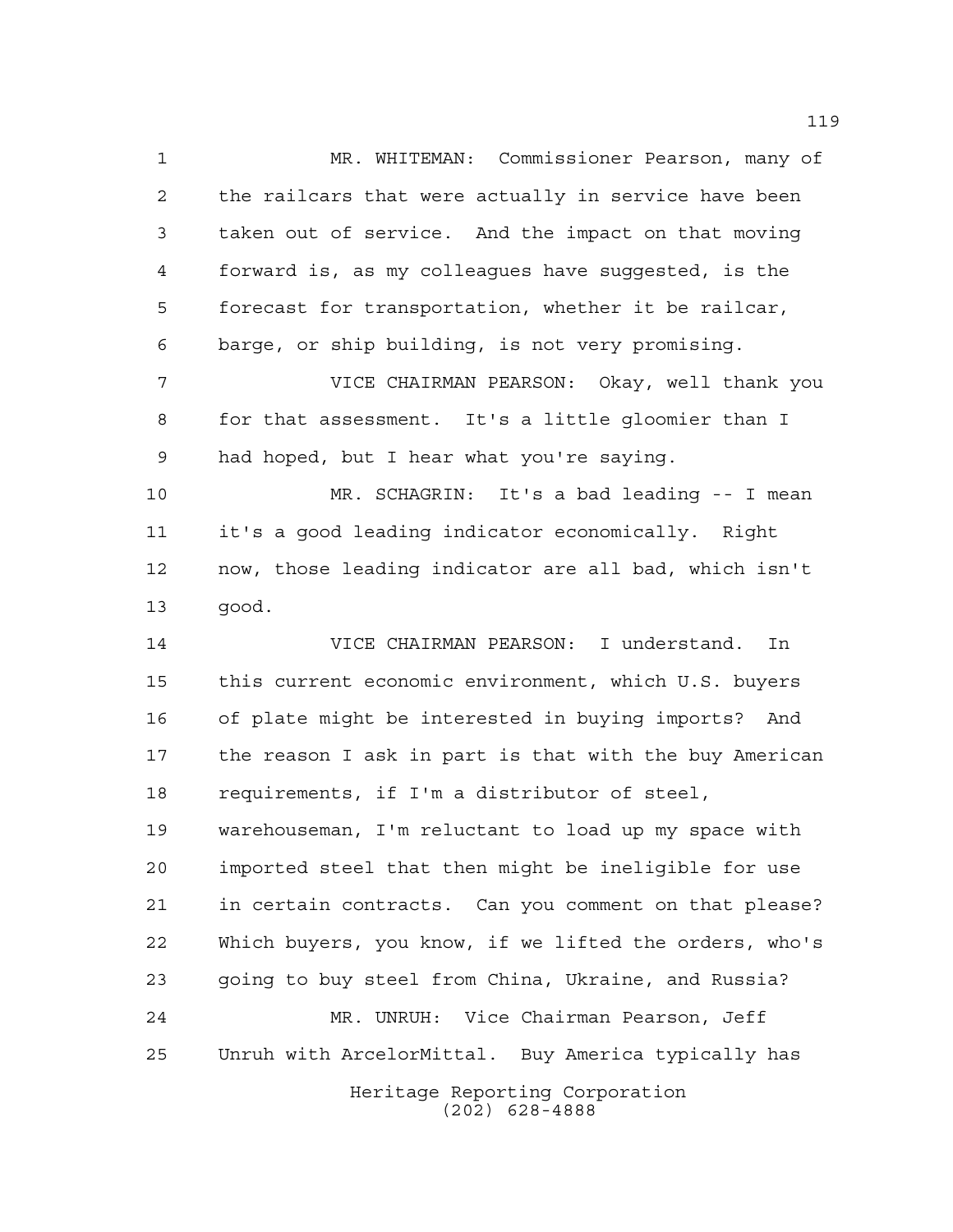MR. WHITEMAN: Commissioner Pearson, many of the railcars that were actually in service have been taken out of service. And the impact on that moving forward is, as my colleagues have suggested, is the forecast for transportation, whether it be railcar, barge, or ship building, is not very promising.

VICE CHAIRMAN PEARSON: Okay, well thank you for that assessment. It's a little gloomier than I had hoped, but I hear what you're saying.

MR. SCHAGRIN: It's a bad leading -- I mean it's a good leading indicator economically. Right now, those leading indicator are all bad, which isn't good.

VICE CHAIRMAN PEARSON: I understand. In this current economic environment, which U.S. buyers of plate might be interested in buying imports? And the reason I ask in part is that with the buy American requirements, if I'm a distributor of steel, warehouseman, I'm reluctant to load up my space with imported steel that then might be ineligible for use in certain contracts. Can you comment on that please? Which buyers, you know, if we lifted the orders, who's going to buy steel from China, Ukraine, and Russia?

MR. UNRUH: Vice Chairman Pearson, Jeff Unruh with ArcelorMittal. Buy America typically has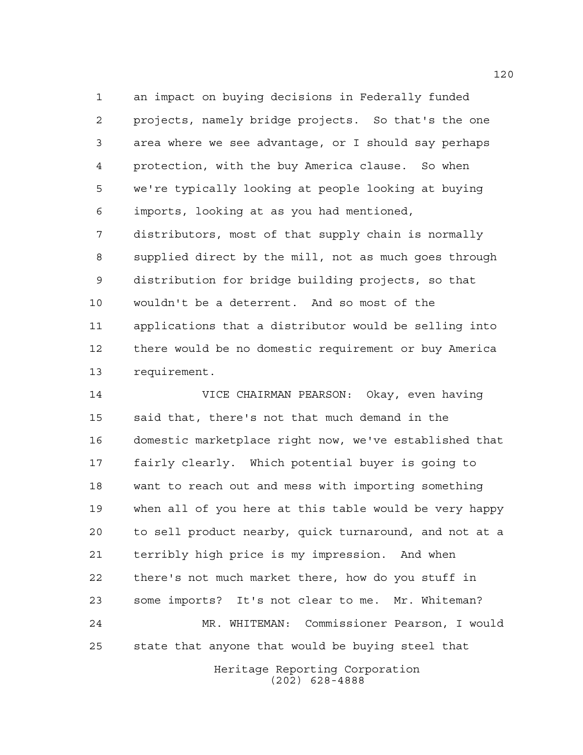an impact on buying decisions in Federally funded projects, namely bridge projects. So that's the one area where we see advantage, or I should say perhaps protection, with the buy America clause. So when we're typically looking at people looking at buying imports, looking at as you had mentioned, distributors, most of that supply chain is normally supplied direct by the mill, not as much goes through distribution for bridge building projects, so that wouldn't be a deterrent. And so most of the applications that a distributor would be selling into there would be no domestic requirement or buy America requirement.

VICE CHAIRMAN PEARSON: Okay, even having said that, there's not that much demand in the domestic marketplace right now, we've established that fairly clearly. Which potential buyer is going to want to reach out and mess with importing something when all of you here at this table would be very happy to sell product nearby, quick turnaround, and not at a terribly high price is my impression. And when there's not much market there, how do you stuff in some imports? It's not clear to me. Mr. Whiteman?

MR. WHITEMAN: Commissioner Pearson, I would state that anyone that would be buying steel that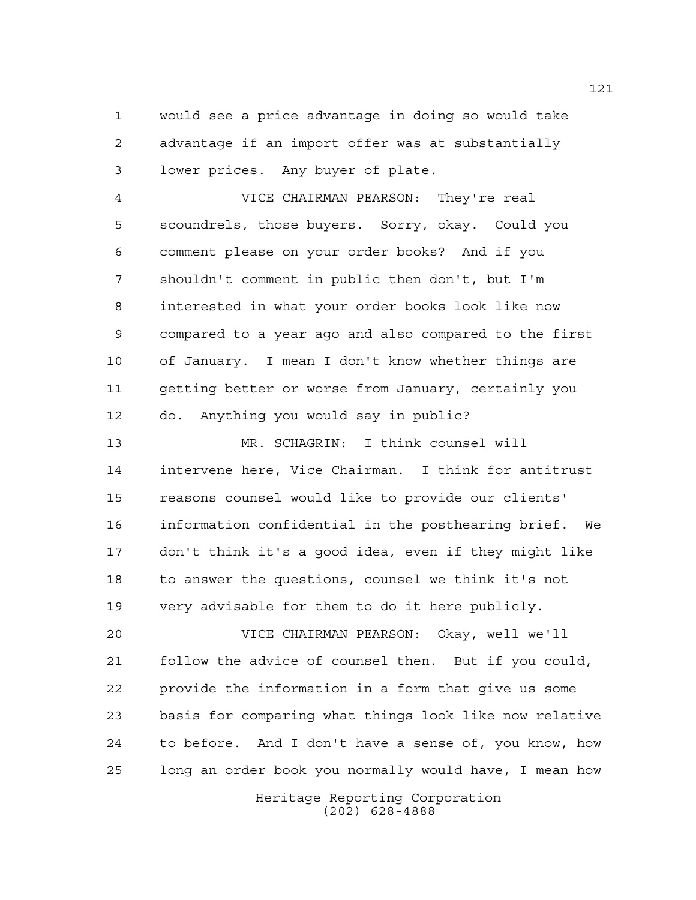would see a price advantage in doing so would take advantage if an import offer was at substantially lower prices. Any buyer of plate.

VICE CHAIRMAN PEARSON: They're real scoundrels, those buyers. Sorry, okay. Could you comment please on your order books? And if you shouldn't comment in public then don't, but I'm interested in what your order books look like now compared to a year ago and also compared to the first of January. I mean I don't know whether things are getting better or worse from January, certainly you do. Anything you would say in public?

MR. SCHAGRIN: I think counsel will intervene here, Vice Chairman. I think for antitrust reasons counsel would like to provide our clients' information confidential in the posthearing brief. We don't think it's a good idea, even if they might like to answer the questions, counsel we think it's not very advisable for them to do it here publicly.

VICE CHAIRMAN PEARSON: Okay, well we'll follow the advice of counsel then. But if you could, provide the information in a form that give us some basis for comparing what things look like now relative to before. And I don't have a sense of, you know, how long an order book you normally would have, I mean how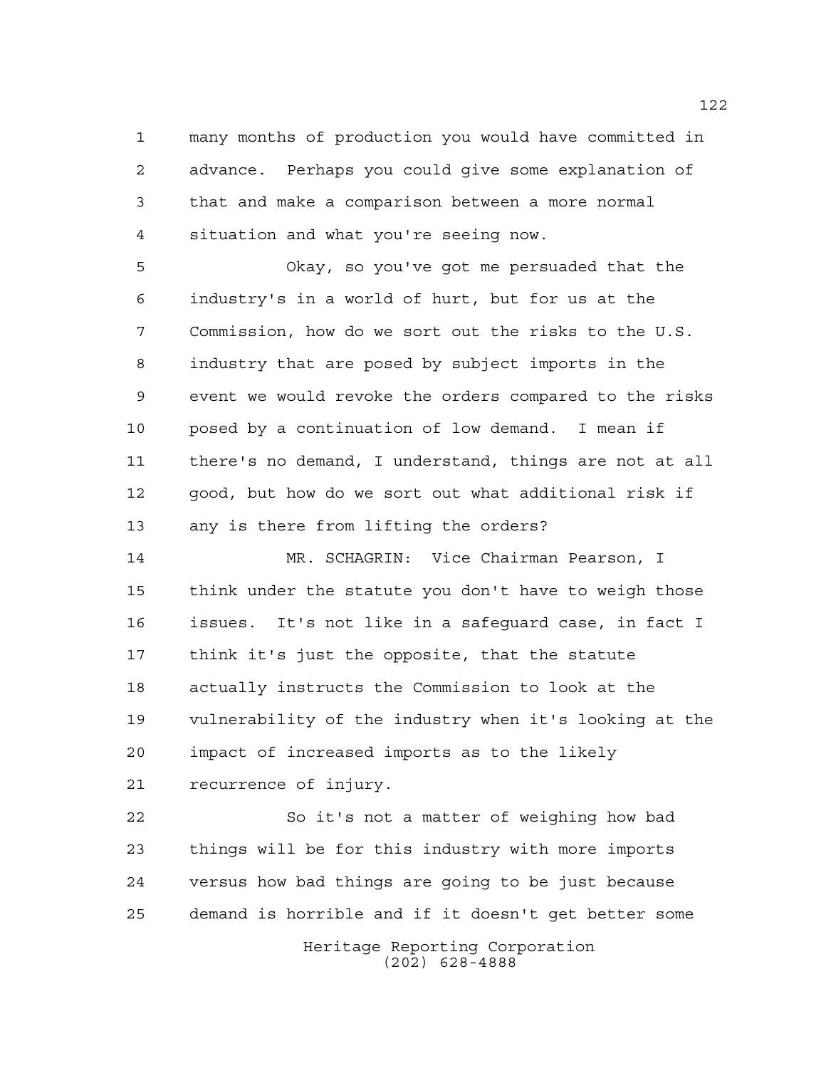many months of production you would have committed in advance. Perhaps you could give some explanation of that and make a comparison between a more normal situation and what you're seeing now.

Okay, so you've got me persuaded that the industry's in a world of hurt, but for us at the Commission, how do we sort out the risks to the U.S. industry that are posed by subject imports in the event we would revoke the orders compared to the risks posed by a continuation of low demand. I mean if there's no demand, I understand, things are not at all good, but how do we sort out what additional risk if any is there from lifting the orders?

MR. SCHAGRIN: Vice Chairman Pearson, I think under the statute you don't have to weigh those issues. It's not like in a safeguard case, in fact I think it's just the opposite, that the statute actually instructs the Commission to look at the vulnerability of the industry when it's looking at the impact of increased imports as to the likely recurrence of injury.

So it's not a matter of weighing how bad things will be for this industry with more imports versus how bad things are going to be just because demand is horrible and if it doesn't get better some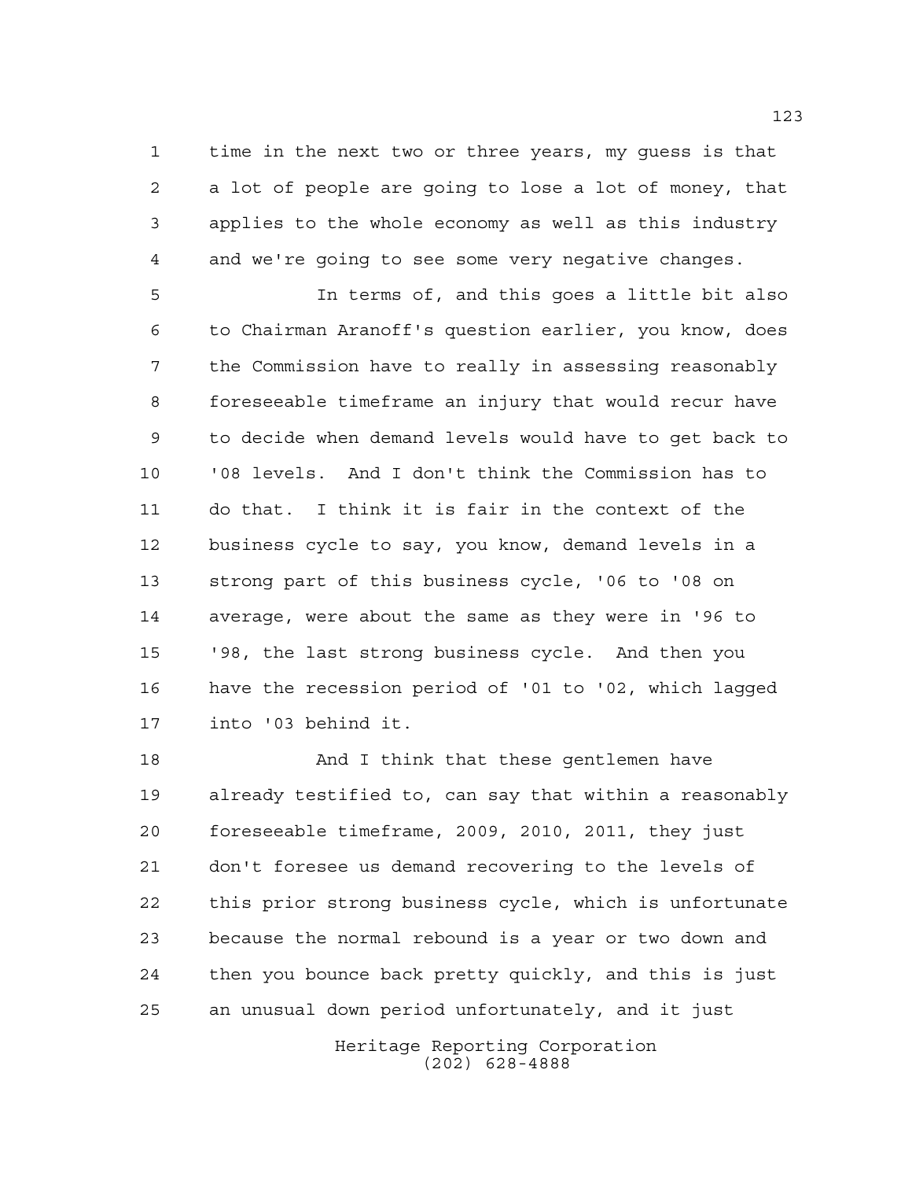time in the next two or three years, my guess is that a lot of people are going to lose a lot of money, that applies to the whole economy as well as this industry and we're going to see some very negative changes.

In terms of, and this goes a little bit also to Chairman Aranoff's question earlier, you know, does the Commission have to really in assessing reasonably foreseeable timeframe an injury that would recur have to decide when demand levels would have to get back to '08 levels. And I don't think the Commission has to do that. I think it is fair in the context of the business cycle to say, you know, demand levels in a strong part of this business cycle, '06 to '08 on average, were about the same as they were in '96 to '98, the last strong business cycle. And then you have the recession period of '01 to '02, which lagged into '03 behind it.

And I think that these gentlemen have already testified to, can say that within a reasonably foreseeable timeframe, 2009, 2010, 2011, they just don't foresee us demand recovering to the levels of this prior strong business cycle, which is unfortunate because the normal rebound is a year or two down and then you bounce back pretty quickly, and this is just an unusual down period unfortunately, and it just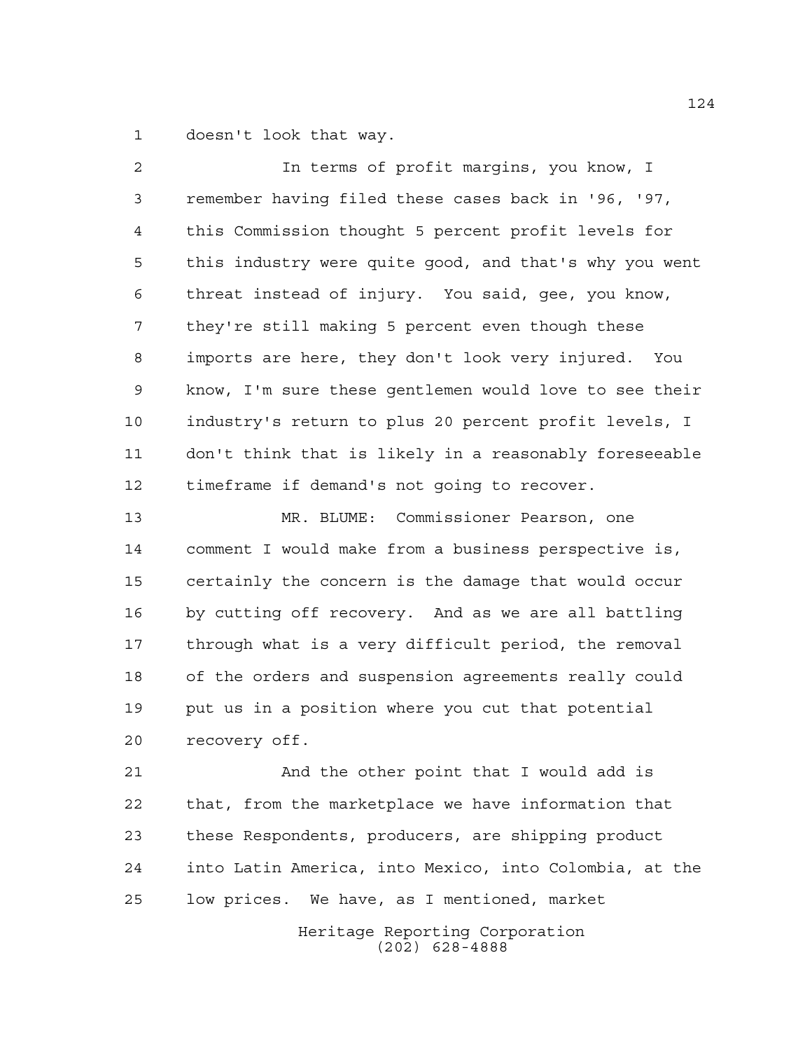doesn't look that way.

In terms of profit margins, you know, I remember having filed these cases back in '96, '97, this Commission thought 5 percent profit levels for this industry were quite good, and that's why you went threat instead of injury. You said, gee, you know, they're still making 5 percent even though these imports are here, they don't look very injured. You know, I'm sure these gentlemen would love to see their industry's return to plus 20 percent profit levels, I don't think that is likely in a reasonably foreseeable timeframe if demand's not going to recover.

MR. BLUME: Commissioner Pearson, one comment I would make from a business perspective is, certainly the concern is the damage that would occur by cutting off recovery. And as we are all battling through what is a very difficult period, the removal of the orders and suspension agreements really could put us in a position where you cut that potential recovery off.

And the other point that I would add is that, from the marketplace we have information that these Respondents, producers, are shipping product into Latin America, into Mexico, into Colombia, at the low prices. We have, as I mentioned, market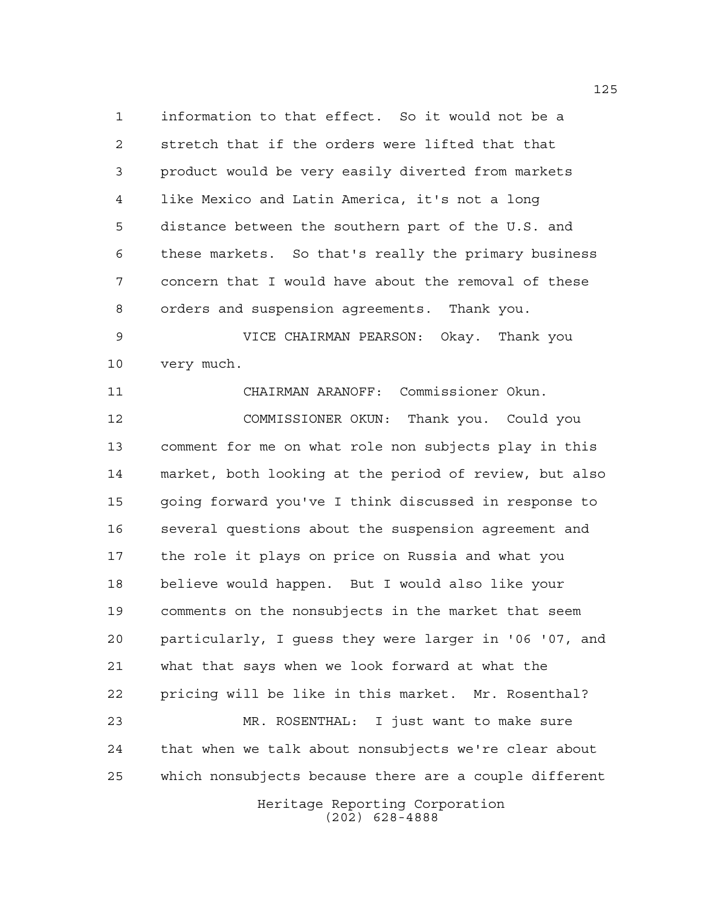information to that effect. So it would not be a stretch that if the orders were lifted that that product would be very easily diverted from markets like Mexico and Latin America, it's not a long distance between the southern part of the U.S. and these markets. So that's really the primary business concern that I would have about the removal of these orders and suspension agreements. Thank you.

VICE CHAIRMAN PEARSON: Okay. Thank you very much.

CHAIRMAN ARANOFF: Commissioner Okun.

COMMISSIONER OKUN: Thank you. Could you comment for me on what role non subjects play in this market, both looking at the period of review, but also going forward you've I think discussed in response to several questions about the suspension agreement and the role it plays on price on Russia and what you believe would happen. But I would also like your comments on the nonsubjects in the market that seem particularly, I guess they were larger in '06 '07, and what that says when we look forward at what the pricing will be like in this market. Mr. Rosenthal?

MR. ROSENTHAL: I just want to make sure that when we talk about nonsubjects we're clear about which nonsubjects because there are a couple different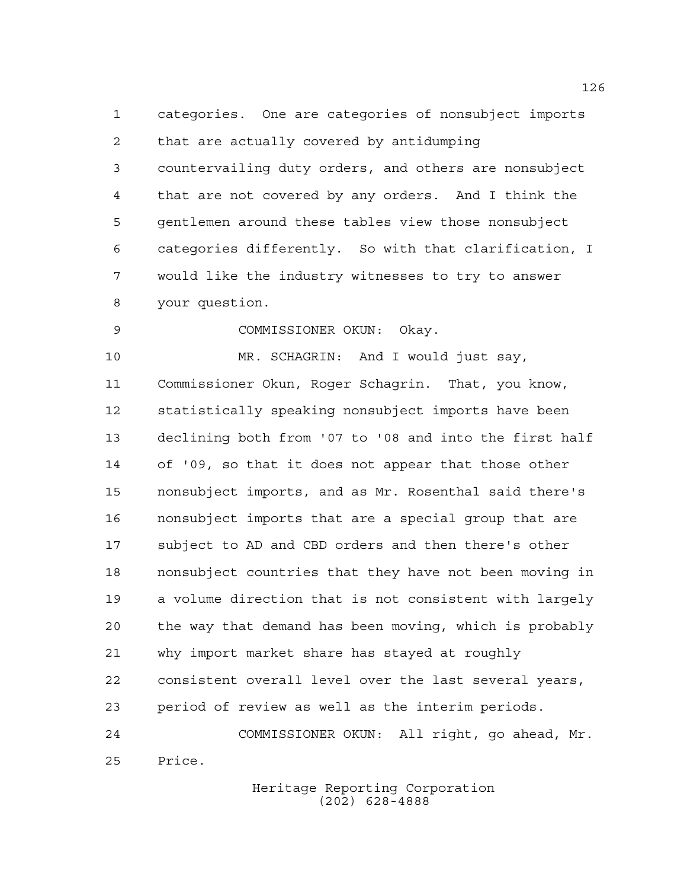categories. One are categories of nonsubject imports that are actually covered by antidumping countervailing duty orders, and others are nonsubject that are not covered by any orders. And I think the gentlemen around these tables view those nonsubject categories differently. So with that clarification, I would like the industry witnesses to try to answer your question.

COMMISSIONER OKUN: Okay.

MR. SCHAGRIN: And I would just say, Commissioner Okun, Roger Schagrin. That, you know, statistically speaking nonsubject imports have been declining both from '07 to '08 and into the first half of '09, so that it does not appear that those other nonsubject imports, and as Mr. Rosenthal said there's nonsubject imports that are a special group that are subject to AD and CBD orders and then there's other nonsubject countries that they have not been moving in a volume direction that is not consistent with largely the way that demand has been moving, which is probably why import market share has stayed at roughly consistent overall level over the last several years, period of review as well as the interim periods.

COMMISSIONER OKUN: All right, go ahead, Mr. Price.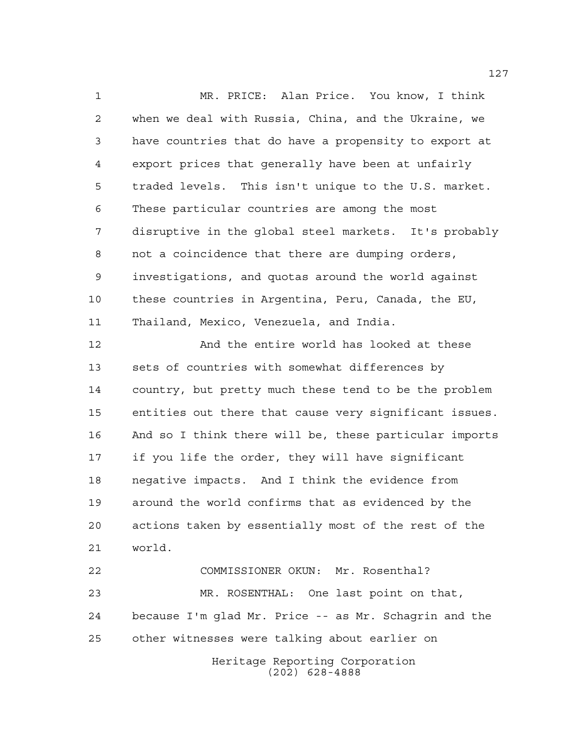MR. PRICE: Alan Price. You know, I think when we deal with Russia, China, and the Ukraine, we have countries that do have a propensity to export at export prices that generally have been at unfairly traded levels. This isn't unique to the U.S. market. These particular countries are among the most disruptive in the global steel markets. It's probably not a coincidence that there are dumping orders, investigations, and quotas around the world against these countries in Argentina, Peru, Canada, the EU, Thailand, Mexico, Venezuela, and India.

And the entire world has looked at these sets of countries with somewhat differences by country, but pretty much these tend to be the problem entities out there that cause very significant issues. And so I think there will be, these particular imports if you life the order, they will have significant negative impacts. And I think the evidence from around the world confirms that as evidenced by the actions taken by essentially most of the rest of the world.

COMMISSIONER OKUN: Mr. Rosenthal?

MR. ROSENTHAL: One last point on that, because I'm glad Mr. Price -- as Mr. Schagrin and the other witnesses were talking about earlier on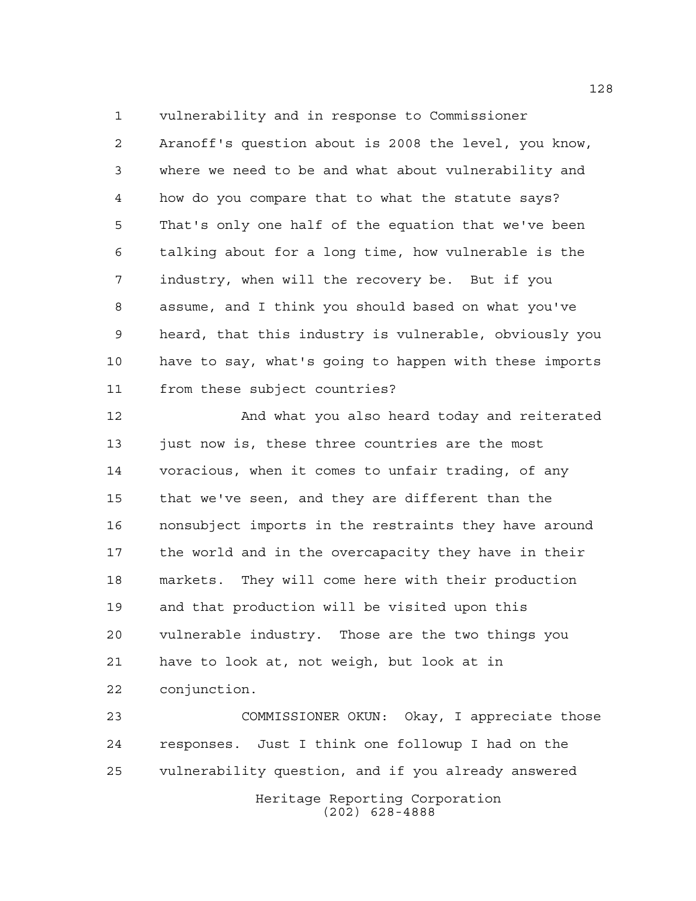vulnerability and in response to Commissioner Aranoff's question about is 2008 the level, you know, where we need to be and what about vulnerability and how do you compare that to what the statute says? That's only one half of the equation that we've been talking about for a long time, how vulnerable is the industry, when will the recovery be. But if you assume, and I think you should based on what you've heard, that this industry is vulnerable, obviously you have to say, what's going to happen with these imports from these subject countries?

And what you also heard today and reiterated just now is, these three countries are the most voracious, when it comes to unfair trading, of any that we've seen, and they are different than the nonsubject imports in the restraints they have around the world and in the overcapacity they have in their markets. They will come here with their production and that production will be visited upon this vulnerable industry. Those are the two things you have to look at, not weigh, but look at in conjunction.

COMMISSIONER OKUN: Okay, I appreciate those responses. Just I think one followup I had on the vulnerability question, and if you already answered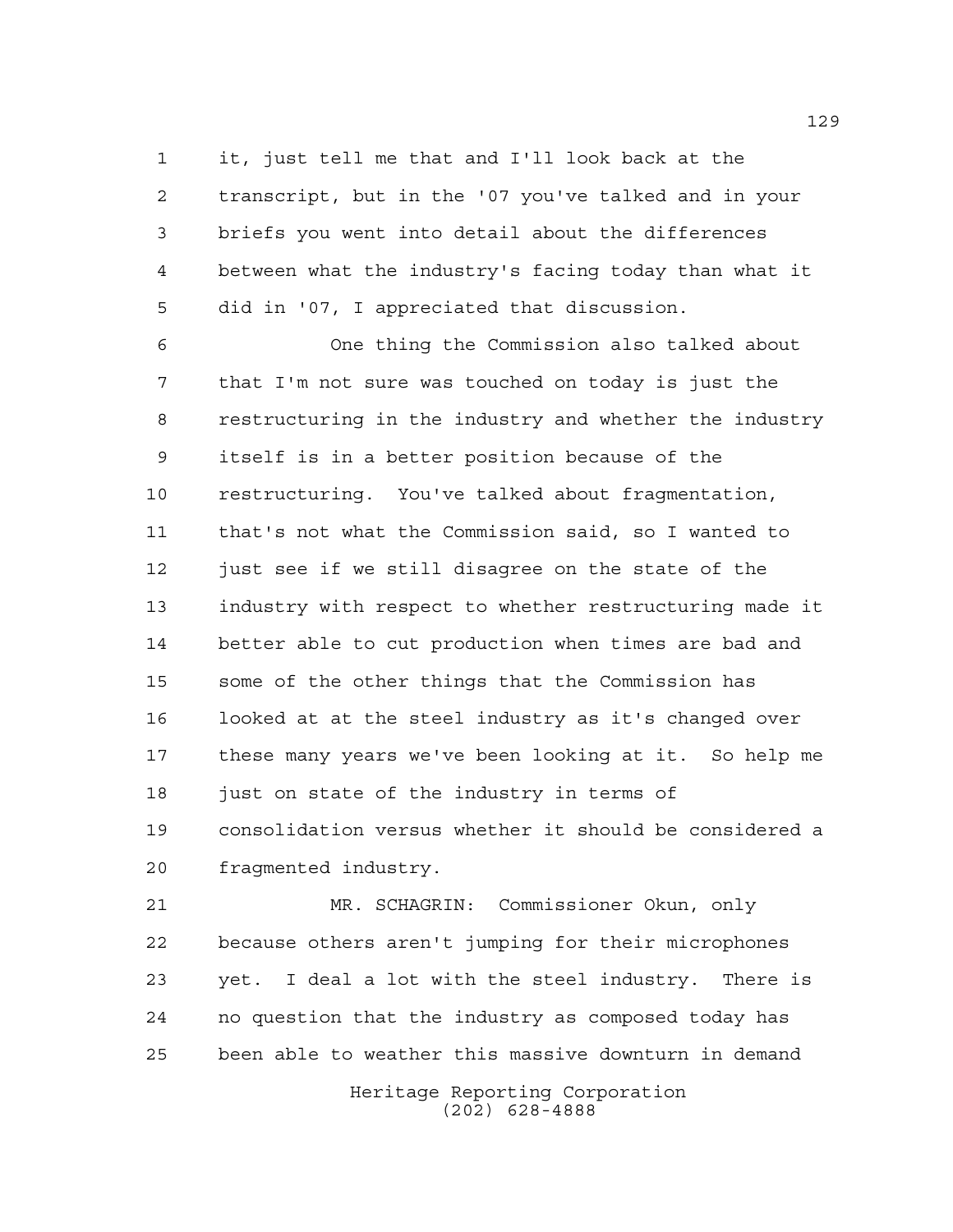it, just tell me that and I'll look back at the transcript, but in the '07 you've talked and in your briefs you went into detail about the differences between what the industry's facing today than what it did in '07, I appreciated that discussion.

One thing the Commission also talked about that I'm not sure was touched on today is just the restructuring in the industry and whether the industry itself is in a better position because of the restructuring. You've talked about fragmentation, that's not what the Commission said, so I wanted to just see if we still disagree on the state of the industry with respect to whether restructuring made it better able to cut production when times are bad and some of the other things that the Commission has looked at at the steel industry as it's changed over these many years we've been looking at it. So help me just on state of the industry in terms of consolidation versus whether it should be considered a fragmented industry.

MR. SCHAGRIN: Commissioner Okun, only because others aren't jumping for their microphones yet. I deal a lot with the steel industry. There is no question that the industry as composed today has been able to weather this massive downturn in demand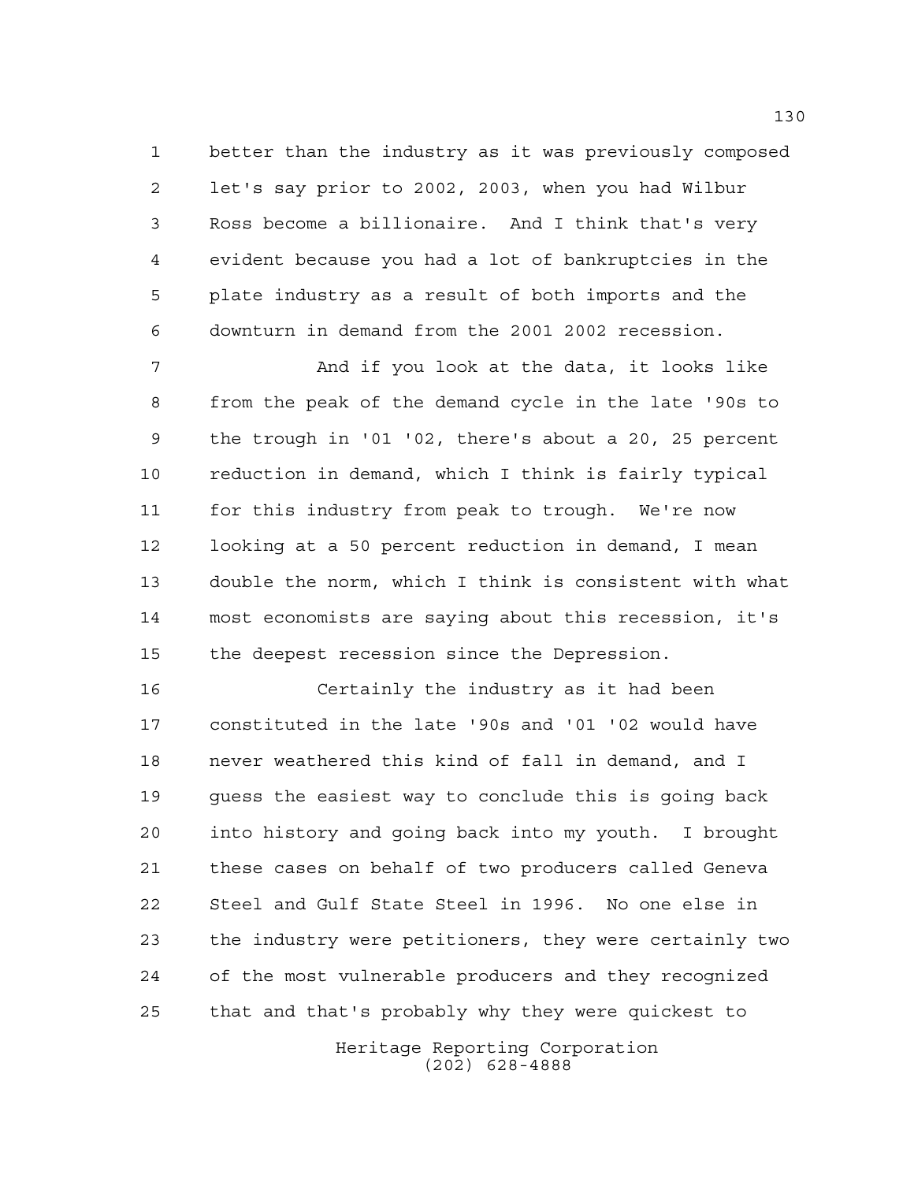better than the industry as it was previously composed let's say prior to 2002, 2003, when you had Wilbur Ross become a billionaire. And I think that's very evident because you had a lot of bankruptcies in the plate industry as a result of both imports and the downturn in demand from the 2001 2002 recession.

And if you look at the data, it looks like from the peak of the demand cycle in the late '90s to the trough in '01 '02, there's about a 20, 25 percent reduction in demand, which I think is fairly typical for this industry from peak to trough. We're now looking at a 50 percent reduction in demand, I mean double the norm, which I think is consistent with what most economists are saying about this recession, it's the deepest recession since the Depression.

Certainly the industry as it had been constituted in the late '90s and '01 '02 would have never weathered this kind of fall in demand, and I guess the easiest way to conclude this is going back into history and going back into my youth. I brought these cases on behalf of two producers called Geneva Steel and Gulf State Steel in 1996. No one else in the industry were petitioners, they were certainly two of the most vulnerable producers and they recognized that and that's probably why they were quickest to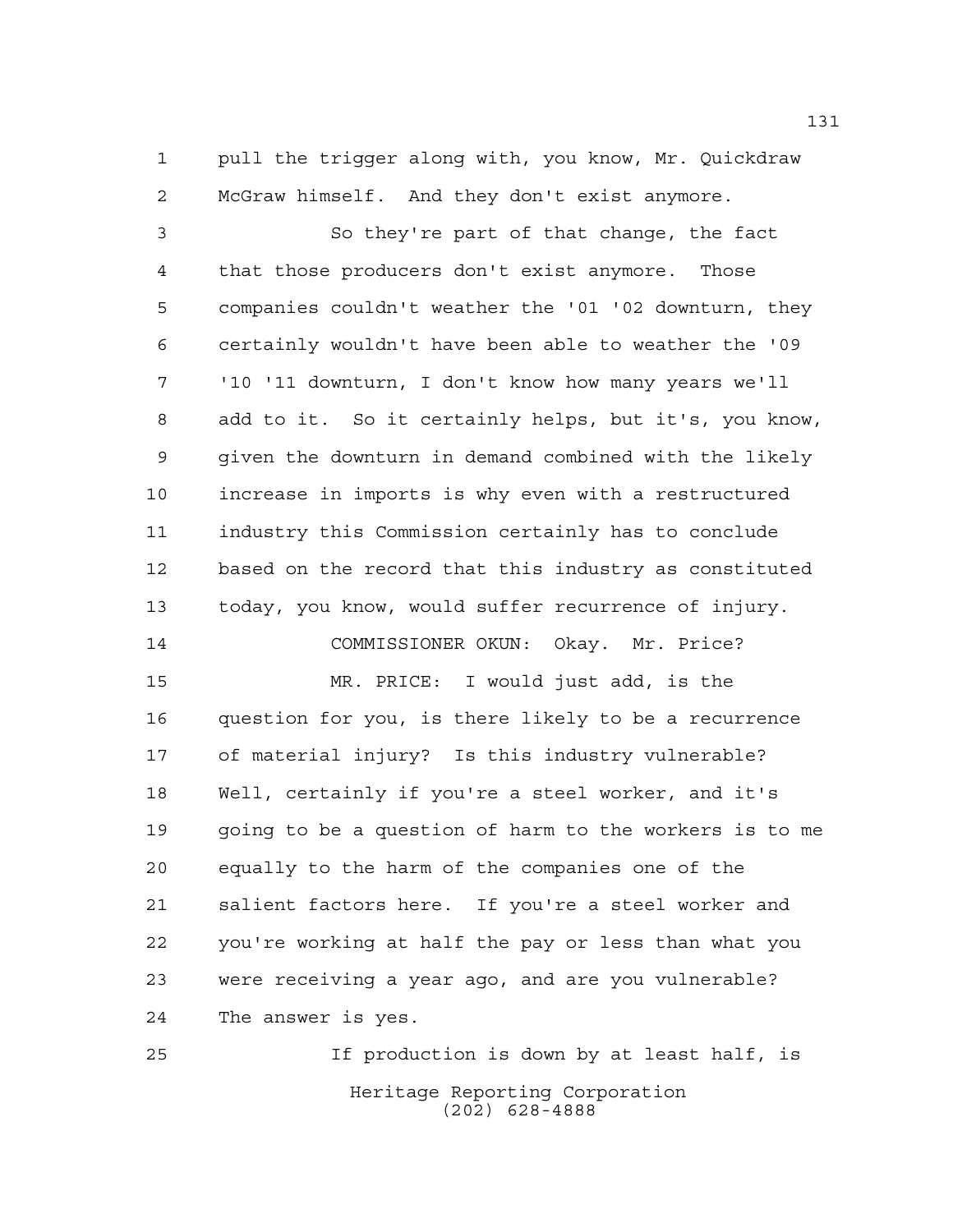pull the trigger along with, you know, Mr. Quickdraw McGraw himself. And they don't exist anymore.

So they're part of that change, the fact that those producers don't exist anymore. Those companies couldn't weather the '01 '02 downturn, they certainly wouldn't have been able to weather the '09 '10 '11 downturn, I don't know how many years we'll add to it. So it certainly helps, but it's, you know, given the downturn in demand combined with the likely increase in imports is why even with a restructured industry this Commission certainly has to conclude based on the record that this industry as constituted today, you know, would suffer recurrence of injury.

COMMISSIONER OKUN: Okay. Mr. Price?

MR. PRICE: I would just add, is the question for you, is there likely to be a recurrence of material injury? Is this industry vulnerable? Well, certainly if you're a steel worker, and it's going to be a question of harm to the workers is to me equally to the harm of the companies one of the salient factors here. If you're a steel worker and you're working at half the pay or less than what you were receiving a year ago, and are you vulnerable? The answer is yes.

If production is down by at least half, is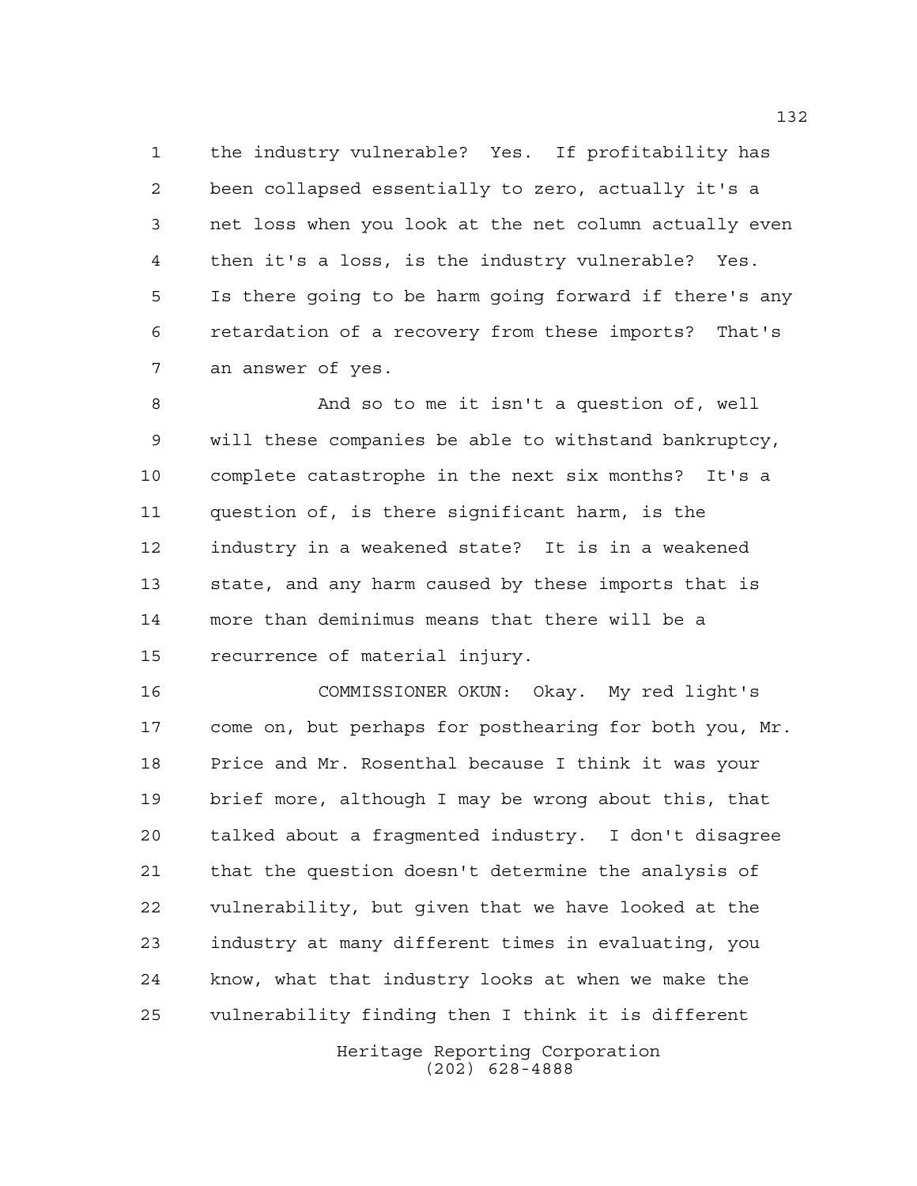the industry vulnerable? Yes. If profitability has been collapsed essentially to zero, actually it's a net loss when you look at the net column actually even then it's a loss, is the industry vulnerable? Yes. Is there going to be harm going forward if there's any retardation of a recovery from these imports? That's an answer of yes.

And so to me it isn't a question of, well will these companies be able to withstand bankruptcy, complete catastrophe in the next six months? It's a question of, is there significant harm, is the industry in a weakened state? It is in a weakened state, and any harm caused by these imports that is more than deminimus means that there will be a recurrence of material injury.

COMMISSIONER OKUN: Okay. My red light's come on, but perhaps for posthearing for both you, Mr. Price and Mr. Rosenthal because I think it was your brief more, although I may be wrong about this, that talked about a fragmented industry. I don't disagree that the question doesn't determine the analysis of vulnerability, but given that we have looked at the industry at many different times in evaluating, you know, what that industry looks at when we make the vulnerability finding then I think it is different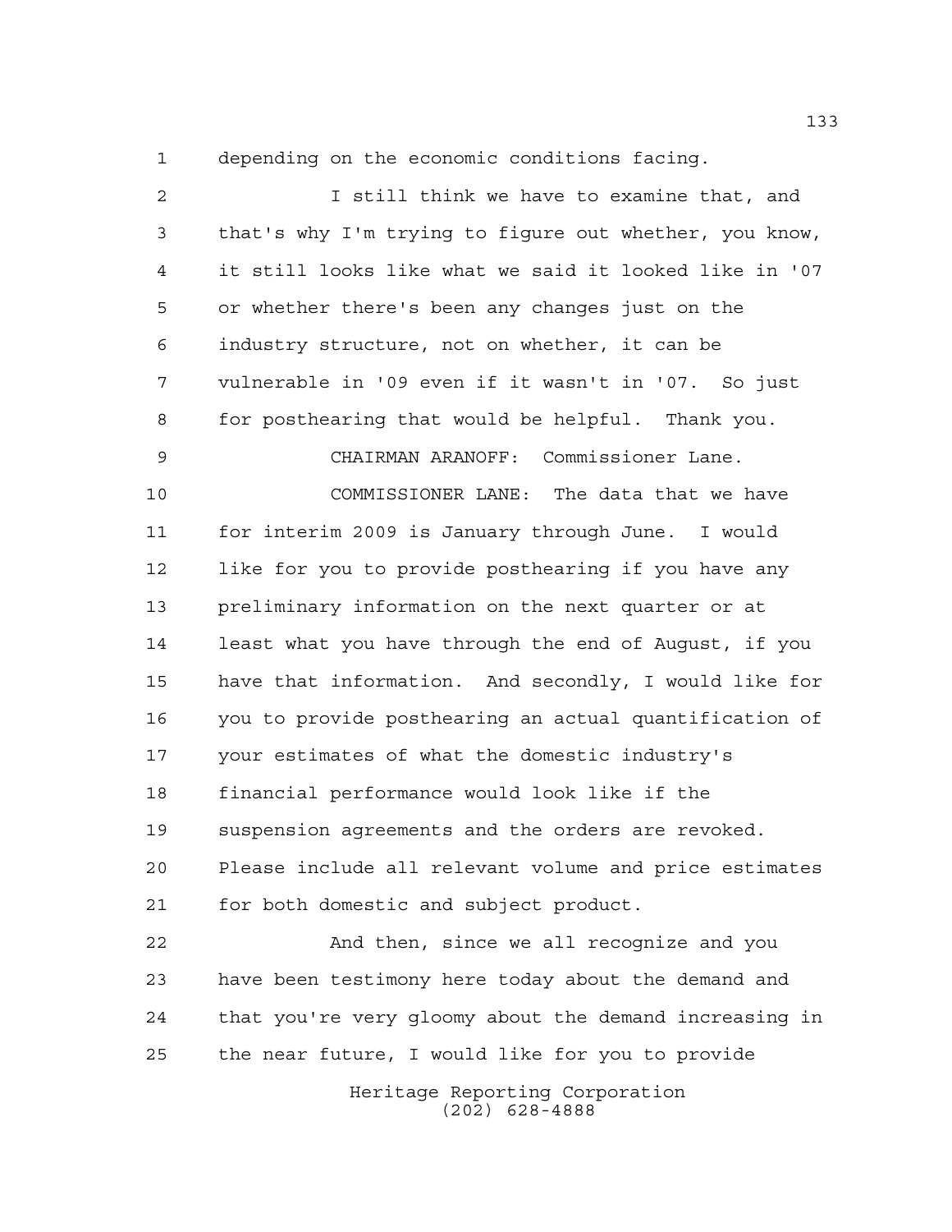depending on the economic conditions facing.

I still think we have to examine that, and that's why I'm trying to figure out whether, you know, it still looks like what we said it looked like in '07 or whether there's been any changes just on the industry structure, not on whether, it can be vulnerable in '09 even if it wasn't in '07. So just for posthearing that would be helpful. Thank you.

CHAIRMAN ARANOFF: Commissioner Lane.

COMMISSIONER LANE: The data that we have for interim 2009 is January through June. I would like for you to provide posthearing if you have any preliminary information on the next quarter or at least what you have through the end of August, if you have that information. And secondly, I would like for you to provide posthearing an actual quantification of your estimates of what the domestic industry's financial performance would look like if the suspension agreements and the orders are revoked. Please include all relevant volume and price estimates for both domestic and subject product.

And then, since we all recognize and you have been testimony here today about the demand and that you're very gloomy about the demand increasing in the near future, I would like for you to provide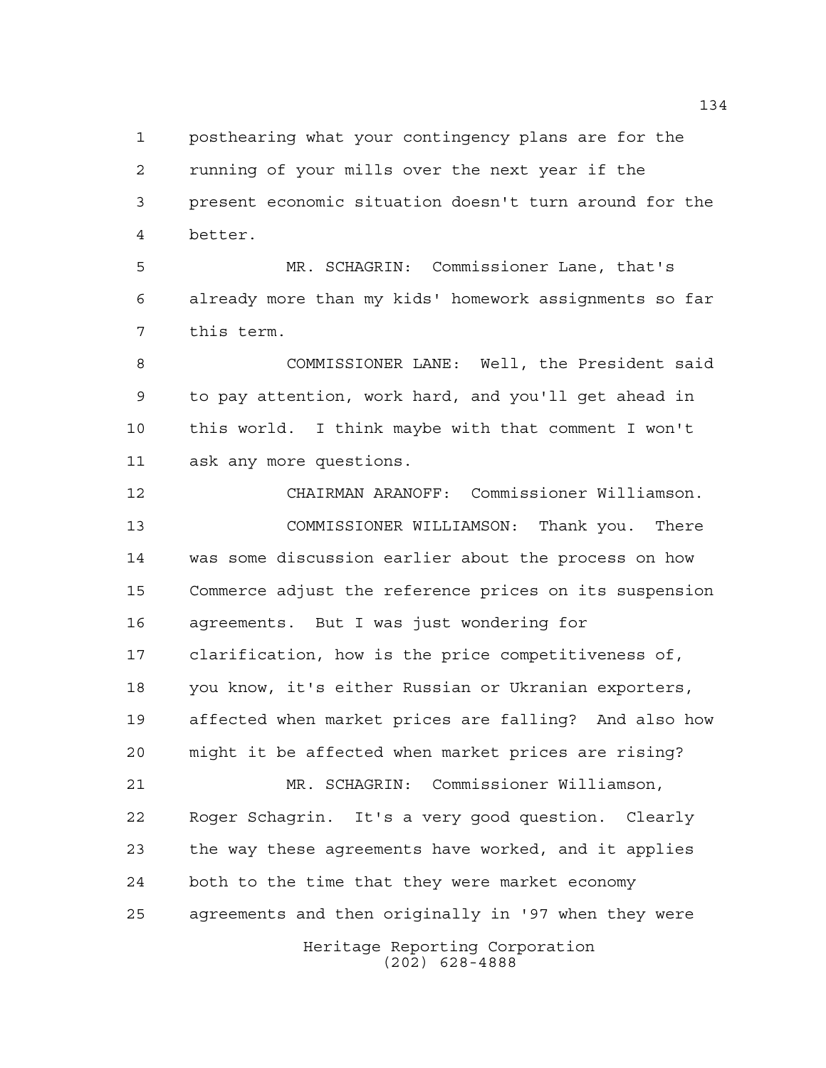posthearing what your contingency plans are for the running of your mills over the next year if the present economic situation doesn't turn around for the better.

MR. SCHAGRIN: Commissioner Lane, that's already more than my kids' homework assignments so far this term.

COMMISSIONER LANE: Well, the President said to pay attention, work hard, and you'll get ahead in this world. I think maybe with that comment I won't ask any more questions.

CHAIRMAN ARANOFF: Commissioner Williamson.

COMMISSIONER WILLIAMSON: Thank you. There was some discussion earlier about the process on how Commerce adjust the reference prices on its suspension agreements. But I was just wondering for clarification, how is the price competitiveness of, you know, it's either Russian or Ukranian exporters, affected when market prices are falling? And also how might it be affected when market prices are rising?

MR. SCHAGRIN: Commissioner Williamson, Roger Schagrin. It's a very good question. Clearly the way these agreements have worked, and it applies both to the time that they were market economy agreements and then originally in '97 when they were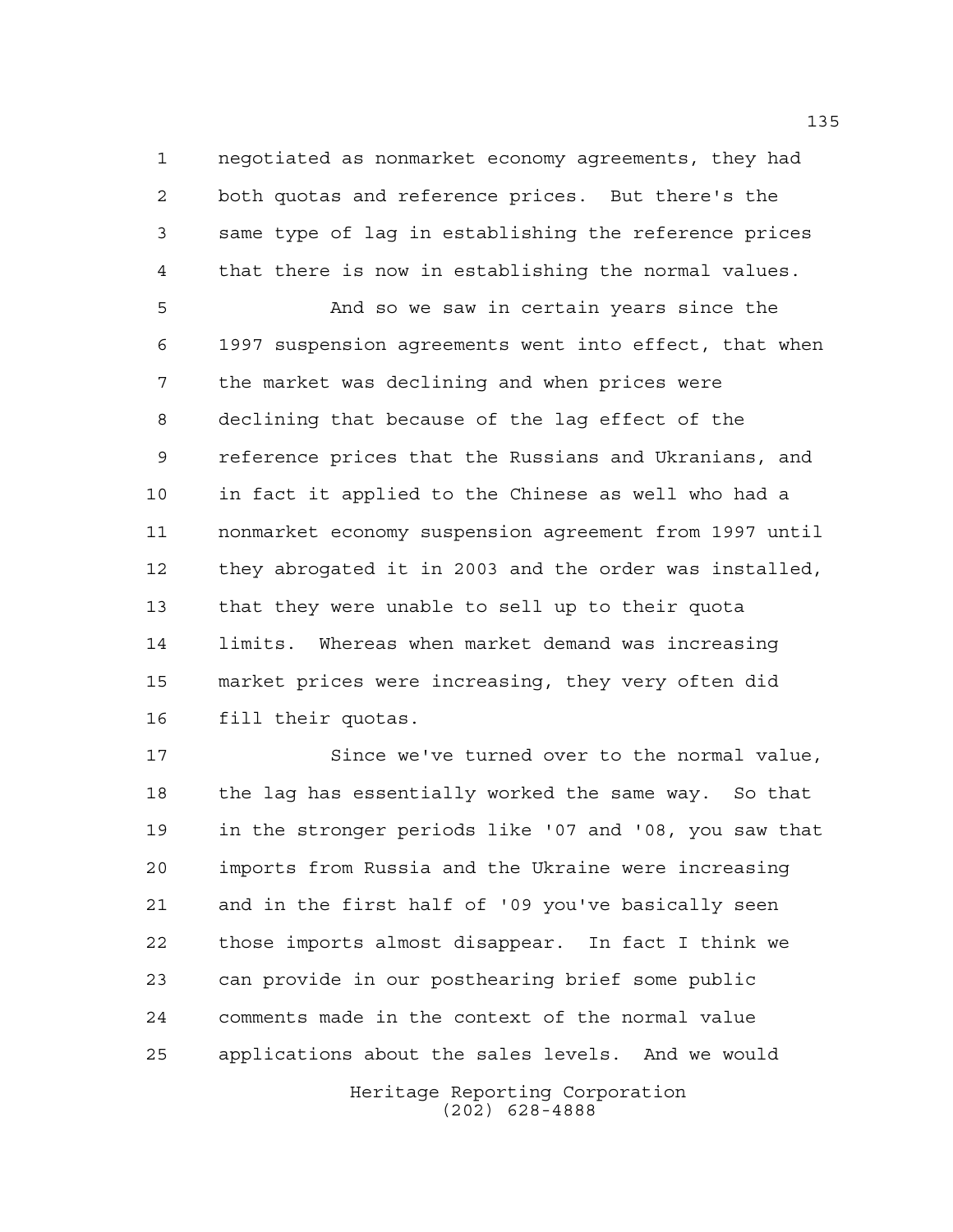negotiated as nonmarket economy agreements, they had both quotas and reference prices. But there's the same type of lag in establishing the reference prices that there is now in establishing the normal values.

And so we saw in certain years since the 1997 suspension agreements went into effect, that when the market was declining and when prices were declining that because of the lag effect of the reference prices that the Russians and Ukranians, and in fact it applied to the Chinese as well who had a nonmarket economy suspension agreement from 1997 until they abrogated it in 2003 and the order was installed, that they were unable to sell up to their quota limits. Whereas when market demand was increasing market prices were increasing, they very often did fill their quotas.

Since we've turned over to the normal value, the lag has essentially worked the same way. So that in the stronger periods like '07 and '08, you saw that imports from Russia and the Ukraine were increasing and in the first half of '09 you've basically seen those imports almost disappear. In fact I think we can provide in our posthearing brief some public comments made in the context of the normal value applications about the sales levels. And we would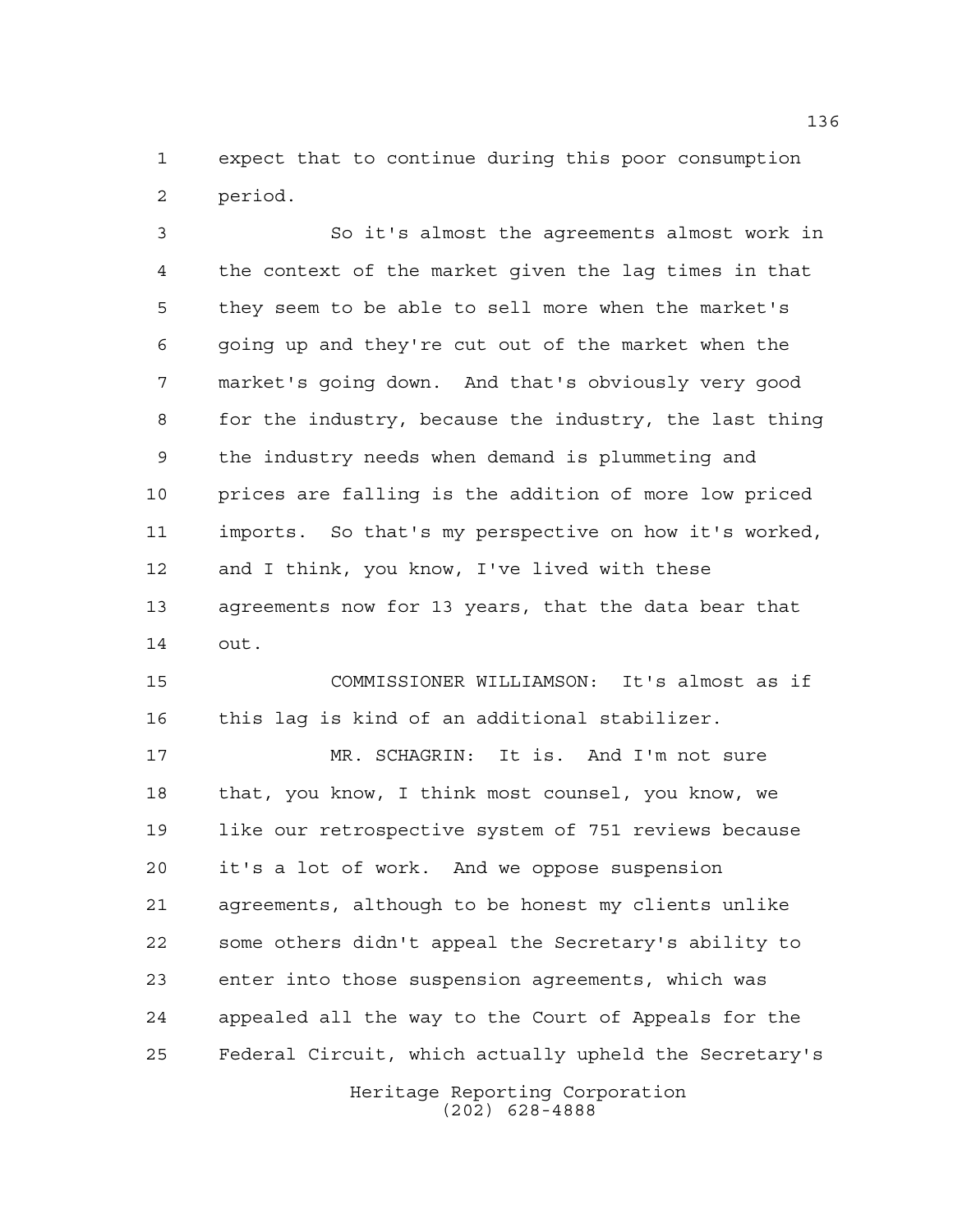expect that to continue during this poor consumption period.

So it's almost the agreements almost work in the context of the market given the lag times in that they seem to be able to sell more when the market's going up and they're cut out of the market when the market's going down. And that's obviously very good for the industry, because the industry, the last thing the industry needs when demand is plummeting and prices are falling is the addition of more low priced imports. So that's my perspective on how it's worked, and I think, you know, I've lived with these agreements now for 13 years, that the data bear that out.

COMMISSIONER WILLIAMSON: It's almost as if this lag is kind of an additional stabilizer.

MR. SCHAGRIN: It is. And I'm not sure that, you know, I think most counsel, you know, we like our retrospective system of 751 reviews because it's a lot of work. And we oppose suspension agreements, although to be honest my clients unlike some others didn't appeal the Secretary's ability to enter into those suspension agreements, which was appealed all the way to the Court of Appeals for the Federal Circuit, which actually upheld the Secretary's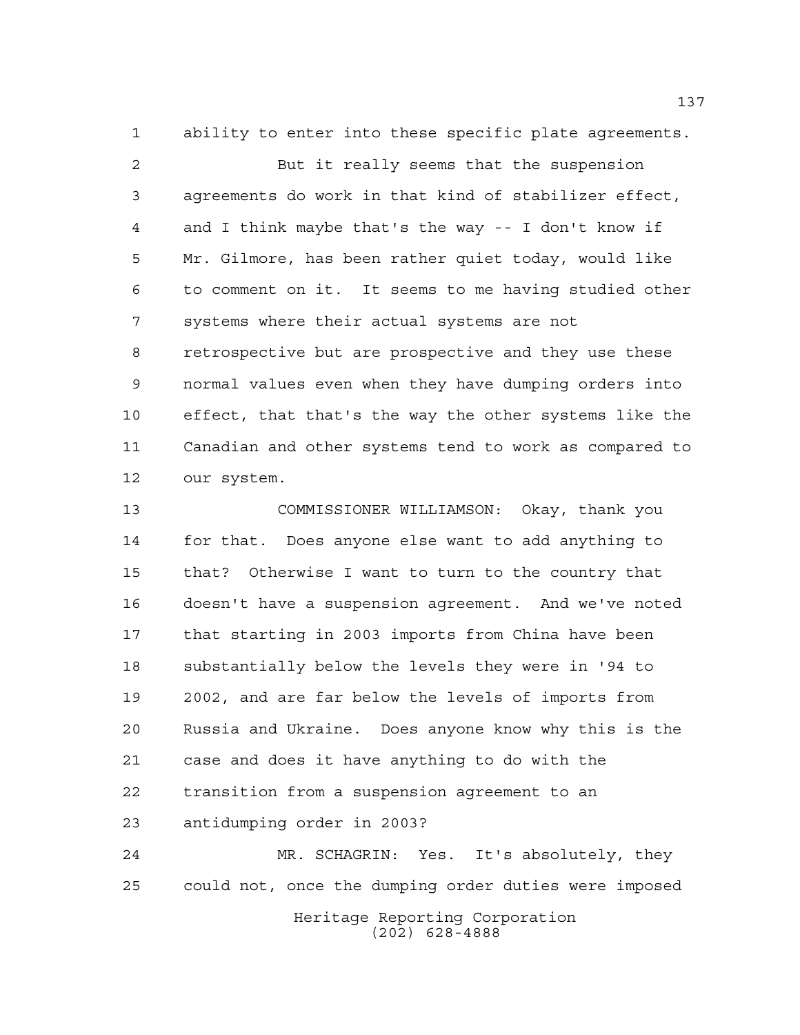ability to enter into these specific plate agreements.

But it really seems that the suspension agreements do work in that kind of stabilizer effect, and I think maybe that's the way -- I don't know if Mr. Gilmore, has been rather quiet today, would like to comment on it. It seems to me having studied other systems where their actual systems are not retrospective but are prospective and they use these normal values even when they have dumping orders into effect, that that's the way the other systems like the Canadian and other systems tend to work as compared to our system.

COMMISSIONER WILLIAMSON: Okay, thank you for that. Does anyone else want to add anything to that? Otherwise I want to turn to the country that doesn't have a suspension agreement. And we've noted that starting in 2003 imports from China have been substantially below the levels they were in '94 to 2002, and are far below the levels of imports from Russia and Ukraine. Does anyone know why this is the case and does it have anything to do with the transition from a suspension agreement to an antidumping order in 2003?

MR. SCHAGRIN: Yes. It's absolutely, they could not, once the dumping order duties were imposed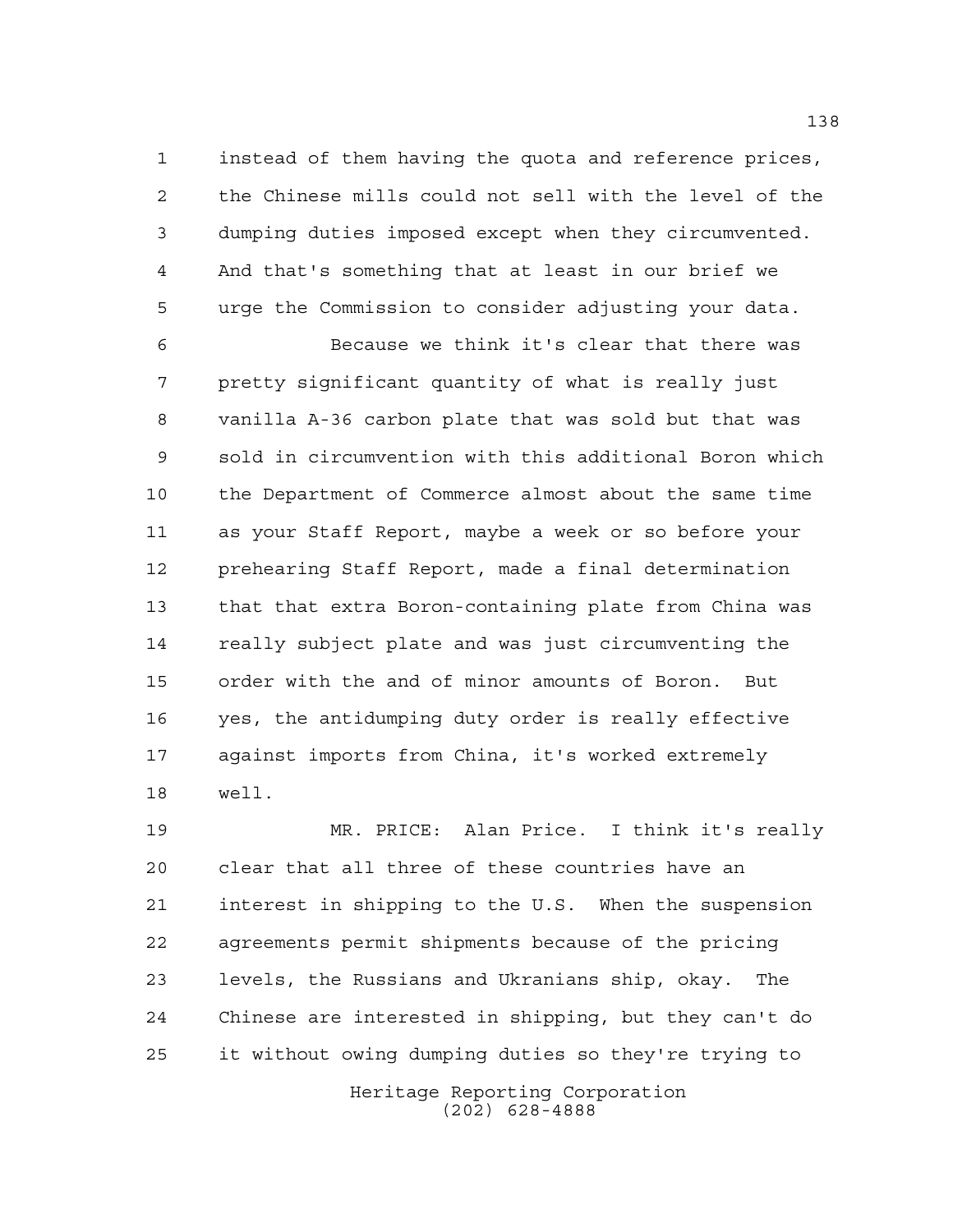instead of them having the quota and reference prices, the Chinese mills could not sell with the level of the dumping duties imposed except when they circumvented. And that's something that at least in our brief we urge the Commission to consider adjusting your data.

Because we think it's clear that there was pretty significant quantity of what is really just vanilla A-36 carbon plate that was sold but that was sold in circumvention with this additional Boron which the Department of Commerce almost about the same time as your Staff Report, maybe a week or so before your prehearing Staff Report, made a final determination that that extra Boron-containing plate from China was really subject plate and was just circumventing the order with the and of minor amounts of Boron. But yes, the antidumping duty order is really effective against imports from China, it's worked extremely well.

MR. PRICE: Alan Price. I think it's really clear that all three of these countries have an interest in shipping to the U.S. When the suspension agreements permit shipments because of the pricing levels, the Russians and Ukranians ship, okay. The Chinese are interested in shipping, but they can't do it without owing dumping duties so they're trying to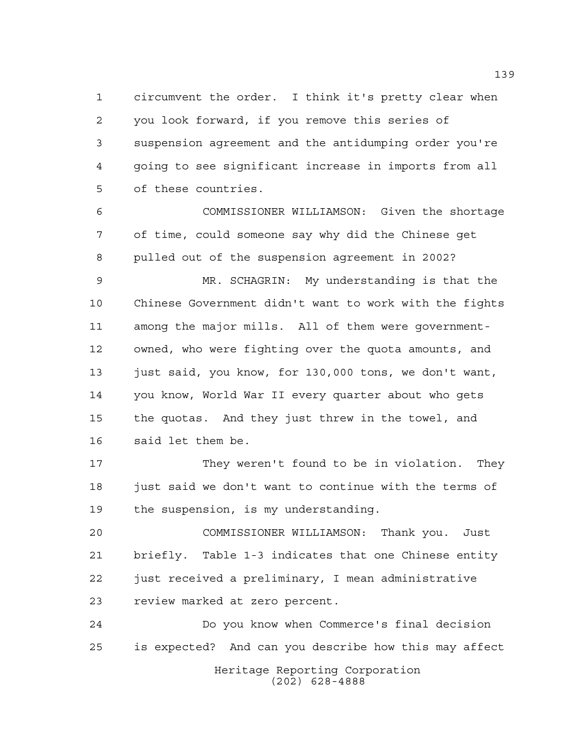circumvent the order. I think it's pretty clear when you look forward, if you remove this series of suspension agreement and the antidumping order you're going to see significant increase in imports from all of these countries.

COMMISSIONER WILLIAMSON: Given the shortage of time, could someone say why did the Chinese get pulled out of the suspension agreement in 2002?

MR. SCHAGRIN: My understanding is that the Chinese Government didn't want to work with the fights among the major mills. All of them were government-owned, who were fighting over the quota amounts, and just said, you know, for 130,000 tons, we don't want, you know, World War II every quarter about who gets the quotas. And they just threw in the towel, and said let them be.

They weren't found to be in violation. They just said we don't want to continue with the terms of the suspension, is my understanding.

COMMISSIONER WILLIAMSON: Thank you. Just briefly. Table 1-3 indicates that one Chinese entity just received a preliminary, I mean administrative review marked at zero percent.

Do you know when Commerce's final decision is expected? And can you describe how this may affect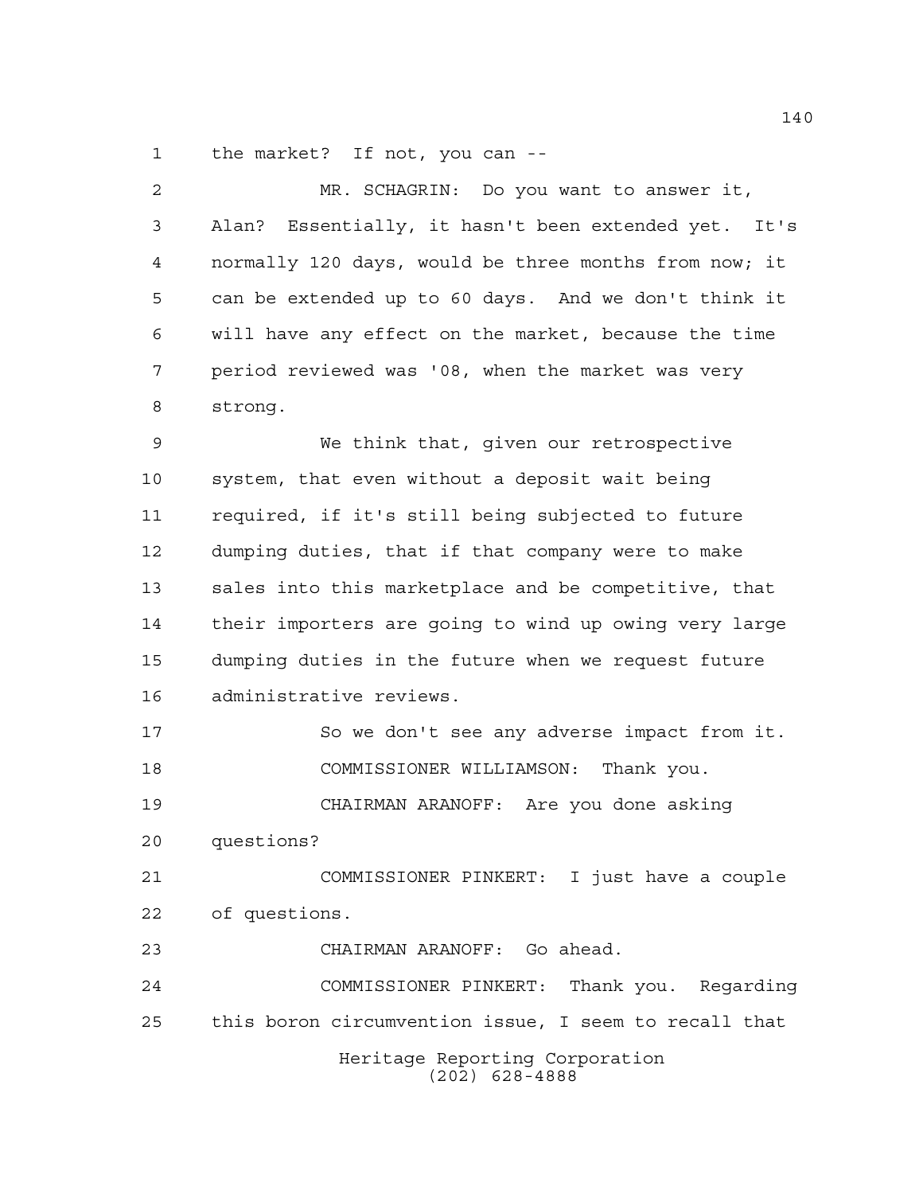the market? If not, you can --

MR. SCHAGRIN: Do you want to answer it, Alan? Essentially, it hasn't been extended yet. It's normally 120 days, would be three months from now; it can be extended up to 60 days. And we don't think it will have any effect on the market, because the time period reviewed was '08, when the market was very strong.

We think that, given our retrospective system, that even without a deposit wait being required, if it's still being subjected to future dumping duties, that if that company were to make sales into this marketplace and be competitive, that their importers are going to wind up owing very large dumping duties in the future when we request future administrative reviews.

So we don't see any adverse impact from it.

COMMISSIONER WILLIAMSON: Thank you.

CHAIRMAN ARANOFF: Are you done asking questions?

COMMISSIONER PINKERT: I just have a couple of questions.

CHAIRMAN ARANOFF: Go ahead.

COMMISSIONER PINKERT: Thank you. Regarding this boron circumvention issue, I seem to recall that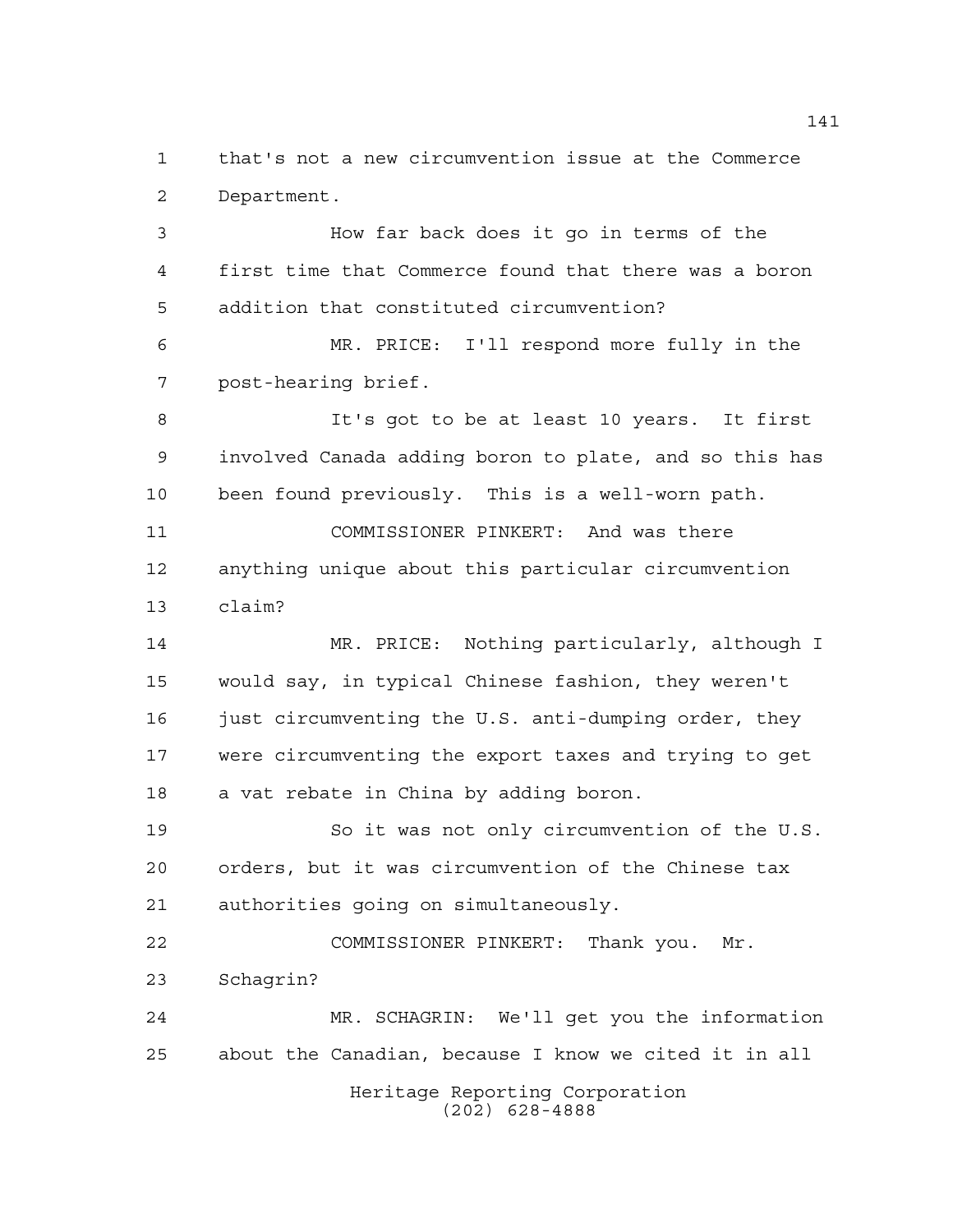that's not a new circumvention issue at the Commerce Department.

How far back does it go in terms of the first time that Commerce found that there was a boron addition that constituted circumvention?

MR. PRICE: I'll respond more fully in the post-hearing brief.

It's got to be at least 10 years. It first involved Canada adding boron to plate, and so this has been found previously. This is a well-worn path.

COMMISSIONER PINKERT: And was there anything unique about this particular circumvention claim?

MR. PRICE: Nothing particularly, although I would say, in typical Chinese fashion, they weren't just circumventing the U.S. anti-dumping order, they were circumventing the export taxes and trying to get a vat rebate in China by adding boron.

So it was not only circumvention of the U.S. orders, but it was circumvention of the Chinese tax authorities going on simultaneously.

COMMISSIONER PINKERT: Thank you. Mr. Schagrin?

MR. SCHAGRIN: We'll get you the information about the Canadian, because I know we cited it in all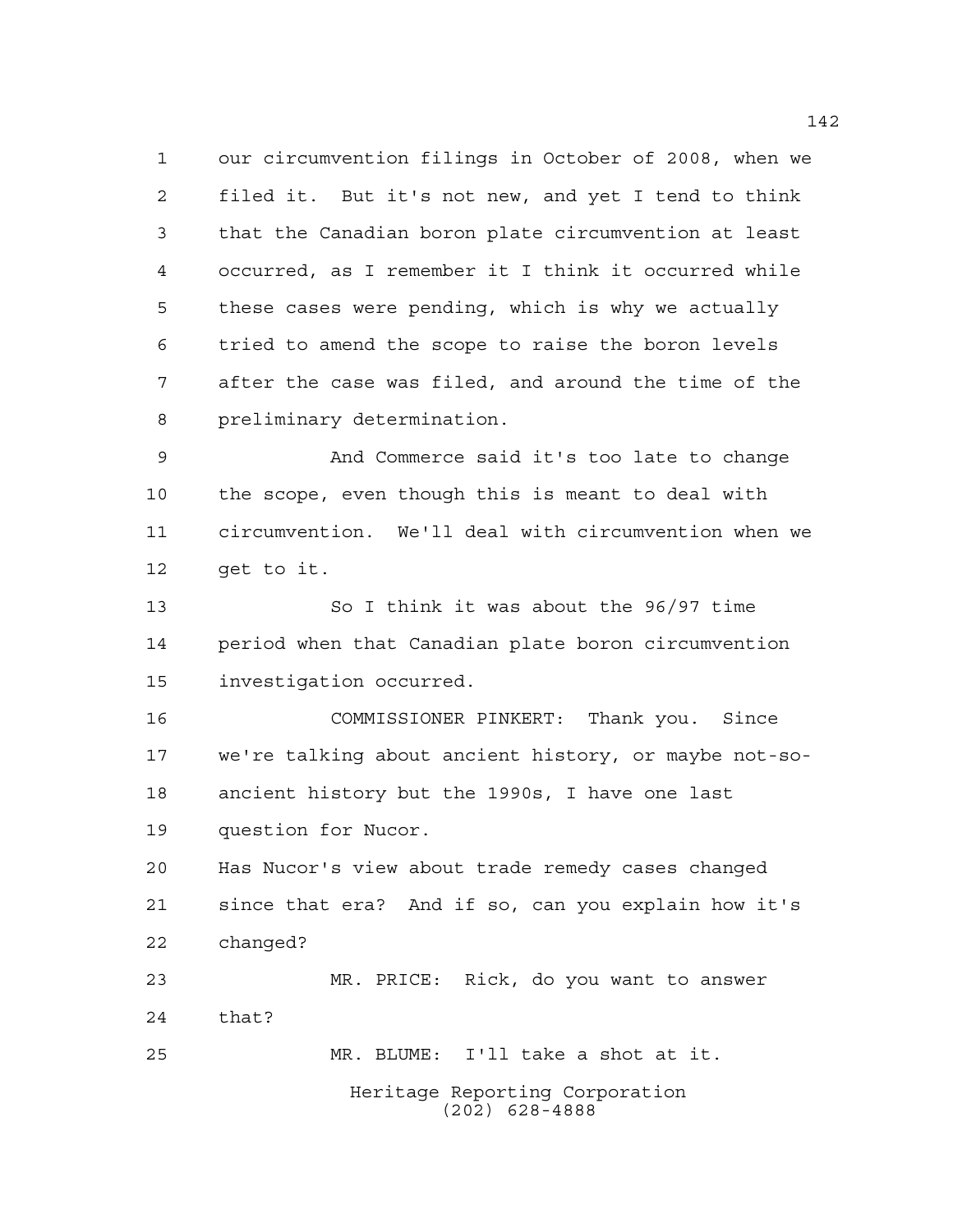our circumvention filings in October of 2008, when we filed it. But it's not new, and yet I tend to think that the Canadian boron plate circumvention at least occurred, as I remember it I think it occurred while these cases were pending, which is why we actually tried to amend the scope to raise the boron levels after the case was filed, and around the time of the preliminary determination.

And Commerce said it's too late to change the scope, even though this is meant to deal with circumvention. We'll deal with circumvention when we get to it.

So I think it was about the 96/97 time period when that Canadian plate boron circumvention investigation occurred.

COMMISSIONER PINKERT: Thank you. Since we're talking about ancient history, or maybe not-so-ancient history but the 1990s, I have one last question for Nucor.

Has Nucor's view about trade remedy cases changed since that era? And if so, can you explain how it's changed?

MR. PRICE: Rick, do you want to answer that?

MR. BLUME: I'll take a shot at it.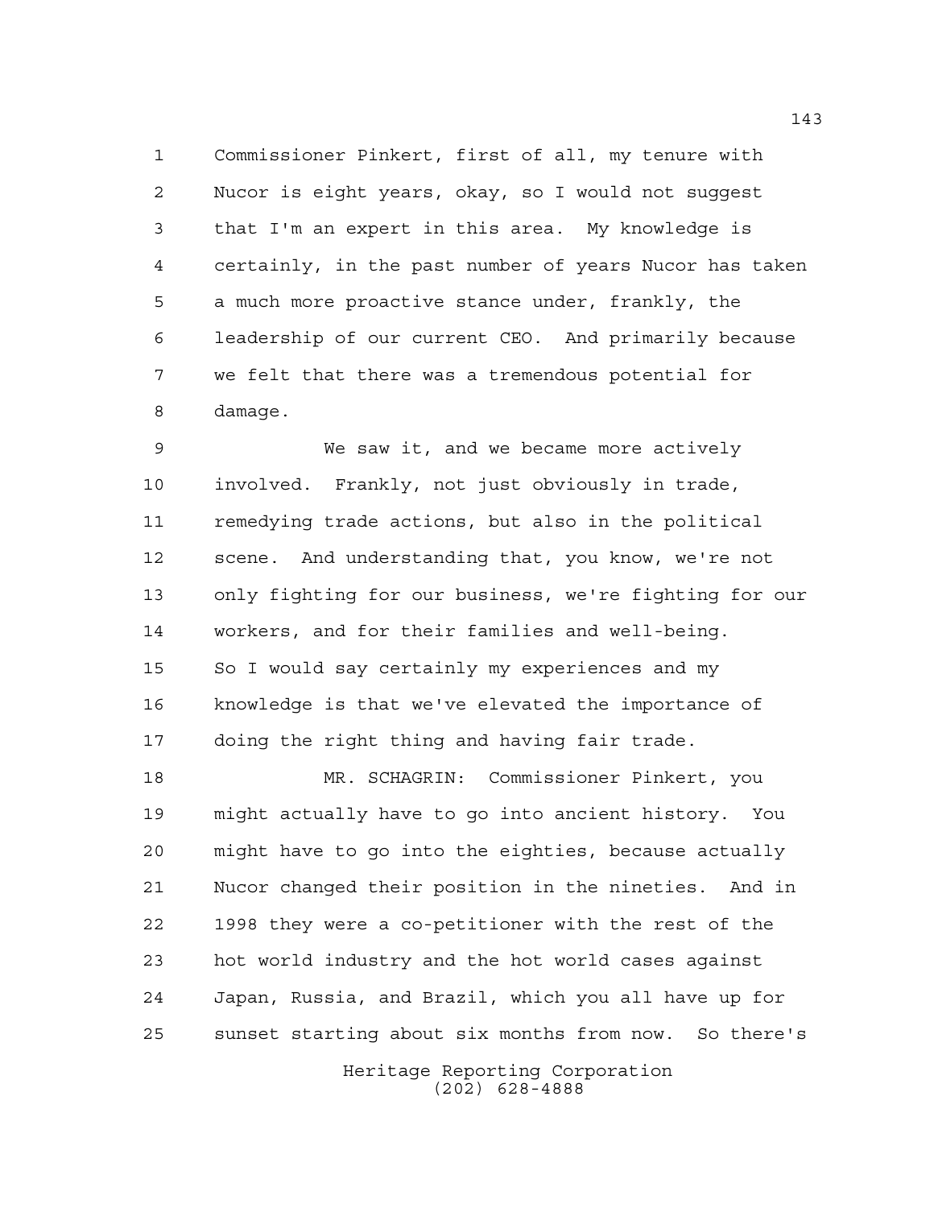Commissioner Pinkert, first of all, my tenure with Nucor is eight years, okay, so I would not suggest that I'm an expert in this area. My knowledge is certainly, in the past number of years Nucor has taken a much more proactive stance under, frankly, the leadership of our current CEO. And primarily because we felt that there was a tremendous potential for damage.

We saw it, and we became more actively involved. Frankly, not just obviously in trade, remedying trade actions, but also in the political scene. And understanding that, you know, we're not only fighting for our business, we're fighting for our workers, and for their families and well-being. So I would say certainly my experiences and my knowledge is that we've elevated the importance of doing the right thing and having fair trade.

MR. SCHAGRIN: Commissioner Pinkert, you might actually have to go into ancient history. You might have to go into the eighties, because actually Nucor changed their position in the nineties. And in 1998 they were a co-petitioner with the rest of the hot world industry and the hot world cases against Japan, Russia, and Brazil, which you all have up for sunset starting about six months from now. So there's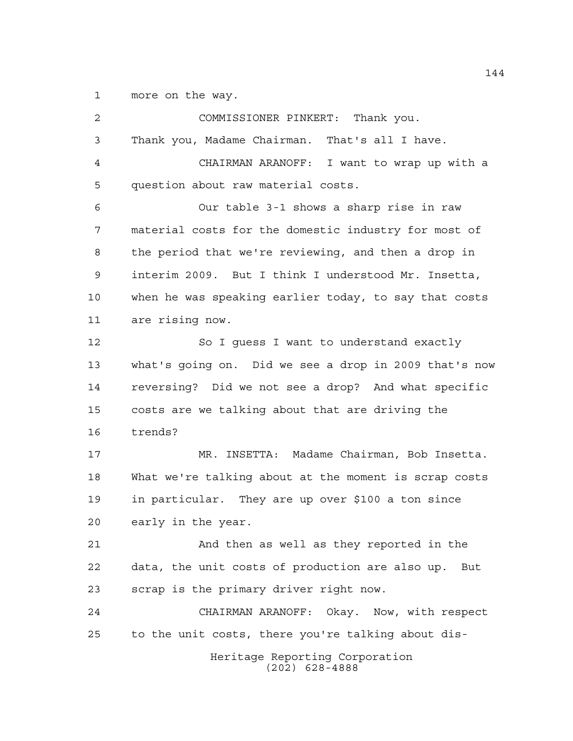more on the way.

COMMISSIONER PINKERT: Thank you. Thank you, Madame Chairman. That's all I have.

CHAIRMAN ARANOFF: I want to wrap up with a question about raw material costs.

Our table 3-1 shows a sharp rise in raw material costs for the domestic industry for most of the period that we're reviewing, and then a drop in interim 2009. But I think I understood Mr. Insetta, when he was speaking earlier today, to say that costs are rising now.

So I guess I want to understand exactly what's going on. Did we see a drop in 2009 that's now reversing? Did we not see a drop? And what specific costs are we talking about that are driving the trends?

MR. INSETTA: Madame Chairman, Bob Insetta. What we're talking about at the moment is scrap costs in particular. They are up over $100 a ton since early in the year.

And then as well as they reported in the data, the unit costs of production are also up. But scrap is the primary driver right now.

CHAIRMAN ARANOFF: Okay. Now, with respect to the unit costs, there you're talking about dis-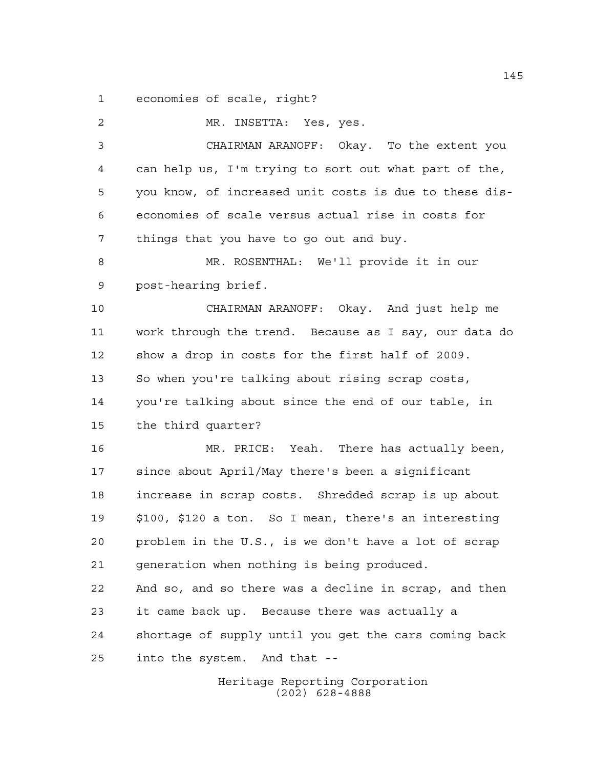economies of scale, right?

MR. INSETTA: Yes, yes.

CHAIRMAN ARANOFF: Okay. To the extent you can help us, I'm trying to sort out what part of the, you know, of increased unit costs is due to these dis-economies of scale versus actual rise in costs for things that you have to go out and buy.

MR. ROSENTHAL: We'll provide it in our post-hearing brief.

CHAIRMAN ARANOFF: Okay. And just help me work through the trend. Because as I say, our data do show a drop in costs for the first half of 2009. So when you're talking about rising scrap costs, you're talking about since the end of our table, in the third quarter?

MR. PRICE: Yeah. There has actually been, since about April/May there's been a significant increase in scrap costs. Shredded scrap is up about \$100, \$120 a ton. So I mean, there's an interesting problem in the U.S., is we don't have a lot of scrap generation when nothing is being produced. And so, and so there was a decline in scrap, and then it came back up. Because there was actually a shortage of supply until you get the cars coming back into the system. And that --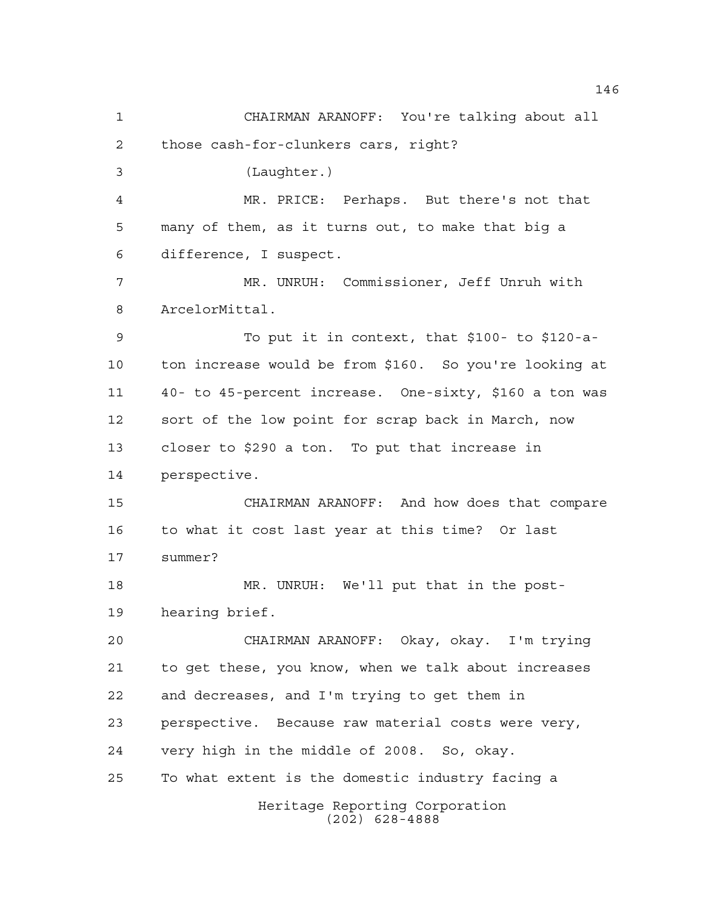CHAIRMAN ARANOFF: You're talking about all those cash-for-clunkers cars, right?

(Laughter.)

MR. PRICE: Perhaps. But there's not that many of them, as it turns out, to make that big a difference, I suspect.

MR. UNRUH: Commissioner, Jeff Unruh with ArcelorMittal.

To put it in context, that $100- to $120-a-ton increase would be from $160. So you're looking at 40- to 45-percent increase. One-sixty, $160 a ton was sort of the low point for scrap back in March, now closer to $290 a ton. To put that increase in perspective.

CHAIRMAN ARANOFF: And how does that compare to what it cost last year at this time? Or last summer?

MR. UNRUH: We'll put that in the post-hearing brief.

CHAIRMAN ARANOFF: Okay, okay. I'm trying to get these, you know, when we talk about increases and decreases, and I'm trying to get them in perspective. Because raw material costs were very, very high in the middle of 2008. So, okay.

To what extent is the domestic industry facing a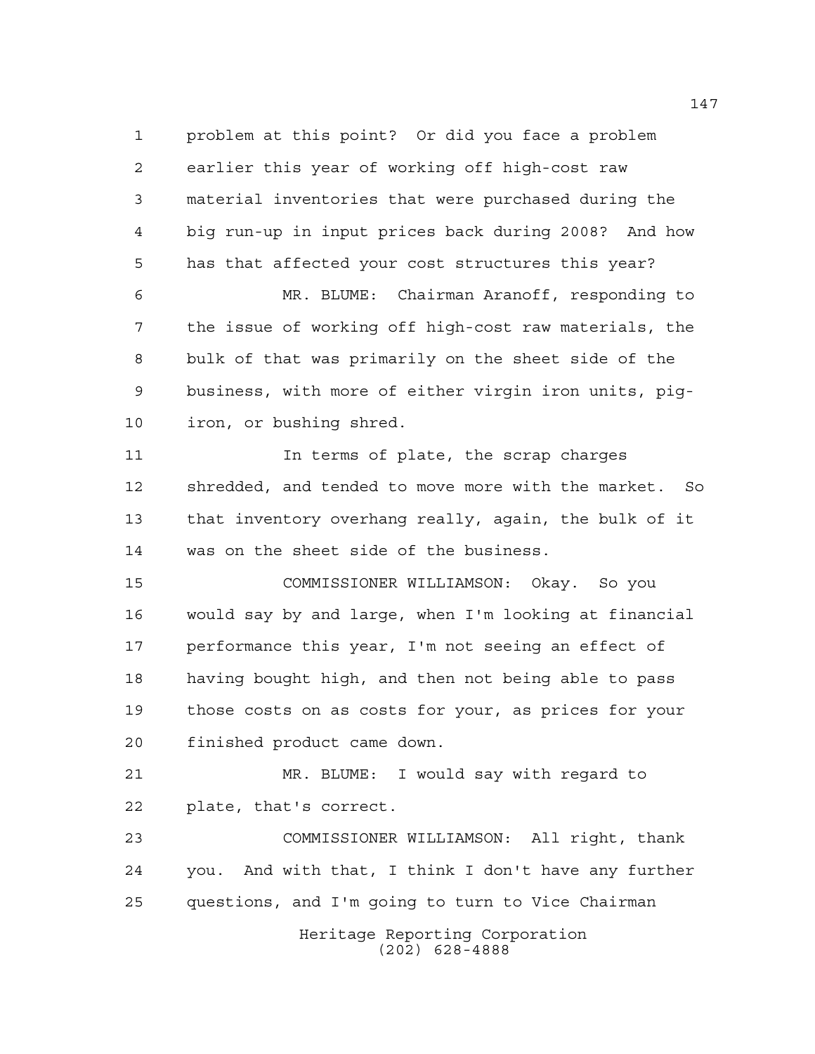problem at this point? Or did you face a problem earlier this year of working off high-cost raw material inventories that were purchased during the big run-up in input prices back during 2008? And how has that affected your cost structures this year?

MR. BLUME: Chairman Aranoff, responding to the issue of working off high-cost raw materials, the bulk of that was primarily on the sheet side of the business, with more of either virgin iron units, pig-iron, or bushing shred.

In terms of plate, the scrap charges shredded, and tended to move more with the market. So that inventory overhang really, again, the bulk of it was on the sheet side of the business.

COMMISSIONER WILLIAMSON: Okay. So you would say by and large, when I'm looking at financial performance this year, I'm not seeing an effect of having bought high, and then not being able to pass those costs on as costs for your, as prices for your finished product came down.

MR. BLUME: I would say with regard to plate, that's correct.

COMMISSIONER WILLIAMSON: All right, thank you. And with that, I think I don't have any further questions, and I'm going to turn to Vice Chairman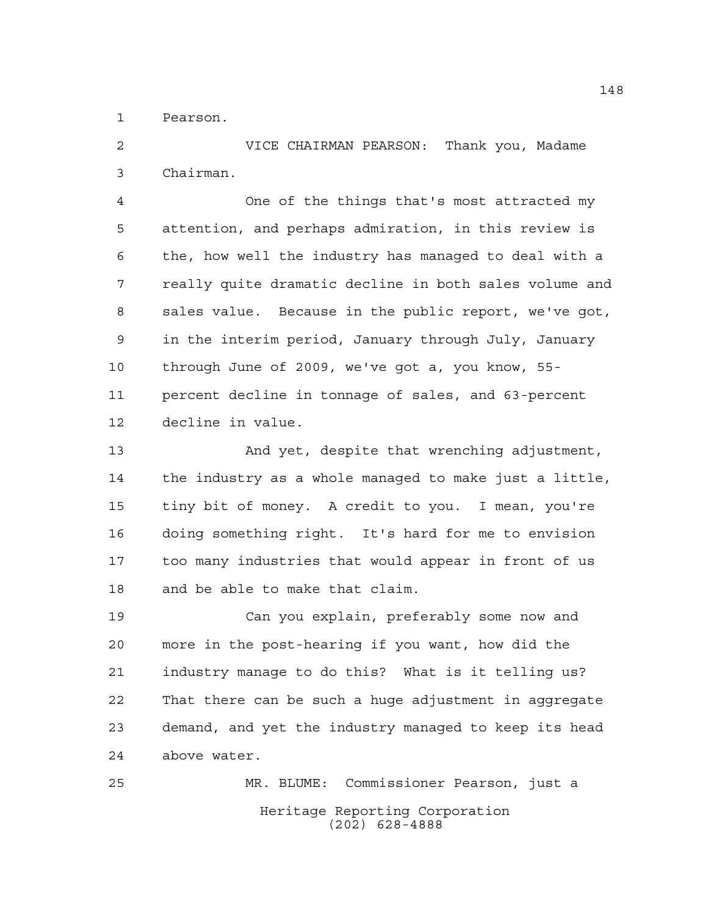Pearson.

VICE CHAIRMAN PEARSON: Thank you, Madame Chairman.

One of the things that's most attracted my attention, and perhaps admiration, in this review is the, how well the industry has managed to deal with a really quite dramatic decline in both sales volume and sales value. Because in the public report, we've got, in the interim period, January through July, January through June of 2009, we've got a, you know, 55-percent decline in tonnage of sales, and 63-percent decline in value.

And yet, despite that wrenching adjustment, the industry as a whole managed to make just a little, tiny bit of money. A credit to you. I mean, you're doing something right. It's hard for me to envision too many industries that would appear in front of us and be able to make that claim.

Can you explain, preferably some now and more in the post-hearing if you want, how did the industry manage to do this? What is it telling us? That there can be such a huge adjustment in aggregate demand, and yet the industry managed to keep its head above water.

MR. BLUME: Commissioner Pearson, just a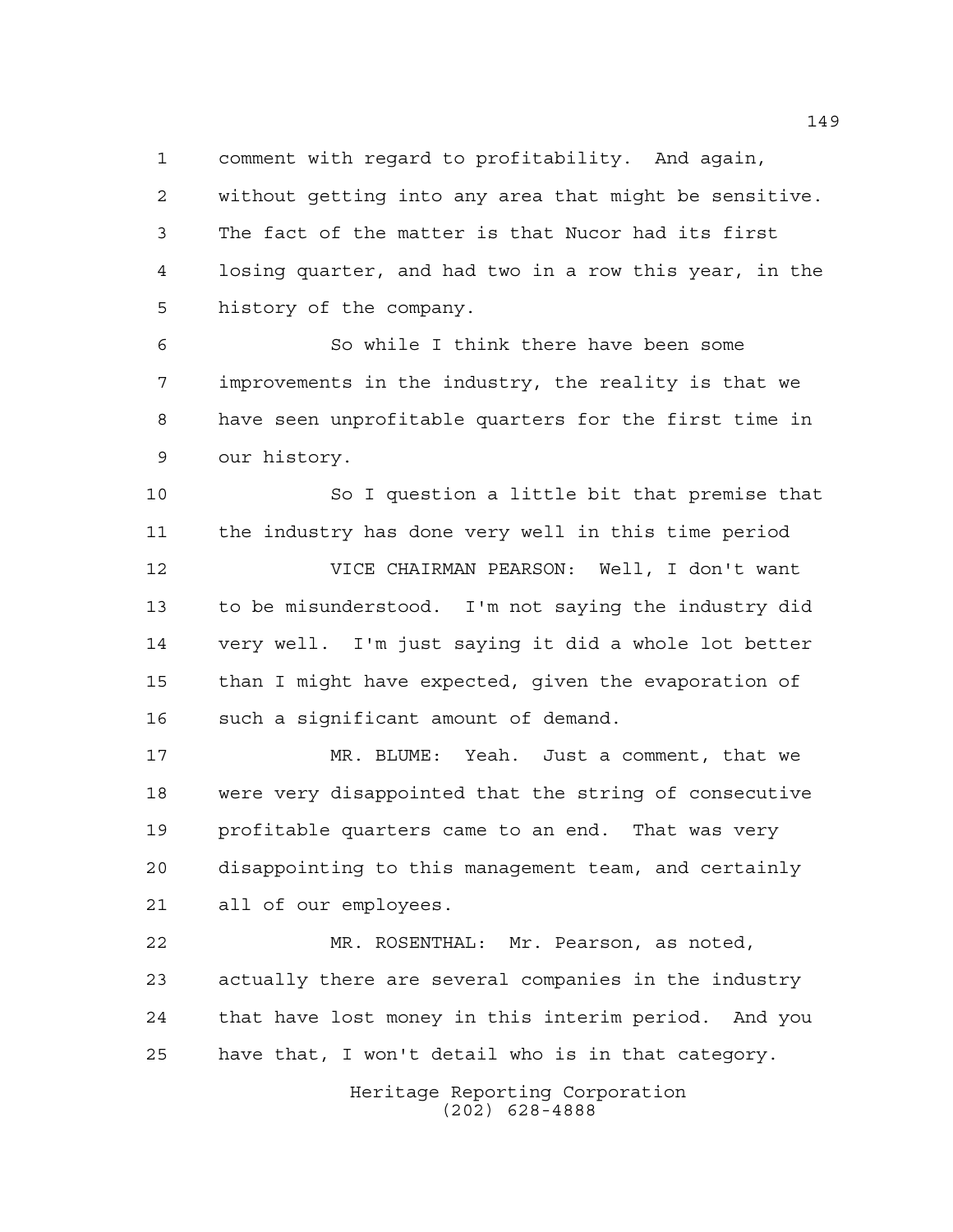comment with regard to profitability. And again, without getting into any area that might be sensitive. The fact of the matter is that Nucor had its first losing quarter, and had two in a row this year, in the history of the company.

So while I think there have been some improvements in the industry, the reality is that we have seen unprofitable quarters for the first time in our history.

So I question a little bit that premise that the industry has done very well in this time period

VICE CHAIRMAN PEARSON: Well, I don't want to be misunderstood. I'm not saying the industry did very well. I'm just saying it did a whole lot better than I might have expected, given the evaporation of such a significant amount of demand.

MR. BLUME: Yeah. Just a comment, that we were very disappointed that the string of consecutive profitable quarters came to an end. That was very disappointing to this management team, and certainly all of our employees.

MR. ROSENTHAL: Mr. Pearson, as noted, actually there are several companies in the industry that have lost money in this interim period. And you have that, I won't detail who is in that category.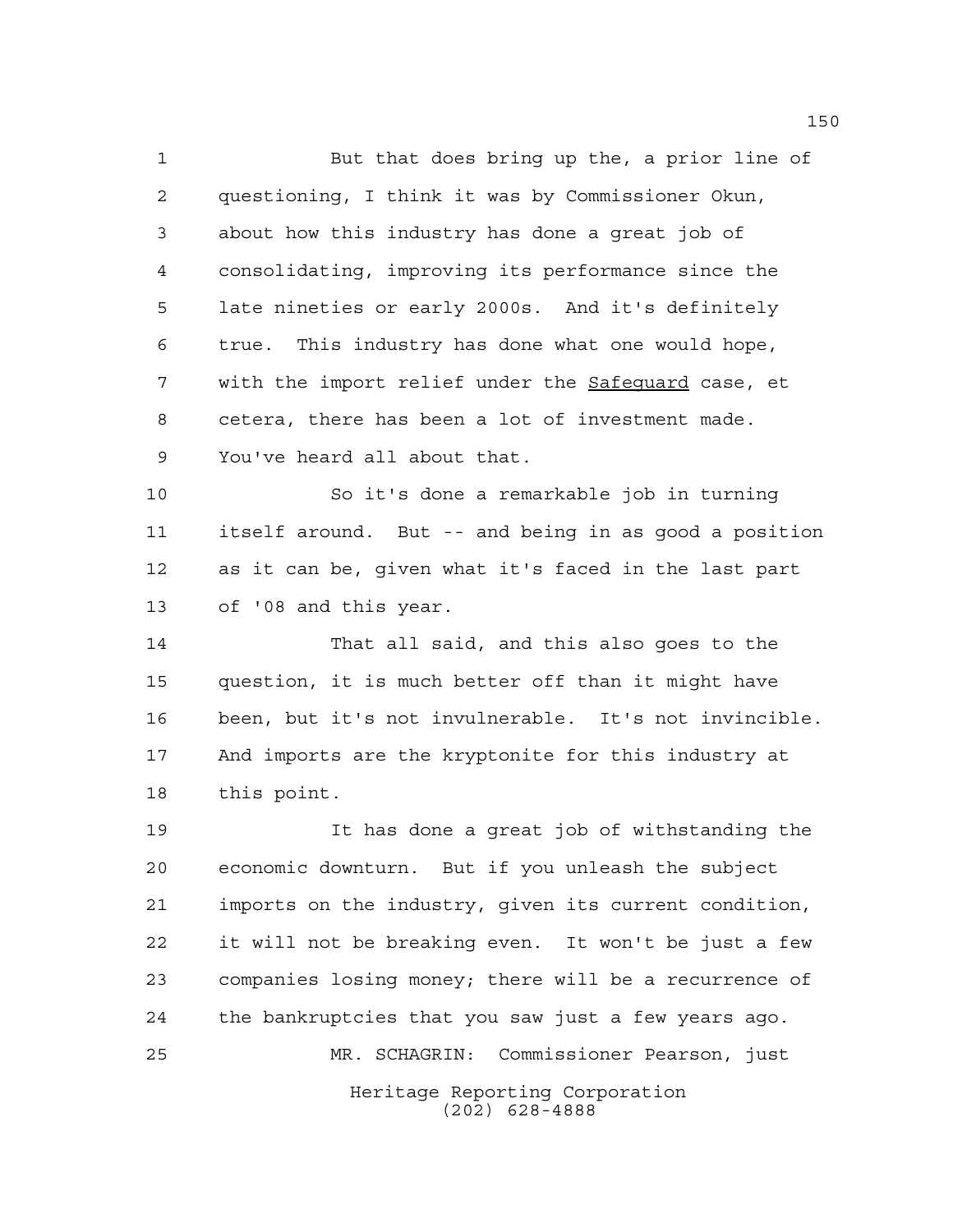But that does bring up the, a prior line of questioning, I think it was by Commissioner Okun, about how this industry has done a great job of consolidating, improving its performance since the late nineties or early 2000s. And it's definitely true. This industry has done what one would hope, with the import relief under the Safeguard case, et cetera, there has been a lot of investment made. You've heard all about that.

So it's done a remarkable job in turning itself around. But -- and being in as good a position as it can be, given what it's faced in the last part of '08 and this year.

That all said, and this also goes to the question, it is much better off than it might have been, but it's not invulnerable. It's not invincible. And imports are the kryptonite for this industry at this point.

It has done a great job of withstanding the economic downturn. But if you unleash the subject imports on the industry, given its current condition, it will not be breaking even. It won't be just a few companies losing money; there will be a recurrence of the bankruptcies that you saw just a few years ago.

MR. SCHAGRIN: Commissioner Pearson, just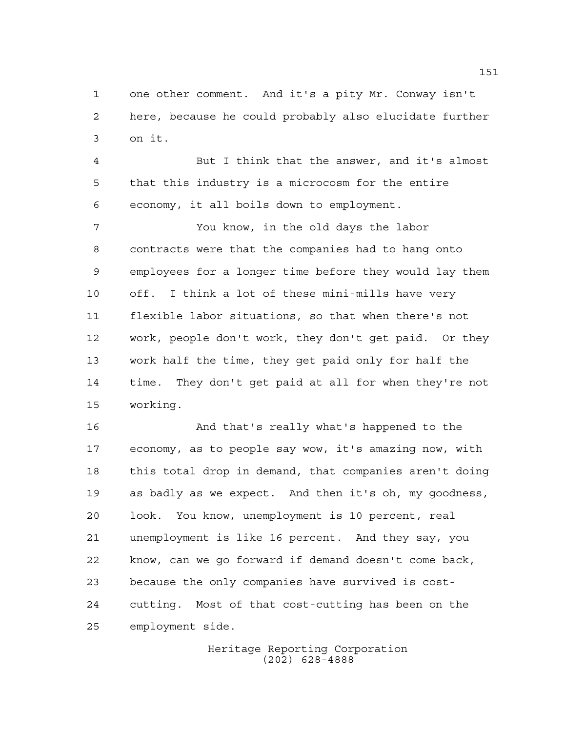one other comment. And it's a pity Mr. Conway isn't here, because he could probably also elucidate further on it.

But I think that the answer, and it's almost that this industry is a microcosm for the entire economy, it all boils down to employment.

You know, in the old days the labor contracts were that the companies had to hang onto employees for a longer time before they would lay them off. I think a lot of these mini-mills have very flexible labor situations, so that when there's not work, people don't work, they don't get paid. Or they work half the time, they get paid only for half the time. They don't get paid at all for when they're not working.

And that's really what's happened to the economy, as to people say wow, it's amazing now, with this total drop in demand, that companies aren't doing as badly as we expect. And then it's oh, my goodness, look. You know, unemployment is 10 percent, real unemployment is like 16 percent. And they say, you know, can we go forward if demand doesn't come back, because the only companies have survived is cost-cutting. Most of that cost-cutting has been on the employment side.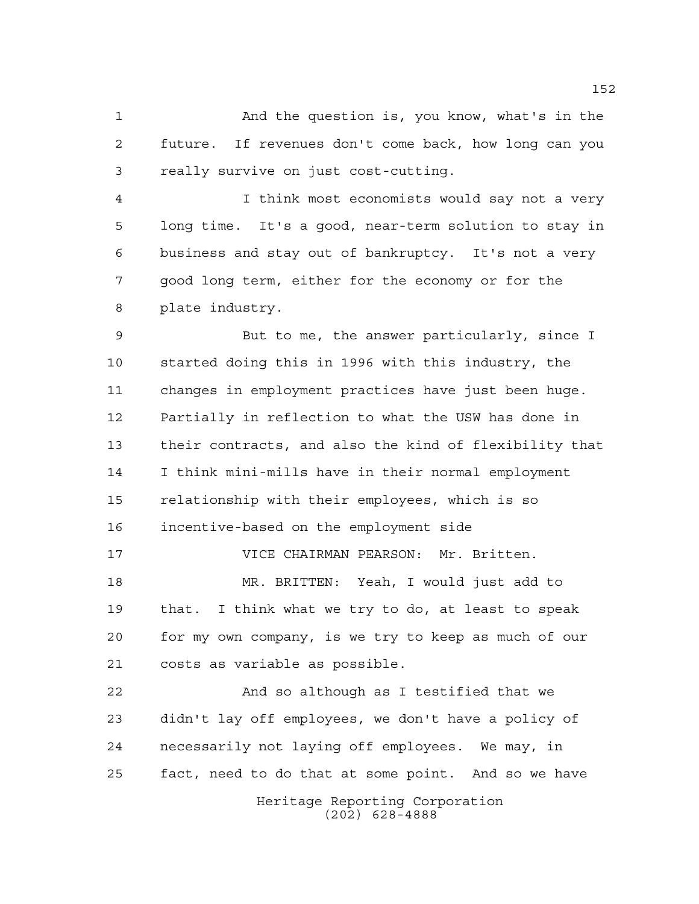And the question is, you know, what's in the future. If revenues don't come back, how long can you really survive on just cost-cutting.

I think most economists would say not a very long time. It's a good, near-term solution to stay in business and stay out of bankruptcy. It's not a very good long term, either for the economy or for the plate industry.

But to me, the answer particularly, since I started doing this in 1996 with this industry, the changes in employment practices have just been huge. Partially in reflection to what the USW has done in their contracts, and also the kind of flexibility that I think mini-mills have in their normal employment relationship with their employees, which is so incentive-based on the employment side

VICE CHAIRMAN PEARSON: Mr. Britten.

MR. BRITTEN: Yeah, I would just add to that. I think what we try to do, at least to speak for my own company, is we try to keep as much of our costs as variable as possible.

And so although as I testified that we didn't lay off employees, we don't have a policy of necessarily not laying off employees. We may, in fact, need to do that at some point. And so we have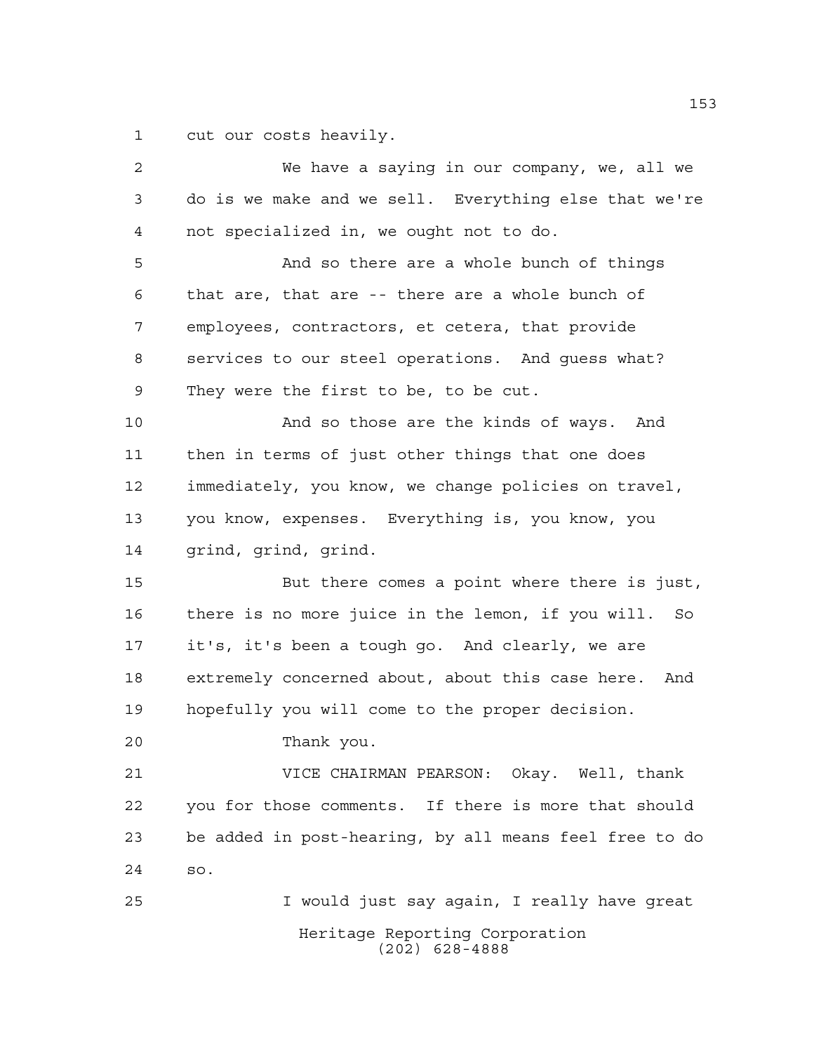cut our costs heavily.

We have a saying in our company, we, all we do is we make and we sell. Everything else that we're not specialized in, we ought not to do.

And so there are a whole bunch of things that are, that are -- there are a whole bunch of employees, contractors, et cetera, that provide services to our steel operations. And guess what? They were the first to be, to be cut.

And so those are the kinds of ways. And then in terms of just other things that one does immediately, you know, we change policies on travel, you know, expenses. Everything is, you know, you grind, grind, grind.

But there comes a point where there is just, there is no more juice in the lemon, if you will. So it's, it's been a tough go. And clearly, we are extremely concerned about, about this case here. And hopefully you will come to the proper decision.

Thank you.

VICE CHAIRMAN PEARSON: Okay. Well, thank you for those comments. If there is more that should be added in post-hearing, by all means feel free to do so.

I would just say again, I really have great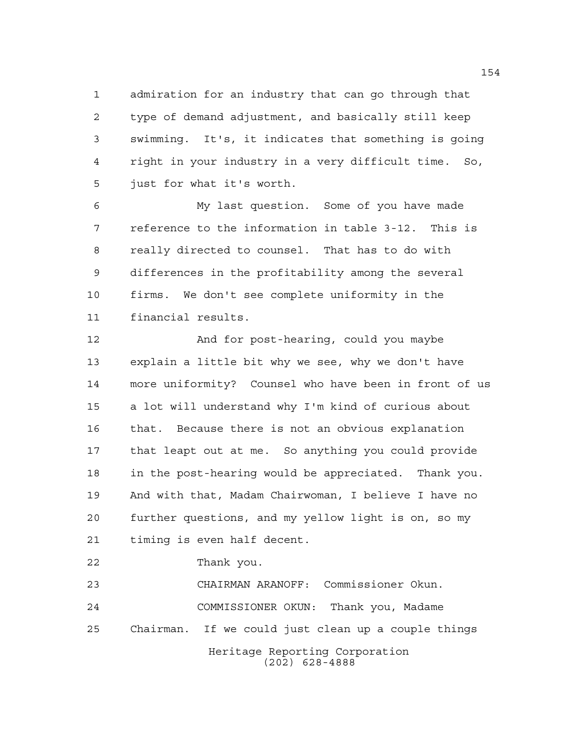admiration for an industry that can go through that type of demand adjustment, and basically still keep swimming. It's, it indicates that something is going right in your industry in a very difficult time. So, just for what it's worth.

My last question. Some of you have made reference to the information in table 3-12. This is really directed to counsel. That has to do with differences in the profitability among the several firms. We don't see complete uniformity in the financial results.

And for post-hearing, could you maybe explain a little bit why we see, why we don't have more uniformity? Counsel who have been in front of us a lot will understand why I'm kind of curious about that. Because there is not an obvious explanation that leapt out at me. So anything you could provide in the post-hearing would be appreciated. Thank you. And with that, Madam Chairwoman, I believe I have no further questions, and my yellow light is on, so my timing is even half decent.

Thank you.

CHAIRMAN ARANOFF: Commissioner Okun.

COMMISSIONER OKUN: Thank you, Madame Chairman. If we could just clean up a couple things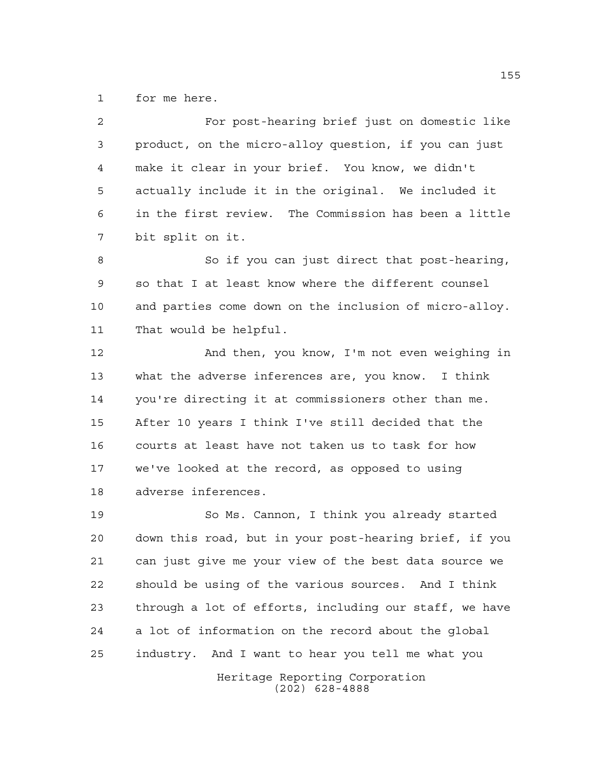for me here.

For post-hearing brief just on domestic like product, on the micro-alloy question, if you can just make it clear in your brief. You know, we didn't actually include it in the original. We included it in the first review. The Commission has been a little bit split on it.

So if you can just direct that post-hearing, so that I at least know where the different counsel and parties come down on the inclusion of micro-alloy. That would be helpful.

And then, you know, I'm not even weighing in what the adverse inferences are, you know. I think you're directing it at commissioners other than me. After 10 years I think I've still decided that the courts at least have not taken us to task for how we've looked at the record, as opposed to using adverse inferences.

So Ms. Cannon, I think you already started down this road, but in your post-hearing brief, if you can just give me your view of the best data source we should be using of the various sources. And I think through a lot of efforts, including our staff, we have a lot of information on the record about the global industry. And I want to hear you tell me what you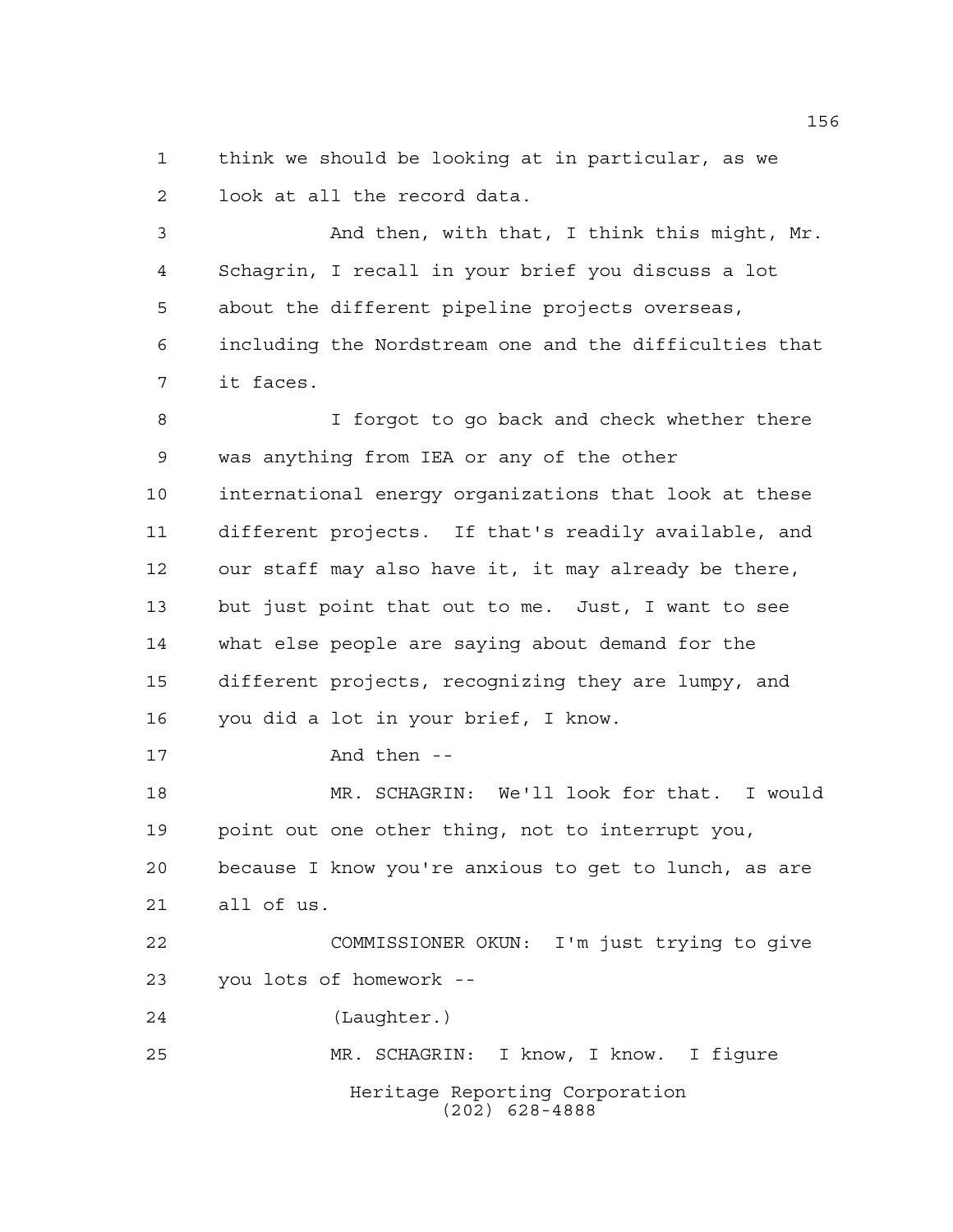think we should be looking at in particular, as we look at all the record data.

And then, with that, I think this might, Mr. Schagrin, I recall in your brief you discuss a lot about the different pipeline projects overseas, including the Nordstream one and the difficulties that it faces.

I forgot to go back and check whether there was anything from IEA or any of the other international energy organizations that look at these different projects. If that's readily available, and our staff may also have it, it may already be there, but just point that out to me. Just, I want to see what else people are saying about demand for the different projects, recognizing they are lumpy, and you did a lot in your brief, I know.

And then --

MR. SCHAGRIN: We'll look for that. I would point out one other thing, not to interrupt you, because I know you're anxious to get to lunch, as are all of us.

COMMISSIONER OKUN: I'm just trying to give you lots of homework --

(Laughter.)

MR. SCHAGRIN: I know, I know. I figure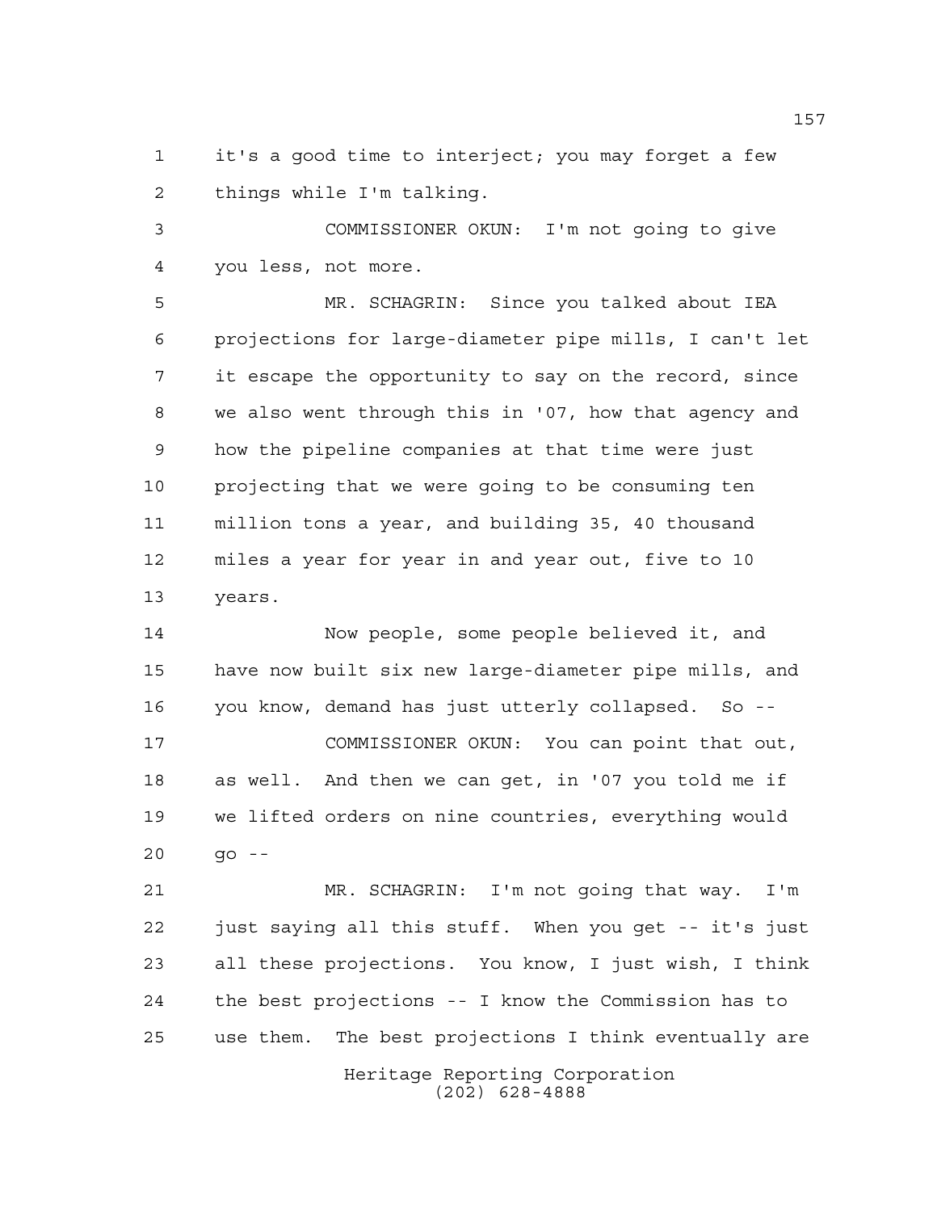it's a good time to interject; you may forget a few things while I'm talking.

COMMISSIONER OKUN: I'm not going to give you less, not more.

MR. SCHAGRIN: Since you talked about IEA projections for large-diameter pipe mills, I can't let it escape the opportunity to say on the record, since we also went through this in '07, how that agency and how the pipeline companies at that time were just projecting that we were going to be consuming ten million tons a year, and building 35, 40 thousand miles a year for year in and year out, five to 10 years.

Now people, some people believed it, and have now built six new large-diameter pipe mills, and you know, demand has just utterly collapsed. So --

COMMISSIONER OKUN: You can point that out, as well. And then we can get, in '07 you told me if we lifted orders on nine countries, everything would go --

MR. SCHAGRIN: I'm not going that way. I'm just saying all this stuff. When you get -- it's just all these projections. You know, I just wish, I think the best projections -- I know the Commission has to use them. The best projections I think eventually are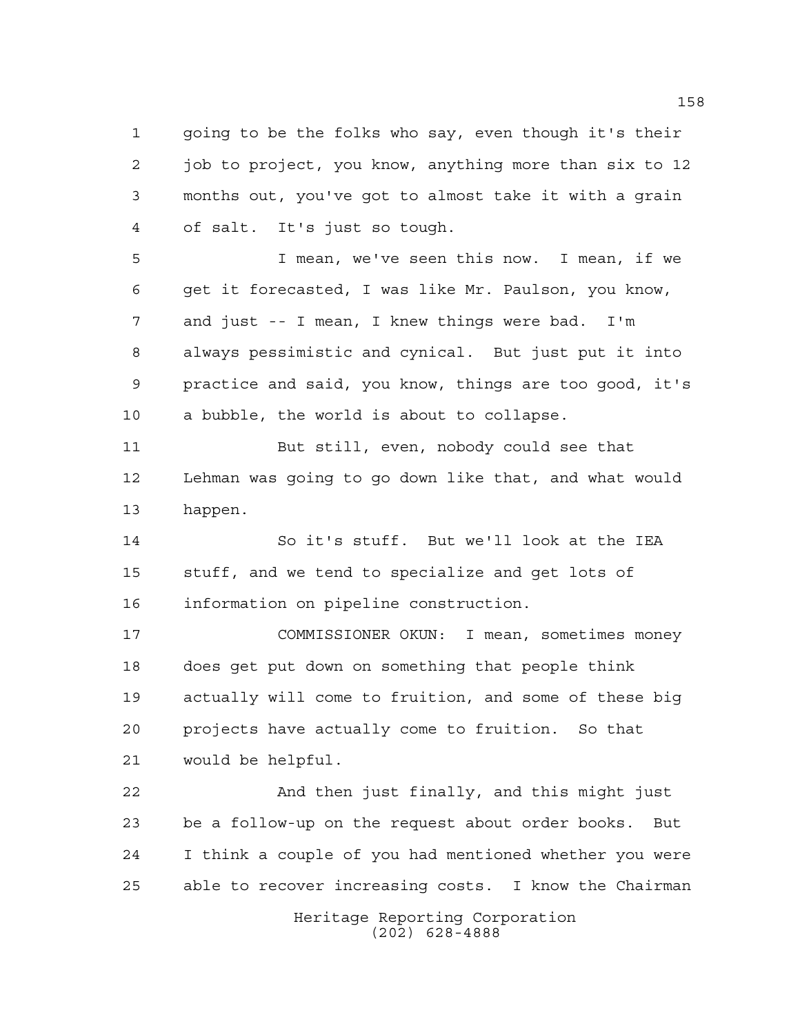going to be the folks who say, even though it's their job to project, you know, anything more than six to 12 months out, you've got to almost take it with a grain of salt. It's just so tough.

I mean, we've seen this now. I mean, if we get it forecasted, I was like Mr. Paulson, you know, and just -- I mean, I knew things were bad. I'm always pessimistic and cynical. But just put it into practice and said, you know, things are too good, it's a bubble, the world is about to collapse.

But still, even, nobody could see that Lehman was going to go down like that, and what would happen.

So it's stuff. But we'll look at the IEA stuff, and we tend to specialize and get lots of information on pipeline construction.

COMMISSIONER OKUN: I mean, sometimes money does get put down on something that people think actually will come to fruition, and some of these big projects have actually come to fruition. So that would be helpful.

And then just finally, and this might just be a follow-up on the request about order books. But I think a couple of you had mentioned whether you were able to recover increasing costs. I know the Chairman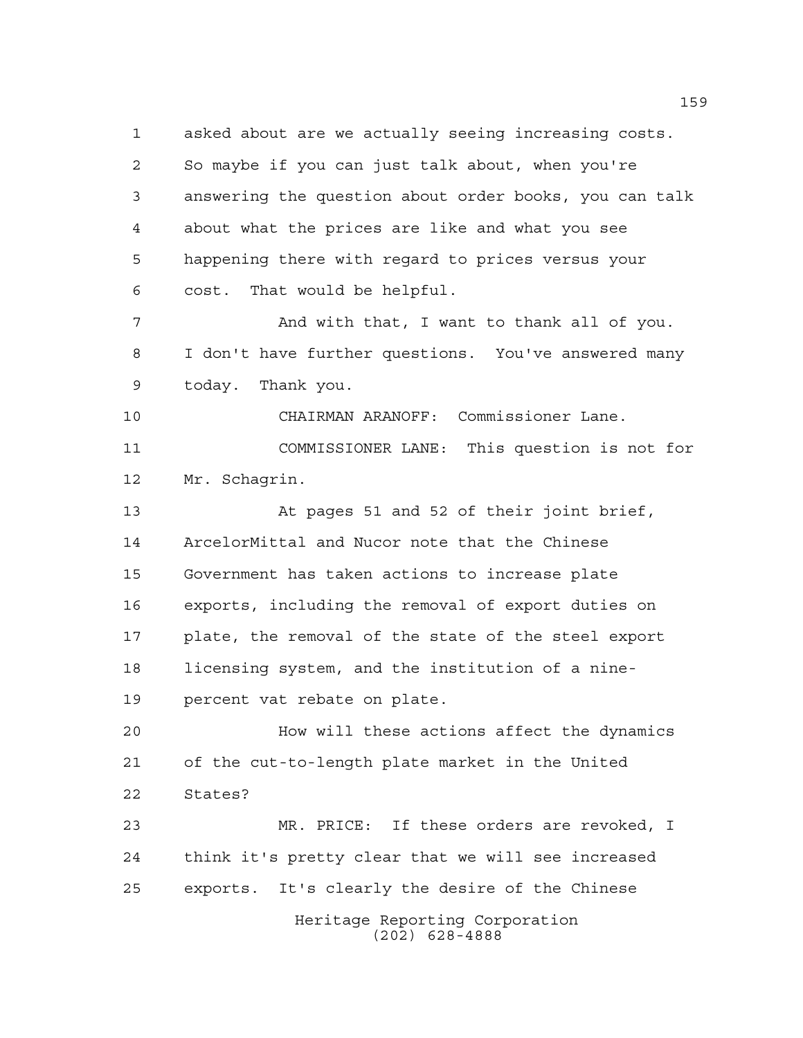asked about are we actually seeing increasing costs. So maybe if you can just talk about, when you're answering the question about order books, you can talk about what the prices are like and what you see happening there with regard to prices versus your cost. That would be helpful.

And with that, I want to thank all of you. I don't have further questions. You've answered many today. Thank you.

CHAIRMAN ARANOFF: Commissioner Lane.

COMMISSIONER LANE: This question is not for Mr. Schagrin.

At pages 51 and 52 of their joint brief, ArcelorMittal and Nucor note that the Chinese Government has taken actions to increase plate exports, including the removal of export duties on plate, the removal of the state of the steel export licensing system, and the institution of a nine-percent vat rebate on plate.

How will these actions affect the dynamics of the cut-to-length plate market in the United States?

MR. PRICE: If these orders are revoked, I think it's pretty clear that we will see increased exports. It's clearly the desire of the Chinese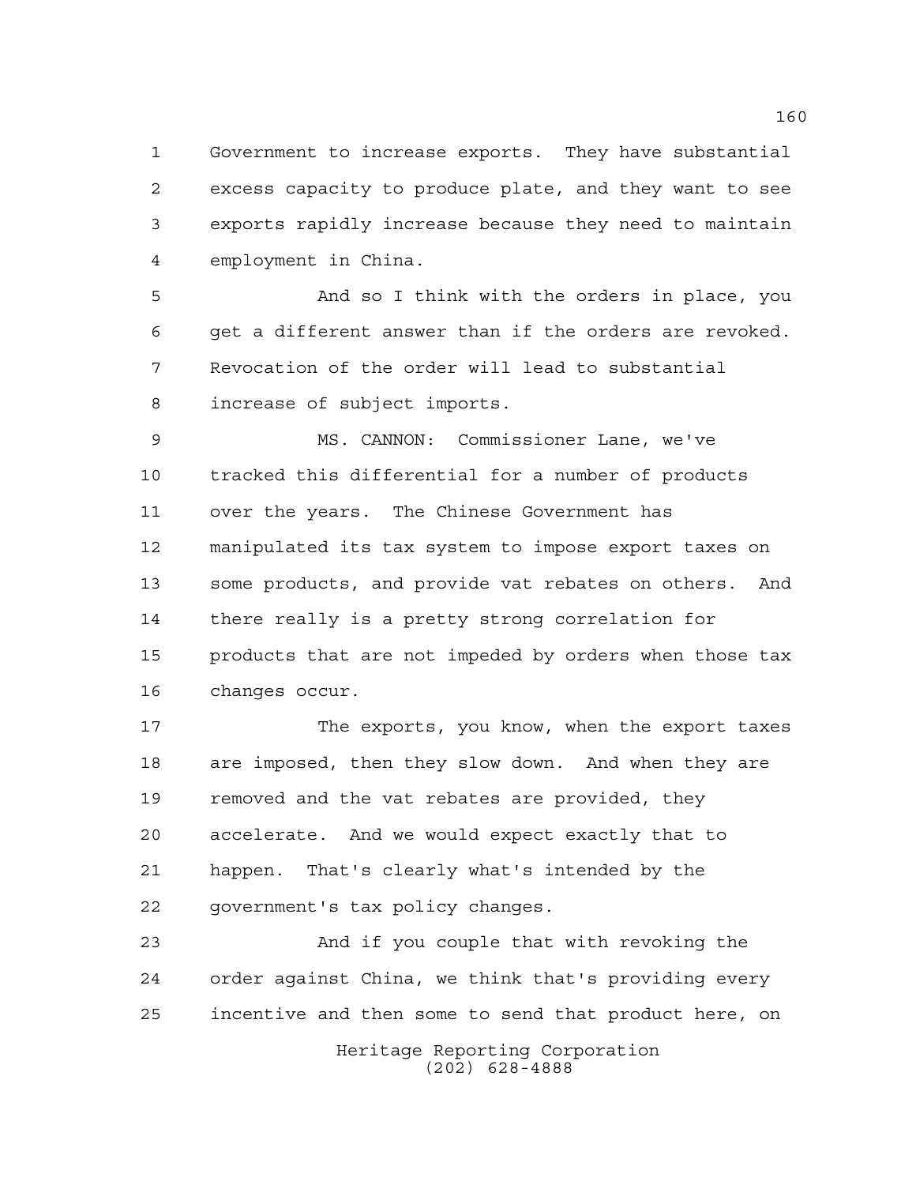Government to increase exports. They have substantial excess capacity to produce plate, and they want to see exports rapidly increase because they need to maintain employment in China.

And so I think with the orders in place, you get a different answer than if the orders are revoked. Revocation of the order will lead to substantial increase of subject imports.

MS. CANNON: Commissioner Lane, we've tracked this differential for a number of products over the years. The Chinese Government has manipulated its tax system to impose export taxes on some products, and provide vat rebates on others. And there really is a pretty strong correlation for products that are not impeded by orders when those tax changes occur.

The exports, you know, when the export taxes are imposed, then they slow down. And when they are removed and the vat rebates are provided, they accelerate. And we would expect exactly that to happen. That's clearly what's intended by the government's tax policy changes.

And if you couple that with revoking the order against China, we think that's providing every incentive and then some to send that product here, on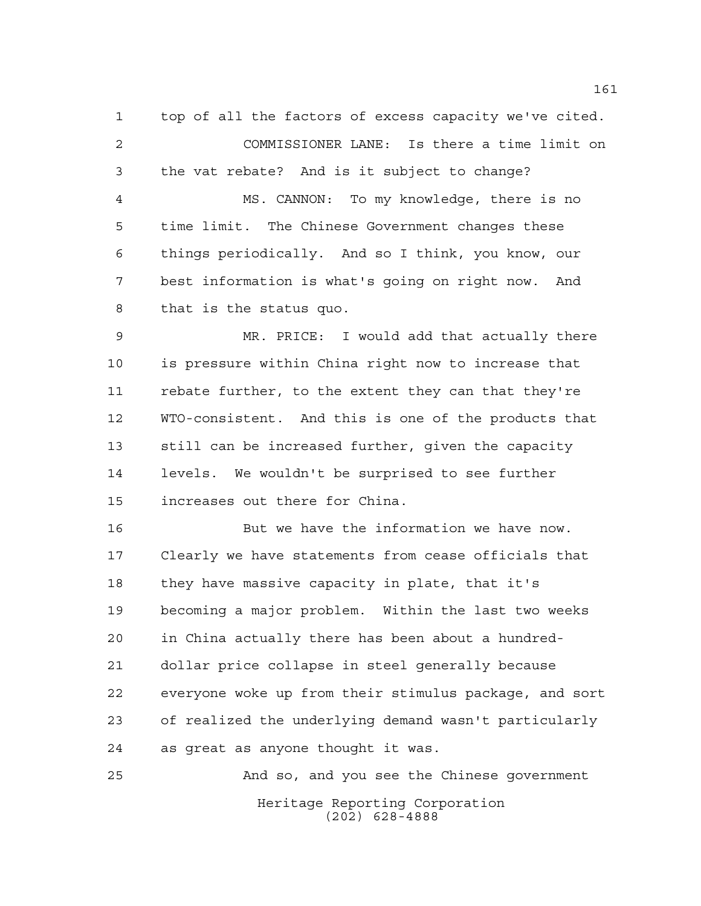top of all the factors of excess capacity we've cited.

COMMISSIONER LANE: Is there a time limit on the vat rebate? And is it subject to change?

MS. CANNON: To my knowledge, there is no time limit. The Chinese Government changes these things periodically. And so I think, you know, our best information is what's going on right now. And that is the status quo.

MR. PRICE: I would add that actually there is pressure within China right now to increase that rebate further, to the extent they can that they're WTO-consistent. And this is one of the products that still can be increased further, given the capacity levels. We wouldn't be surprised to see further increases out there for China.

But we have the information we have now. Clearly we have statements from cease officials that they have massive capacity in plate, that it's becoming a major problem. Within the last two weeks in China actually there has been about a hundred-dollar price collapse in steel generally because everyone woke up from their stimulus package, and sort of realized the underlying demand wasn't particularly as great as anyone thought it was.

And so, and you see the Chinese government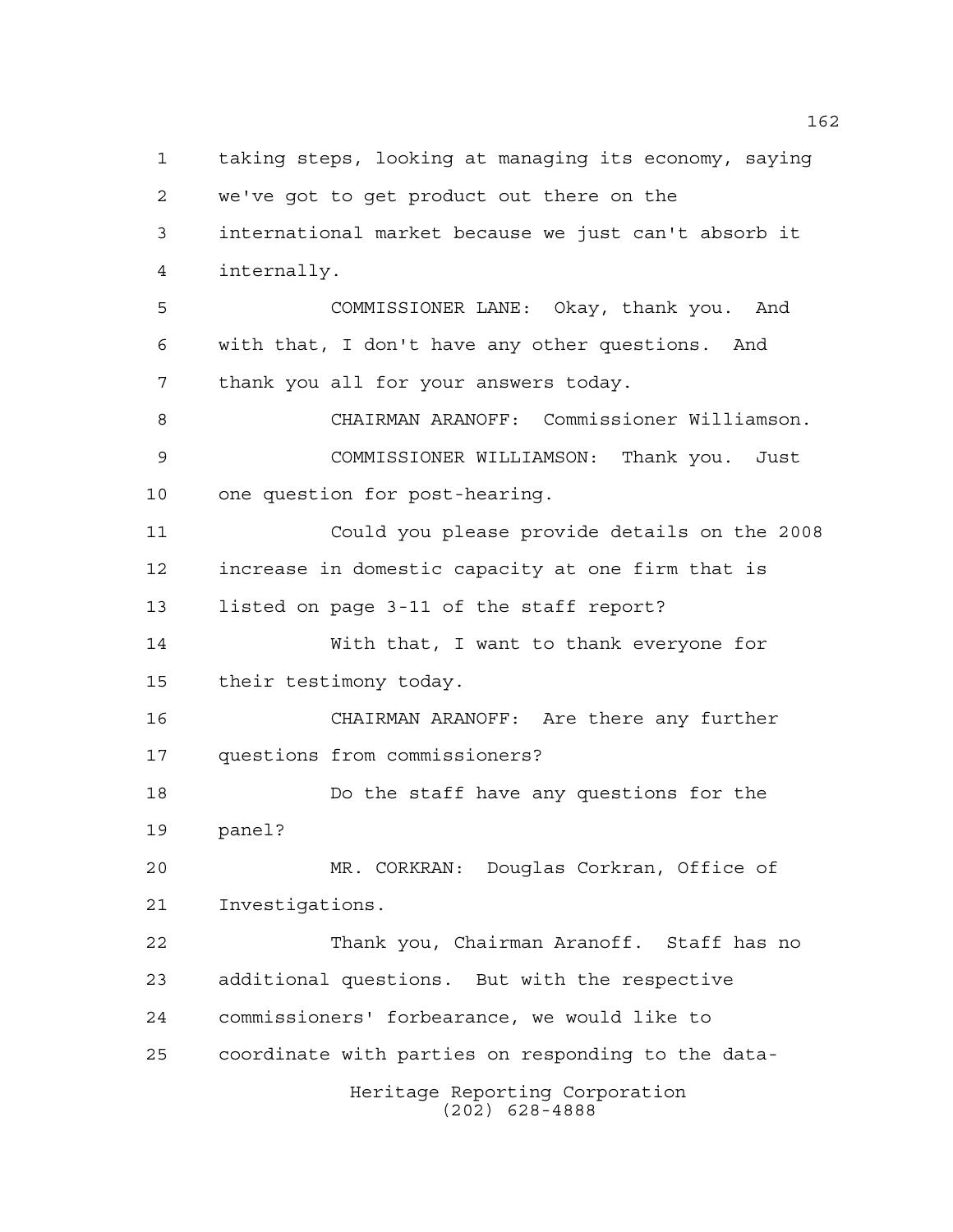taking steps, looking at managing its economy, saying we've got to get product out there on the international market because we just can't absorb it internally.

COMMISSIONER LANE: Okay, thank you. And with that, I don't have any other questions. And thank you all for your answers today.

CHAIRMAN ARANOFF: Commissioner Williamson.

COMMISSIONER WILLIAMSON: Thank you. Just one question for post-hearing.

Could you please provide details on the 2008 increase in domestic capacity at one firm that is listed on page 3-11 of the staff report?

With that, I want to thank everyone for their testimony today.

CHAIRMAN ARANOFF: Are there any further questions from commissioners?

Do the staff have any questions for the panel?

MR. CORKRAN: Douglas Corkran, Office of Investigations.

Thank you, Chairman Aranoff. Staff has no additional questions. But with the respective commissioners' forbearance, we would like to coordinate with parties on responding to the data-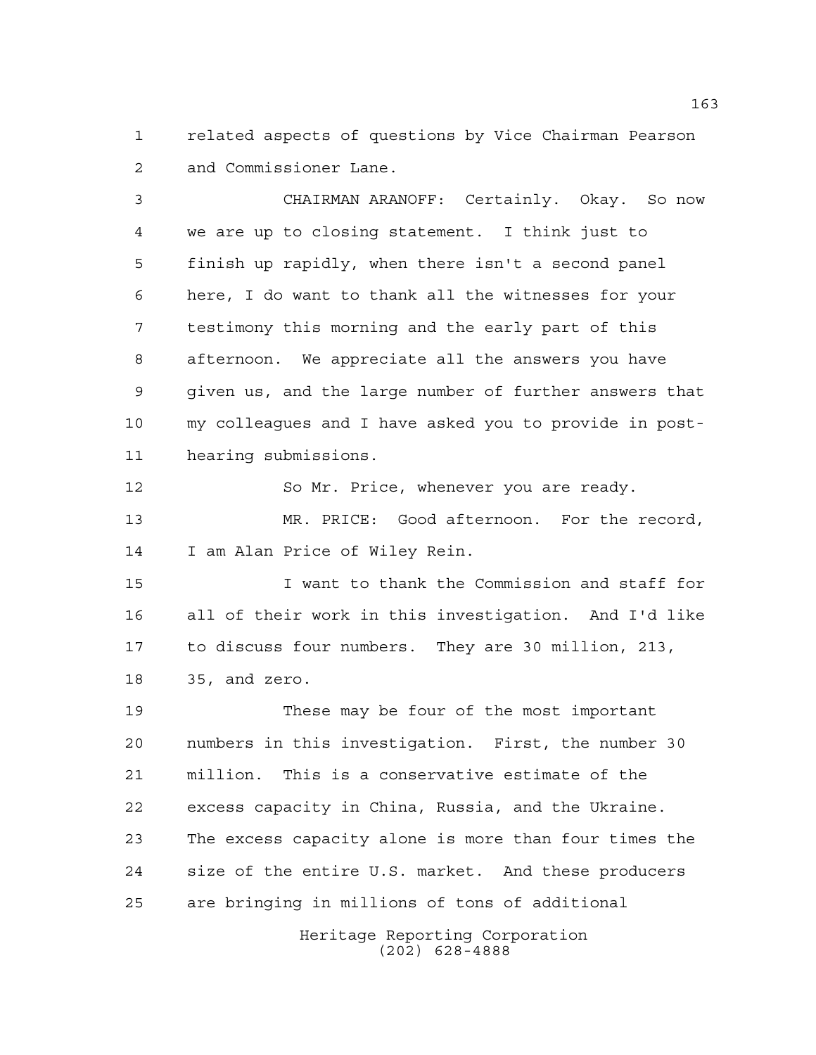related aspects of questions by Vice Chairman Pearson and Commissioner Lane.

CHAIRMAN ARANOFF: Certainly. Okay. So now we are up to closing statement. I think just to finish up rapidly, when there isn't a second panel here, I do want to thank all the witnesses for your testimony this morning and the early part of this afternoon. We appreciate all the answers you have given us, and the large number of further answers that my colleagues and I have asked you to provide in post-hearing submissions.

So Mr. Price, whenever you are ready.

MR. PRICE: Good afternoon. For the record, I am Alan Price of Wiley Rein.

I want to thank the Commission and staff for all of their work in this investigation. And I'd like to discuss four numbers. They are 30 million, 213, 35, and zero.

These may be four of the most important numbers in this investigation. First, the number 30 million. This is a conservative estimate of the excess capacity in China, Russia, and the Ukraine. The excess capacity alone is more than four times the size of the entire U.S. market. And these producers are bringing in millions of tons of additional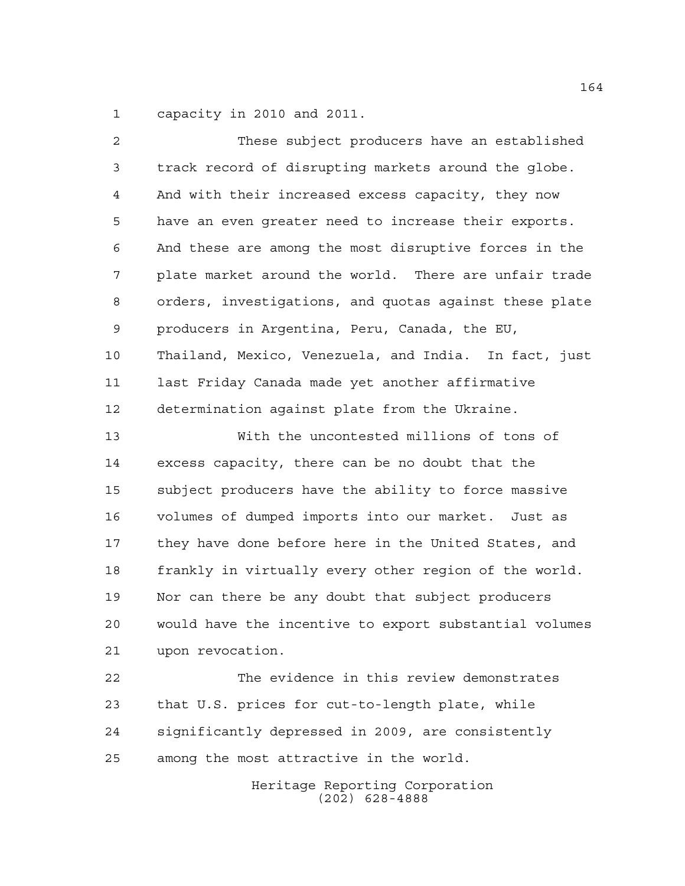capacity in 2010 and 2011.

These subject producers have an established track record of disrupting markets around the globe. And with their increased excess capacity, they now have an even greater need to increase their exports. And these are among the most disruptive forces in the plate market around the world. There are unfair trade orders, investigations, and quotas against these plate producers in Argentina, Peru, Canada, the EU, Thailand, Mexico, Venezuela, and India. In fact, just last Friday Canada made yet another affirmative determination against plate from the Ukraine.

With the uncontested millions of tons of excess capacity, there can be no doubt that the subject producers have the ability to force massive volumes of dumped imports into our market. Just as they have done before here in the United States, and frankly in virtually every other region of the world. Nor can there be any doubt that subject producers would have the incentive to export substantial volumes upon revocation.

The evidence in this review demonstrates that U.S. prices for cut-to-length plate, while significantly depressed in 2009, are consistently among the most attractive in the world.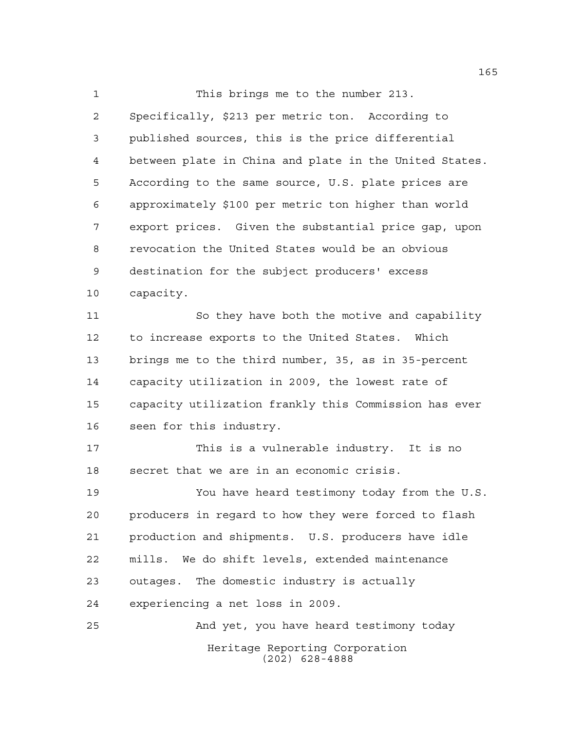This brings me to the number 213. Specifically, $213 per metric ton. According to published sources, this is the price differential between plate in China and plate in the United States. According to the same source, U.S. plate prices are approximately $100 per metric ton higher than world export prices. Given the substantial price gap, upon revocation the United States would be an obvious destination for the subject producers' excess capacity.

So they have both the motive and capability to increase exports to the United States. Which brings me to the third number, 35, as in 35-percent capacity utilization in 2009, the lowest rate of capacity utilization frankly this Commission has ever seen for this industry.

This is a vulnerable industry. It is no secret that we are in an economic crisis.

You have heard testimony today from the U.S. producers in regard to how they were forced to flash production and shipments. U.S. producers have idle mills. We do shift levels, extended maintenance outages. The domestic industry is actually experiencing a net loss in 2009.

And yet, you have heard testimony today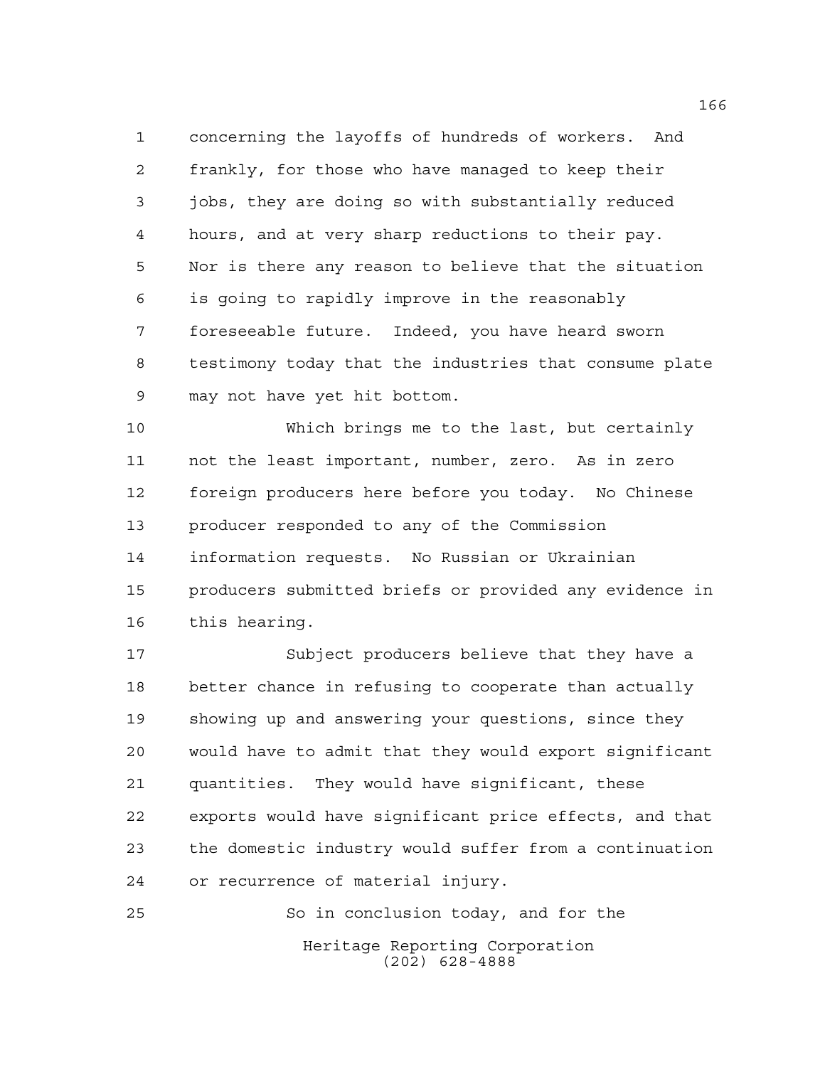concerning the layoffs of hundreds of workers. And frankly, for those who have managed to keep their jobs, they are doing so with substantially reduced hours, and at very sharp reductions to their pay. Nor is there any reason to believe that the situation is going to rapidly improve in the reasonably foreseeable future. Indeed, you have heard sworn testimony today that the industries that consume plate may not have yet hit bottom.

Which brings me to the last, but certainly not the least important, number, zero. As in zero foreign producers here before you today. No Chinese producer responded to any of the Commission information requests. No Russian or Ukrainian producers submitted briefs or provided any evidence in this hearing.

Subject producers believe that they have a better chance in refusing to cooperate than actually showing up and answering your questions, since they would have to admit that they would export significant quantities. They would have significant, these exports would have significant price effects, and that the domestic industry would suffer from a continuation or recurrence of material injury.

So in conclusion today, and for the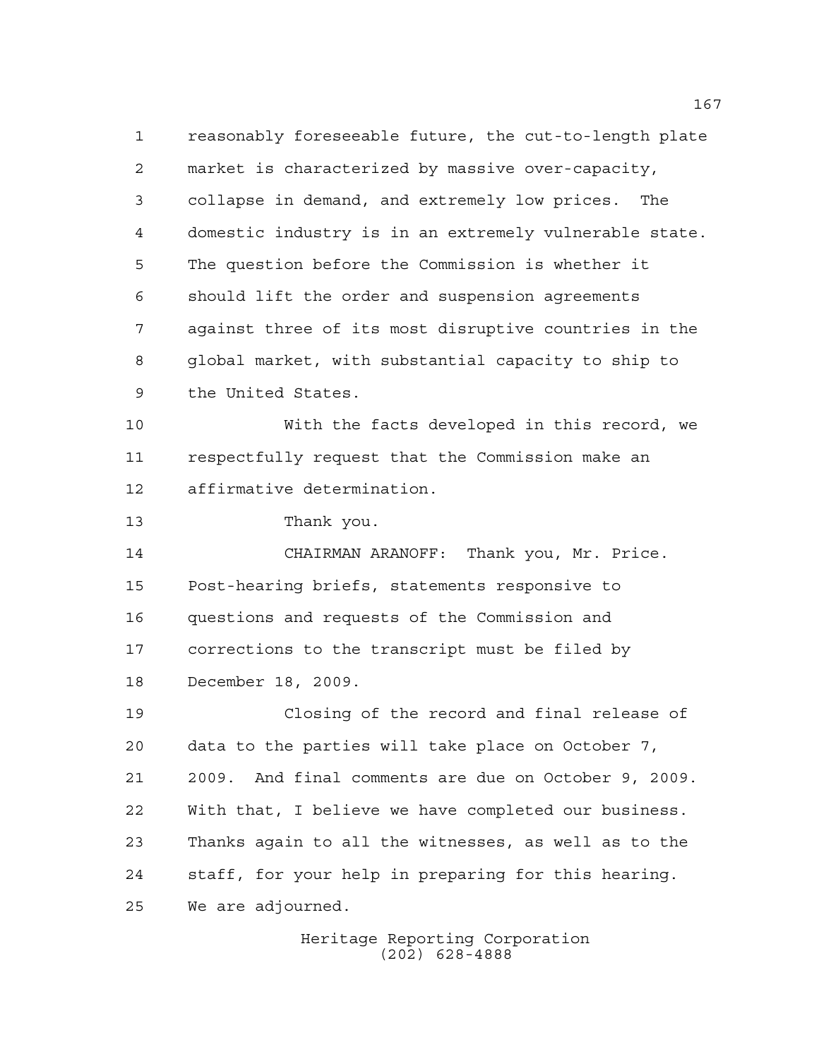reasonably foreseeable future, the cut-to-length plate market is characterized by massive over-capacity, collapse in demand, and extremely low prices. The domestic industry is in an extremely vulnerable state. The question before the Commission is whether it should lift the order and suspension agreements against three of its most disruptive countries in the global market, with substantial capacity to ship to the United States.

With the facts developed in this record, we respectfully request that the Commission make an affirmative determination.

Thank you.

CHAIRMAN ARANOFF: Thank you, Mr. Price. Post-hearing briefs, statements responsive to questions and requests of the Commission and corrections to the transcript must be filed by December 18, 2009.

Closing of the record and final release of data to the parties will take place on October 7, 2009. And final comments are due on October 9, 2009. With that, I believe we have completed our business. Thanks again to all the witnesses, as well as to the staff, for your help in preparing for this hearing. We are adjourned.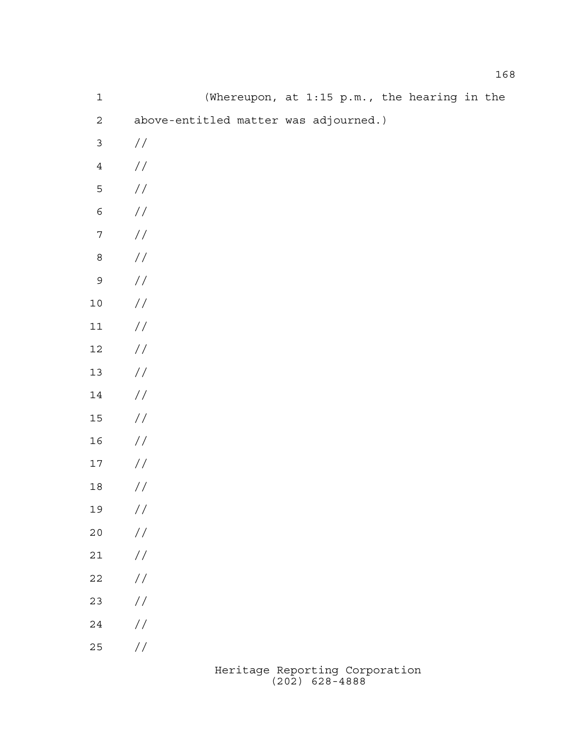(Whereupon, at 1:15 p.m., the hearing in the above-entitled matter was adjourned.)

//

//

//

//

//

//

//

//

//

//

//

//

//

//

//

//

//

//

//

//

//

//

//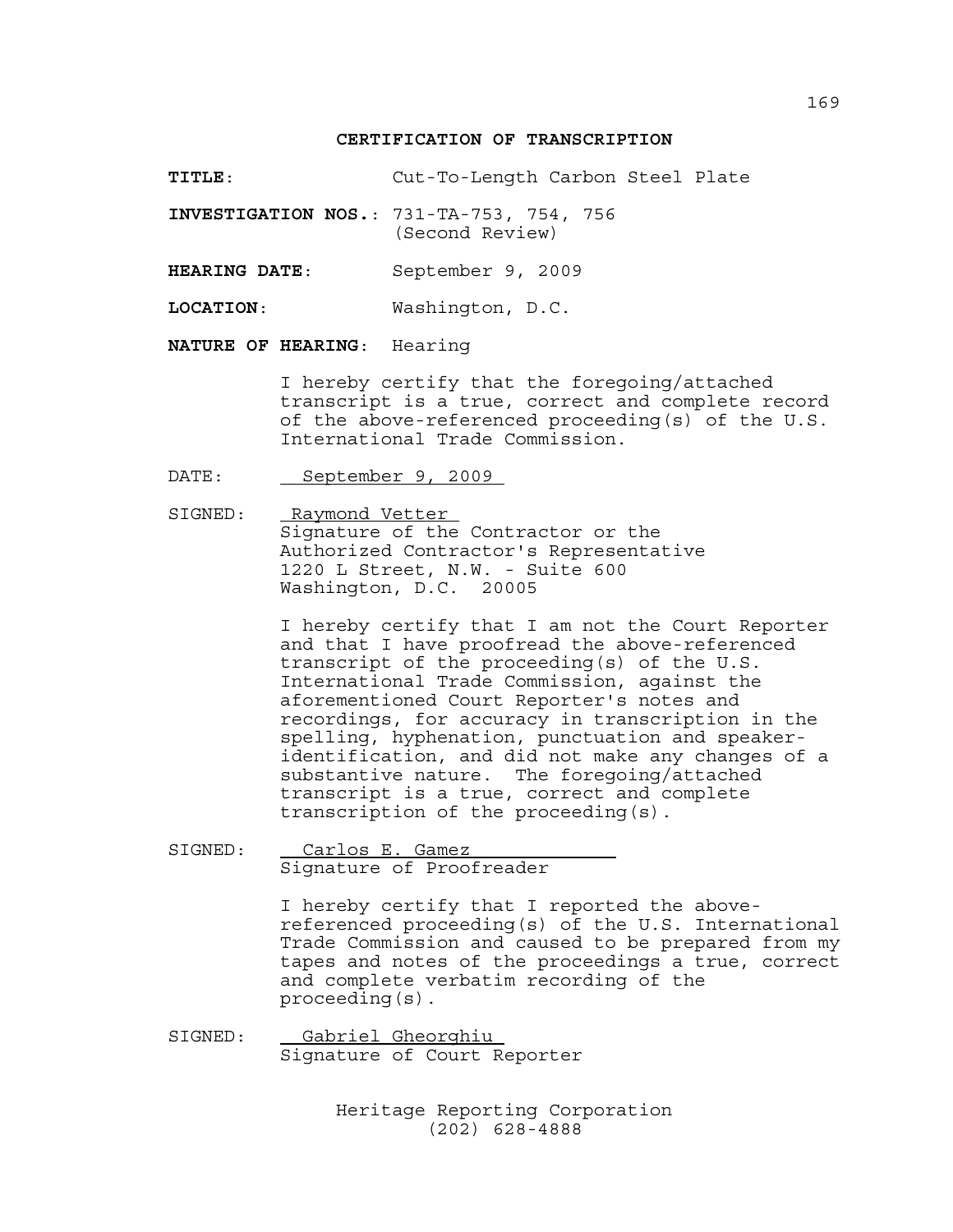## CERTIFICATION OF TRANSCRIPTION

**TITLE**: Cut-To-Length Carbon Steel Plate

**INVESTIGATION NOS.**: 731-TA-753, 754, 756 (Second Review)

**HEARING DATE**: September 9, 2009

**LOCATION**: Washington, D.C.

**NATURE OF HEARING**: Hearing

I hereby certify that the foregoing/attached transcript is a true, correct and complete record of the above-referenced proceeding(s) of the U.S. International Trade Commission.

DATE: September 9, 2009

SIGNED: Raymond Vetter
Signature of the Contractor or the Authorized Contractor's Representative
1220 L Street, N.W. - Suite 600
Washington, D.C. 20005

I hereby certify that I am not the Court Reporter and that I have proofread the above-referenced transcript of the proceeding(s) of the U.S. International Trade Commission, against the aforementioned Court Reporter's notes and recordings, for accuracy in transcription in the spelling, hyphenation, punctuation and speaker-identification, and did not make any changes of a substantive nature. The foregoing/attached transcript is a true, correct and complete transcription of the proceeding(s).

SIGNED: Carlos E. Gamez
Signature of Proofreader

I hereby certify that I reported the above-referenced proceeding(s) of the U.S. International Trade Commission and caused to be prepared from my tapes and notes of the proceedings a true, correct and complete verbatim recording of the proceeding(s).

SIGNED: Gabriel Gheorghiu
Signature of Court Reporter